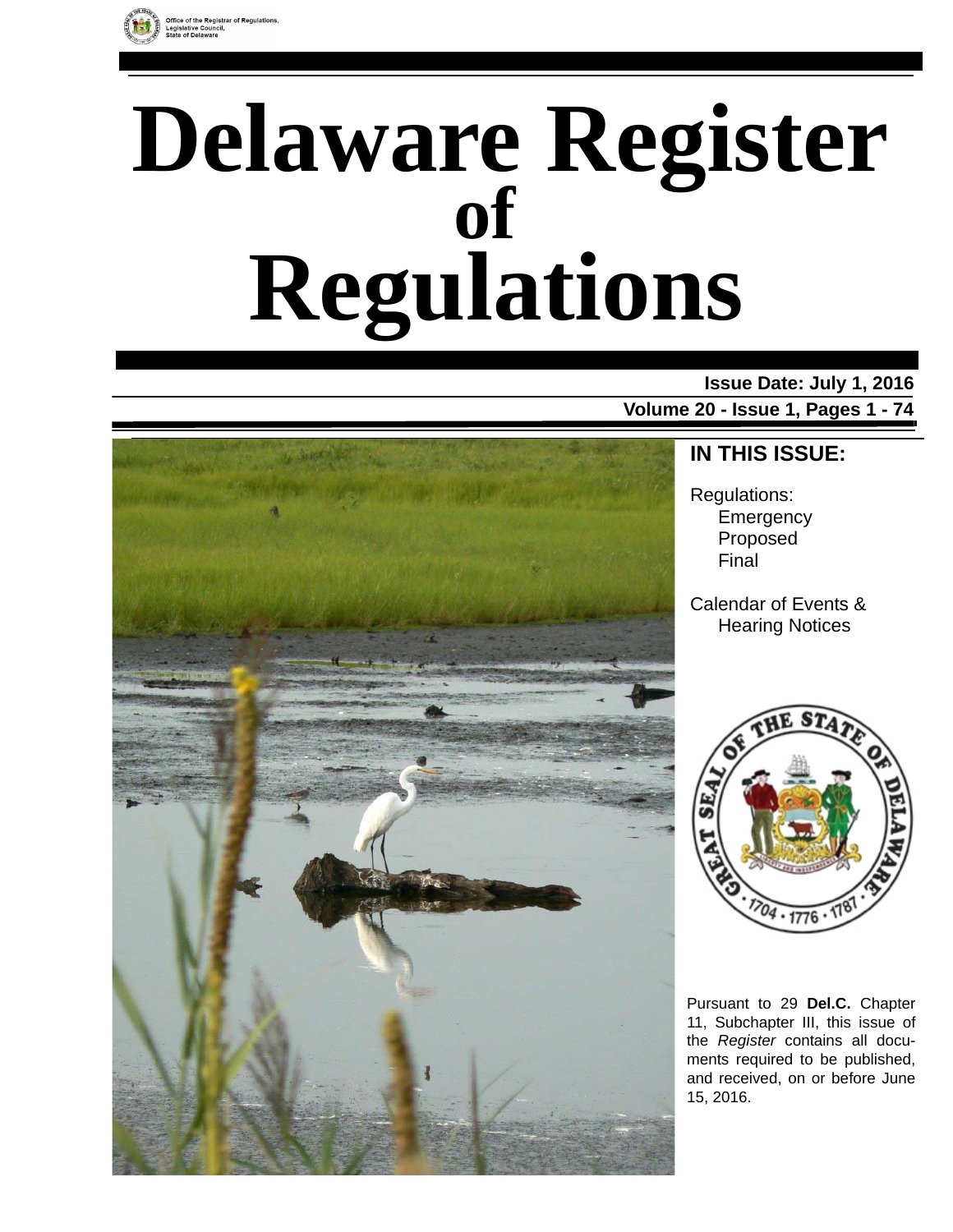Office of the Registrar of Regulations,
Legislative Council,
State of Delaware

# Delaware Register of Regulations

**Issue Date: July 1, 2016**

**Volume 20 - Issue 1, Pages 1 - 74**

## IN THIS ISSUE:

Regulations:
- Emergency
- Proposed
- Final

Calendar of Events & Hearing Notices

Pursuant to 29 **Del.C.** Chapter 11, Subchapter III, this issue of the *Register* contains all documents required to be published, and received, on or before June 15, 2016.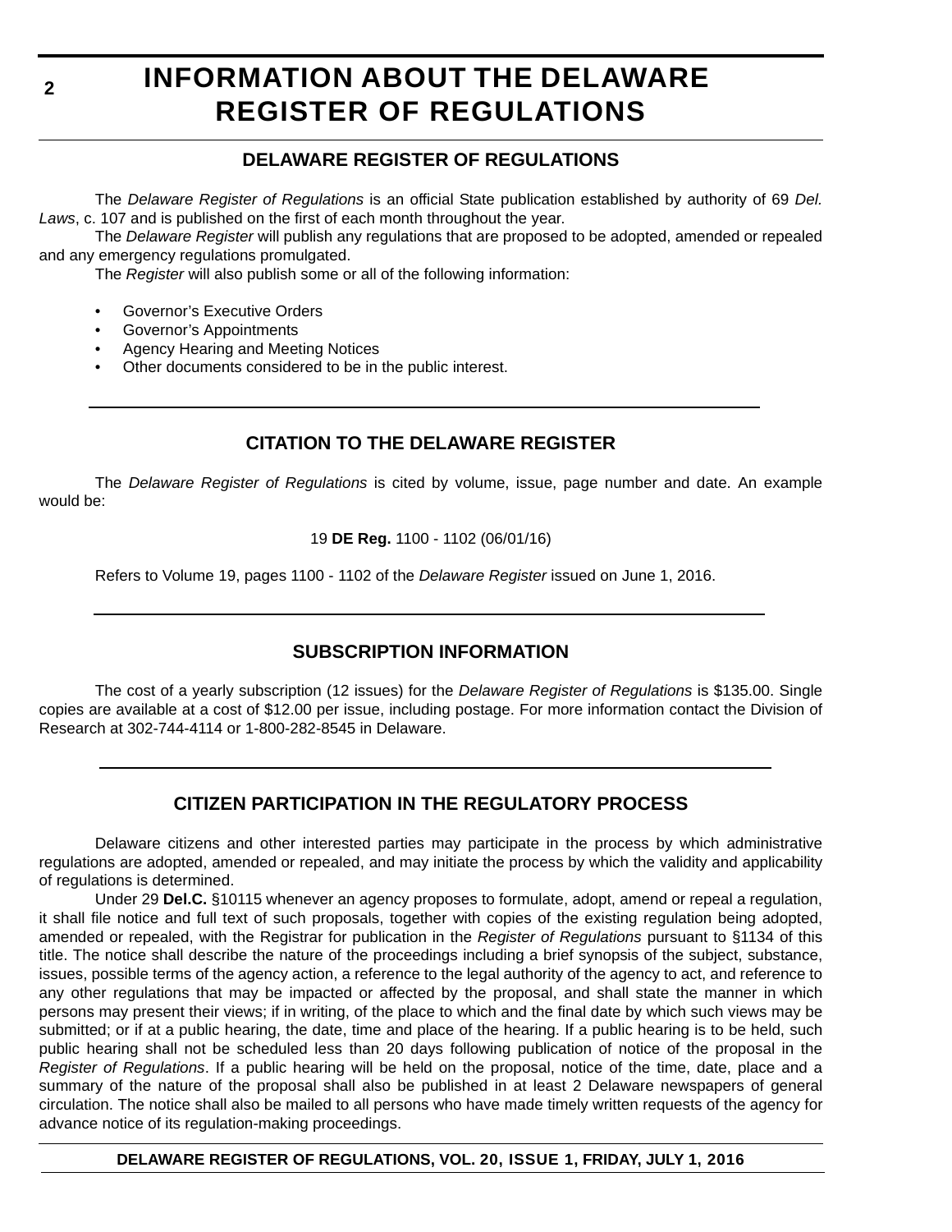# INFORMATION ABOUT THE DELAWARE REGISTER OF REGULATIONS

## DELAWARE REGISTER OF REGULATIONS

The *Delaware Register of Regulations* is an official State publication established by authority of 69 *Del. Laws*, c. 107 and is published on the first of each month throughout the year.

The *Delaware Register* will publish any regulations that are proposed to be adopted, amended or repealed and any emergency regulations promulgated.

The *Register* will also publish some or all of the following information:

- Governor's Executive Orders
- Governor's Appointments
- Agency Hearing and Meeting Notices
- Other documents considered to be in the public interest.

## CITATION TO THE DELAWARE REGISTER

The *Delaware Register of Regulations* is cited by volume, issue, page number and date. An example would be:

19 **DE Reg.** 1100 - 1102 (06/01/16)

Refers to Volume 19, pages 1100 - 1102 of the *Delaware Register* issued on June 1, 2016.

## SUBSCRIPTION INFORMATION

The cost of a yearly subscription (12 issues) for the *Delaware Register of Regulations* is $135.00. Single copies are available at a cost of $12.00 per issue, including postage. For more information contact the Division of Research at 302-744-4114 or 1-800-282-8545 in Delaware.

## CITIZEN PARTICIPATION IN THE REGULATORY PROCESS

Delaware citizens and other interested parties may participate in the process by which administrative regulations are adopted, amended or repealed, and may initiate the process by which the validity and applicability of regulations is determined.

Under 29 **Del.C.** §10115 whenever an agency proposes to formulate, adopt, amend or repeal a regulation, it shall file notice and full text of such proposals, together with copies of the existing regulation being adopted, amended or repealed, with the Registrar for publication in the *Register of Regulations* pursuant to §1134 of this title. The notice shall describe the nature of the proceedings including a brief synopsis of the subject, substance, issues, possible terms of the agency action, a reference to the legal authority of the agency to act, and reference to any other regulations that may be impacted or affected by the proposal, and shall state the manner in which persons may present their views; if in writing, of the place to which and the final date by which such views may be submitted; or if at a public hearing, the date, time and place of the hearing. If a public hearing is to be held, such public hearing shall not be scheduled less than 20 days following publication of notice of the proposal in the *Register of Regulations*. If a public hearing will be held on the proposal, notice of the time, date, place and a summary of the nature of the proposal shall also be published in at least 2 Delaware newspapers of general circulation. The notice shall also be mailed to all persons who have made timely written requests of the agency for advance notice of its regulation-making proceedings.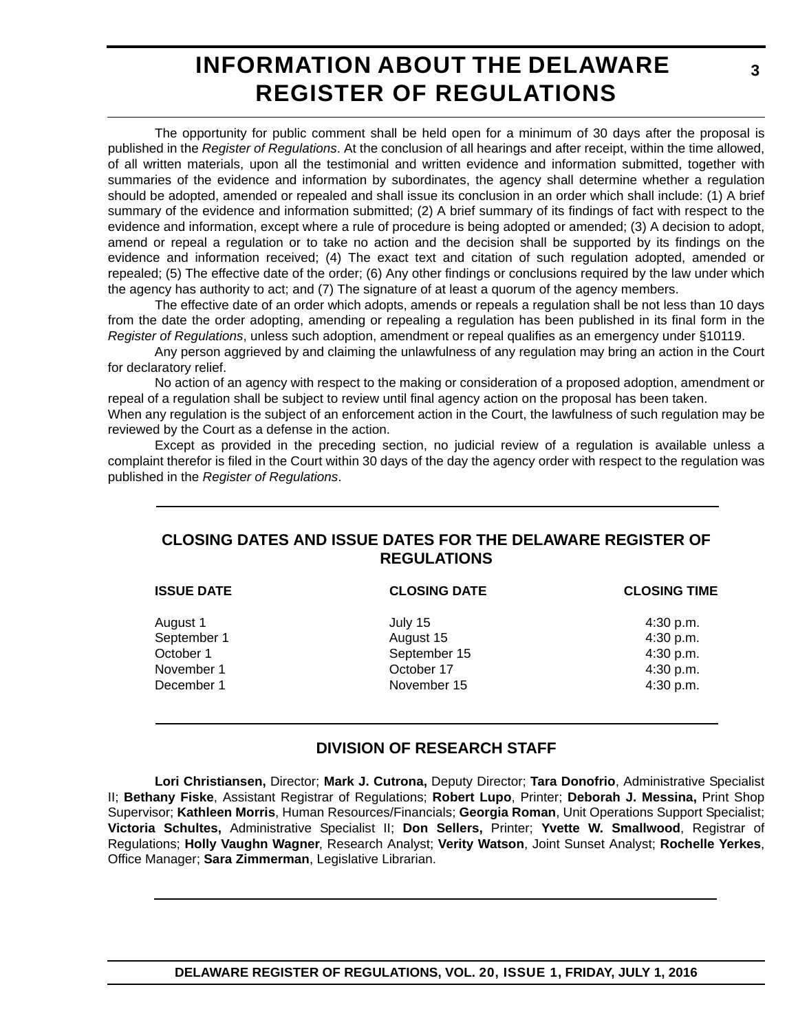# INFORMATION ABOUT THE DELAWARE REGISTER OF REGULATIONS

The opportunity for public comment shall be held open for a minimum of 30 days after the proposal is published in the *Register of Regulations*. At the conclusion of all hearings and after receipt, within the time allowed, of all written materials, upon all the testimonial and written evidence and information submitted, together with summaries of the evidence and information by subordinates, the agency shall determine whether a regulation should be adopted, amended or repealed and shall issue its conclusion in an order which shall include: (1) A brief summary of the evidence and information submitted; (2) A brief summary of its findings of fact with respect to the evidence and information, except where a rule of procedure is being adopted or amended; (3) A decision to adopt, amend or repeal a regulation or to take no action and the decision shall be supported by its findings on the evidence and information received; (4) The exact text and citation of such regulation adopted, amended or repealed; (5) The effective date of the order; (6) Any other findings or conclusions required by the law under which the agency has authority to act; and (7) The signature of at least a quorum of the agency members.

The effective date of an order which adopts, amends or repeals a regulation shall be not less than 10 days from the date the order adopting, amending or repealing a regulation has been published in its final form in the *Register of Regulations*, unless such adoption, amendment or repeal qualifies as an emergency under §10119.

Any person aggrieved by and claiming the unlawfulness of any regulation may bring an action in the Court for declaratory relief.

No action of an agency with respect to the making or consideration of a proposed adoption, amendment or repeal of a regulation shall be subject to review until final agency action on the proposal has been taken.

When any regulation is the subject of an enforcement action in the Court, the lawfulness of such regulation may be reviewed by the Court as a defense in the action.

Except as provided in the preceding section, no judicial review of a regulation is available unless a complaint therefor is filed in the Court within 30 days of the day the agency order with respect to the regulation was published in the *Register of Regulations*.

## CLOSING DATES AND ISSUE DATES FOR THE DELAWARE REGISTER OF REGULATIONS

| ISSUE DATE | CLOSING DATE | CLOSING TIME |
|---|---|---|
| August 1 | July 15 | 4:30 p.m. |
| September 1 | August 15 | 4:30 p.m. |
| October 1 | September 15 | 4:30 p.m. |
| November 1 | October 17 | 4:30 p.m. |
| December 1 | November 15 | 4:30 p.m. |

## DIVISION OF RESEARCH STAFF

**Lori Christiansen,** Director; **Mark J. Cutrona,** Deputy Director; **Tara Donofrio**, Administrative Specialist II; **Bethany Fiske**, Assistant Registrar of Regulations; **Robert Lupo**, Printer; **Deborah J. Messina,** Print Shop Supervisor; **Kathleen Morris**, Human Resources/Financials; **Georgia Roman**, Unit Operations Support Specialist; **Victoria Schultes,** Administrative Specialist II; **Don Sellers,** Printer; **Yvette W. Smallwood**, Registrar of Regulations; **Holly Vaughn Wagner**, Research Analyst; **Verity Watson**, Joint Sunset Analyst; **Rochelle Yerkes**, Office Manager; **Sara Zimmerman**, Legislative Librarian.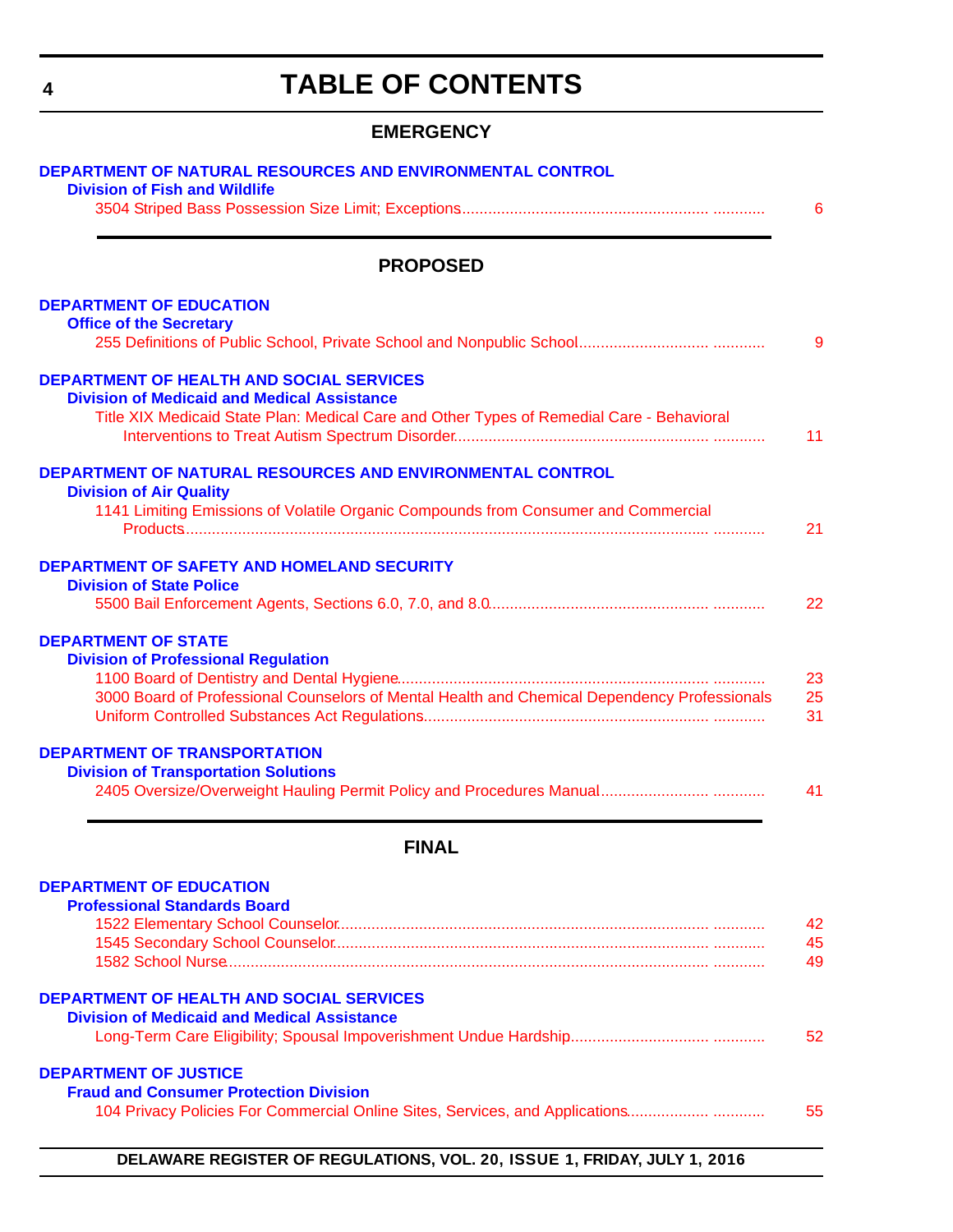# TABLE OF CONTENTS

## EMERGENCY

**DEPARTMENT OF NATURAL RESOURCES AND ENVIRONMENTAL CONTROL**

**Division of Fish and Wildlife**

3504 Striped Bass Possession Size Limit; Exceptions........................................................ ............ 6

## PROPOSED

**DEPARTMENT OF EDUCATION**

**Office of the Secretary**

255 Definitions of Public School, Private School and Nonpublic School............................. ............ 9

**DEPARTMENT OF HEALTH AND SOCIAL SERVICES**

**Division of Medicaid and Medical Assistance**

Title XIX Medicaid State Plan: Medical Care and Other Types of Remedial Care - Behavioral Interventions to Treat Autism Spectrum Disorder......................................................... ............ 11

**DEPARTMENT OF NATURAL RESOURCES AND ENVIRONMENTAL CONTROL**

**Division of Air Quality**

1141 Limiting Emissions of Volatile Organic Compounds from Consumer and Commercial Products........................................................................................................................ ............ 21

**DEPARTMENT OF SAFETY AND HOMELAND SECURITY**

**Division of State Police**

5500 Bail Enforcement Agents, Sections 6.0, 7.0, and 8.0................................................. ............ 22

**DEPARTMENT OF STATE**

**Division of Professional Regulation**

1100 Board of Dentistry and Dental Hygiene...................................................................... ............ 23

3000 Board of Professional Counselors of Mental Health and Chemical Dependency Professionals 25

Uniform Controlled Substances Act Regulations................................................................ ............ 31

**DEPARTMENT OF TRANSPORTATION**

**Division of Transportation Solutions**

2405 Oversize/Overweight Hauling Permit Policy and Procedures Manual........................ ............ 41

## FINAL

**DEPARTMENT OF EDUCATION**

**Professional Standards Board**

1522 Elementary School Counselor.................................................................................... ............ 42

1545 Secondary School Counselor..................................................................................... ............ 45

1582 School Nurse.............................................................................................................. ............ 49

**DEPARTMENT OF HEALTH AND SOCIAL SERVICES**

**Division of Medicaid and Medical Assistance**

Long-Term Care Eligibility; Spousal Impoverishment Undue Hardship.............................. ............ 52

**DEPARTMENT OF JUSTICE**

**Fraud and Consumer Protection Division**

104 Privacy Policies For Commercial Online Sites, Services, and Applications.................. ............ 55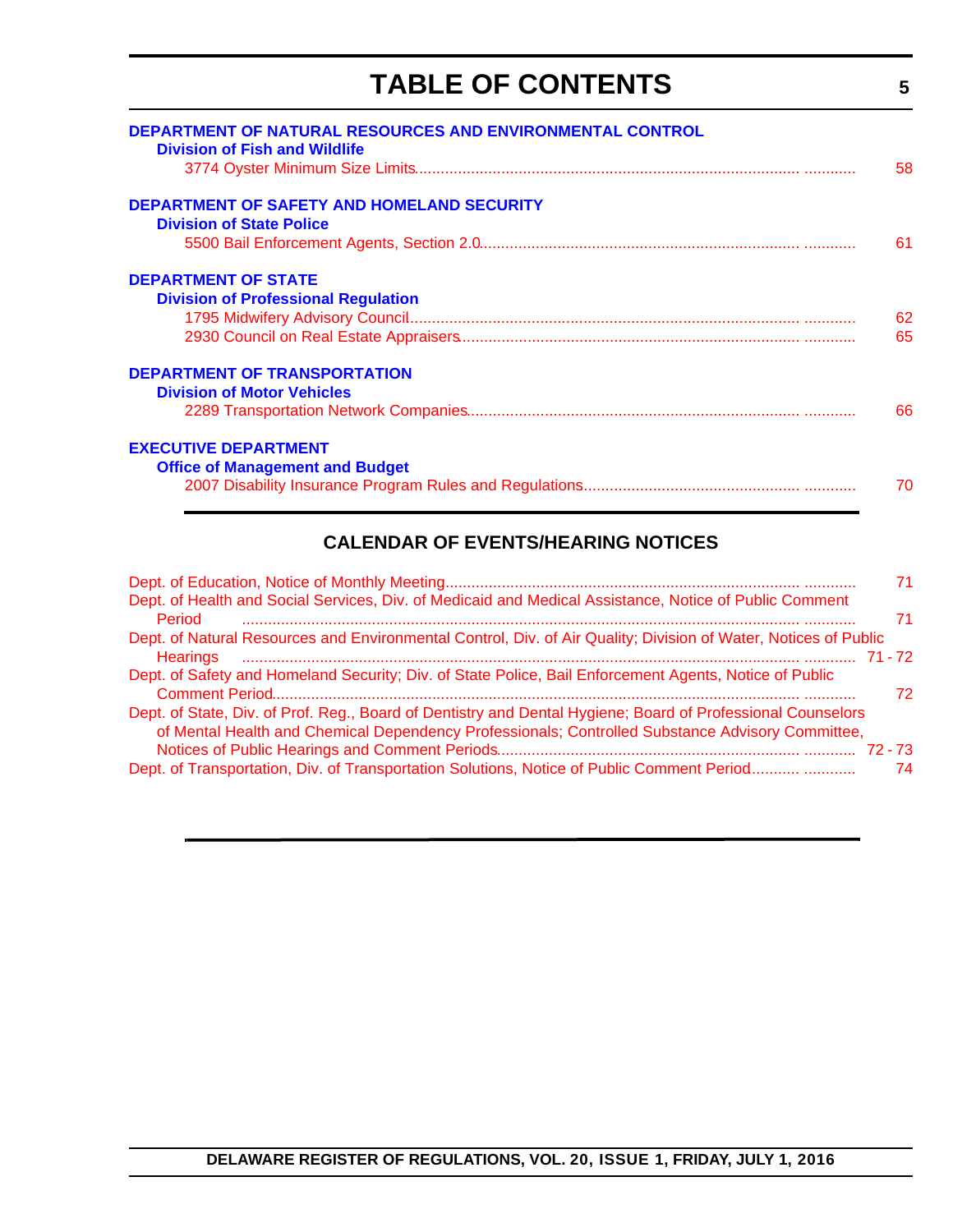# TABLE OF CONTENTS

**DEPARTMENT OF NATURAL RESOURCES AND ENVIRONMENTAL CONTROL**

**Division of Fish and Wildlife**

3774 Oyster Minimum Size Limits ........................................................................... 58

**DEPARTMENT OF SAFETY AND HOMELAND SECURITY**

**Division of State Police**

5500 Bail Enforcement Agents, Section 2.0 ........................................................................... 61

**DEPARTMENT OF STATE**

**Division of Professional Regulation**

1795 Midwifery Advisory Council ........................................................................... 62

2930 Council on Real Estate Appraisers ........................................................................... 65

**DEPARTMENT OF TRANSPORTATION**

**Division of Motor Vehicles**

2289 Transportation Network Companies ........................................................................... 66

**EXECUTIVE DEPARTMENT**

**Office of Management and Budget**

2007 Disability Insurance Program Rules and Regulations ........................................................................... 70

## CALENDAR OF EVENTS/HEARING NOTICES

Dept. of Education, Notice of Monthly Meeting ........................................................................... 71

Dept. of Health and Social Services, Div. of Medicaid and Medical Assistance, Notice of Public Comment Period ........................................................................... 71

Dept. of Natural Resources and Environmental Control, Div. of Air Quality; Division of Water, Notices of Public Hearings ........................................................................... 71 - 72

Dept. of Safety and Homeland Security; Div. of State Police, Bail Enforcement Agents, Notice of Public Comment Period ........................................................................... 72

Dept. of State, Div. of Prof. Reg., Board of Dentistry and Dental Hygiene; Board of Professional Counselors of Mental Health and Chemical Dependency Professionals; Controlled Substance Advisory Committee, Notices of Public Hearings and Comment Periods ........................................................................... 72 - 73

Dept. of Transportation, Div. of Transportation Solutions, Notice of Public Comment Period ........................................................................... 74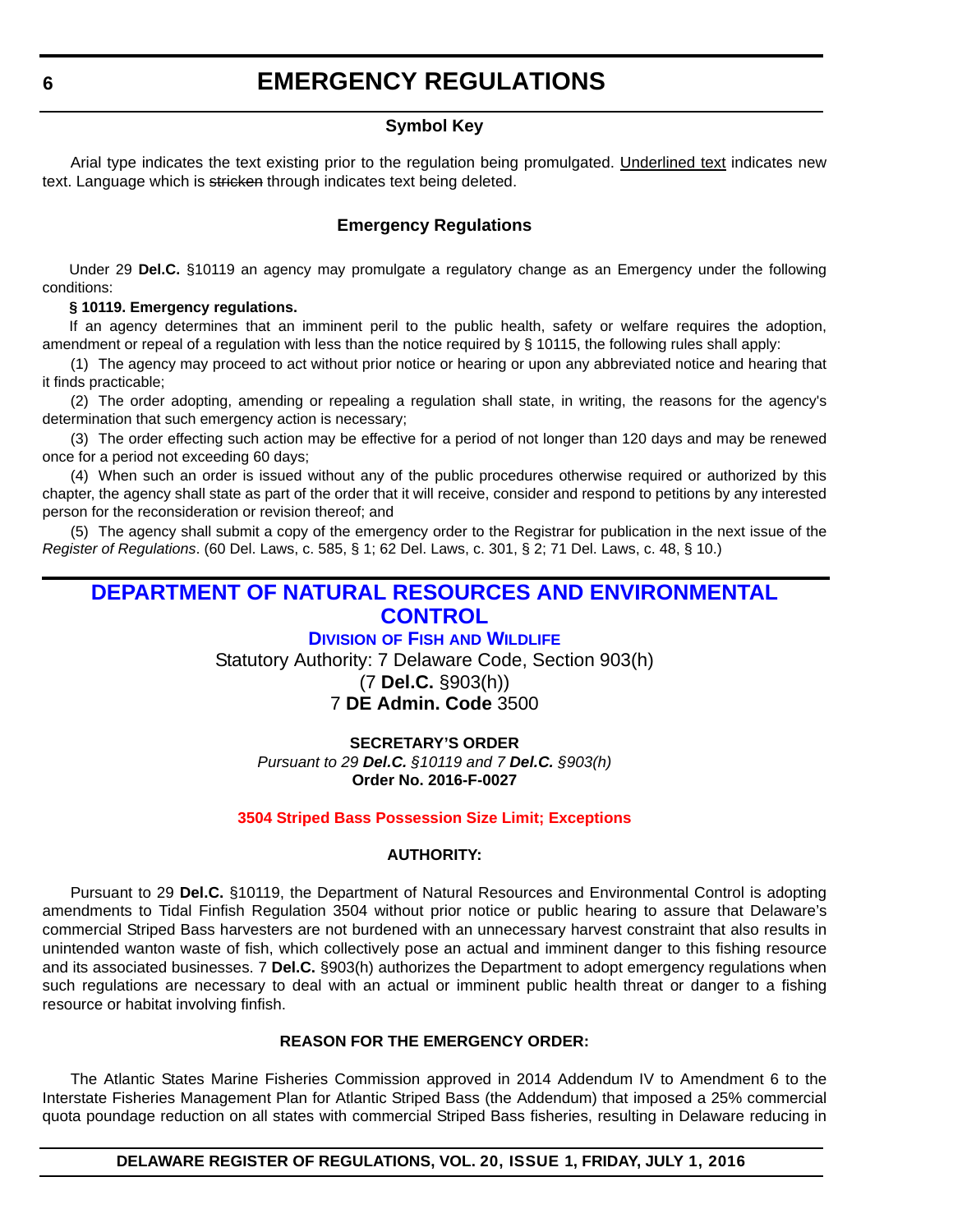# EMERGENCY REGULATIONS

### Symbol Key

Arial type indicates the text existing prior to the regulation being promulgated. Underlined text indicates new text. Language which is ~~stricken~~ through indicates text being deleted.

### Emergency Regulations

Under 29 **Del.C.** §10119 an agency may promulgate a regulatory change as an Emergency under the following conditions:

**§ 10119. Emergency regulations.**

If an agency determines that an imminent peril to the public health, safety or welfare requires the adoption, amendment or repeal of a regulation with less than the notice required by § 10115, the following rules shall apply:

(1) The agency may proceed to act without prior notice or hearing or upon any abbreviated notice and hearing that it finds practicable;

(2) The order adopting, amending or repealing a regulation shall state, in writing, the reasons for the agency's determination that such emergency action is necessary;

(3) The order effecting such action may be effective for a period of not longer than 120 days and may be renewed once for a period not exceeding 60 days;

(4) When such an order is issued without any of the public procedures otherwise required or authorized by this chapter, the agency shall state as part of the order that it will receive, consider and respond to petitions by any interested person for the reconsideration or revision thereof; and

(5) The agency shall submit a copy of the emergency order to the Registrar for publication in the next issue of the *Register of Regulations*. (60 Del. Laws, c. 585, § 1; 62 Del. Laws, c. 301, § 2; 71 Del. Laws, c. 48, § 10.)

## DEPARTMENT OF NATURAL RESOURCES AND ENVIRONMENTAL CONTROL

### Division of Fish and Wildlife

Statutory Authority: 7 Delaware Code, Section 903(h)
(7 **Del.C.** §903(h))
7 **DE Admin. Code** 3500

**SECRETARY'S ORDER**
*Pursuant to 29 **Del.C.** §10119 and 7 **Del.C.** §903(h)*
**Order No. 2016-F-0027**

### 3504 Striped Bass Possession Size Limit; Exceptions

**AUTHORITY:**

Pursuant to 29 **Del.C.** §10119, the Department of Natural Resources and Environmental Control is adopting amendments to Tidal Finfish Regulation 3504 without prior notice or public hearing to assure that Delaware's commercial Striped Bass harvesters are not burdened with an unnecessary harvest constraint that also results in unintended wanton waste of fish, which collectively pose an actual and imminent danger to this fishing resource and its associated businesses. 7 **Del.C.** §903(h) authorizes the Department to adopt emergency regulations when such regulations are necessary to deal with an actual or imminent public health threat or danger to a fishing resource or habitat involving finfish.

**REASON FOR THE EMERGENCY ORDER:**

The Atlantic States Marine Fisheries Commission approved in 2014 Addendum IV to Amendment 6 to the Interstate Fisheries Management Plan for Atlantic Striped Bass (the Addendum) that imposed a 25% commercial quota poundage reduction on all states with commercial Striped Bass fisheries, resulting in Delaware reducing in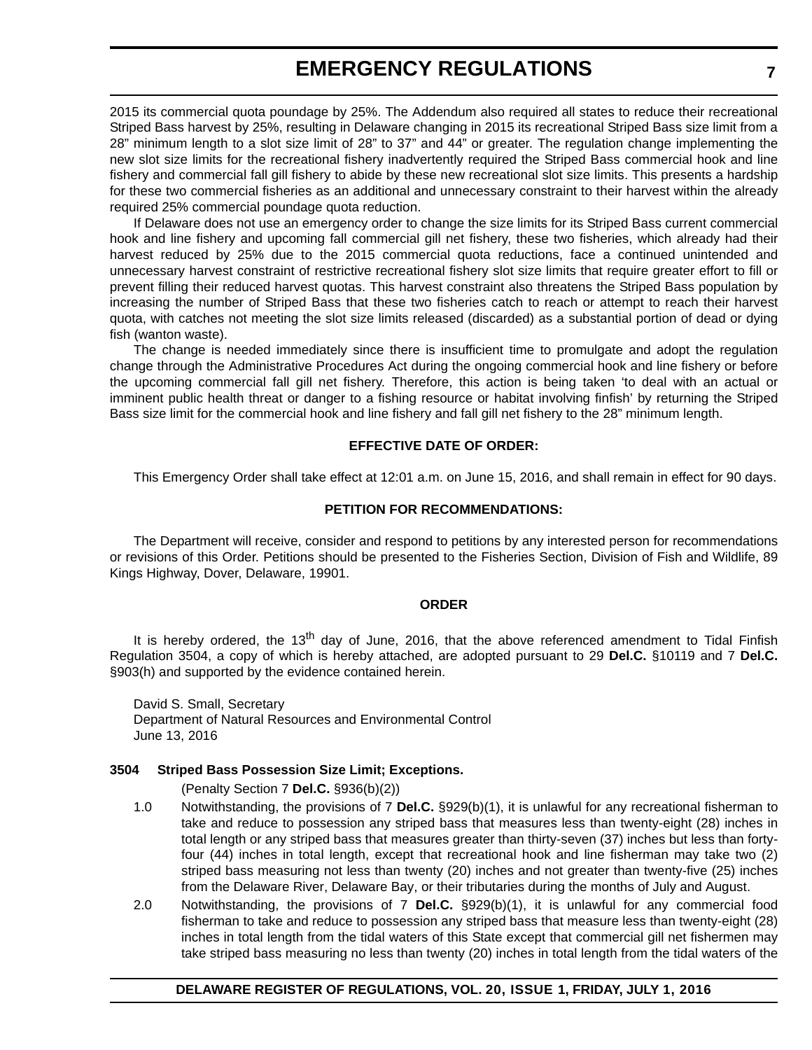2015 its commercial quota poundage by 25%. The Addendum also required all states to reduce their recreational Striped Bass harvest by 25%, resulting in Delaware changing in 2015 its recreational Striped Bass size limit from a 28" minimum length to a slot size limit of 28" to 37" and 44" or greater. The regulation change implementing the new slot size limits for the recreational fishery inadvertently required the Striped Bass commercial hook and line fishery and commercial fall gill fishery to abide by these new recreational slot size limits. This presents a hardship for these two commercial fisheries as an additional and unnecessary constraint to their harvest within the already required 25% commercial poundage quota reduction.

If Delaware does not use an emergency order to change the size limits for its Striped Bass current commercial hook and line fishery and upcoming fall commercial gill net fishery, these two fisheries, which already had their harvest reduced by 25% due to the 2015 commercial quota reductions, face a continued unintended and unnecessary harvest constraint of restrictive recreational fishery slot size limits that require greater effort to fill or prevent filling their reduced harvest quotas. This harvest constraint also threatens the Striped Bass population by increasing the number of Striped Bass that these two fisheries catch to reach or attempt to reach their harvest quota, with catches not meeting the slot size limits released (discarded) as a substantial portion of dead or dying fish (wanton waste).

The change is needed immediately since there is insufficient time to promulgate and adopt the regulation change through the Administrative Procedures Act during the ongoing commercial hook and line fishery or before the upcoming commercial fall gill net fishery. Therefore, this action is being taken 'to deal with an actual or imminent public health threat or danger to a fishing resource or habitat involving finfish' by returning the Striped Bass size limit for the commercial hook and line fishery and fall gill net fishery to the 28" minimum length.

**EFFECTIVE DATE OF ORDER:**

This Emergency Order shall take effect at 12:01 a.m. on June 15, 2016, and shall remain in effect for 90 days.

**PETITION FOR RECOMMENDATIONS:**

The Department will receive, consider and respond to petitions by any interested person for recommendations or revisions of this Order. Petitions should be presented to the Fisheries Section, Division of Fish and Wildlife, 89 Kings Highway, Dover, Delaware, 19901.

**ORDER**

It is hereby ordered, the 13th day of June, 2016, that the above referenced amendment to Tidal Finfish Regulation 3504, a copy of which is hereby attached, are adopted pursuant to 29 **Del.C.** §10119 and 7 **Del.C.** §903(h) and supported by the evidence contained herein.

David S. Small, Secretary
Department of Natural Resources and Environmental Control
June 13, 2016

**3504 Striped Bass Possession Size Limit; Exceptions.**

(Penalty Section 7 **Del.C.** §936(b)(2))

1.0 Notwithstanding, the provisions of 7 **Del.C.** §929(b)(1), it is unlawful for any recreational fisherman to take and reduce to possession any striped bass that measures less than twenty-eight (28) inches in total length or any striped bass that measures greater than thirty-seven (37) inches but less than forty-four (44) inches in total length, except that recreational hook and line fisherman may take two (2) striped bass measuring not less than twenty (20) inches and not greater than twenty-five (25) inches from the Delaware River, Delaware Bay, or their tributaries during the months of July and August.

2.0 Notwithstanding, the provisions of 7 **Del.C.** §929(b)(1), it is unlawful for any commercial food fisherman to take and reduce to possession any striped bass that measure less than twenty-eight (28) inches in total length from the tidal waters of this State except that commercial gill net fishermen may take striped bass measuring no less than twenty (20) inches in total length from the tidal waters of the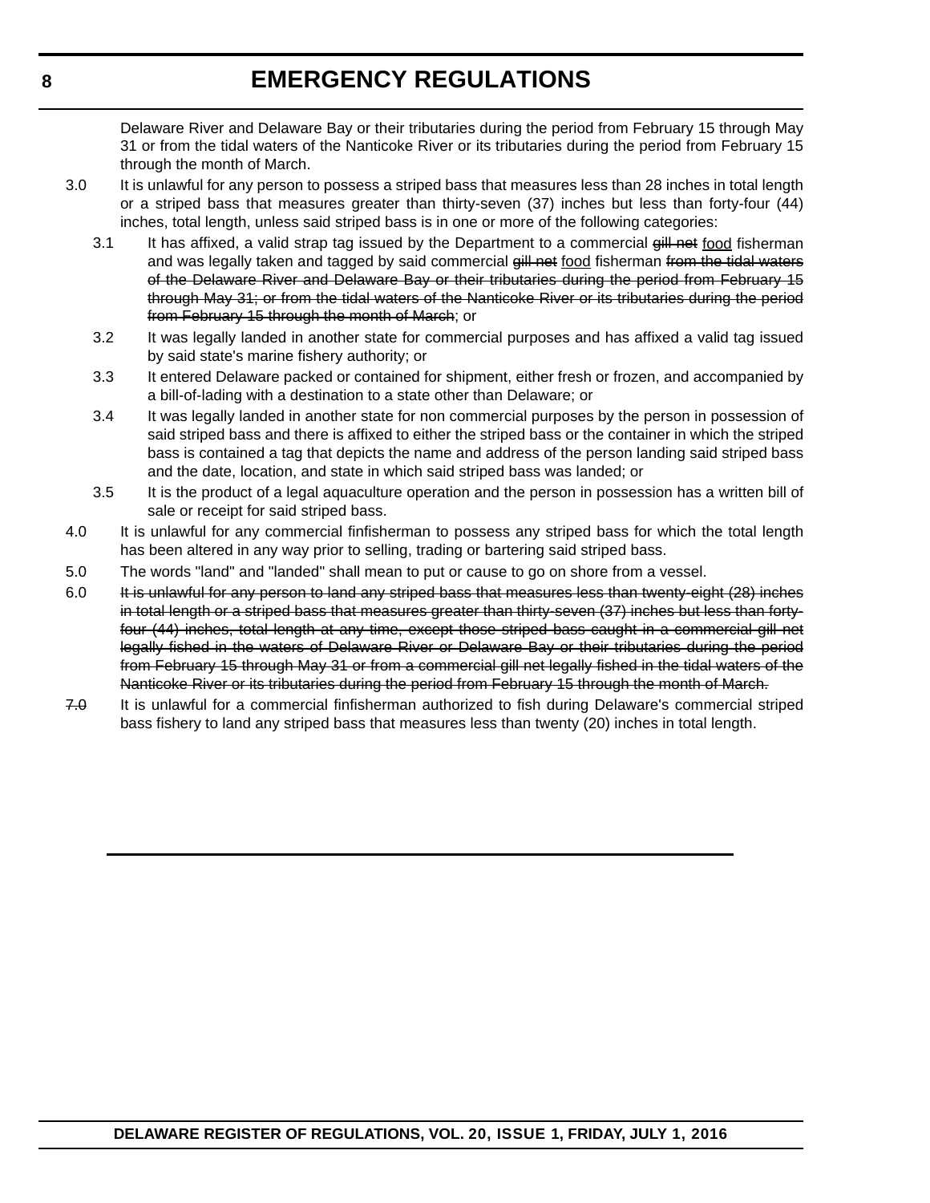Delaware River and Delaware Bay or their tributaries during the period from February 15 through May 31 or from the tidal waters of the Nanticoke River or its tributaries during the period from February 15 through the month of March.

3.0 It is unlawful for any person to possess a striped bass that measures less than 28 inches in total length or a striped bass that measures greater than thirty-seven (37) inches but less than forty-four (44) inches, total length, unless said striped bass is in one or more of the following categories:

3.1 It has affixed, a valid strap tag issued by the Department to a commercial ~~gill net~~ <u>food</u> fisherman and was legally taken and tagged by said commercial ~~gill net~~ <u>food</u> fisherman ~~from the tidal waters of the Delaware River and Delaware Bay or their tributaries during the period from February 15 through May 31; or from the tidal waters of the Nanticoke River or its tributaries during the period from February 15 through the month of March~~; or

3.2 It was legally landed in another state for commercial purposes and has affixed a valid tag issued by said state's marine fishery authority; or

3.3 It entered Delaware packed or contained for shipment, either fresh or frozen, and accompanied by a bill-of-lading with a destination to a state other than Delaware; or

3.4 It was legally landed in another state for non commercial purposes by the person in possession of said striped bass and there is affixed to either the striped bass or the container in which the striped bass is contained a tag that depicts the name and address of the person landing said striped bass and the date, location, and state in which said striped bass was landed; or

3.5 It is the product of a legal aquaculture operation and the person in possession has a written bill of sale or receipt for said striped bass.

4.0 It is unlawful for any commercial finfisherman to possess any striped bass for which the total length has been altered in any way prior to selling, trading or bartering said striped bass.

5.0 The words "land" and "landed" shall mean to put or cause to go on shore from a vessel.

6.0 ~~It is unlawful for any person to land any striped bass that measures less than twenty-eight (28) inches in total length or a striped bass that measures greater than thirty-seven (37) inches but less than forty-four (44) inches, total length at any time, except those striped bass caught in a commercial gill net legally fished in the waters of Delaware River or Delaware Bay or their tributaries during the period from February 15 through May 31 or from a commercial gill net legally fished in the tidal waters of the Nanticoke River or its tributaries during the period from February 15 through the month of March.~~

~~7.0~~ It is unlawful for a commercial finfisherman authorized to fish during Delaware's commercial striped bass fishery to land any striped bass that measures less than twenty (20) inches in total length.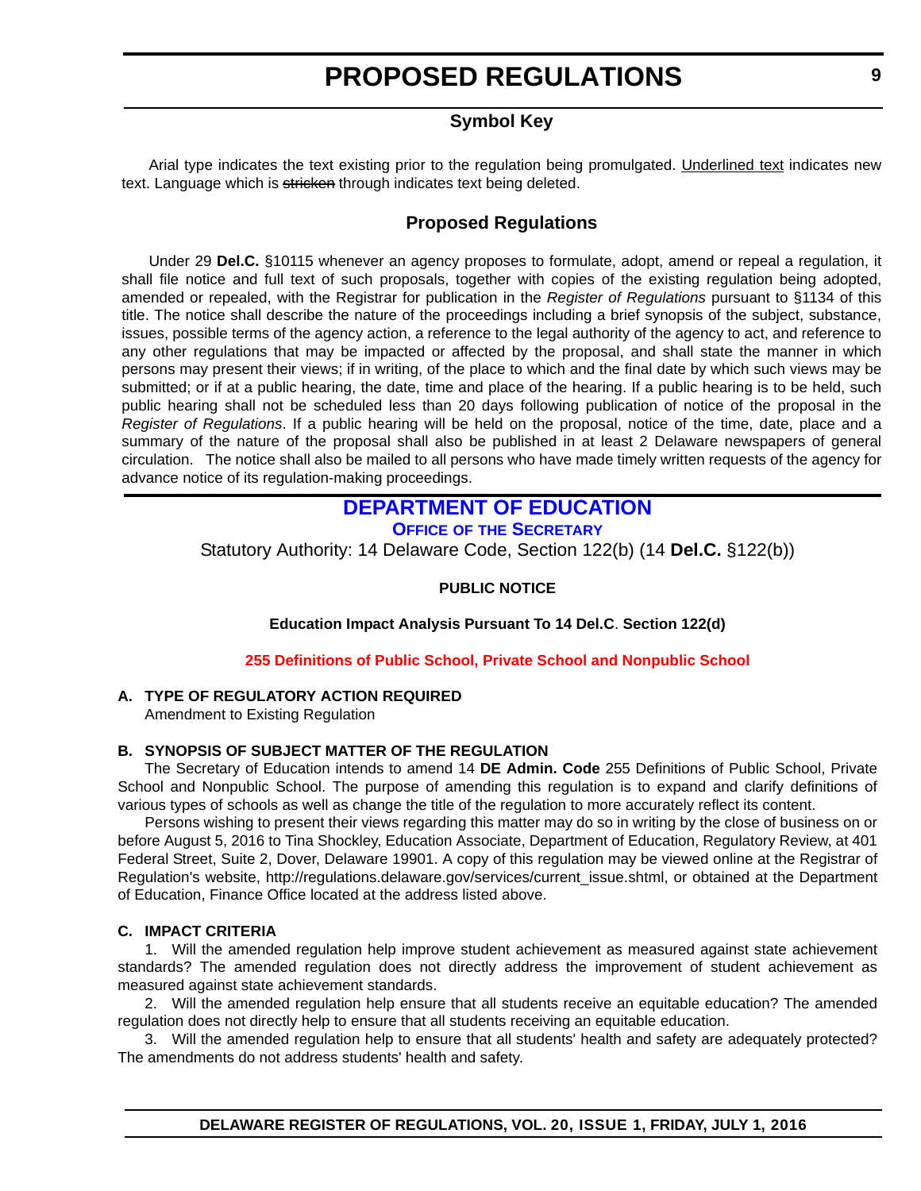# PROPOSED REGULATIONS

## Symbol Key

Arial type indicates the text existing prior to the regulation being promulgated. <u>Underlined text</u> indicates new text. Language which is ~~stricken~~ through indicates text being deleted.

## Proposed Regulations

Under 29 **Del.C.** §10115 whenever an agency proposes to formulate, adopt, amend or repeal a regulation, it shall file notice and full text of such proposals, together with copies of the existing regulation being adopted, amended or repealed, with the Registrar for publication in the *Register of Regulations* pursuant to §1134 of this title. The notice shall describe the nature of the proceedings including a brief synopsis of the subject, substance, issues, possible terms of the agency action, a reference to the legal authority of the agency to act, and reference to any other regulations that may be impacted or affected by the proposal, and shall state the manner in which persons may present their views; if in writing, of the place to which and the final date by which such views may be submitted; or if at a public hearing, the date, time and place of the hearing. If a public hearing is to be held, such public hearing shall not be scheduled less than 20 days following publication of notice of the proposal in the *Register of Regulations*. If a public hearing will be held on the proposal, notice of the time, date, place and a summary of the nature of the proposal shall also be published in at least 2 Delaware newspapers of general circulation. The notice shall also be mailed to all persons who have made timely written requests of the agency for advance notice of its regulation-making proceedings.

## DEPARTMENT OF EDUCATION

### OFFICE OF THE SECRETARY

Statutory Authority: 14 Delaware Code, Section 122(b) (14 **Del.C.** §122(b))

**PUBLIC NOTICE**

**Education Impact Analysis Pursuant To 14 Del.C. Section 122(d)**

**255 Definitions of Public School, Private School and Nonpublic School**

**A. TYPE OF REGULATORY ACTION REQUIRED**

Amendment to Existing Regulation

**B. SYNOPSIS OF SUBJECT MATTER OF THE REGULATION**

The Secretary of Education intends to amend 14 **DE Admin. Code** 255 Definitions of Public School, Private School and Nonpublic School. The purpose of amending this regulation is to expand and clarify definitions of various types of schools as well as change the title of the regulation to more accurately reflect its content.

Persons wishing to present their views regarding this matter may do so in writing by the close of business on or before August 5, 2016 to Tina Shockley, Education Associate, Department of Education, Regulatory Review, at 401 Federal Street, Suite 2, Dover, Delaware 19901. A copy of this regulation may be viewed online at the Registrar of Regulation's website, http://regulations.delaware.gov/services/current_issue.shtml, or obtained at the Department of Education, Finance Office located at the address listed above.

**C. IMPACT CRITERIA**

1. Will the amended regulation help improve student achievement as measured against state achievement standards? The amended regulation does not directly address the improvement of student achievement as measured against state achievement standards.

2. Will the amended regulation help ensure that all students receive an equitable education? The amended regulation does not directly help to ensure that all students receiving an equitable education.

3. Will the amended regulation help to ensure that all students' health and safety are adequately protected? The amendments do not address students' health and safety.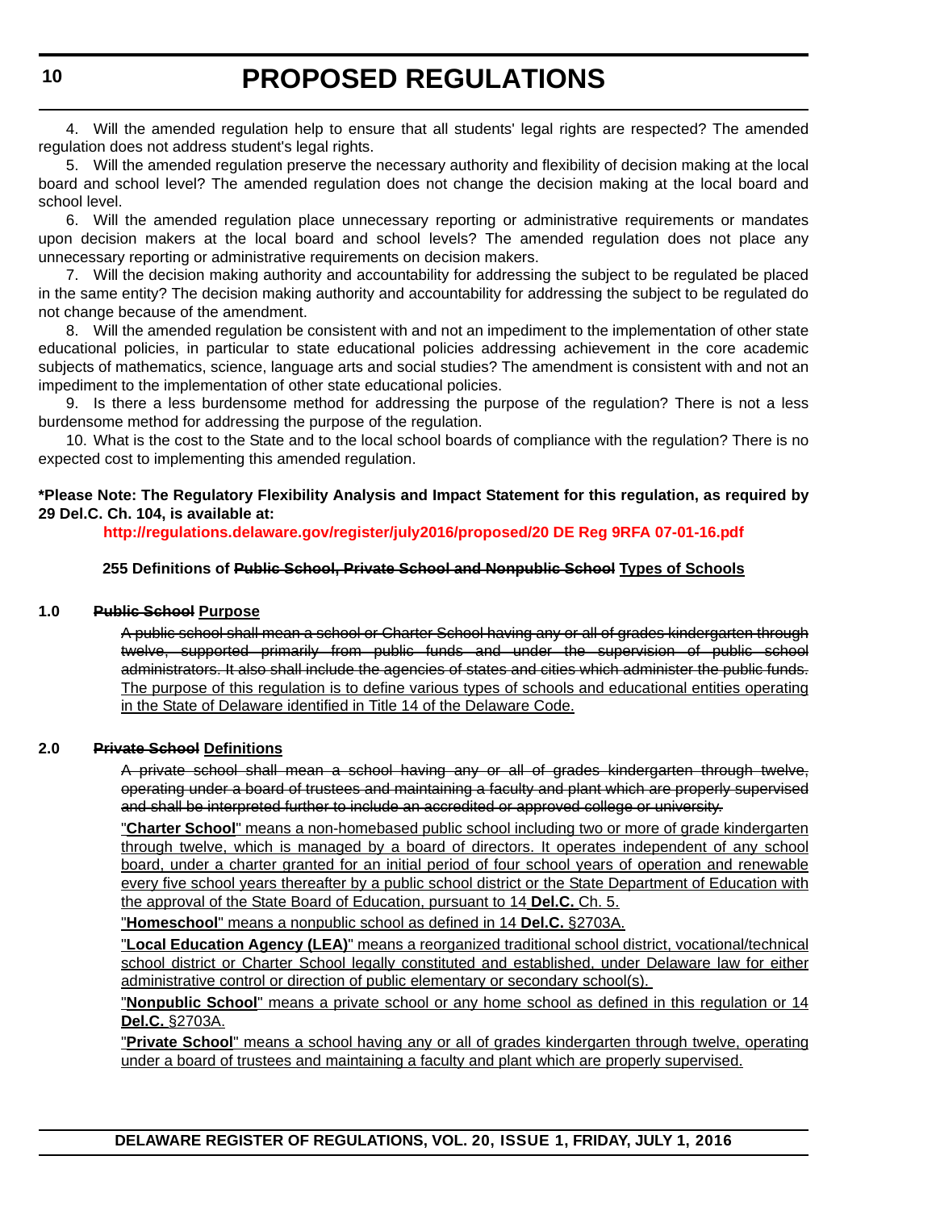4. Will the amended regulation help to ensure that all students' legal rights are respected? The amended regulation does not address student's legal rights.

5. Will the amended regulation preserve the necessary authority and flexibility of decision making at the local board and school level? The amended regulation does not change the decision making at the local board and school level.

6. Will the amended regulation place unnecessary reporting or administrative requirements or mandates upon decision makers at the local board and school levels? The amended regulation does not place any unnecessary reporting or administrative requirements on decision makers.

7. Will the decision making authority and accountability for addressing the subject to be regulated be placed in the same entity? The decision making authority and accountability for addressing the subject to be regulated do not change because of the amendment.

8. Will the amended regulation be consistent with and not an impediment to the implementation of other state educational policies, in particular to state educational policies addressing achievement in the core academic subjects of mathematics, science, language arts and social studies? The amendment is consistent with and not an impediment to the implementation of other state educational policies.

9. Is there a less burdensome method for addressing the purpose of the regulation? There is not a less burdensome method for addressing the purpose of the regulation.

10. What is the cost to the State and to the local school boards of compliance with the regulation? There is no expected cost to implementing this amended regulation.

**\*Please Note: The Regulatory Flexibility Analysis and Impact Statement for this regulation, as required by 29 Del.C. Ch. 104, is available at:**

**http://regulations.delaware.gov/register/july2016/proposed/20 DE Reg 9RFA 07-01-16.pdf**

**255 Definitions of ~~Public School, Private School and Nonpublic School~~ Types of Schools**

**1.0 ~~Public School~~ Purpose**

~~A public school shall mean a school or Charter School having any or all of grades kindergarten through twelve, supported primarily from public funds and under the supervision of public school administrators. It also shall include the agencies of states and cities which administer the public funds.~~ The purpose of this regulation is to define various types of schools and educational entities operating in the State of Delaware identified in Title 14 of the Delaware Code.

**2.0 ~~Private School~~ Definitions**

~~A private school shall mean a school having any or all of grades kindergarten through twelve, operating under a board of trustees and maintaining a faculty and plant which are properly supervised and shall be interpreted further to include an accredited or approved college or university.~~

"**Charter School**" means a non-homebased public school including two or more of grade kindergarten through twelve, which is managed by a board of directors. It operates independent of any school board, under a charter granted for an initial period of four school years of operation and renewable every five school years thereafter by a public school district or the State Department of Education with the approval of the State Board of Education, pursuant to 14 **Del.C.** Ch. 5.

"**Homeschool**" means a nonpublic school as defined in 14 **Del.C.** §2703A.

"**Local Education Agency (LEA)**" means a reorganized traditional school district, vocational/technical school district or Charter School legally constituted and established, under Delaware law for either administrative control or direction of public elementary or secondary school(s).

"**Nonpublic School**" means a private school or any home school as defined in this regulation or 14 **Del.C.** §2703A.

"**Private School**" means a school having any or all of grades kindergarten through twelve, operating under a board of trustees and maintaining a faculty and plant which are properly supervised.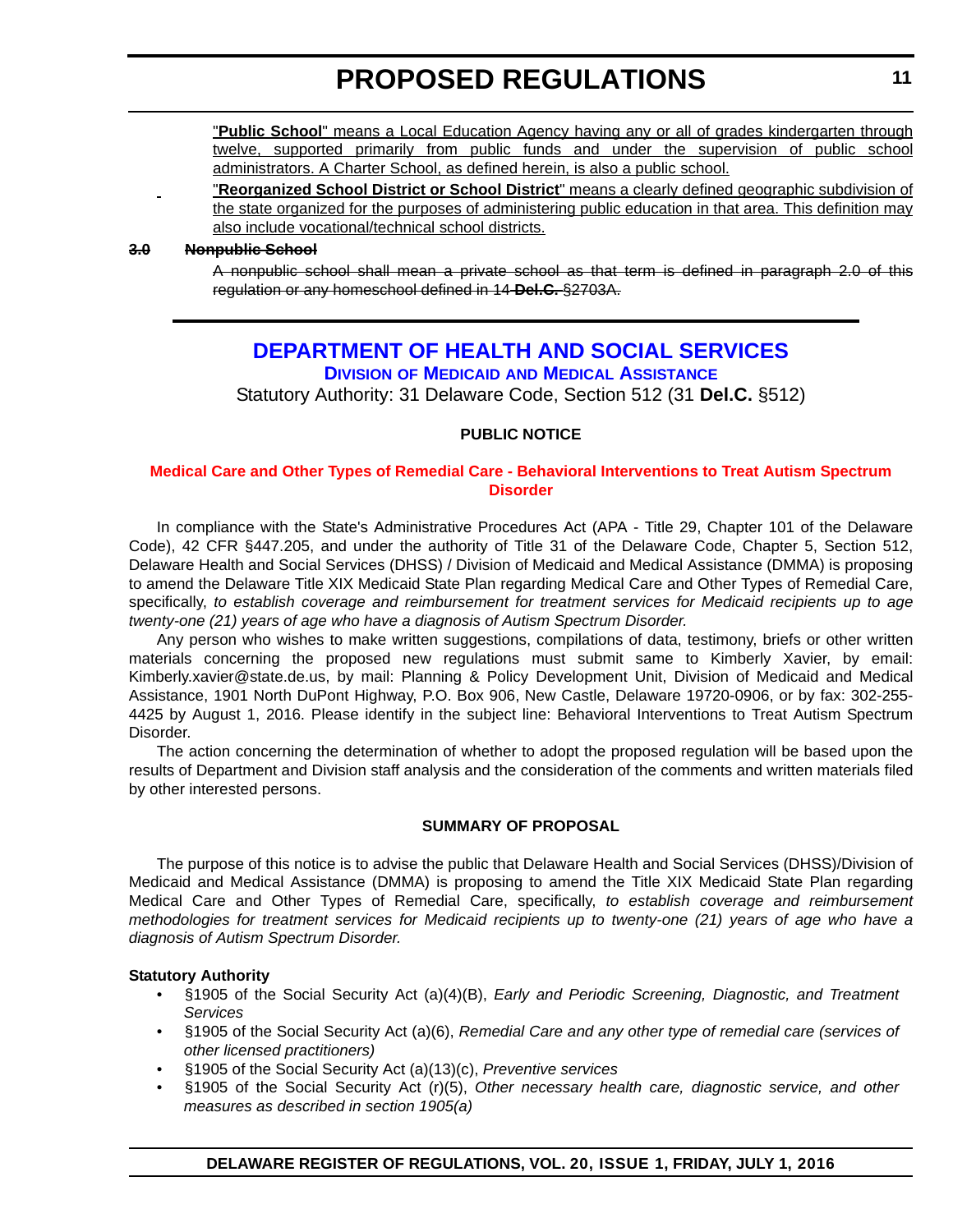"**Public School**" means a Local Education Agency having any or all of grades kindergarten through twelve, supported primarily from public funds and under the supervision of public school administrators. A Charter School, as defined herein, is also a public school.

"**Reorganized School District or School District**" means a clearly defined geographic subdivision of the state organized for the purposes of administering public education in that area. This definition may also include vocational/technical school districts.

~~**3.0 Nonpublic School**~~

~~A nonpublic school shall mean a private school as that term is defined in paragraph 2.0 of this regulation or any homeschool defined in 14 **Del.C.** §2703A.~~

# DEPARTMENT OF HEALTH AND SOCIAL SERVICES

## Division of Medicaid and Medical Assistance

Statutory Authority: 31 Delaware Code, Section 512 (31 **Del.C.** §512)

**PUBLIC NOTICE**

### Medical Care and Other Types of Remedial Care - Behavioral Interventions to Treat Autism Spectrum Disorder

In compliance with the State's Administrative Procedures Act (APA - Title 29, Chapter 101 of the Delaware Code), 42 CFR §447.205, and under the authority of Title 31 of the Delaware Code, Chapter 5, Section 512, Delaware Health and Social Services (DHSS) / Division of Medicaid and Medical Assistance (DMMA) is proposing to amend the Delaware Title XIX Medicaid State Plan regarding Medical Care and Other Types of Remedial Care, specifically, *to establish coverage and reimbursement for treatment services for Medicaid recipients up to age twenty-one (21) years of age who have a diagnosis of Autism Spectrum Disorder.*

Any person who wishes to make written suggestions, compilations of data, testimony, briefs or other written materials concerning the proposed new regulations must submit same to Kimberly Xavier, by email: Kimberly.xavier@state.de.us, by mail: Planning & Policy Development Unit, Division of Medicaid and Medical Assistance, 1901 North DuPont Highway, P.O. Box 906, New Castle, Delaware 19720-0906, or by fax: 302-255-4425 by August 1, 2016. Please identify in the subject line: Behavioral Interventions to Treat Autism Spectrum Disorder.

The action concerning the determination of whether to adopt the proposed regulation will be based upon the results of Department and Division staff analysis and the consideration of the comments and written materials filed by other interested persons.

**SUMMARY OF PROPOSAL**

The purpose of this notice is to advise the public that Delaware Health and Social Services (DHSS)/Division of Medicaid and Medical Assistance (DMMA) is proposing to amend the Title XIX Medicaid State Plan regarding Medical Care and Other Types of Remedial Care, specifically, *to establish coverage and reimbursement methodologies for treatment services for Medicaid recipients up to twenty-one (21) years of age who have a diagnosis of Autism Spectrum Disorder.*

**Statutory Authority**

- §1905 of the Social Security Act (a)(4)(B), *Early and Periodic Screening, Diagnostic, and Treatment Services*
- §1905 of the Social Security Act (a)(6), *Remedial Care and any other type of remedial care (services of other licensed practitioners)*
- §1905 of the Social Security Act (a)(13)(c), *Preventive services*
- §1905 of the Social Security Act (r)(5), *Other necessary health care, diagnostic service, and other measures as described in section 1905(a)*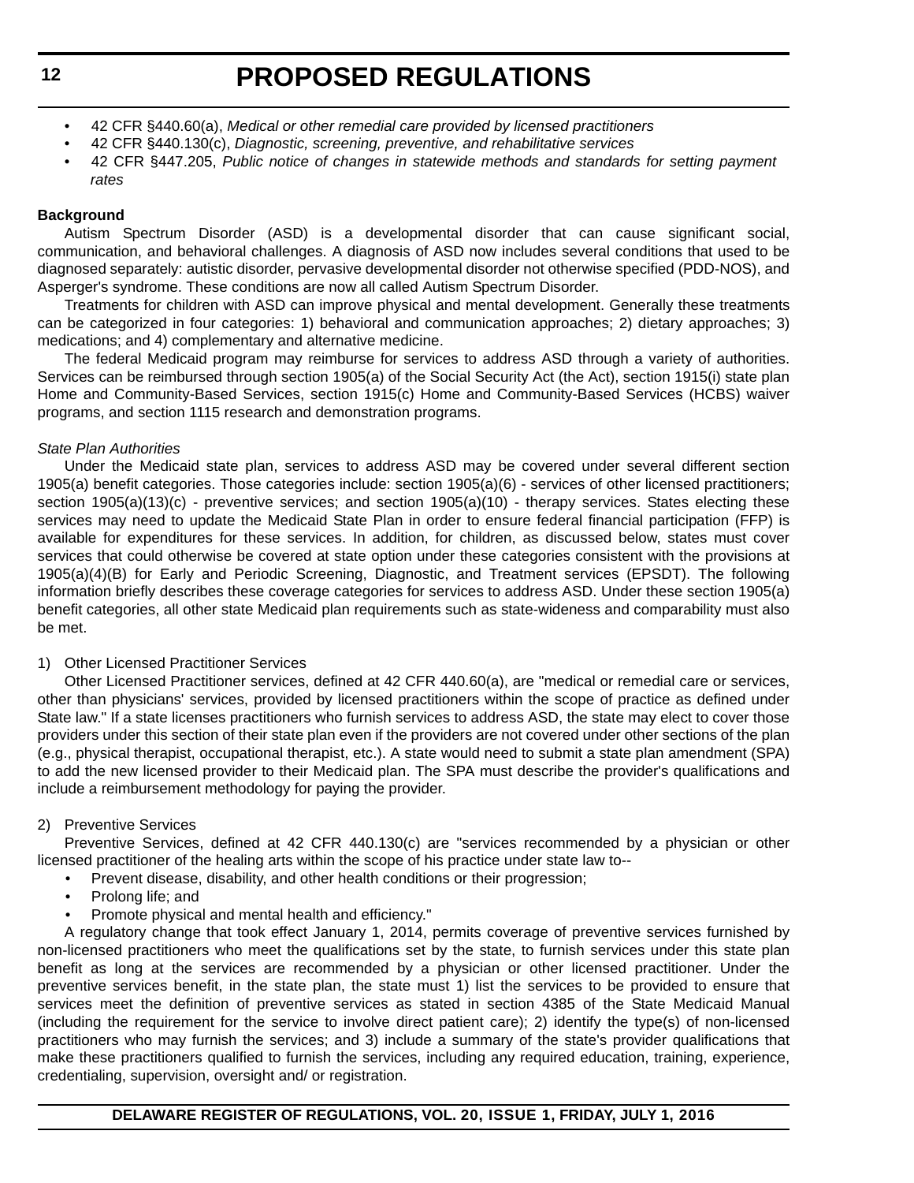- 42 CFR §440.60(a), *Medical or other remedial care provided by licensed practitioners*
- 42 CFR §440.130(c), *Diagnostic, screening, preventive, and rehabilitative services*
- 42 CFR §447.205, *Public notice of changes in statewide methods and standards for setting payment rates*

**Background**

Autism Spectrum Disorder (ASD) is a developmental disorder that can cause significant social, communication, and behavioral challenges. A diagnosis of ASD now includes several conditions that used to be diagnosed separately: autistic disorder, pervasive developmental disorder not otherwise specified (PDD-NOS), and Asperger's syndrome. These conditions are now all called Autism Spectrum Disorder.

Treatments for children with ASD can improve physical and mental development. Generally these treatments can be categorized in four categories: 1) behavioral and communication approaches; 2) dietary approaches; 3) medications; and 4) complementary and alternative medicine.

The federal Medicaid program may reimburse for services to address ASD through a variety of authorities. Services can be reimbursed through section 1905(a) of the Social Security Act (the Act), section 1915(i) state plan Home and Community-Based Services, section 1915(c) Home and Community-Based Services (HCBS) waiver programs, and section 1115 research and demonstration programs.

*State Plan Authorities*

Under the Medicaid state plan, services to address ASD may be covered under several different section 1905(a) benefit categories. Those categories include: section 1905(a)(6) - services of other licensed practitioners; section 1905(a)(13)(c) - preventive services; and section 1905(a)(10) - therapy services. States electing these services may need to update the Medicaid State Plan in order to ensure federal financial participation (FFP) is available for expenditures for these services. In addition, for children, as discussed below, states must cover services that could otherwise be covered at state option under these categories consistent with the provisions at 1905(a)(4)(B) for Early and Periodic Screening, Diagnostic, and Treatment services (EPSDT). The following information briefly describes these coverage categories for services to address ASD. Under these section 1905(a) benefit categories, all other state Medicaid plan requirements such as state-wideness and comparability must also be met.

1) Other Licensed Practitioner Services

Other Licensed Practitioner services, defined at 42 CFR 440.60(a), are "medical or remedial care or services, other than physicians' services, provided by licensed practitioners within the scope of practice as defined under State law." If a state licenses practitioners who furnish services to address ASD, the state may elect to cover those providers under this section of their state plan even if the providers are not covered under other sections of the plan (e.g., physical therapist, occupational therapist, etc.). A state would need to submit a state plan amendment (SPA) to add the new licensed provider to their Medicaid plan. The SPA must describe the provider's qualifications and include a reimbursement methodology for paying the provider.

2) Preventive Services

Preventive Services, defined at 42 CFR 440.130(c) are "services recommended by a physician or other licensed practitioner of the healing arts within the scope of his practice under state law to--

- Prevent disease, disability, and other health conditions or their progression;
- Prolong life; and
- Promote physical and mental health and efficiency."

A regulatory change that took effect January 1, 2014, permits coverage of preventive services furnished by non-licensed practitioners who meet the qualifications set by the state, to furnish services under this state plan benefit as long at the services are recommended by a physician or other licensed practitioner. Under the preventive services benefit, in the state plan, the state must 1) list the services to be provided to ensure that services meet the definition of preventive services as stated in section 4385 of the State Medicaid Manual (including the requirement for the service to involve direct patient care); 2) identify the type(s) of non-licensed practitioners who may furnish the services; and 3) include a summary of the state's provider qualifications that make these practitioners qualified to furnish the services, including any required education, training, experience, credentialing, supervision, oversight and/ or registration.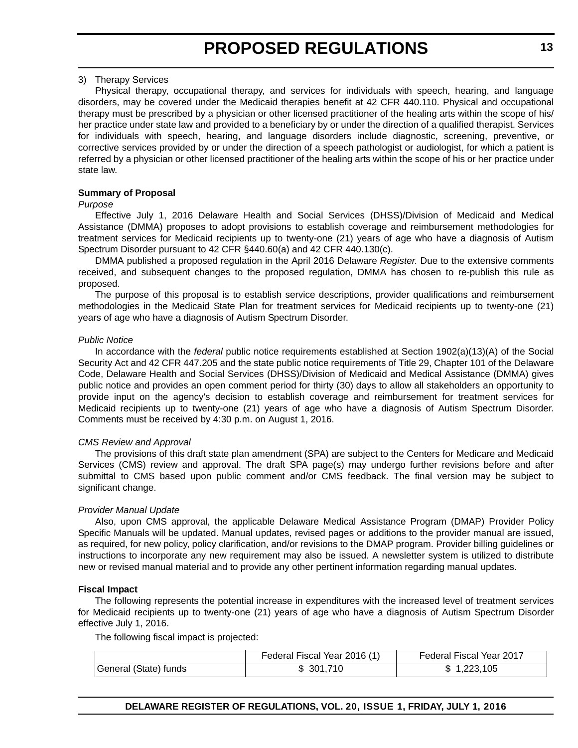3) Therapy Services

Physical therapy, occupational therapy, and services for individuals with speech, hearing, and language disorders, may be covered under the Medicaid therapies benefit at 42 CFR 440.110. Physical and occupational therapy must be prescribed by a physician or other licensed practitioner of the healing arts within the scope of his/her practice under state law and provided to a beneficiary by or under the direction of a qualified therapist. Services for individuals with speech, hearing, and language disorders include diagnostic, screening, preventive, or corrective services provided by or under the direction of a speech pathologist or audiologist, for which a patient is referred by a physician or other licensed practitioner of the healing arts within the scope of his or her practice under state law.

**Summary of Proposal**

*Purpose*

Effective July 1, 2016 Delaware Health and Social Services (DHSS)/Division of Medicaid and Medical Assistance (DMMA) proposes to adopt provisions to establish coverage and reimbursement methodologies for treatment services for Medicaid recipients up to twenty-one (21) years of age who have a diagnosis of Autism Spectrum Disorder pursuant to 42 CFR §440.60(a) and 42 CFR 440.130(c).

DMMA published a proposed regulation in the April 2016 Delaware *Register.* Due to the extensive comments received, and subsequent changes to the proposed regulation, DMMA has chosen to re-publish this rule as proposed.

The purpose of this proposal is to establish service descriptions, provider qualifications and reimbursement methodologies in the Medicaid State Plan for treatment services for Medicaid recipients up to twenty-one (21) years of age who have a diagnosis of Autism Spectrum Disorder.

*Public Notice*

In accordance with the *federal* public notice requirements established at Section 1902(a)(13)(A) of the Social Security Act and 42 CFR 447.205 and the state public notice requirements of Title 29, Chapter 101 of the Delaware Code, Delaware Health and Social Services (DHSS)/Division of Medicaid and Medical Assistance (DMMA) gives public notice and provides an open comment period for thirty (30) days to allow all stakeholders an opportunity to provide input on the agency's decision to establish coverage and reimbursement for treatment services for Medicaid recipients up to twenty-one (21) years of age who have a diagnosis of Autism Spectrum Disorder. Comments must be received by 4:30 p.m. on August 1, 2016.

*CMS Review and Approval*

The provisions of this draft state plan amendment (SPA) are subject to the Centers for Medicare and Medicaid Services (CMS) review and approval. The draft SPA page(s) may undergo further revisions before and after submittal to CMS based upon public comment and/or CMS feedback. The final version may be subject to significant change.

*Provider Manual Update*

Also, upon CMS approval, the applicable Delaware Medical Assistance Program (DMAP) Provider Policy Specific Manuals will be updated. Manual updates, revised pages or additions to the provider manual are issued, as required, for new policy, policy clarification, and/or revisions to the DMAP program. Provider billing guidelines or instructions to incorporate any new requirement may also be issued. A newsletter system is utilized to distribute new or revised manual material and to provide any other pertinent information regarding manual updates.

**Fiscal Impact**

The following represents the potential increase in expenditures with the increased level of treatment services for Medicaid recipients up to twenty-one (21) years of age who have a diagnosis of Autism Spectrum Disorder effective July 1, 2016.

The following fiscal impact is projected:

| | Federal Fiscal Year 2016 (1) | Federal Fiscal Year 2017 |
|---|---|---|
| General (State) funds | $ 301,710 | $ 1,223,105 |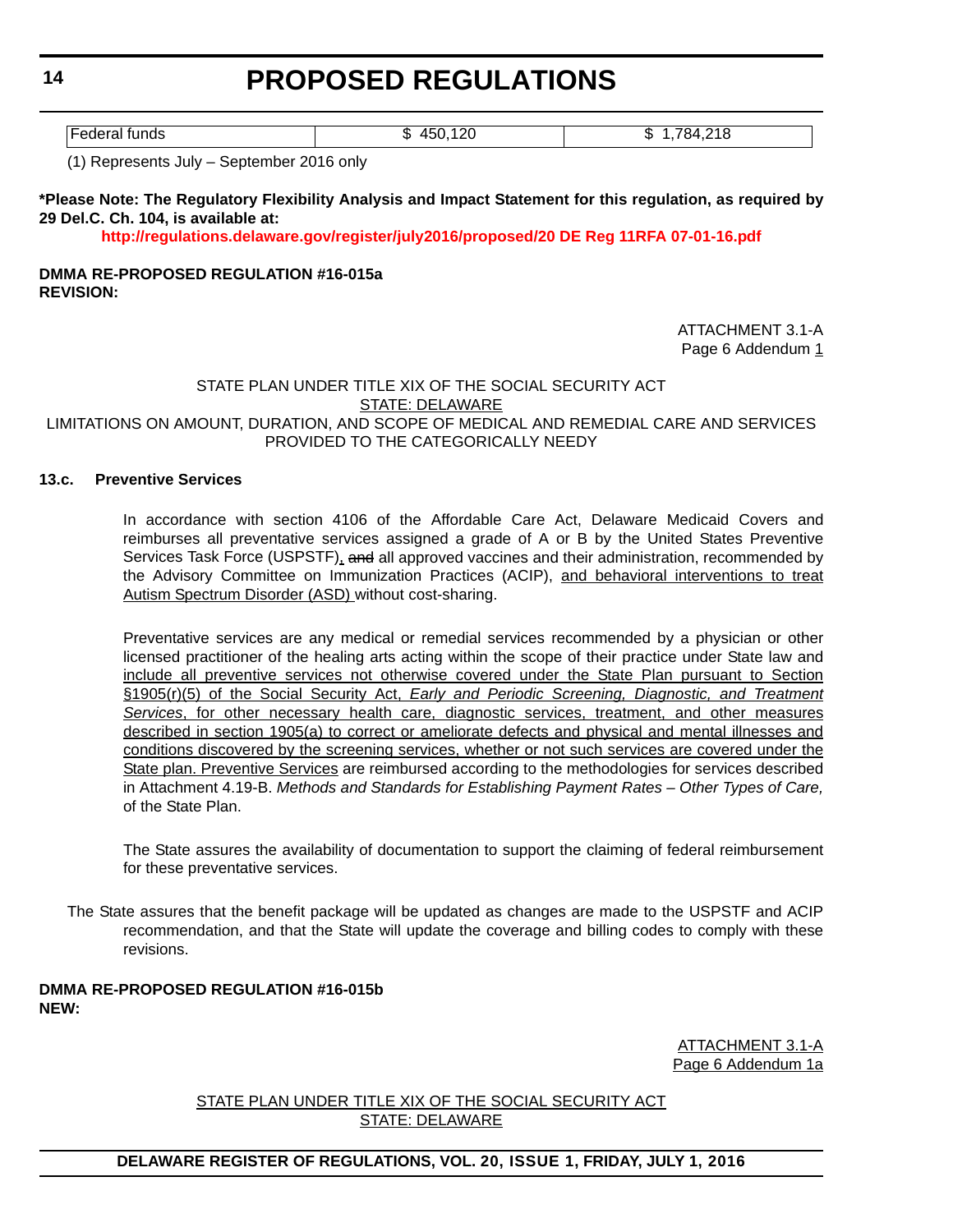| Federal funds | $ 450,120 | $ 1,784,218 |
|---|---|---|

(1) Represents July – September 2016 only

**\*Please Note: The Regulatory Flexibility Analysis and Impact Statement for this regulation, as required by 29 Del.C. Ch. 104, is available at:**

**http://regulations.delaware.gov/register/july2016/proposed/20 DE Reg 11RFA 07-01-16.pdf**

**DMMA RE-PROPOSED REGULATION #16-015a**
**REVISION:**

ATTACHMENT 3.1-A
Page 6 Addendum 1

STATE PLAN UNDER TITLE XIX OF THE SOCIAL SECURITY ACT
STATE: DELAWARE
LIMITATIONS ON AMOUNT, DURATION, AND SCOPE OF MEDICAL AND REMEDIAL CARE AND SERVICES PROVIDED TO THE CATEGORICALLY NEEDY

**13.c. Preventive Services**

In accordance with section 4106 of the Affordable Care Act, Delaware Medicaid Covers and reimburses all preventative services assigned a grade of A or B by the United States Preventive Services Task Force (USPSTF), ~~and~~ all approved vaccines and their administration, recommended by the Advisory Committee on Immunization Practices (ACIP), and behavioral interventions to treat Autism Spectrum Disorder (ASD) without cost-sharing.

Preventative services are any medical or remedial services recommended by a physician or other licensed practitioner of the healing arts acting within the scope of their practice under State law and include all preventive services not otherwise covered under the State Plan pursuant to Section §1905(r)(5) of the Social Security Act, *Early and Periodic Screening, Diagnostic, and Treatment Services*, for other necessary health care, diagnostic services, treatment, and other measures described in section 1905(a) to correct or ameliorate defects and physical and mental illnesses and conditions discovered by the screening services, whether or not such services are covered under the State plan. Preventive Services are reimbursed according to the methodologies for services described in Attachment 4.19-B. *Methods and Standards for Establishing Payment Rates – Other Types of Care,* of the State Plan.

The State assures the availability of documentation to support the claiming of federal reimbursement for these preventative services.

The State assures that the benefit package will be updated as changes are made to the USPSTF and ACIP recommendation, and that the State will update the coverage and billing codes to comply with these revisions.

**DMMA RE-PROPOSED REGULATION #16-015b**
**NEW:**

ATTACHMENT 3.1-A
Page 6 Addendum 1a

STATE PLAN UNDER TITLE XIX OF THE SOCIAL SECURITY ACT
STATE: DELAWARE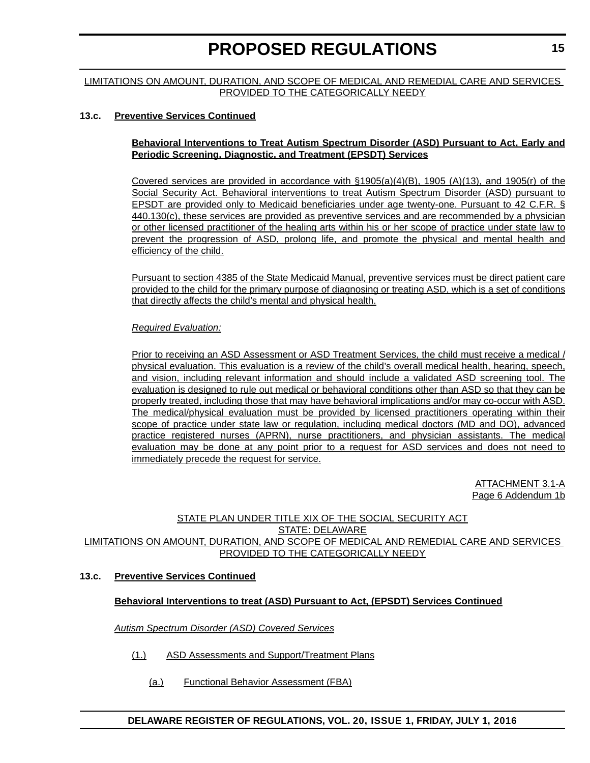LIMITATIONS ON AMOUNT, DURATION, AND SCOPE OF MEDICAL AND REMEDIAL CARE AND SERVICES PROVIDED TO THE CATEGORICALLY NEEDY

**13.c. Preventive Services Continued**

**Behavioral Interventions to Treat Autism Spectrum Disorder (ASD) Pursuant to Act, Early and Periodic Screening, Diagnostic, and Treatment (EPSDT) Services**

Covered services are provided in accordance with §1905(a)(4)(B), 1905 (A)(13), and 1905(r) of the Social Security Act. Behavioral interventions to treat Autism Spectrum Disorder (ASD) pursuant to EPSDT are provided only to Medicaid beneficiaries under age twenty-one. Pursuant to 42 C.F.R. § 440.130(c), these services are provided as preventive services and are recommended by a physician or other licensed practitioner of the healing arts within his or her scope of practice under state law to prevent the progression of ASD, prolong life, and promote the physical and mental health and efficiency of the child.

Pursuant to section 4385 of the State Medicaid Manual, preventive services must be direct patient care provided to the child for the primary purpose of diagnosing or treating ASD, which is a set of conditions that directly affects the child's mental and physical health.

*Required Evaluation:*

Prior to receiving an ASD Assessment or ASD Treatment Services, the child must receive a medical / physical evaluation. This evaluation is a review of the child's overall medical health, hearing, speech, and vision, including relevant information and should include a validated ASD screening tool. The evaluation is designed to rule out medical or behavioral conditions other than ASD so that they can be properly treated, including those that may have behavioral implications and/or may co-occur with ASD. The medical/physical evaluation must be provided by licensed practitioners operating within their scope of practice under state law or regulation, including medical doctors (MD and DO), advanced practice registered nurses (APRN), nurse practitioners, and physician assistants. The medical evaluation may be done at any point prior to a request for ASD services and does not need to immediately precede the request for service.

ATTACHMENT 3.1-A
Page 6 Addendum 1b

STATE PLAN UNDER TITLE XIX OF THE SOCIAL SECURITY ACT
STATE: DELAWARE
LIMITATIONS ON AMOUNT, DURATION, AND SCOPE OF MEDICAL AND REMEDIAL CARE AND SERVICES PROVIDED TO THE CATEGORICALLY NEEDY

**13.c. Preventive Services Continued**

**Behavioral Interventions to treat (ASD) Pursuant to Act, (EPSDT) Services Continued**

*Autism Spectrum Disorder (ASD) Covered Services*

(1.) ASD Assessments and Support/Treatment Plans

(a.) Functional Behavior Assessment (FBA)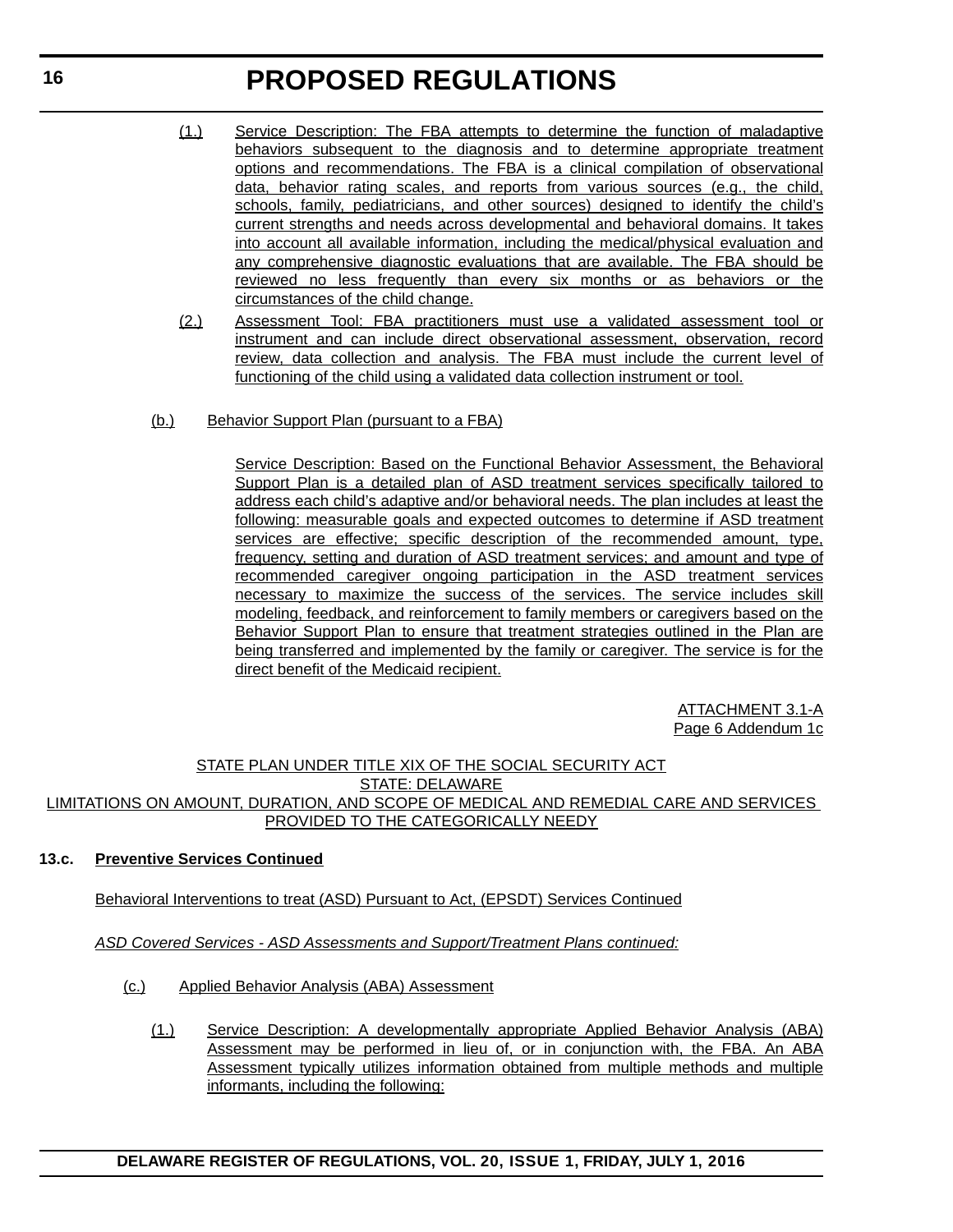(1.) Service Description: The FBA attempts to determine the function of maladaptive behaviors subsequent to the diagnosis and to determine appropriate treatment options and recommendations. The FBA is a clinical compilation of observational data, behavior rating scales, and reports from various sources (e.g., the child, schools, family, pediatricians, and other sources) designed to identify the child's current strengths and needs across developmental and behavioral domains. It takes into account all available information, including the medical/physical evaluation and any comprehensive diagnostic evaluations that are available. The FBA should be reviewed no less frequently than every six months or as behaviors or the circumstances of the child change.

(2.) Assessment Tool: FBA practitioners must use a validated assessment tool or instrument and can include direct observational assessment, observation, record review, data collection and analysis. The FBA must include the current level of functioning of the child using a validated data collection instrument or tool.

(b.) Behavior Support Plan (pursuant to a FBA)

Service Description: Based on the Functional Behavior Assessment, the Behavioral Support Plan is a detailed plan of ASD treatment services specifically tailored to address each child's adaptive and/or behavioral needs. The plan includes at least the following: measurable goals and expected outcomes to determine if ASD treatment services are effective; specific description of the recommended amount, type, frequency, setting and duration of ASD treatment services; and amount and type of recommended caregiver ongoing participation in the ASD treatment services necessary to maximize the success of the services. The service includes skill modeling, feedback, and reinforcement to family members or caregivers based on the Behavior Support Plan to ensure that treatment strategies outlined in the Plan are being transferred and implemented by the family or caregiver. The service is for the direct benefit of the Medicaid recipient.

ATTACHMENT 3.1-A
Page 6 Addendum 1c

STATE PLAN UNDER TITLE XIX OF THE SOCIAL SECURITY ACT
STATE: DELAWARE
LIMITATIONS ON AMOUNT, DURATION, AND SCOPE OF MEDICAL AND REMEDIAL CARE AND SERVICES PROVIDED TO THE CATEGORICALLY NEEDY

**13.c. Preventive Services Continued**

Behavioral Interventions to treat (ASD) Pursuant to Act, (EPSDT) Services Continued

*ASD Covered Services - ASD Assessments and Support/Treatment Plans continued:*

(c.) Applied Behavior Analysis (ABA) Assessment

(1.) Service Description: A developmentally appropriate Applied Behavior Analysis (ABA) Assessment may be performed in lieu of, or in conjunction with, the FBA. An ABA Assessment typically utilizes information obtained from multiple methods and multiple informants, including the following: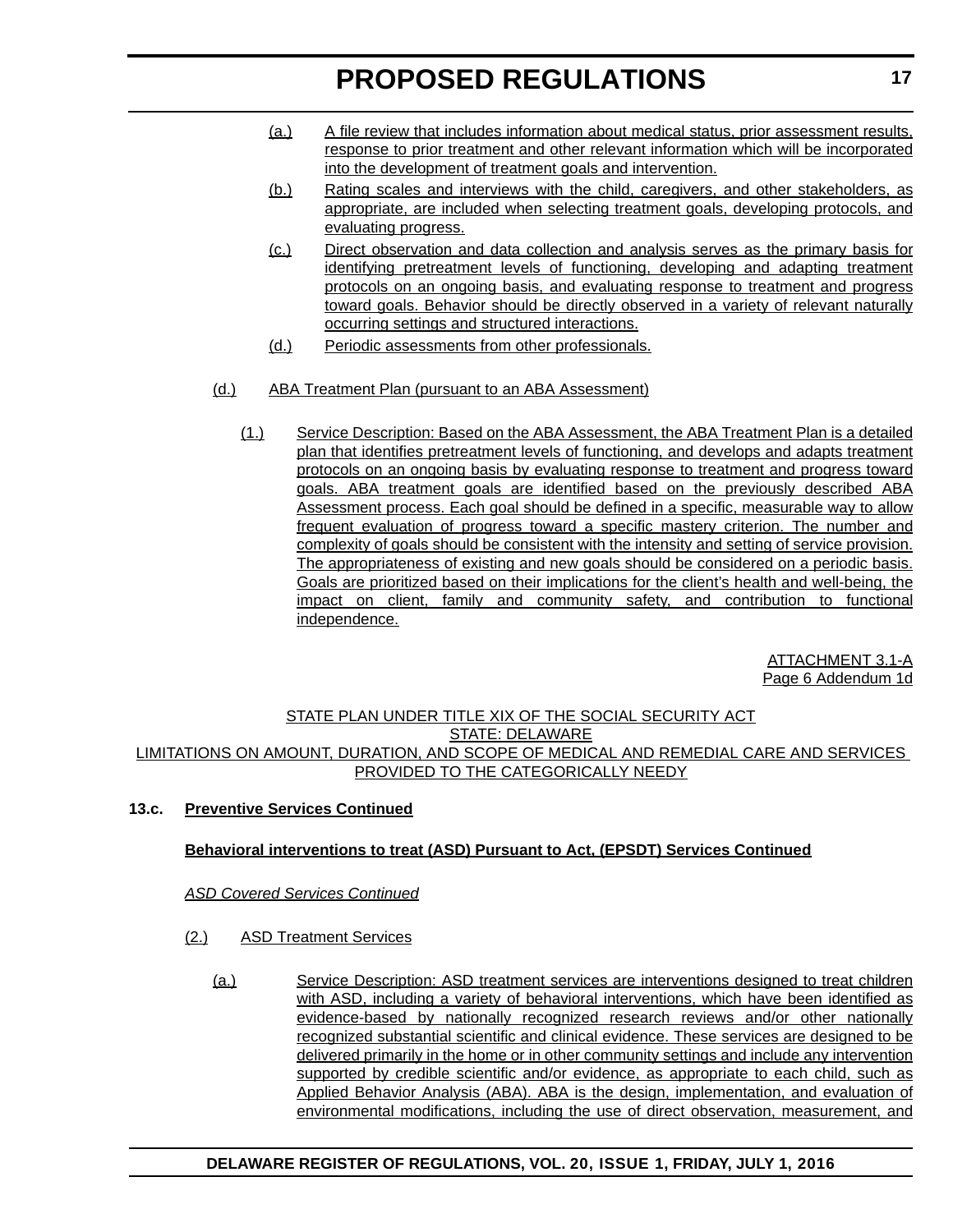(a.) A file review that includes information about medical status, prior assessment results, response to prior treatment and other relevant information which will be incorporated into the development of treatment goals and intervention.

(b.) Rating scales and interviews with the child, caregivers, and other stakeholders, as appropriate, are included when selecting treatment goals, developing protocols, and evaluating progress.

(c.) Direct observation and data collection and analysis serves as the primary basis for identifying pretreatment levels of functioning, developing and adapting treatment protocols on an ongoing basis, and evaluating response to treatment and progress toward goals. Behavior should be directly observed in a variety of relevant naturally occurring settings and structured interactions.

(d.) Periodic assessments from other professionals.

(d.) ABA Treatment Plan (pursuant to an ABA Assessment)

(1.) Service Description: Based on the ABA Assessment, the ABA Treatment Plan is a detailed plan that identifies pretreatment levels of functioning, and develops and adapts treatment protocols on an ongoing basis by evaluating response to treatment and progress toward goals. ABA treatment goals are identified based on the previously described ABA Assessment process. Each goal should be defined in a specific, measurable way to allow frequent evaluation of progress toward a specific mastery criterion. The number and complexity of goals should be consistent with the intensity and setting of service provision. The appropriateness of existing and new goals should be considered on a periodic basis. Goals are prioritized based on their implications for the client's health and well-being, the impact on client, family and community safety, and contribution to functional independence.

ATTACHMENT 3.1-A
Page 6 Addendum 1d

STATE PLAN UNDER TITLE XIX OF THE SOCIAL SECURITY ACT
STATE: DELAWARE
LIMITATIONS ON AMOUNT, DURATION, AND SCOPE OF MEDICAL AND REMEDIAL CARE AND SERVICES PROVIDED TO THE CATEGORICALLY NEEDY

**13.c. Preventive Services Continued**

**Behavioral interventions to treat (ASD) Pursuant to Act, (EPSDT) Services Continued**

*ASD Covered Services Continued*

(2.) ASD Treatment Services

(a.) Service Description: ASD treatment services are interventions designed to treat children with ASD, including a variety of behavioral interventions, which have been identified as evidence-based by nationally recognized research reviews and/or other nationally recognized substantial scientific and clinical evidence. These services are designed to be delivered primarily in the home or in other community settings and include any intervention supported by credible scientific and/or evidence, as appropriate to each child, such as Applied Behavior Analysis (ABA). ABA is the design, implementation, and evaluation of environmental modifications, including the use of direct observation, measurement, and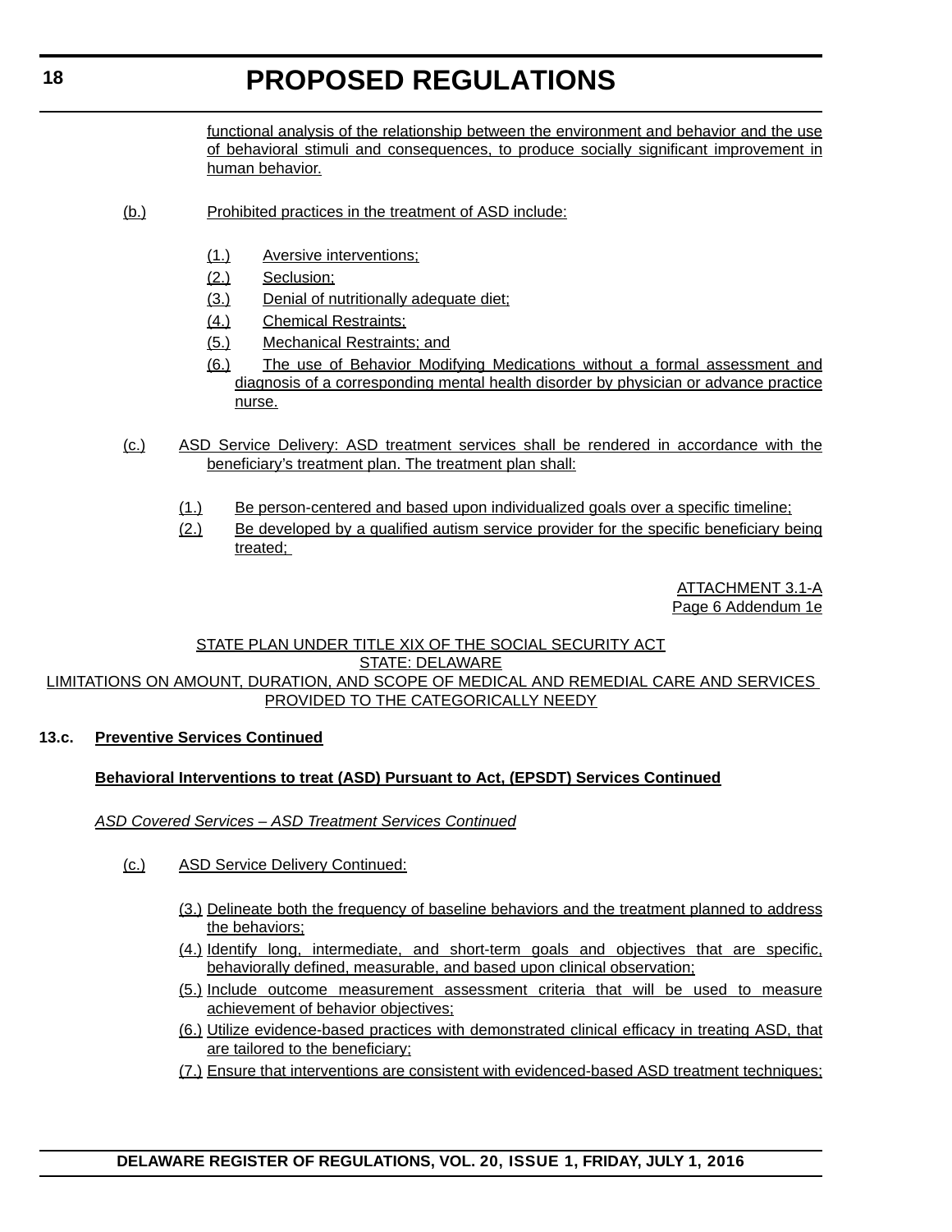functional analysis of the relationship between the environment and behavior and the use of behavioral stimuli and consequences, to produce socially significant improvement in human behavior.

(b.) Prohibited practices in the treatment of ASD include:

(1.) Aversive interventions;

(2.) Seclusion;

(3.) Denial of nutritionally adequate diet;

(4.) Chemical Restraints;

(5.) Mechanical Restraints; and

(6.) The use of Behavior Modifying Medications without a formal assessment and diagnosis of a corresponding mental health disorder by physician or advance practice nurse.

(c.) ASD Service Delivery: ASD treatment services shall be rendered in accordance with the beneficiary's treatment plan. The treatment plan shall:

(1.) Be person-centered and based upon individualized goals over a specific timeline;

(2.) Be developed by a qualified autism service provider for the specific beneficiary being treated;

ATTACHMENT 3.1-A
Page 6 Addendum 1e

STATE PLAN UNDER TITLE XIX OF THE SOCIAL SECURITY ACT
STATE: DELAWARE
LIMITATIONS ON AMOUNT, DURATION, AND SCOPE OF MEDICAL AND REMEDIAL CARE AND SERVICES PROVIDED TO THE CATEGORICALLY NEEDY

**13.c. Preventive Services Continued**

**Behavioral Interventions to treat (ASD) Pursuant to Act, (EPSDT) Services Continued**

*ASD Covered Services – ASD Treatment Services Continued*

(c.) ASD Service Delivery Continued:

(3.) Delineate both the frequency of baseline behaviors and the treatment planned to address the behaviors;

(4.) Identify long, intermediate, and short-term goals and objectives that are specific, behaviorally defined, measurable, and based upon clinical observation;

(5.) Include outcome measurement assessment criteria that will be used to measure achievement of behavior objectives;

(6.) Utilize evidence-based practices with demonstrated clinical efficacy in treating ASD, that are tailored to the beneficiary;

(7.) Ensure that interventions are consistent with evidenced-based ASD treatment techniques;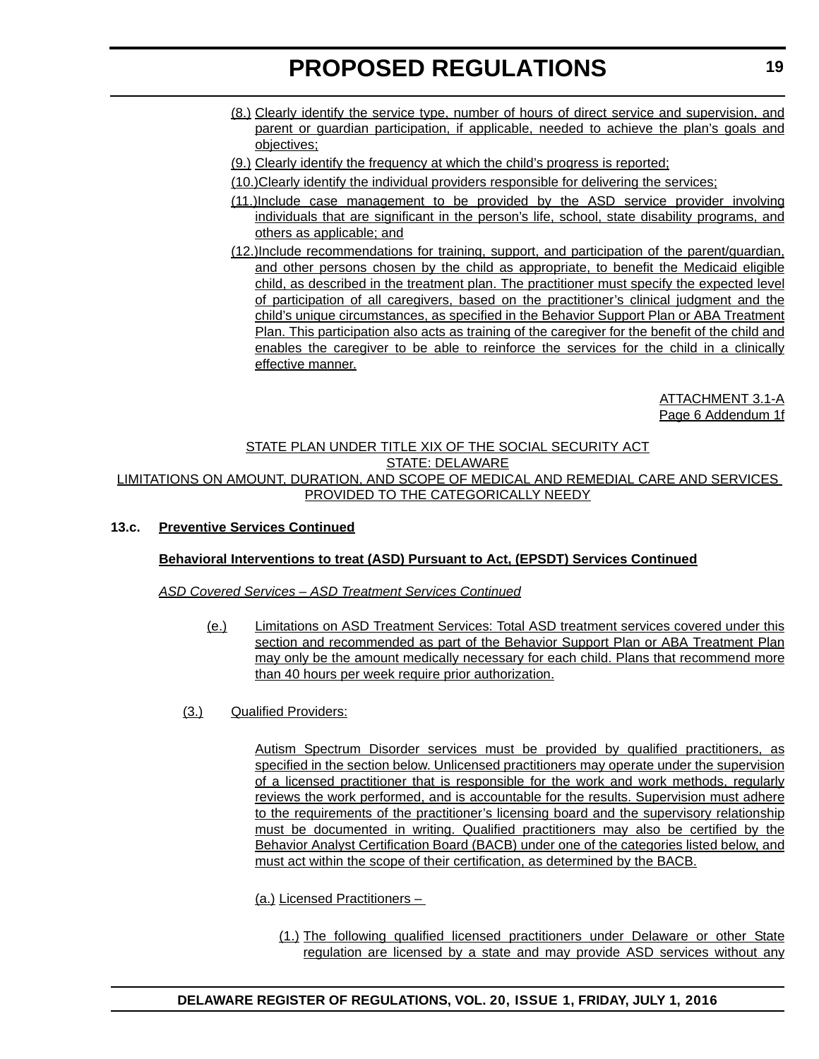(8.) Clearly identify the service type, number of hours of direct service and supervision, and parent or guardian participation, if applicable, needed to achieve the plan's goals and objectives;

(9.) Clearly identify the frequency at which the child's progress is reported;

(10.) Clearly identify the individual providers responsible for delivering the services;

(11.) Include case management to be provided by the ASD service provider involving individuals that are significant in the person's life, school, state disability programs, and others as applicable; and

(12.) Include recommendations for training, support, and participation of the parent/guardian, and other persons chosen by the child as appropriate, to benefit the Medicaid eligible child, as described in the treatment plan. The practitioner must specify the expected level of participation of all caregivers, based on the practitioner's clinical judgment and the child's unique circumstances, as specified in the Behavior Support Plan or ABA Treatment Plan. This participation also acts as training of the caregiver for the benefit of the child and enables the caregiver to be able to reinforce the services for the child in a clinically effective manner.

ATTACHMENT 3.1-A
Page 6 Addendum 1f

STATE PLAN UNDER TITLE XIX OF THE SOCIAL SECURITY ACT
STATE: DELAWARE
LIMITATIONS ON AMOUNT, DURATION, AND SCOPE OF MEDICAL AND REMEDIAL CARE AND SERVICES PROVIDED TO THE CATEGORICALLY NEEDY

**13.c. Preventive Services Continued**

**Behavioral Interventions to treat (ASD) Pursuant to Act, (EPSDT) Services Continued**

*ASD Covered Services – ASD Treatment Services Continued*

(e.) Limitations on ASD Treatment Services: Total ASD treatment services covered under this section and recommended as part of the Behavior Support Plan or ABA Treatment Plan may only be the amount medically necessary for each child. Plans that recommend more than 40 hours per week require prior authorization.

(3.) Qualified Providers:

Autism Spectrum Disorder services must be provided by qualified practitioners, as specified in the section below. Unlicensed practitioners may operate under the supervision of a licensed practitioner that is responsible for the work and work methods, regularly reviews the work performed, and is accountable for the results. Supervision must adhere to the requirements of the practitioner's licensing board and the supervisory relationship must be documented in writing. Qualified practitioners may also be certified by the Behavior Analyst Certification Board (BACB) under one of the categories listed below, and must act within the scope of their certification, as determined by the BACB.

(a.) Licensed Practitioners –

(1.) The following qualified licensed practitioners under Delaware or other State regulation are licensed by a state and may provide ASD services without any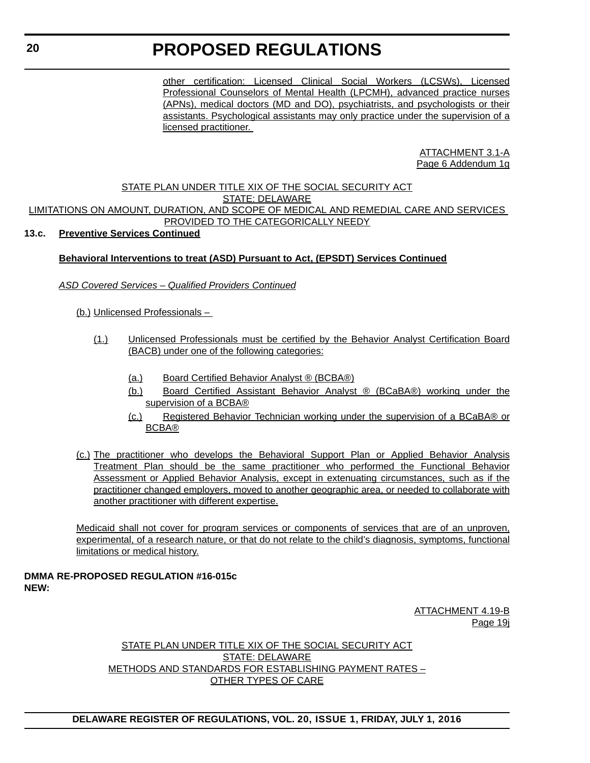other certification: Licensed Clinical Social Workers (LCSWs), Licensed Professional Counselors of Mental Health (LPCMH), advanced practice nurses (APNs), medical doctors (MD and DO), psychiatrists, and psychologists or their assistants. Psychological assistants may only practice under the supervision of a licensed practitioner.

ATTACHMENT 3.1-A
Page 6 Addendum 1g

STATE PLAN UNDER TITLE XIX OF THE SOCIAL SECURITY ACT
STATE: DELAWARE
LIMITATIONS ON AMOUNT, DURATION, AND SCOPE OF MEDICAL AND REMEDIAL CARE AND SERVICES PROVIDED TO THE CATEGORICALLY NEEDY

**13.c. Preventive Services Continued**

**Behavioral Interventions to treat (ASD) Pursuant to Act, (EPSDT) Services Continued**

*ASD Covered Services – Qualified Providers Continued*

(b.) Unlicensed Professionals –

(1.) Unlicensed Professionals must be certified by the Behavior Analyst Certification Board (BACB) under one of the following categories:

(a.) Board Certified Behavior Analyst ® (BCBA®)

(b.) Board Certified Assistant Behavior Analyst ® (BCaBA®) working under the supervision of a BCBA®

(c.) Registered Behavior Technician working under the supervision of a BCaBA® or BCBA®

(c.) The practitioner who develops the Behavioral Support Plan or Applied Behavior Analysis Treatment Plan should be the same practitioner who performed the Functional Behavior Assessment or Applied Behavior Analysis, except in extenuating circumstances, such as if the practitioner changed employers, moved to another geographic area, or needed to collaborate with another practitioner with different expertise.

Medicaid shall not cover for program services or components of services that are of an unproven, experimental, of a research nature, or that do not relate to the child's diagnosis, symptoms, functional limitations or medical history.

**DMMA RE-PROPOSED REGULATION #16-015c**
**NEW:**

ATTACHMENT 4.19-B
Page 19j

STATE PLAN UNDER TITLE XIX OF THE SOCIAL SECURITY ACT
STATE: DELAWARE
METHODS AND STANDARDS FOR ESTABLISHING PAYMENT RATES –
OTHER TYPES OF CARE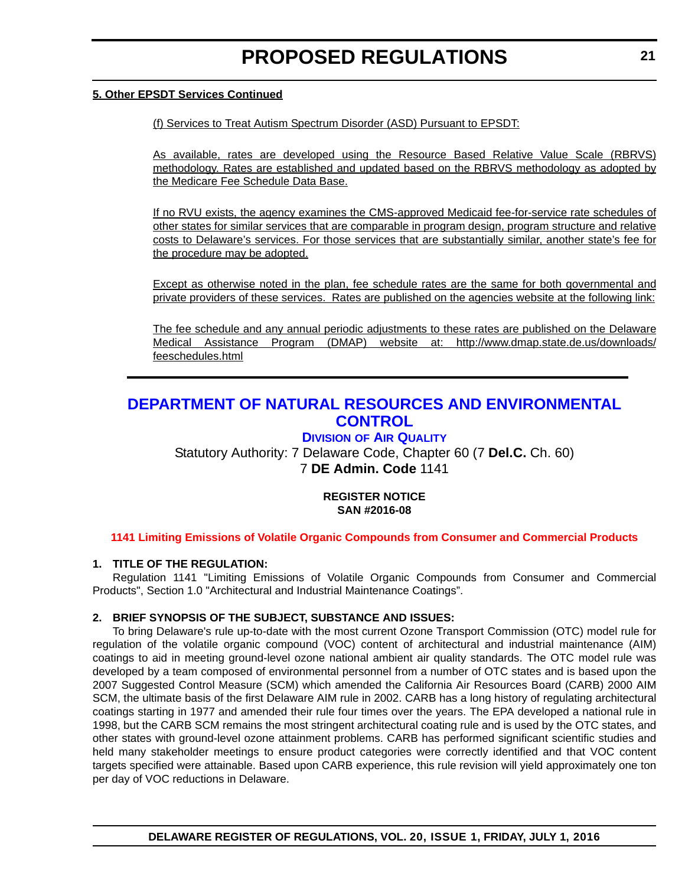**5. Other EPSDT Services Continued**

(f) Services to Treat Autism Spectrum Disorder (ASD) Pursuant to EPSDT:

As available, rates are developed using the Resource Based Relative Value Scale (RBRVS) methodology. Rates are established and updated based on the RBRVS methodology as adopted by the Medicare Fee Schedule Data Base.

If no RVU exists, the agency examines the CMS-approved Medicaid fee-for-service rate schedules of other states for similar services that are comparable in program design, program structure and relative costs to Delaware's services. For those services that are substantially similar, another state's fee for the procedure may be adopted.

Except as otherwise noted in the plan, fee schedule rates are the same for both governmental and private providers of these services. Rates are published on the agencies website at the following link:

The fee schedule and any annual periodic adjustments to these rates are published on the Delaware Medical Assistance Program (DMAP) website at: http://www.dmap.state.de.us/downloads/feeschedules.html

---

# DEPARTMENT OF NATURAL RESOURCES AND ENVIRONMENTAL CONTROL

## Division of Air Quality

Statutory Authority: 7 Delaware Code, Chapter 60 (7 **Del.C.** Ch. 60)
7 **DE Admin. Code** 1141

**REGISTER NOTICE**
**SAN #2016-08**

### 1141 Limiting Emissions of Volatile Organic Compounds from Consumer and Commercial Products

**1. TITLE OF THE REGULATION:**

Regulation 1141 "Limiting Emissions of Volatile Organic Compounds from Consumer and Commercial Products", Section 1.0 "Architectural and Industrial Maintenance Coatings".

**2. BRIEF SYNOPSIS OF THE SUBJECT, SUBSTANCE AND ISSUES:**

To bring Delaware's rule up-to-date with the most current Ozone Transport Commission (OTC) model rule for regulation of the volatile organic compound (VOC) content of architectural and industrial maintenance (AIM) coatings to aid in meeting ground-level ozone national ambient air quality standards. The OTC model rule was developed by a team composed of environmental personnel from a number of OTC states and is based upon the 2007 Suggested Control Measure (SCM) which amended the California Air Resources Board (CARB) 2000 AIM SCM, the ultimate basis of the first Delaware AIM rule in 2002. CARB has a long history of regulating architectural coatings starting in 1977 and amended their rule four times over the years. The EPA developed a national rule in 1998, but the CARB SCM remains the most stringent architectural coating rule and is used by the OTC states, and other states with ground-level ozone attainment problems. CARB has performed significant scientific studies and held many stakeholder meetings to ensure product categories were correctly identified and that VOC content targets specified were attainable. Based upon CARB experience, this rule revision will yield approximately one ton per day of VOC reductions in Delaware.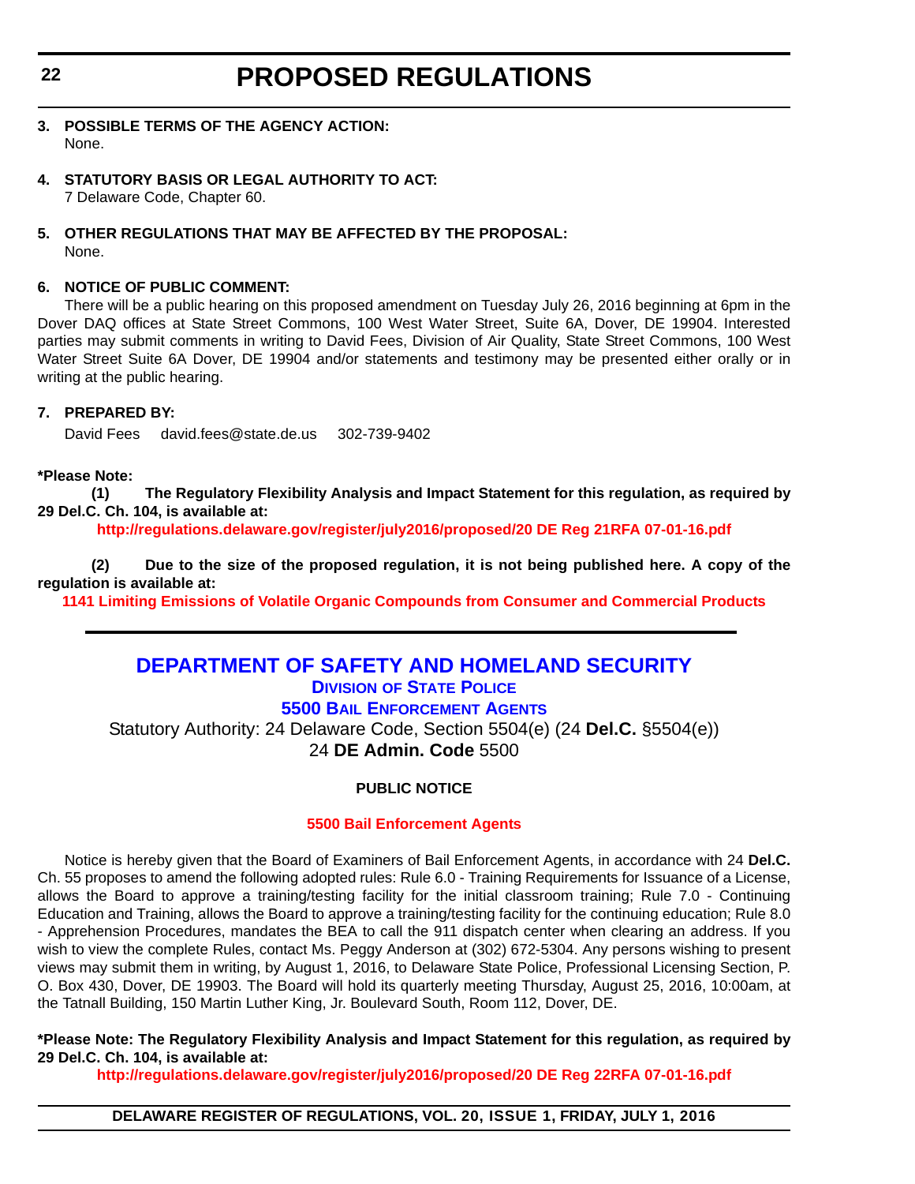**3. POSSIBLE TERMS OF THE AGENCY ACTION:**
None.

**4. STATUTORY BASIS OR LEGAL AUTHORITY TO ACT:**
7 Delaware Code, Chapter 60.

**5. OTHER REGULATIONS THAT MAY BE AFFECTED BY THE PROPOSAL:**
None.

**6. NOTICE OF PUBLIC COMMENT:**

There will be a public hearing on this proposed amendment on Tuesday July 26, 2016 beginning at 6pm in the Dover DAQ offices at State Street Commons, 100 West Water Street, Suite 6A, Dover, DE 19904. Interested parties may submit comments in writing to David Fees, Division of Air Quality, State Street Commons, 100 West Water Street Suite 6A Dover, DE 19904 and/or statements and testimony may be presented either orally or in writing at the public hearing.

**7. PREPARED BY:**

David Fees david.fees@state.de.us 302-739-9402

**\*Please Note:**

**(1) The Regulatory Flexibility Analysis and Impact Statement for this regulation, as required by 29 Del.C. Ch. 104, is available at:**

**http://regulations.delaware.gov/register/july2016/proposed/20 DE Reg 21RFA 07-01-16.pdf**

**(2) Due to the size of the proposed regulation, it is not being published here. A copy of the regulation is available at:**

**1141 Limiting Emissions of Volatile Organic Compounds from Consumer and Commercial Products**

---

# DEPARTMENT OF SAFETY AND HOMELAND SECURITY

## Division of State Police

## 5500 Bail Enforcement Agents

Statutory Authority: 24 Delaware Code, Section 5504(e) (24 **Del.C.** §5504(e))
24 **DE Admin. Code** 5500

**PUBLIC NOTICE**

**5500 Bail Enforcement Agents**

Notice is hereby given that the Board of Examiners of Bail Enforcement Agents, in accordance with 24 **Del.C.** Ch. 55 proposes to amend the following adopted rules: Rule 6.0 - Training Requirements for Issuance of a License, allows the Board to approve a training/testing facility for the initial classroom training; Rule 7.0 - Continuing Education and Training, allows the Board to approve a training/testing facility for the continuing education; Rule 8.0 - Apprehension Procedures, mandates the BEA to call the 911 dispatch center when clearing an address. If you wish to view the complete Rules, contact Ms. Peggy Anderson at (302) 672-5304. Any persons wishing to present views may submit them in writing, by August 1, 2016, to Delaware State Police, Professional Licensing Section, P. O. Box 430, Dover, DE 19903. The Board will hold its quarterly meeting Thursday, August 25, 2016, 10:00am, at the Tatnall Building, 150 Martin Luther King, Jr. Boulevard South, Room 112, Dover, DE.

**\*Please Note: The Regulatory Flexibility Analysis and Impact Statement for this regulation, as required by 29 Del.C. Ch. 104, is available at:**

**http://regulations.delaware.gov/register/july2016/proposed/20 DE Reg 22RFA 07-01-16.pdf**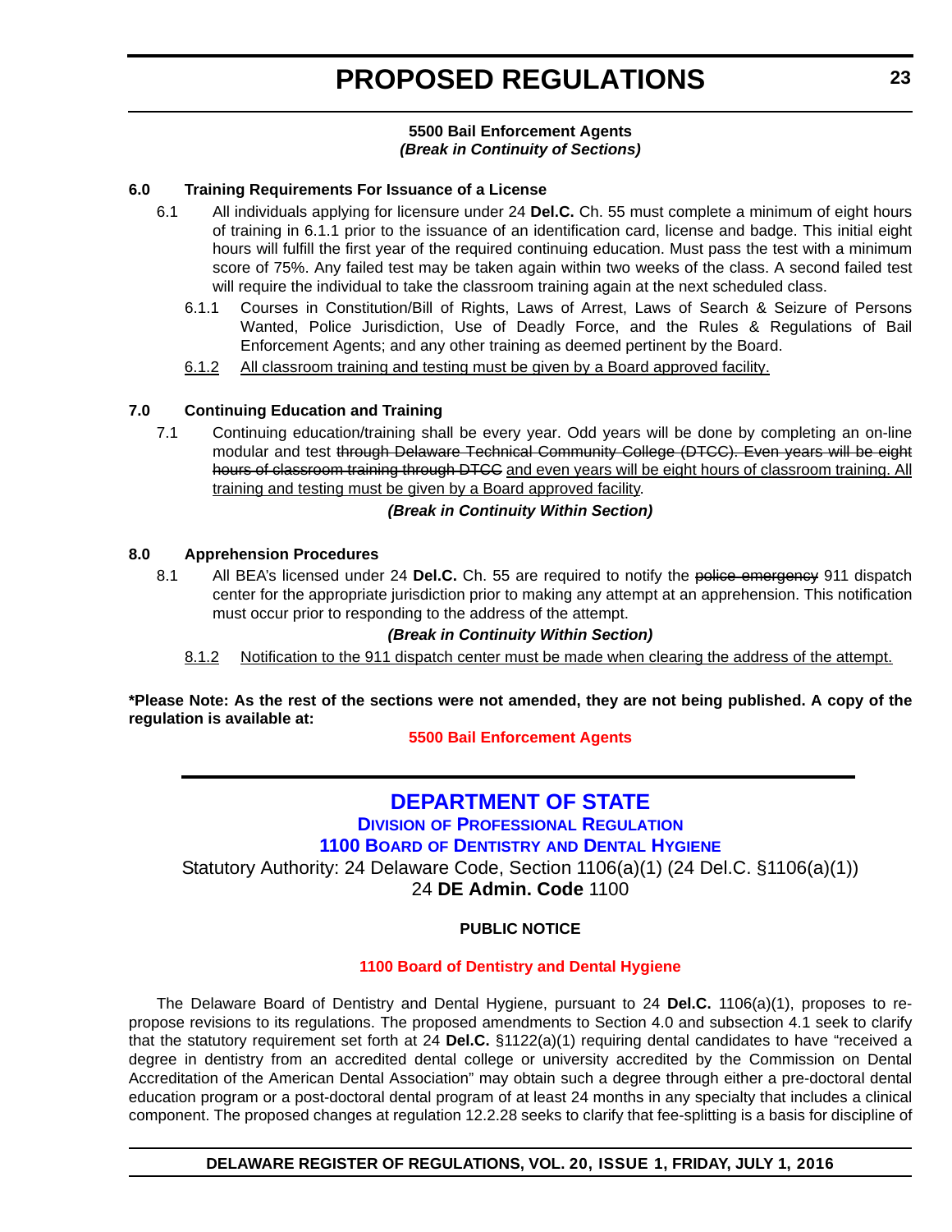**5500 Bail Enforcement Agents**

***(Break in Continuity of Sections)***

**6.0 Training Requirements For Issuance of a License**

6.1 All individuals applying for licensure under 24 **Del.C.** Ch. 55 must complete a minimum of eight hours of training in 6.1.1 prior to the issuance of an identification card, license and badge. This initial eight hours will fulfill the first year of the required continuing education. Must pass the test with a minimum score of 75%. Any failed test may be taken again within two weeks of the class. A second failed test will require the individual to take the classroom training again at the next scheduled class.

6.1.1 Courses in Constitution/Bill of Rights, Laws of Arrest, Laws of Search & Seizure of Persons Wanted, Police Jurisdiction, Use of Deadly Force, and the Rules & Regulations of Bail Enforcement Agents; and any other training as deemed pertinent by the Board.

<u>6.1.2 All classroom training and testing must be given by a Board approved facility.</u>

**7.0 Continuing Education and Training**

7.1 Continuing education/training shall be every year. Odd years will be done by completing an on-line modular and test ~~through Delaware Technical Community College (DTCC). Even years will be eight hours of classroom training through DTCC~~ <u>and even years will be eight hours of classroom training. All training and testing must be given by a Board approved facility</u>.

***(Break in Continuity Within Section)***

**8.0 Apprehension Procedures**

8.1 All BEA's licensed under 24 **Del.C.** Ch. 55 are required to notify the ~~police emergency~~ 911 dispatch center for the appropriate jurisdiction prior to making any attempt at an apprehension. This notification must occur prior to responding to the address of the attempt.

***(Break in Continuity Within Section)***

<u>8.1.2 Notification to the 911 dispatch center must be made when clearing the address of the attempt.</u>

**\*Please Note: As the rest of the sections were not amended, they are not being published. A copy of the regulation is available at:**

**5500 Bail Enforcement Agents**

---

## DEPARTMENT OF STATE

### DIVISION OF PROFESSIONAL REGULATION

### 1100 BOARD OF DENTISTRY AND DENTAL HYGIENE

Statutory Authority: 24 Delaware Code, Section 1106(a)(1) (24 Del.C. §1106(a)(1))
24 **DE Admin. Code** 1100

**PUBLIC NOTICE**

**1100 Board of Dentistry and Dental Hygiene**

The Delaware Board of Dentistry and Dental Hygiene, pursuant to 24 **Del.C.** 1106(a)(1), proposes to re-propose revisions to its regulations. The proposed amendments to Section 4.0 and subsection 4.1 seek to clarify that the statutory requirement set forth at 24 **Del.C.** §1122(a)(1) requiring dental candidates to have "received a degree in dentistry from an accredited dental college or university accredited by the Commission on Dental Accreditation of the American Dental Association" may obtain such a degree through either a pre-doctoral dental education program or a post-doctoral dental program of at least 24 months in any specialty that includes a clinical component. The proposed changes at regulation 12.2.28 seeks to clarify that fee-splitting is a basis for discipline of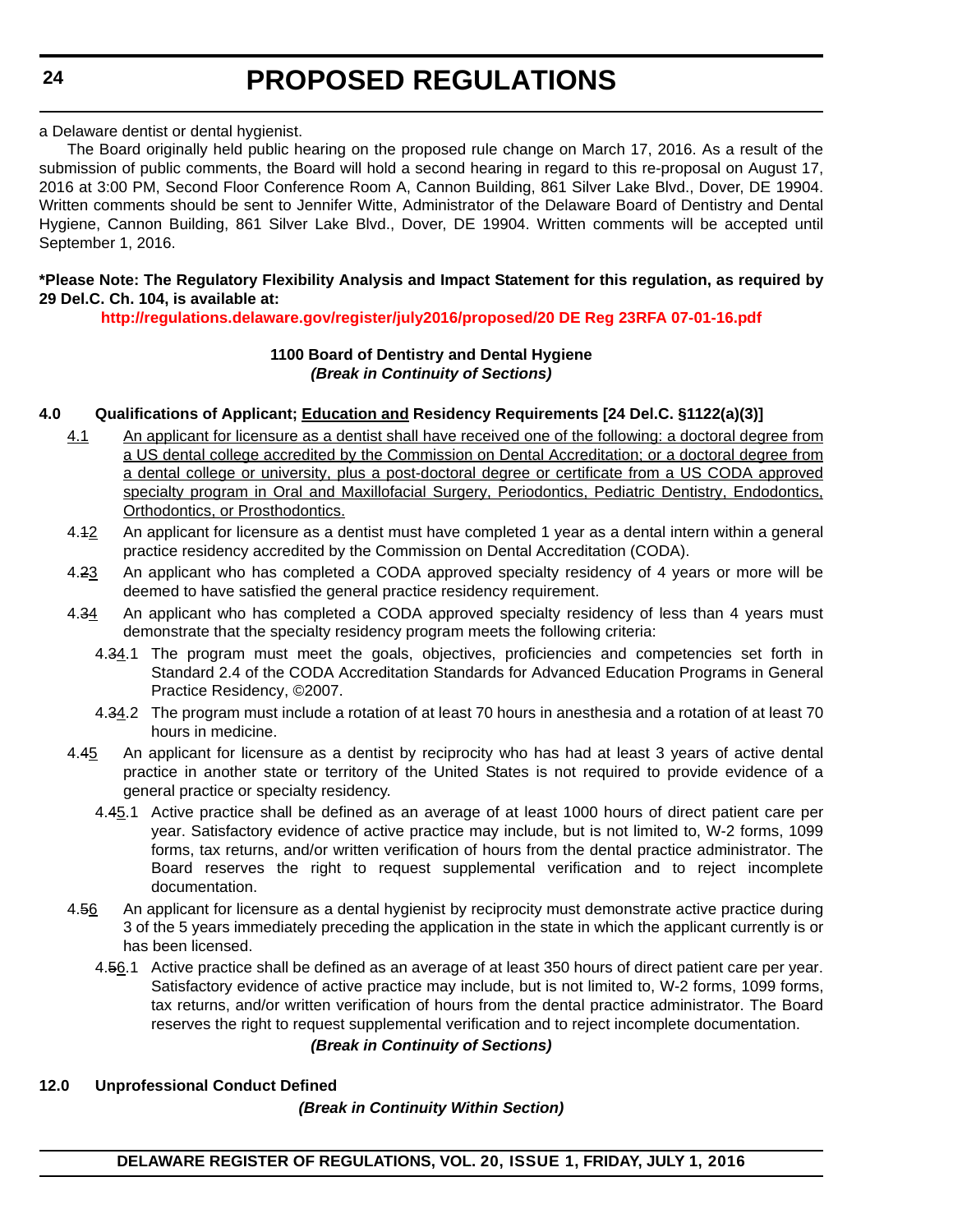a Delaware dentist or dental hygienist.

The Board originally held public hearing on the proposed rule change on March 17, 2016. As a result of the submission of public comments, the Board will hold a second hearing in regard to this re-proposal on August 17, 2016 at 3:00 PM, Second Floor Conference Room A, Cannon Building, 861 Silver Lake Blvd., Dover, DE 19904. Written comments should be sent to Jennifer Witte, Administrator of the Delaware Board of Dentistry and Dental Hygiene, Cannon Building, 861 Silver Lake Blvd., Dover, DE 19904. Written comments will be accepted until September 1, 2016.

**\*Please Note: The Regulatory Flexibility Analysis and Impact Statement for this regulation, as required by 29 Del.C. Ch. 104, is available at:**

**http://regulations.delaware.gov/register/july2016/proposed/20 DE Reg 23RFA 07-01-16.pdf**

**1100 Board of Dentistry and Dental Hygiene**
***(Break in Continuity of Sections)***

**4.0 Qualifications of Applicant; <u>Education and</u> Residency Requirements [24 Del.C. §1122(a)(3)]**

<u>4.1</u> <u>An applicant for licensure as a dentist shall have received one of the following: a doctoral degree from a US dental college accredited by the Commission on Dental Accreditation; or a doctoral degree from a dental college or university, plus a post-doctoral degree or certificate from a US CODA approved specialty program in Oral and Maxillofacial Surgery, Periodontics, Pediatric Dentistry, Endodontics, Orthodontics, or Prosthodontics.</u>

4.~~1~~<u>2</u> An applicant for licensure as a dentist must have completed 1 year as a dental intern within a general practice residency accredited by the Commission on Dental Accreditation (CODA).

4.~~2~~<u>3</u> An applicant who has completed a CODA approved specialty residency of 4 years or more will be deemed to have satisfied the general practice residency requirement.

4.~~3~~<u>4</u> An applicant who has completed a CODA approved specialty residency of less than 4 years must demonstrate that the specialty residency program meets the following criteria:

4.~~3~~<u>4</u>.1 The program must meet the goals, objectives, proficiencies and competencies set forth in Standard 2.4 of the CODA Accreditation Standards for Advanced Education Programs in General Practice Residency, ©2007.

4.~~3~~<u>4</u>.2 The program must include a rotation of at least 70 hours in anesthesia and a rotation of at least 70 hours in medicine.

4.~~4~~<u>5</u> An applicant for licensure as a dentist by reciprocity who has had at least 3 years of active dental practice in another state or territory of the United States is not required to provide evidence of a general practice or specialty residency.

4.~~4~~<u>5</u>.1 Active practice shall be defined as an average of at least 1000 hours of direct patient care per year. Satisfactory evidence of active practice may include, but is not limited to, W-2 forms, 1099 forms, tax returns, and/or written verification of hours from the dental practice administrator. The Board reserves the right to request supplemental verification and to reject incomplete documentation.

4.~~5~~<u>6</u> An applicant for licensure as a dental hygienist by reciprocity must demonstrate active practice during 3 of the 5 years immediately preceding the application in the state in which the applicant currently is or has been licensed.

4.~~5~~<u>6</u>.1 Active practice shall be defined as an average of at least 350 hours of direct patient care per year. Satisfactory evidence of active practice may include, but is not limited to, W-2 forms, 1099 forms, tax returns, and/or written verification of hours from the dental practice administrator. The Board reserves the right to request supplemental verification and to reject incomplete documentation.

***(Break in Continuity of Sections)***

**12.0 Unprofessional Conduct Defined**

***(Break in Continuity Within Section)***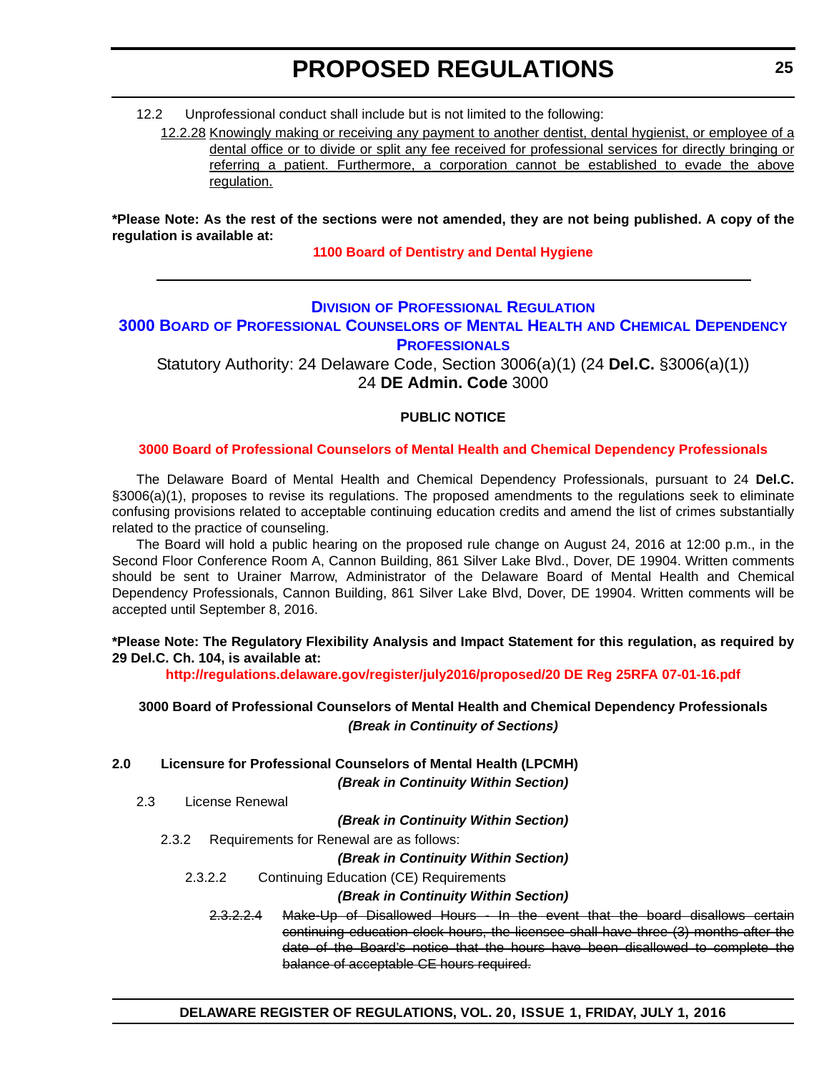12.2 Unprofessional conduct shall include but is not limited to the following:

<u>12.2.28 Knowingly making or receiving any payment to another dentist, dental hygienist, or employee of a dental office or to divide or split any fee received for professional services for directly bringing or referring a patient. Furthermore, a corporation cannot be established to evade the above regulation.</u>

**\*Please Note: As the rest of the sections were not amended, they are not being published. A copy of the regulation is available at:**

**1100 Board of Dentistry and Dental Hygiene**

---

## DIVISION OF PROFESSIONAL REGULATION

## 3000 BOARD OF PROFESSIONAL COUNSELORS OF MENTAL HEALTH AND CHEMICAL DEPENDENCY PROFESSIONALS

Statutory Authority: 24 Delaware Code, Section 3006(a)(1) (24 **Del.C.** §3006(a)(1))
24 **DE Admin. Code** 3000

### PUBLIC NOTICE

**3000 Board of Professional Counselors of Mental Health and Chemical Dependency Professionals**

The Delaware Board of Mental Health and Chemical Dependency Professionals, pursuant to 24 **Del.C.** §3006(a)(1), proposes to revise its regulations. The proposed amendments to the regulations seek to eliminate confusing provisions related to acceptable continuing education credits and amend the list of crimes substantially related to the practice of counseling.

The Board will hold a public hearing on the proposed rule change on August 24, 2016 at 12:00 p.m., in the Second Floor Conference Room A, Cannon Building, 861 Silver Lake Blvd., Dover, DE 19904. Written comments should be sent to Urainer Marrow, Administrator of the Delaware Board of Mental Health and Chemical Dependency Professionals, Cannon Building, 861 Silver Lake Blvd, Dover, DE 19904. Written comments will be accepted until September 8, 2016.

**\*Please Note: The Regulatory Flexibility Analysis and Impact Statement for this regulation, as required by 29 Del.C. Ch. 104, is available at:**

**http://regulations.delaware.gov/register/july2016/proposed/20 DE Reg 25RFA 07-01-16.pdf**

**3000 Board of Professional Counselors of Mental Health and Chemical Dependency Professionals**
***(Break in Continuity of Sections)***

**2.0 Licensure for Professional Counselors of Mental Health (LPCMH)**

***(Break in Continuity Within Section)***

2.3 License Renewal

***(Break in Continuity Within Section)***

2.3.2 Requirements for Renewal are as follows:

***(Break in Continuity Within Section)***

2.3.2.2 Continuing Education (CE) Requirements

***(Break in Continuity Within Section)***

~~2.3.2.2.4 Make-Up of Disallowed Hours - In the event that the board disallows certain continuing education clock hours, the licensee shall have three (3) months after the date of the Board's notice that the hours have been disallowed to complete the balance of acceptable CE hours required.~~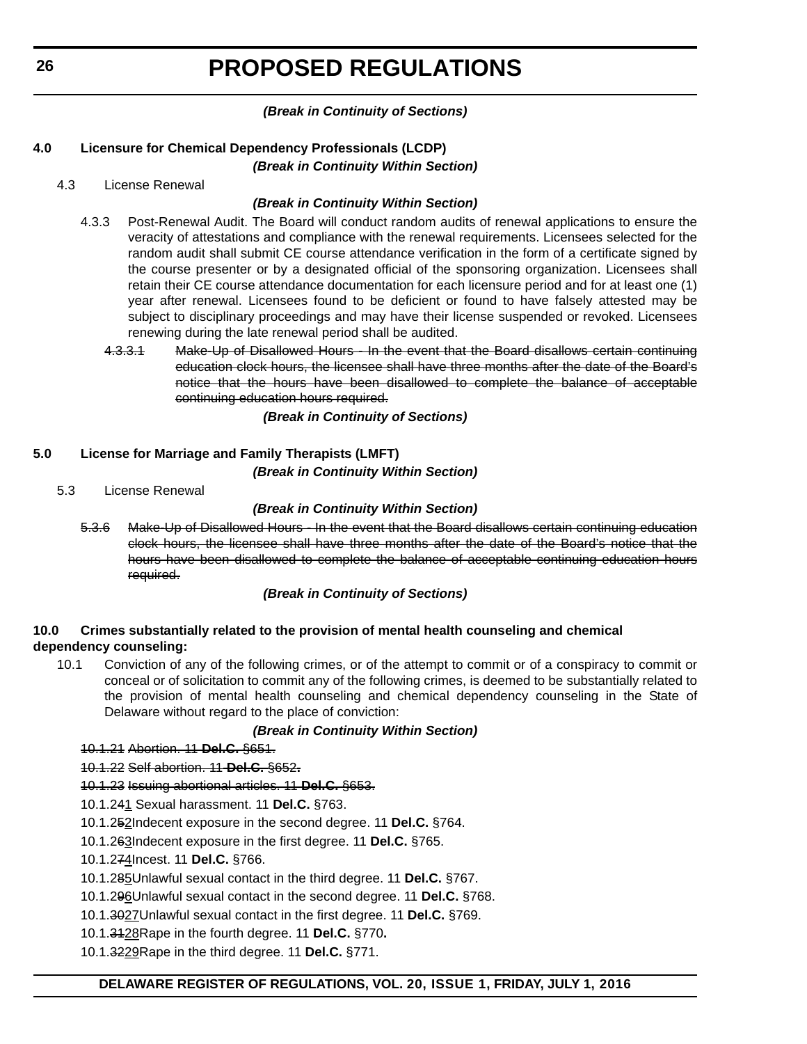*(Break in Continuity of Sections)*

**4.0 Licensure for Chemical Dependency Professionals (LCDP)**

*(Break in Continuity Within Section)*

4.3 License Renewal

*(Break in Continuity Within Section)*

4.3.3 Post-Renewal Audit. The Board will conduct random audits of renewal applications to ensure the veracity of attestations and compliance with the renewal requirements. Licensees selected for the random audit shall submit CE course attendance verification in the form of a certificate signed by the course presenter or by a designated official of the sponsoring organization. Licensees shall retain their CE course attendance documentation for each licensure period and for at least one (1) year after renewal. Licensees found to be deficient or found to have falsely attested may be subject to disciplinary proceedings and may have their license suspended or revoked. Licensees renewing during the late renewal period shall be audited.

~~4.3.3.1 Make-Up of Disallowed Hours - In the event that the Board disallows certain continuing education clock hours, the licensee shall have three months after the date of the Board's notice that the hours have been disallowed to complete the balance of acceptable continuing education hours required.~~

*(Break in Continuity of Sections)*

**5.0 License for Marriage and Family Therapists (LMFT)**

*(Break in Continuity Within Section)*

5.3 License Renewal

*(Break in Continuity Within Section)*

~~5.3.6 Make-Up of Disallowed Hours - In the event that the Board disallows certain continuing education clock hours, the licensee shall have three months after the date of the Board's notice that the hours have been disallowed to complete the balance of acceptable continuing education hours required.~~

*(Break in Continuity of Sections)*

**10.0 Crimes substantially related to the provision of mental health counseling and chemical dependency counseling:**

10.1 Conviction of any of the following crimes, or of the attempt to commit or of a conspiracy to commit or conceal or of solicitation to commit any of the following crimes, is deemed to be substantially related to the provision of mental health counseling and chemical dependency counseling in the State of Delaware without regard to the place of conviction:

*(Break in Continuity Within Section)*

~~10.1.21 Abortion. 11 **Del.C.** §651.~~

~~10.1.22 Self abortion. 11 **Del.C.** §652.~~

~~10.1.23 Issuing abortional articles. 11 **Del.C.** §653.~~

10.1.2~~4~~1 Sexual harassment. 11 **Del.C.** §763.

10.1.2~~5~~2Indecent exposure in the second degree. 11 **Del.C.** §764.

10.1.2~~6~~3Indecent exposure in the first degree. 11 **Del.C.** §765.

10.1.2~~7~~4Incest. 11 **Del.C.** §766.

10.1.2~~8~~5Unlawful sexual contact in the third degree. 11 **Del.C.** §767.

10.1.2~~9~~6Unlawful sexual contact in the second degree. 11 **Del.C.** §768.

10.1.~~30~~27Unlawful sexual contact in the first degree. 11 **Del.C.** §769.

10.1.~~31~~28Rape in the fourth degree. 11 **Del.C.** §770**.**

10.1.~~32~~29Rape in the third degree. 11 **Del.C.** §771.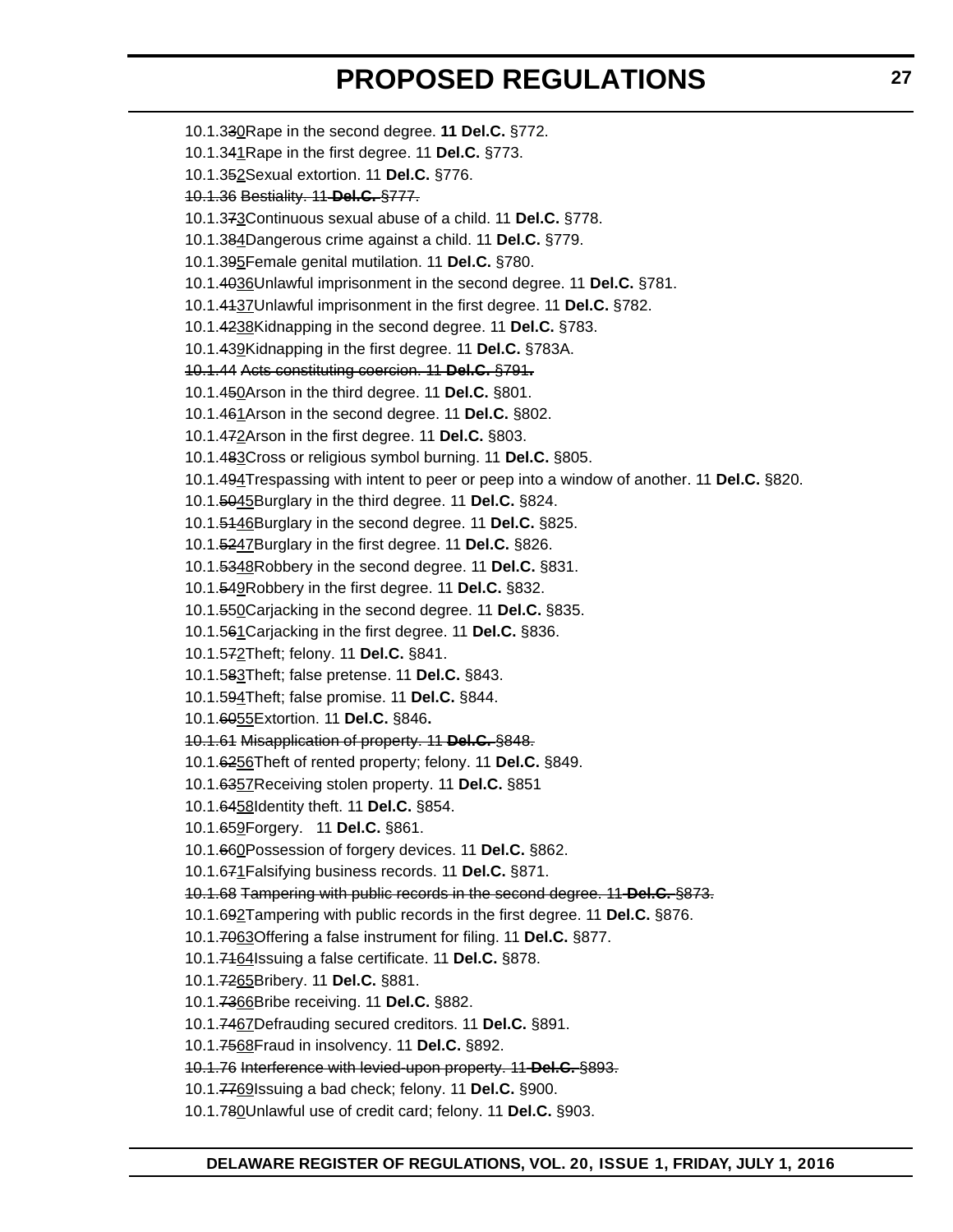10.1.3~~3~~<u>0</u>Rape in the second degree. **11 Del.C.** §772.

10.1.3~~4~~<u>1</u>Rape in the first degree. 11 **Del.C.** §773.

10.1.3~~5~~<u>2</u>Sexual extortion. 11 **Del.C.** §776.

~~10.1.36 Bestiality. 11 **Del.C.** §777.~~

10.1.3~~7~~<u>3</u>Continuous sexual abuse of a child. 11 **Del.C.** §778.

10.1.3~~8~~<u>4</u>Dangerous crime against a child. 11 **Del.C.** §779.

10.1.3~~9~~<u>5</u>Female genital mutilation. 11 **Del.C.** §780.

10.1.~~40~~<u>36</u>Unlawful imprisonment in the second degree. 11 **Del.C.** §781.

10.1.~~41~~<u>37</u>Unlawful imprisonment in the first degree. 11 **Del.C.** §782.

10.1.~~42~~<u>38</u>Kidnapping in the second degree. 11 **Del.C.** §783.

10.1.4~~3~~<u>9</u>Kidnapping in the first degree. 11 **Del.C.** §783A.

~~10.1.44 Acts constituting coercion. 11 **Del.C.** §791.~~

10.1.4~~5~~<u>0</u>Arson in the third degree. 11 **Del.C.** §801.

10.1.4~~6~~<u>1</u>Arson in the second degree. 11 **Del.C.** §802.

10.1.4~~7~~<u>2</u>Arson in the first degree. 11 **Del.C.** §803.

10.1.4~~8~~<u>3</u>Cross or religious symbol burning. 11 **Del.C.** §805.

10.1.4~~9~~<u>4</u>Trespassing with intent to peer or peep into a window of another. 11 **Del.C.** §820.

10.1.~~50~~<u>45</u>Burglary in the third degree. 11 **Del.C.** §824.

10.1.~~51~~<u>46</u>Burglary in the second degree. 11 **Del.C.** §825.

10.1.~~52~~<u>47</u>Burglary in the first degree. 11 **Del.C.** §826.

10.1.~~53~~<u>48</u>Robbery in the second degree. 11 **Del.C.** §831.

10.1.~~5~~4<u>9</u>Robbery in the first degree. 11 **Del.C.** §832.

10.1.5~~5~~<u>0</u>Carjacking in the second degree. 11 **Del.C.** §835.

10.1.5~~6~~<u>1</u>Carjacking in the first degree. 11 **Del.C.** §836.

10.1.5~~7~~<u>2</u>Theft; felony. 11 **Del.C.** §841.

10.1.5~~8~~<u>3</u>Theft; false pretense. 11 **Del.C.** §843.

10.1.5~~9~~<u>4</u>Theft; false promise. 11 **Del.C.** §844.

10.1.~~60~~<u>55</u>Extortion. 11 **Del.C.** §846**.**

~~10.1.61 Misapplication of property. 11 **Del.C.** §848.~~

10.1.~~62~~<u>56</u>Theft of rented property; felony. 11 **Del.C.** §849.

10.1.~~63~~<u>57</u>Receiving stolen property. 11 **Del.C.** §851

10.1.~~64~~<u>58</u>Identity theft. 11 **Del.C.** §854.

10.1.~~6~~5<u>9</u>Forgery.   11 **Del.C.** §861.

10.1.6~~6~~<u>0</u>Possession of forgery devices. 11 **Del.C.** §862.

10.1.6~~7~~<u>1</u>Falsifying business records. 11 **Del.C.** §871.

~~10.1.68 Tampering with public records in the second degree. 11 **Del.C.** §873.~~

10.1.6~~9~~<u>2</u>Tampering with public records in the first degree. 11 **Del.C.** §876.

10.1.~~70~~<u>63</u>Offering a false instrument for filing. 11 **Del.C.** §877.

10.1.~~71~~<u>64</u>Issuing a false certificate. 11 **Del.C.** §878.

10.1.~~72~~<u>65</u>Bribery. 11 **Del.C.** §881.

10.1.~~73~~<u>66</u>Bribe receiving. 11 **Del.C.** §882.

10.1.~~74~~<u>67</u>Defrauding secured creditors. 11 **Del.C.** §891.

10.1.~~75~~<u>68</u>Fraud in insolvency. 11 **Del.C.** §892.

~~10.1.76 Interference with levied-upon property. 11 **Del.C.** §893.~~

10.1.~~77~~<u>69</u>Issuing a bad check; felony. 11 **Del.C.** §900.

10.1.7~~8~~<u>0</u>Unlawful use of credit card; felony. 11 **Del.C.** §903.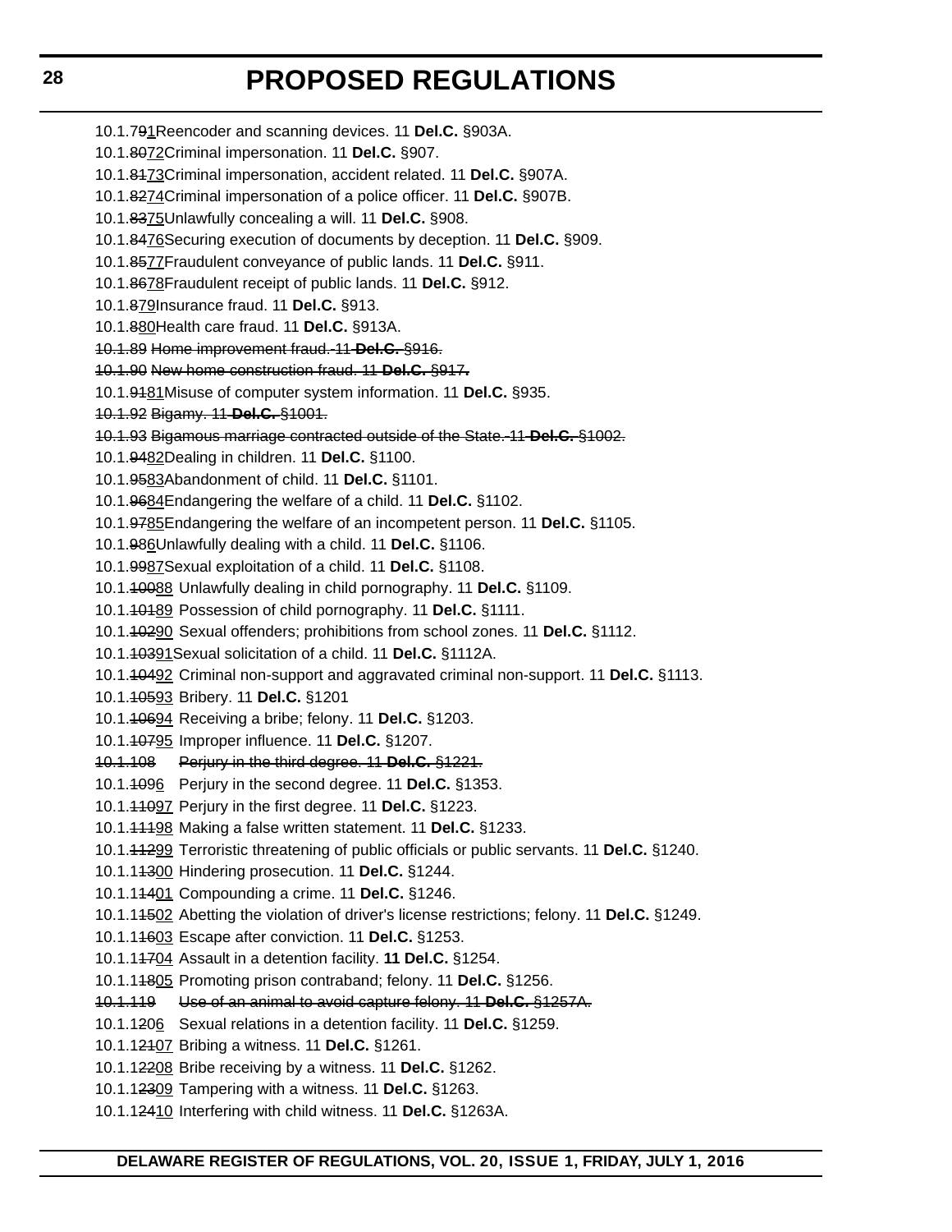10.1.7~~9~~<u>1</u>Reencoder and scanning devices. 11 **Del.C.** §903A.

10.1.~~80~~<u>72</u>Criminal impersonation. 11 **Del.C.** §907.

10.1.~~81~~<u>73</u>Criminal impersonation, accident related. 11 **Del.C.** §907A.

10.1.~~82~~<u>74</u>Criminal impersonation of a police officer. 11 **Del.C.** §907B.

10.1.~~83~~<u>75</u>Unlawfully concealing a will. 11 **Del.C.** §908.

10.1.~~84~~<u>76</u>Securing execution of documents by deception. 11 **Del.C.** §909.

10.1.~~85~~<u>77</u>Fraudulent conveyance of public lands. 11 **Del.C.** §911.

10.1.~~86~~<u>78</u>Fraudulent receipt of public lands. 11 **Del.C.** §912.

10.1.~~8~~7<u>9</u>Insurance fraud. 11 **Del.C.** §913.

10.1.~~8~~8<u>0</u>Health care fraud. 11 **Del.C.** §913A.

~~10.1.89 Home improvement fraud. 11 **Del.C.** §916.~~

~~10.1.90 New home construction fraud. 11 **Del.C.** §917.~~

10.1.~~91~~<u>81</u>Misuse of computer system information. 11 **Del.C.** §935.

~~10.1.92 Bigamy. 11 **Del.C.** §1001.~~

~~10.1.93 Bigamous marriage contracted outside of the State. 11 **Del.C.** §1002.~~

10.1.~~94~~<u>82</u>Dealing in children. 11 **Del.C.** §1100.

10.1.~~95~~<u>83</u>Abandonment of child. 11 **Del.C.** §1101.

10.1.~~96~~<u>84</u>Endangering the welfare of a child. 11 **Del.C.** §1102.

10.1.~~97~~<u>85</u>Endangering the welfare of an incompetent person. 11 **Del.C.** §1105.

10.1.~~9~~8<u>6</u>Unlawfully dealing with a child. 11 **Del.C.** §1106.

10.1.~~99~~<u>87</u>Sexual exploitation of a child. 11 **Del.C.** §1108.

10.1.~~100~~<u>88</u> Unlawfully dealing in child pornography. 11 **Del.C.** §1109.

10.1.~~101~~<u>89</u> Possession of child pornography. 11 **Del.C.** §1111.

10.1.~~102~~<u>90</u> Sexual offenders; prohibitions from school zones. 11 **Del.C.** §1112.

10.1.~~103~~<u>91</u>Sexual solicitation of a child. 11 **Del.C.** §1112A.

10.1.~~104~~<u>92</u> Criminal non-support and aggravated criminal non-support. 11 **Del.C.** §1113.

10.1.~~105~~<u>93</u> Bribery. 11 **Del.C.** §1201

10.1.~~106~~<u>94</u> Receiving a bribe; felony. 11 **Del.C.** §1203.

10.1.~~107~~<u>95</u> Improper influence. 11 **Del.C.** §1207.

~~10.1.108 Perjury in the third degree. 11 **Del.C.** §1221.~~

10.1.~~10~~9<u>6</u> Perjury in the second degree. 11 **Del.C.** §1353.

10.1.~~110~~<u>97</u> Perjury in the first degree. 11 **Del.C.** §1223.

10.1.~~111~~<u>98</u> Making a false written statement. 11 **Del.C.** §1233.

10.1.~~112~~<u>99</u> Terroristic threatening of public officials or public servants. 11 **Del.C.** §1240.

10.1.1~~13~~<u>00</u> Hindering prosecution. 11 **Del.C.** §1244.

10.1.1~~14~~<u>01</u> Compounding a crime. 11 **Del.C.** §1246.

10.1.1~~15~~<u>02</u> Abetting the violation of driver's license restrictions; felony. 11 **Del.C.** §1249.

10.1.1~~16~~<u>03</u> Escape after conviction. 11 **Del.C.** §1253.

10.1.1~~17~~<u>04</u> Assault in a detention facility. **11 Del.C.** §1254.

10.1.1~~18~~<u>05</u> Promoting prison contraband; felony. 11 **Del.C.** §1256.

~~10.1.119 Use of an animal to avoid capture felony. 11 **Del.C.** §1257A.~~

10.1.1~~2~~0<u>6</u> Sexual relations in a detention facility. 11 **Del.C.** §1259.

10.1.1~~21~~<u>07</u> Bribing a witness. 11 **Del.C.** §1261.

10.1.1~~22~~<u>08</u> Bribe receiving by a witness. 11 **Del.C.** §1262.

10.1.1~~23~~<u>09</u> Tampering with a witness. 11 **Del.C.** §1263.

10.1.1~~24~~<u>10</u> Interfering with child witness. 11 **Del.C.** §1263A.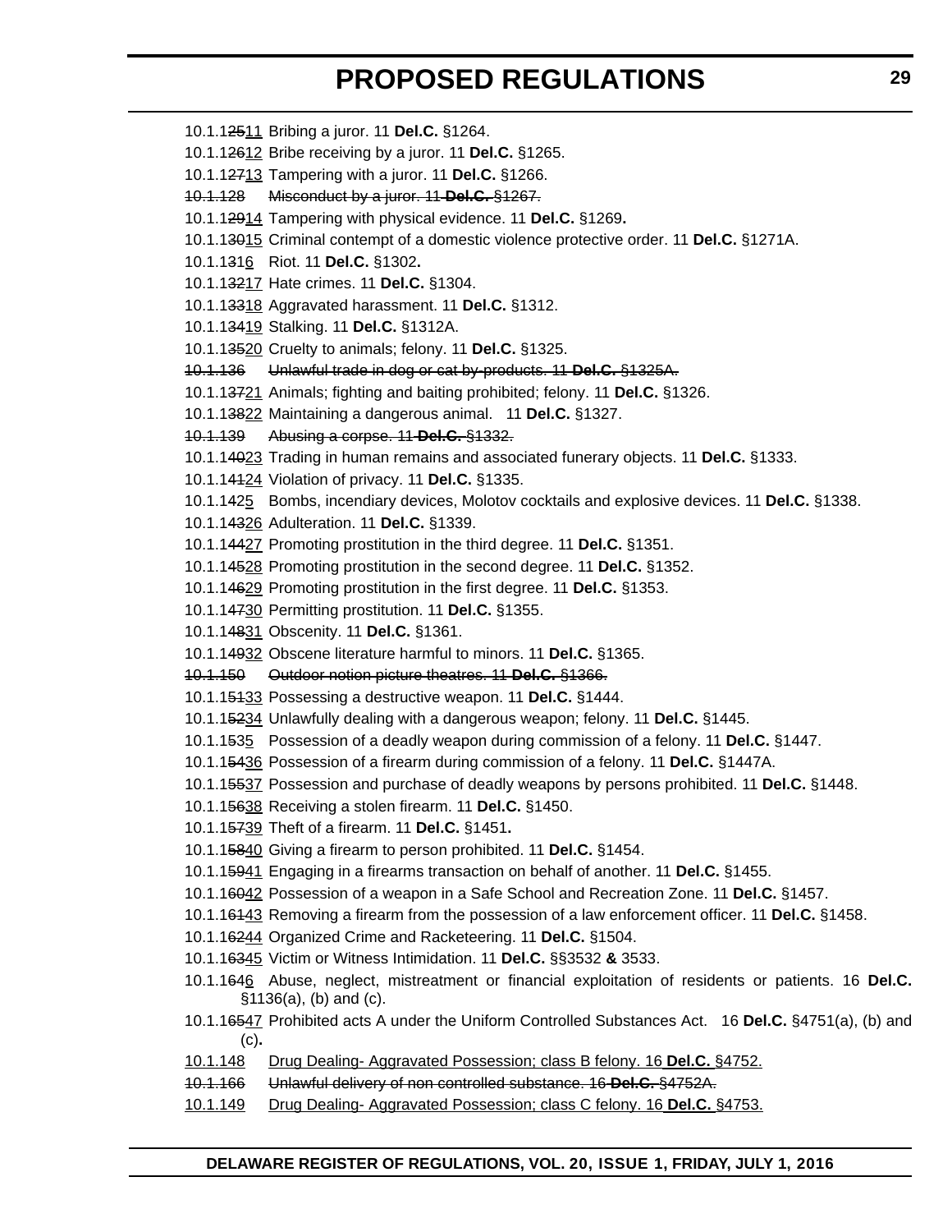10.1.1~~25~~11 Bribing a juror. 11 **Del.C.** §1264.

10.1.1~~26~~12 Bribe receiving by a juror. 11 **Del.C.** §1265.

10.1.1~~27~~13 Tampering with a juror. 11 **Del.C.** §1266.

~~10.1.128 Misconduct by a juror. 11 **Del.C.** §1267.~~

10.1.1~~29~~14 Tampering with physical evidence. 11 **Del.C.** §1269**.**

10.1.1~~30~~15 Criminal contempt of a domestic violence protective order. 11 **Del.C.** §1271A.

10.1.1~~31~~6 Riot. 11 **Del.C.** §1302**.**

10.1.1~~32~~17 Hate crimes. 11 **Del.C.** §1304.

10.1.1~~33~~18 Aggravated harassment. 11 **Del.C.** §1312.

10.1.1~~34~~19 Stalking. 11 **Del.C.** §1312A.

10.1.1~~35~~20 Cruelty to animals; felony. 11 **Del.C.** §1325.

~~10.1.136 Unlawful trade in dog or cat by-products. 11 **Del.C.** §1325A.~~

10.1.1~~37~~21 Animals; fighting and baiting prohibited; felony. 11 **Del.C.** §1326.

10.1.1~~38~~22 Maintaining a dangerous animal. 11 **Del.C.** §1327.

~~10.1.139 Abusing a corpse. 11 **Del.C.** §1332.~~

10.1.1~~40~~23 Trading in human remains and associated funerary objects. 11 **Del.C.** §1333.

10.1.1~~41~~24 Violation of privacy. 11 **Del.C.** §1335.

10.1.1~~4~~25 Bombs, incendiary devices, Molotov cocktails and explosive devices. 11 **Del.C.** §1338.

10.1.1~~43~~26 Adulteration. 11 **Del.C.** §1339.

10.1.1~~44~~27 Promoting prostitution in the third degree. 11 **Del.C.** §1351.

10.1.1~~45~~28 Promoting prostitution in the second degree. 11 **Del.C.** §1352.

10.1.1~~46~~29 Promoting prostitution in the first degree. 11 **Del.C.** §1353.

10.1.1~~47~~30 Permitting prostitution. 11 **Del.C.** §1355.

10.1.1~~48~~31 Obscenity. 11 **Del.C.** §1361.

10.1.1~~49~~32 Obscene literature harmful to minors. 11 **Del.C.** §1365.

~~10.1.150 Outdoor notion picture theatres. 11 **Del.C.** §1366.~~

10.1.1~~51~~33 Possessing a destructive weapon. 11 **Del.C.** §1444.

10.1.1~~52~~34 Unlawfully dealing with a dangerous weapon; felony. 11 **Del.C.** §1445.

10.1.1~~5~~35 Possession of a deadly weapon during commission of a felony. 11 **Del.C.** §1447.

10.1.1~~54~~36 Possession of a firearm during commission of a felony. 11 **Del.C.** §1447A.

10.1.1~~55~~37 Possession and purchase of deadly weapons by persons prohibited. 11 **Del.C.** §1448.

10.1.1~~56~~38 Receiving a stolen firearm. 11 **Del.C.** §1450.

10.1.1~~57~~39 Theft of a firearm. 11 **Del.C.** §1451**.**

10.1.1~~58~~40 Giving a firearm to person prohibited. 11 **Del.C.** §1454.

10.1.1~~59~~41 Engaging in a firearms transaction on behalf of another. 11 **Del.C.** §1455.

10.1.1~~60~~42 Possession of a weapon in a Safe School and Recreation Zone. 11 **Del.C.** §1457.

10.1.1~~61~~43 Removing a firearm from the possession of a law enforcement officer. 11 **Del.C.** §1458.

10.1.1~~62~~44 Organized Crime and Racketeering. 11 **Del.C.** §1504.

10.1.1~~63~~45 Victim or Witness Intimidation. 11 **Del.C.** §§3532 **&** 3533.

10.1.1~~64~~6 Abuse, neglect, mistreatment or financial exploitation of residents or patients. 16 **Del.C.** §1136(a), (b) and (c).

10.1.1~~65~~47 Prohibited acts A under the Uniform Controlled Substances Act. 16 **Del.C.** §4751(a), (b) and (c)**.**

10.1.148 Drug Dealing- Aggravated Possession; class B felony. 16 **Del.C.** §4752.

~~10.1.166 Unlawful delivery of non controlled substance. 16 **Del.C.** §4752A.~~

10.1.149 Drug Dealing- Aggravated Possession; class C felony. 16 **Del.C.** §4753.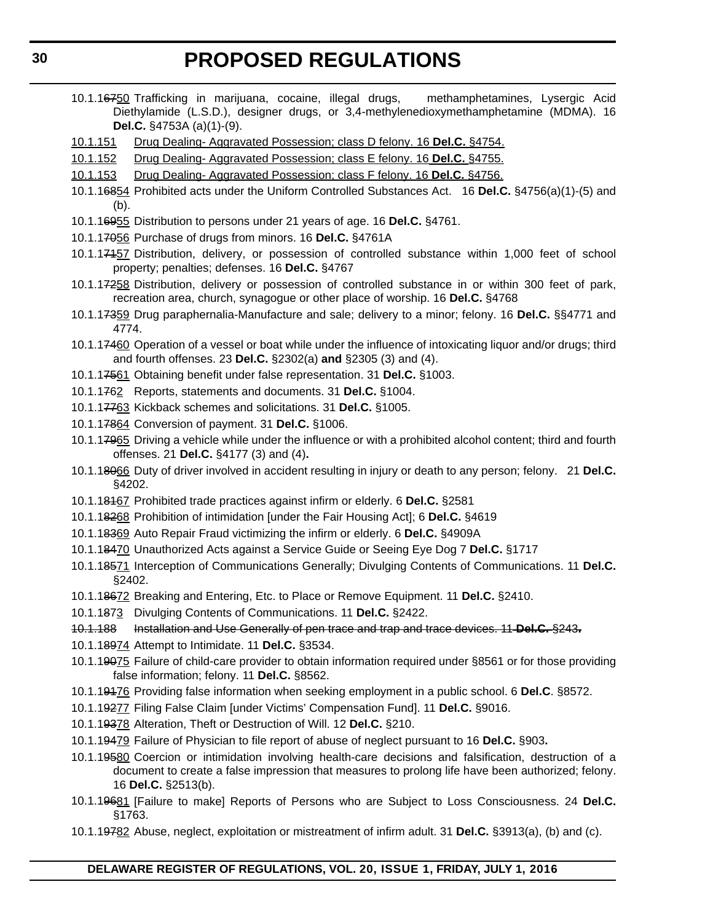10.1.16750 Trafficking in marijuana, cocaine, illegal drugs, methamphetamines, Lysergic Acid Diethylamide (L.S.D.), designer drugs, or 3,4-methylenedioxymethamphetamine (MDMA). 16 **Del.C.** §4753A (a)(1)-(9).

10.1.151 Drug Dealing- Aggravated Possession; class D felony. 16 **Del.C.** §4754.

10.1.152 Drug Dealing- Aggravated Possession; class E felony. 16 **Del.C.** §4755.

10.1.153 Drug Dealing- Aggravated Possession; class F felony. 16 **Del.C.** §4756.

10.1.16854 Prohibited acts under the Uniform Controlled Substances Act. 16 **Del.C.** §4756(a)(1)-(5) and (b).

10.1.16955 Distribution to persons under 21 years of age. 16 **Del.C.** §4761.

10.1.17056 Purchase of drugs from minors. 16 **Del.C.** §4761A

10.1.17157 Distribution, delivery, or possession of controlled substance within 1,000 feet of school property; penalties; defenses. 16 **Del.C.** §4767

10.1.17258 Distribution, delivery or possession of controlled substance in or within 300 feet of park, recreation area, church, synagogue or other place of worship. 16 **Del.C.** §4768

10.1.17359 Drug paraphernalia-Manufacture and sale; delivery to a minor; felony. 16 **Del.C.** §§4771 and 4774.

10.1.17460 Operation of a vessel or boat while under the influence of intoxicating liquor and/or drugs; third and fourth offenses. 23 **Del.C.** §2302(a) **and** §2305 (3) and (4).

10.1.17561 Obtaining benefit under false representation. 31 **Del.C.** §1003.

10.1.1762 Reports, statements and documents. 31 **Del.C.** §1004.

10.1.17763 Kickback schemes and solicitations. 31 **Del.C.** §1005.

10.1.17864 Conversion of payment. 31 **Del.C.** §1006.

10.1.17965 Driving a vehicle while under the influence or with a prohibited alcohol content; third and fourth offenses. 21 **Del.C.** §4177 (3) and (4).

10.1.18066 Duty of driver involved in accident resulting in injury or death to any person; felony. 21 **Del.C.** §4202.

10.1.18167 Prohibited trade practices against infirm or elderly. 6 **Del.C.** §2581

10.1.18268 Prohibition of intimidation [under the Fair Housing Act]; 6 **Del.C.** §4619

10.1.18369 Auto Repair Fraud victimizing the infirm or elderly. 6 **Del.C.** §4909A

10.1.18470 Unauthorized Acts against a Service Guide or Seeing Eye Dog 7 **Del.C.** §1717

10.1.18571 Interception of Communications Generally; Divulging Contents of Communications. 11 **Del.C.** §2402.

10.1.18672 Breaking and Entering, Etc. to Place or Remove Equipment. 11 **Del.C.** §2410.

10.1.1873 Divulging Contents of Communications. 11 **Del.C.** §2422.

~~10.1.188 Installation and Use Generally of pen trace and trap and trace devices. 11 **Del.C.** §243.~~

10.1.18974 Attempt to Intimidate. 11 **Del.C.** §3534.

10.1.19075 Failure of child-care provider to obtain information required under §8561 or for those providing false information; felony. 11 **Del.C.** §8562.

10.1.19176 Providing false information when seeking employment in a public school. 6 **Del.C**. §8572.

10.1.19277 Filing False Claim [under Victims' Compensation Fund]. 11 **Del.C.** §9016.

10.1.19378 Alteration, Theft or Destruction of Will. 12 **Del.C.** §210.

10.1.19479 Failure of Physician to file report of abuse of neglect pursuant to 16 **Del.C.** §903.

10.1.19580 Coercion or intimidation involving health-care decisions and falsification, destruction of a document to create a false impression that measures to prolong life have been authorized; felony. 16 **Del.C.** §2513(b).

10.1.19681 [Failure to make] Reports of Persons who are Subject to Loss Consciousness. 24 **Del.C.** §1763.

10.1.19782 Abuse, neglect, exploitation or mistreatment of infirm adult. 31 **Del.C.** §3913(a), (b) and (c).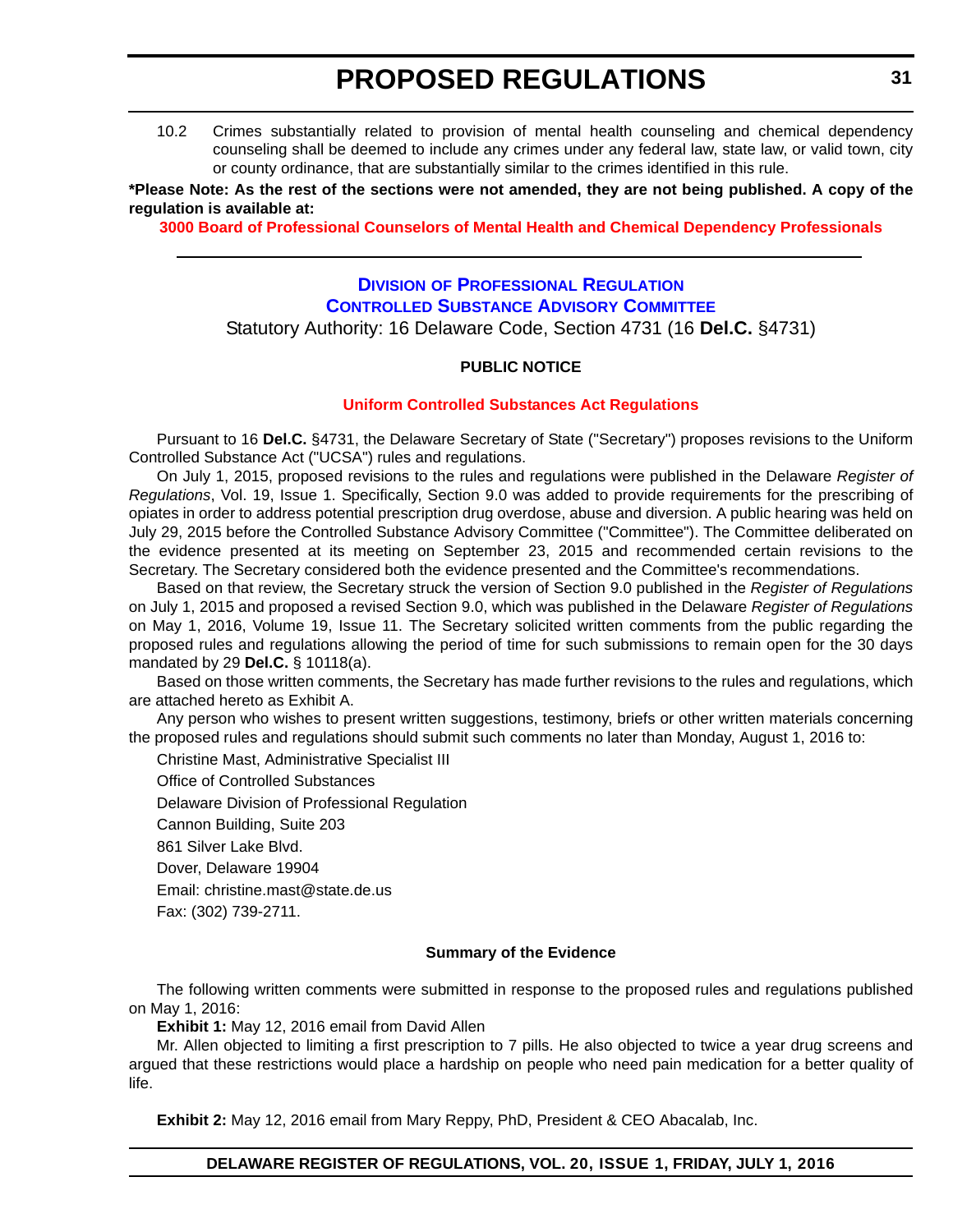10.2 Crimes substantially related to provision of mental health counseling and chemical dependency counseling shall be deemed to include any crimes under any federal law, state law, or valid town, city or county ordinance, that are substantially similar to the crimes identified in this rule.

**\*Please Note: As the rest of the sections were not amended, they are not being published. A copy of the regulation is available at:**

**3000 Board of Professional Counselors of Mental Health and Chemical Dependency Professionals**

---

## DIVISION OF PROFESSIONAL REGULATION

## CONTROLLED SUBSTANCE ADVISORY COMMITTEE

Statutory Authority: 16 Delaware Code, Section 4731 (16 **Del.C.** §4731)

**PUBLIC NOTICE**

**Uniform Controlled Substances Act Regulations**

Pursuant to 16 **Del.C.** §4731, the Delaware Secretary of State ("Secretary") proposes revisions to the Uniform Controlled Substance Act ("UCSA") rules and regulations.

On July 1, 2015, proposed revisions to the rules and regulations were published in the Delaware *Register of Regulations*, Vol. 19, Issue 1. Specifically, Section 9.0 was added to provide requirements for the prescribing of opiates in order to address potential prescription drug overdose, abuse and diversion. A public hearing was held on July 29, 2015 before the Controlled Substance Advisory Committee ("Committee"). The Committee deliberated on the evidence presented at its meeting on September 23, 2015 and recommended certain revisions to the Secretary. The Secretary considered both the evidence presented and the Committee's recommendations.

Based on that review, the Secretary struck the version of Section 9.0 published in the *Register of Regulations* on July 1, 2015 and proposed a revised Section 9.0, which was published in the Delaware *Register of Regulations* on May 1, 2016, Volume 19, Issue 11. The Secretary solicited written comments from the public regarding the proposed rules and regulations allowing the period of time for such submissions to remain open for the 30 days mandated by 29 **Del.C.** § 10118(a).

Based on those written comments, the Secretary has made further revisions to the rules and regulations, which are attached hereto as Exhibit A.

Any person who wishes to present written suggestions, testimony, briefs or other written materials concerning the proposed rules and regulations should submit such comments no later than Monday, August 1, 2016 to:

Christine Mast, Administrative Specialist III

Office of Controlled Substances

Delaware Division of Professional Regulation

Cannon Building, Suite 203

861 Silver Lake Blvd.

Dover, Delaware 19904

Email: christine.mast@state.de.us

Fax: (302) 739-2711.

**Summary of the Evidence**

The following written comments were submitted in response to the proposed rules and regulations published on May 1, 2016:

**Exhibit 1:** May 12, 2016 email from David Allen

Mr. Allen objected to limiting a first prescription to 7 pills. He also objected to twice a year drug screens and argued that these restrictions would place a hardship on people who need pain medication for a better quality of life.

**Exhibit 2:** May 12, 2016 email from Mary Reppy, PhD, President & CEO Abacalab, Inc.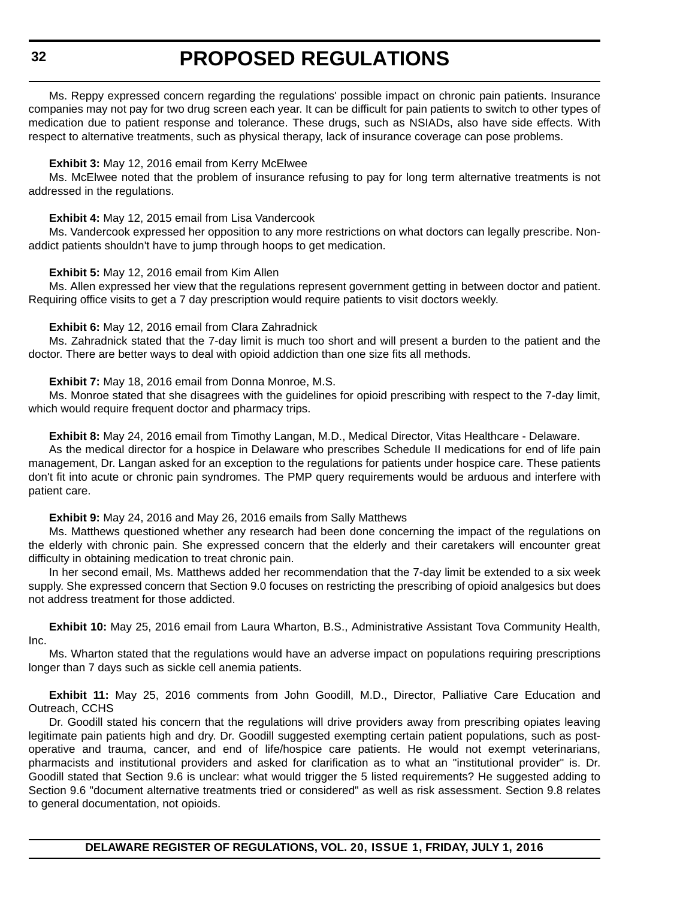Ms. Reppy expressed concern regarding the regulations' possible impact on chronic pain patients. Insurance companies may not pay for two drug screen each year. It can be difficult for pain patients to switch to other types of medication due to patient response and tolerance. These drugs, such as NSIADs, also have side effects. With respect to alternative treatments, such as physical therapy, lack of insurance coverage can pose problems.

**Exhibit 3:** May 12, 2016 email from Kerry McElwee

Ms. McElwee noted that the problem of insurance refusing to pay for long term alternative treatments is not addressed in the regulations.

**Exhibit 4:** May 12, 2015 email from Lisa Vandercook

Ms. Vandercook expressed her opposition to any more restrictions on what doctors can legally prescribe. Non-addict patients shouldn't have to jump through hoops to get medication.

**Exhibit 5:** May 12, 2016 email from Kim Allen

Ms. Allen expressed her view that the regulations represent government getting in between doctor and patient. Requiring office visits to get a 7 day prescription would require patients to visit doctors weekly.

**Exhibit 6:** May 12, 2016 email from Clara Zahradnick

Ms. Zahradnick stated that the 7-day limit is much too short and will present a burden to the patient and the doctor. There are better ways to deal with opioid addiction than one size fits all methods.

**Exhibit 7:** May 18, 2016 email from Donna Monroe, M.S.

Ms. Monroe stated that she disagrees with the guidelines for opioid prescribing with respect to the 7-day limit, which would require frequent doctor and pharmacy trips.

**Exhibit 8:** May 24, 2016 email from Timothy Langan, M.D., Medical Director, Vitas Healthcare - Delaware.

As the medical director for a hospice in Delaware who prescribes Schedule II medications for end of life pain management, Dr. Langan asked for an exception to the regulations for patients under hospice care. These patients don't fit into acute or chronic pain syndromes. The PMP query requirements would be arduous and interfere with patient care.

**Exhibit 9:** May 24, 2016 and May 26, 2016 emails from Sally Matthews

Ms. Matthews questioned whether any research had been done concerning the impact of the regulations on the elderly with chronic pain. She expressed concern that the elderly and their caretakers will encounter great difficulty in obtaining medication to treat chronic pain.

In her second email, Ms. Matthews added her recommendation that the 7-day limit be extended to a six week supply. She expressed concern that Section 9.0 focuses on restricting the prescribing of opioid analgesics but does not address treatment for those addicted.

**Exhibit 10:** May 25, 2016 email from Laura Wharton, B.S., Administrative Assistant Tova Community Health, Inc.

Ms. Wharton stated that the regulations would have an adverse impact on populations requiring prescriptions longer than 7 days such as sickle cell anemia patients.

**Exhibit 11:** May 25, 2016 comments from John Goodill, M.D., Director, Palliative Care Education and Outreach, CCHS

Dr. Goodill stated his concern that the regulations will drive providers away from prescribing opiates leaving legitimate pain patients high and dry. Dr. Goodill suggested exempting certain patient populations, such as post-operative and trauma, cancer, and end of life/hospice care patients. He would not exempt veterinarians, pharmacists and institutional providers and asked for clarification as to what an "institutional provider" is. Dr. Goodill stated that Section 9.6 is unclear: what would trigger the 5 listed requirements? He suggested adding to Section 9.6 "document alternative treatments tried or considered" as well as risk assessment. Section 9.8 relates to general documentation, not opioids.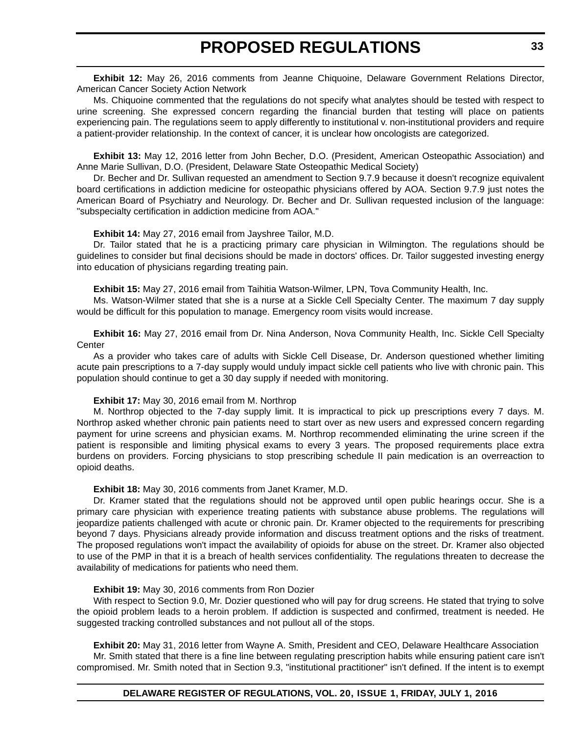**Exhibit 12:** May 26, 2016 comments from Jeanne Chiquoine, Delaware Government Relations Director, American Cancer Society Action Network

Ms. Chiquoine commented that the regulations do not specify what analytes should be tested with respect to urine screening. She expressed concern regarding the financial burden that testing will place on patients experiencing pain. The regulations seem to apply differently to institutional v. non-institutional providers and require a patient-provider relationship. In the context of cancer, it is unclear how oncologists are categorized.

**Exhibit 13:** May 12, 2016 letter from John Becher, D.O. (President, American Osteopathic Association) and Anne Marie Sullivan, D.O. (President, Delaware State Osteopathic Medical Society)

Dr. Becher and Dr. Sullivan requested an amendment to Section 9.7.9 because it doesn't recognize equivalent board certifications in addiction medicine for osteopathic physicians offered by AOA. Section 9.7.9 just notes the American Board of Psychiatry and Neurology. Dr. Becher and Dr. Sullivan requested inclusion of the language: "subspecialty certification in addiction medicine from AOA."

**Exhibit 14:** May 27, 2016 email from Jayshree Tailor, M.D.

Dr. Tailor stated that he is a practicing primary care physician in Wilmington. The regulations should be guidelines to consider but final decisions should be made in doctors' offices. Dr. Tailor suggested investing energy into education of physicians regarding treating pain.

**Exhibit 15:** May 27, 2016 email from Taihitia Watson-Wilmer, LPN, Tova Community Health, Inc.

Ms. Watson-Wilmer stated that she is a nurse at a Sickle Cell Specialty Center. The maximum 7 day supply would be difficult for this population to manage. Emergency room visits would increase.

**Exhibit 16:** May 27, 2016 email from Dr. Nina Anderson, Nova Community Health, Inc. Sickle Cell Specialty Center

As a provider who takes care of adults with Sickle Cell Disease, Dr. Anderson questioned whether limiting acute pain prescriptions to a 7-day supply would unduly impact sickle cell patients who live with chronic pain. This population should continue to get a 30 day supply if needed with monitoring.

**Exhibit 17:** May 30, 2016 email from M. Northrop

M. Northrop objected to the 7-day supply limit. It is impractical to pick up prescriptions every 7 days. M. Northrop asked whether chronic pain patients need to start over as new users and expressed concern regarding payment for urine screens and physician exams. M. Northrop recommended eliminating the urine screen if the patient is responsible and limiting physical exams to every 3 years. The proposed requirements place extra burdens on providers. Forcing physicians to stop prescribing schedule II pain medication is an overreaction to opioid deaths.

**Exhibit 18:** May 30, 2016 comments from Janet Kramer, M.D.

Dr. Kramer stated that the regulations should not be approved until open public hearings occur. She is a primary care physician with experience treating patients with substance abuse problems. The regulations will jeopardize patients challenged with acute or chronic pain. Dr. Kramer objected to the requirements for prescribing beyond 7 days. Physicians already provide information and discuss treatment options and the risks of treatment. The proposed regulations won't impact the availability of opioids for abuse on the street. Dr. Kramer also objected to use of the PMP in that it is a breach of health services confidentiality. The regulations threaten to decrease the availability of medications for patients who need them.

**Exhibit 19:** May 30, 2016 comments from Ron Dozier

With respect to Section 9.0, Mr. Dozier questioned who will pay for drug screens. He stated that trying to solve the opioid problem leads to a heroin problem. If addiction is suspected and confirmed, treatment is needed. He suggested tracking controlled substances and not pullout all of the stops.

**Exhibit 20:** May 31, 2016 letter from Wayne A. Smith, President and CEO, Delaware Healthcare Association

Mr. Smith stated that there is a fine line between regulating prescription habits while ensuring patient care isn't compromised. Mr. Smith noted that in Section 9.3, "institutional practitioner" isn't defined. If the intent is to exempt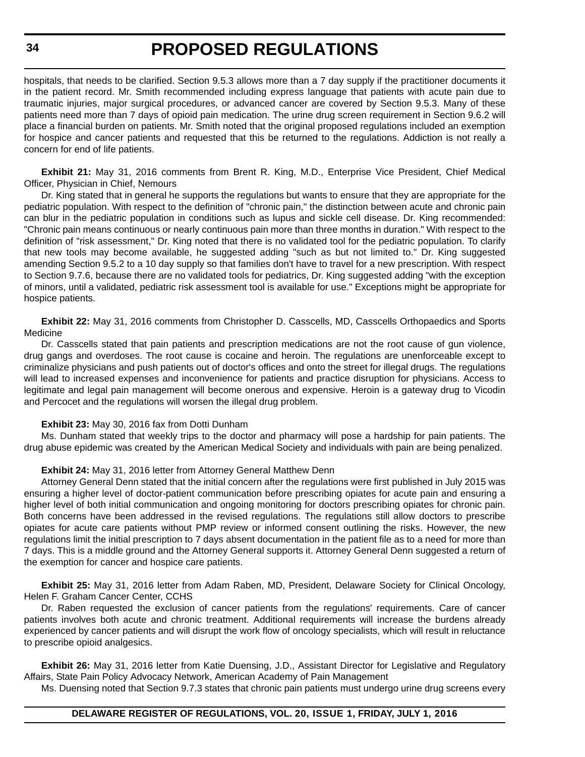hospitals, that needs to be clarified. Section 9.5.3 allows more than a 7 day supply if the practitioner documents it in the patient record. Mr. Smith recommended including express language that patients with acute pain due to traumatic injuries, major surgical procedures, or advanced cancer are covered by Section 9.5.3. Many of these patients need more than 7 days of opioid pain medication. The urine drug screen requirement in Section 9.6.2 will place a financial burden on patients. Mr. Smith noted that the original proposed regulations included an exemption for hospice and cancer patients and requested that this be returned to the regulations. Addiction is not really a concern for end of life patients.

**Exhibit 21:** May 31, 2016 comments from Brent R. King, M.D., Enterprise Vice President, Chief Medical Officer, Physician in Chief, Nemours

Dr. King stated that in general he supports the regulations but wants to ensure that they are appropriate for the pediatric population. With respect to the definition of "chronic pain," the distinction between acute and chronic pain can blur in the pediatric population in conditions such as lupus and sickle cell disease. Dr. King recommended: "Chronic pain means continuous or nearly continuous pain more than three months in duration." With respect to the definition of "risk assessment," Dr. King noted that there is no validated tool for the pediatric population. To clarify that new tools may become available, he suggested adding "such as but not limited to." Dr. King suggested amending Section 9.5.2 to a 10 day supply so that families don't have to travel for a new prescription. With respect to Section 9.7.6, because there are no validated tools for pediatrics, Dr. King suggested adding "with the exception of minors, until a validated, pediatric risk assessment tool is available for use." Exceptions might be appropriate for hospice patients.

**Exhibit 22:** May 31, 2016 comments from Christopher D. Casscells, MD, Casscells Orthopaedics and Sports Medicine

Dr. Casscells stated that pain patients and prescription medications are not the root cause of gun violence, drug gangs and overdoses. The root cause is cocaine and heroin. The regulations are unenforceable except to criminalize physicians and push patients out of doctor's offices and onto the street for illegal drugs. The regulations will lead to increased expenses and inconvenience for patients and practice disruption for physicians. Access to legitimate and legal pain management will become onerous and expensive. Heroin is a gateway drug to Vicodin and Percocet and the regulations will worsen the illegal drug problem.

**Exhibit 23:** May 30, 2016 fax from Dotti Dunham

Ms. Dunham stated that weekly trips to the doctor and pharmacy will pose a hardship for pain patients. The drug abuse epidemic was created by the American Medical Society and individuals with pain are being penalized.

**Exhibit 24:** May 31, 2016 letter from Attorney General Matthew Denn

Attorney General Denn stated that the initial concern after the regulations were first published in July 2015 was ensuring a higher level of doctor-patient communication before prescribing opiates for acute pain and ensuring a higher level of both initial communication and ongoing monitoring for doctors prescribing opiates for chronic pain. Both concerns have been addressed in the revised regulations. The regulations still allow doctors to prescribe opiates for acute care patients without PMP review or informed consent outlining the risks. However, the new regulations limit the initial prescription to 7 days absent documentation in the patient file as to a need for more than 7 days. This is a middle ground and the Attorney General supports it. Attorney General Denn suggested a return of the exemption for cancer and hospice care patients.

**Exhibit 25:** May 31, 2016 letter from Adam Raben, MD, President, Delaware Society for Clinical Oncology, Helen F. Graham Cancer Center, CCHS

Dr. Raben requested the exclusion of cancer patients from the regulations' requirements. Care of cancer patients involves both acute and chronic treatment. Additional requirements will increase the burdens already experienced by cancer patients and will disrupt the work flow of oncology specialists, which will result in reluctance to prescribe opioid analgesics.

**Exhibit 26:** May 31, 2016 letter from Katie Duensing, J.D., Assistant Director for Legislative and Regulatory Affairs, State Pain Policy Advocacy Network, American Academy of Pain Management

Ms. Duensing noted that Section 9.7.3 states that chronic pain patients must undergo urine drug screens every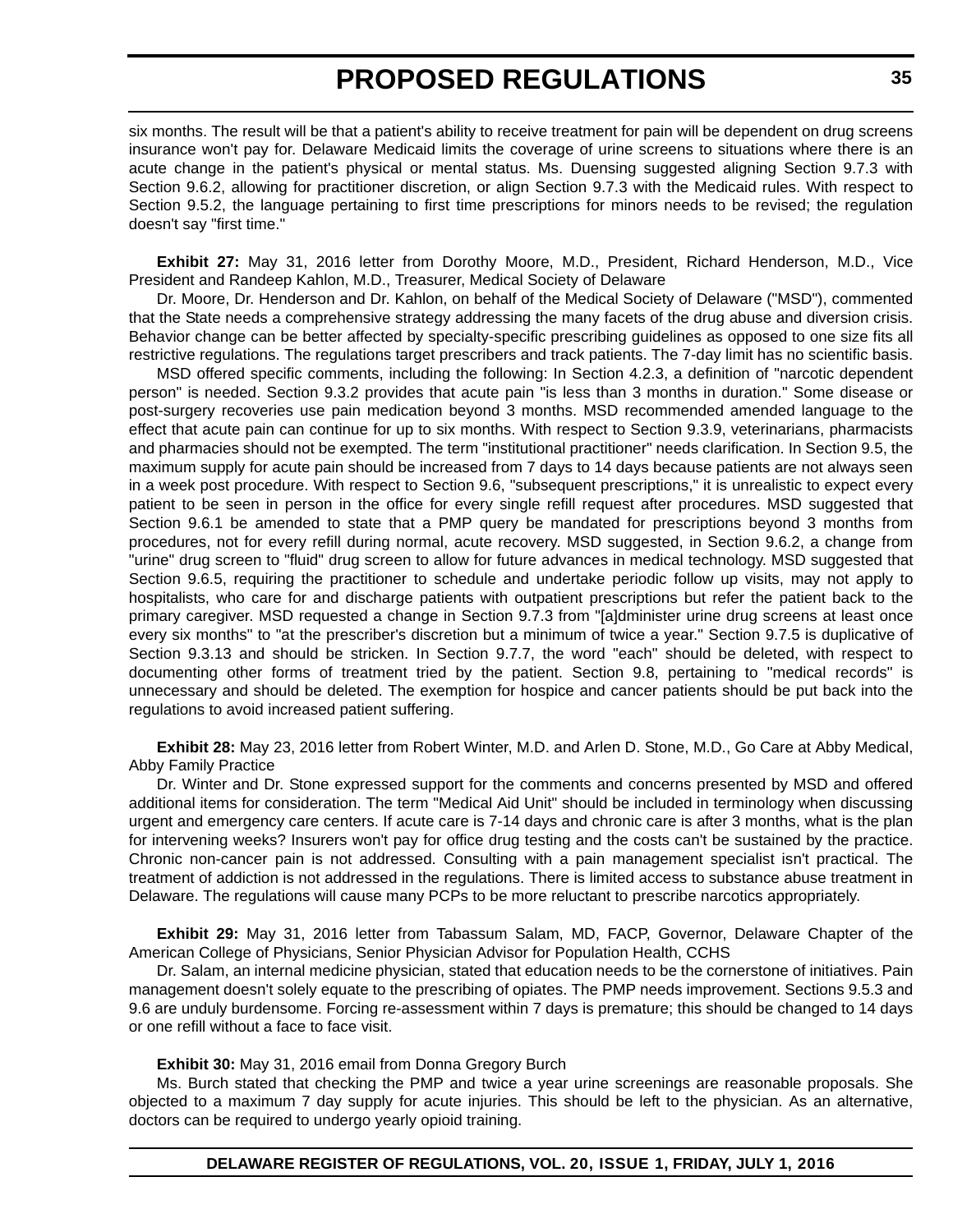six months. The result will be that a patient's ability to receive treatment for pain will be dependent on drug screens insurance won't pay for. Delaware Medicaid limits the coverage of urine screens to situations where there is an acute change in the patient's physical or mental status. Ms. Duensing suggested aligning Section 9.7.3 with Section 9.6.2, allowing for practitioner discretion, or align Section 9.7.3 with the Medicaid rules. With respect to Section 9.5.2, the language pertaining to first time prescriptions for minors needs to be revised; the regulation doesn't say "first time."

**Exhibit 27:** May 31, 2016 letter from Dorothy Moore, M.D., President, Richard Henderson, M.D., Vice President and Randeep Kahlon, M.D., Treasurer, Medical Society of Delaware

Dr. Moore, Dr. Henderson and Dr. Kahlon, on behalf of the Medical Society of Delaware ("MSD"), commented that the State needs a comprehensive strategy addressing the many facets of the drug abuse and diversion crisis. Behavior change can be better affected by specialty-specific prescribing guidelines as opposed to one size fits all restrictive regulations. The regulations target prescribers and track patients. The 7-day limit has no scientific basis.

MSD offered specific comments, including the following: In Section 4.2.3, a definition of "narcotic dependent person" is needed. Section 9.3.2 provides that acute pain "is less than 3 months in duration." Some disease or post-surgery recoveries use pain medication beyond 3 months. MSD recommended amended language to the effect that acute pain can continue for up to six months. With respect to Section 9.3.9, veterinarians, pharmacists and pharmacies should not be exempted. The term "institutional practitioner" needs clarification. In Section 9.5, the maximum supply for acute pain should be increased from 7 days to 14 days because patients are not always seen in a week post procedure. With respect to Section 9.6, "subsequent prescriptions," it is unrealistic to expect every patient to be seen in person in the office for every single refill request after procedures. MSD suggested that Section 9.6.1 be amended to state that a PMP query be mandated for prescriptions beyond 3 months from procedures, not for every refill during normal, acute recovery. MSD suggested, in Section 9.6.2, a change from "urine" drug screen to "fluid" drug screen to allow for future advances in medical technology. MSD suggested that Section 9.6.5, requiring the practitioner to schedule and undertake periodic follow up visits, may not apply to hospitalists, who care for and discharge patients with outpatient prescriptions but refer the patient back to the primary caregiver. MSD requested a change in Section 9.7.3 from "[a]dminister urine drug screens at least once every six months" to "at the prescriber's discretion but a minimum of twice a year." Section 9.7.5 is duplicative of Section 9.3.13 and should be stricken. In Section 9.7.7, the word "each" should be deleted, with respect to documenting other forms of treatment tried by the patient. Section 9.8, pertaining to "medical records" is unnecessary and should be deleted. The exemption for hospice and cancer patients should be put back into the regulations to avoid increased patient suffering.

**Exhibit 28:** May 23, 2016 letter from Robert Winter, M.D. and Arlen D. Stone, M.D., Go Care at Abby Medical, Abby Family Practice

Dr. Winter and Dr. Stone expressed support for the comments and concerns presented by MSD and offered additional items for consideration. The term "Medical Aid Unit" should be included in terminology when discussing urgent and emergency care centers. If acute care is 7-14 days and chronic care is after 3 months, what is the plan for intervening weeks? Insurers won't pay for office drug testing and the costs can't be sustained by the practice. Chronic non-cancer pain is not addressed. Consulting with a pain management specialist isn't practical. The treatment of addiction is not addressed in the regulations. There is limited access to substance abuse treatment in Delaware. The regulations will cause many PCPs to be more reluctant to prescribe narcotics appropriately.

**Exhibit 29:** May 31, 2016 letter from Tabassum Salam, MD, FACP, Governor, Delaware Chapter of the American College of Physicians, Senior Physician Advisor for Population Health, CCHS

Dr. Salam, an internal medicine physician, stated that education needs to be the cornerstone of initiatives. Pain management doesn't solely equate to the prescribing of opiates. The PMP needs improvement. Sections 9.5.3 and 9.6 are unduly burdensome. Forcing re-assessment within 7 days is premature; this should be changed to 14 days or one refill without a face to face visit.

**Exhibit 30:** May 31, 2016 email from Donna Gregory Burch

Ms. Burch stated that checking the PMP and twice a year urine screenings are reasonable proposals. She objected to a maximum 7 day supply for acute injuries. This should be left to the physician. As an alternative, doctors can be required to undergo yearly opioid training.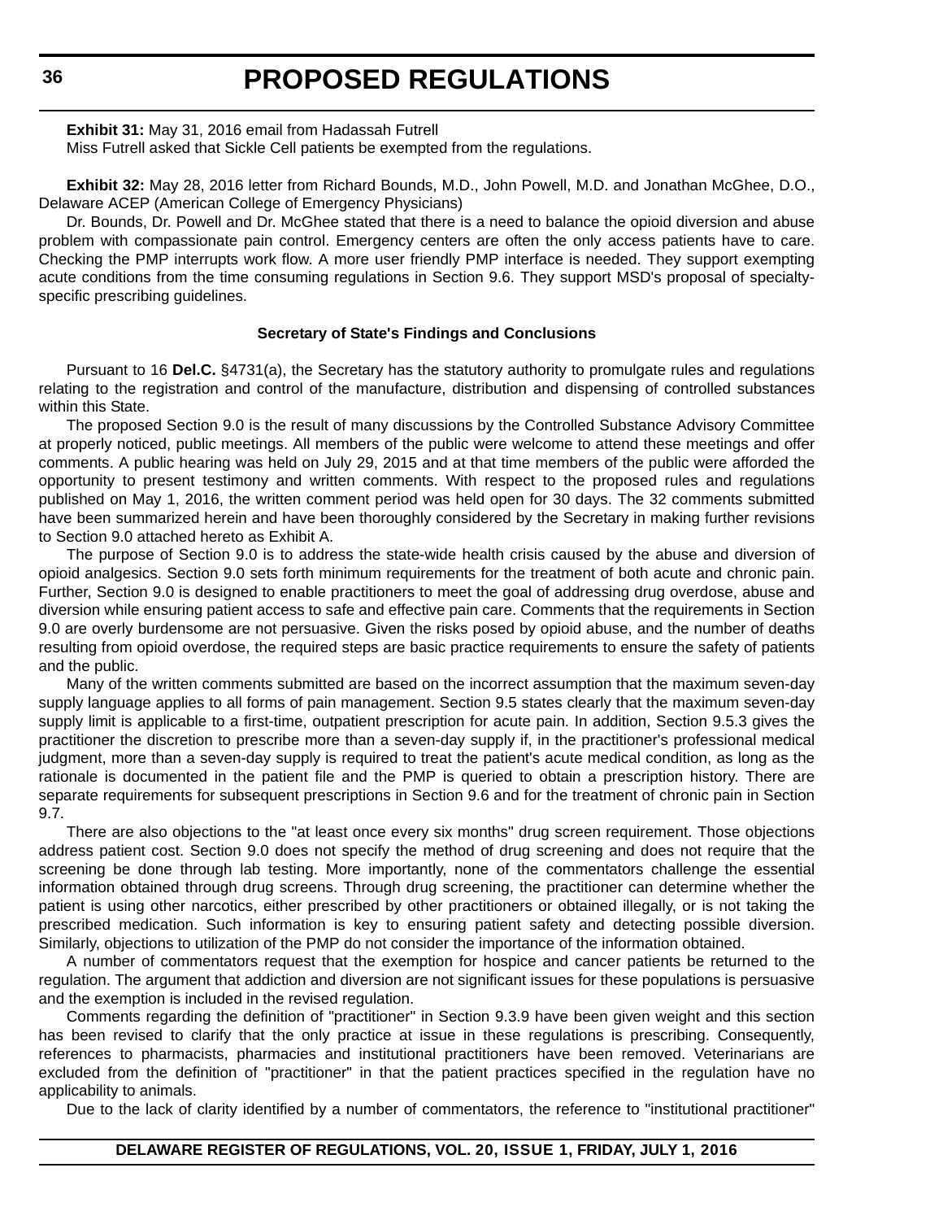**Exhibit 31:** May 31, 2016 email from Hadassah Futrell

Miss Futrell asked that Sickle Cell patients be exempted from the regulations.

**Exhibit 32:** May 28, 2016 letter from Richard Bounds, M.D., John Powell, M.D. and Jonathan McGhee, D.O., Delaware ACEP (American College of Emergency Physicians)

Dr. Bounds, Dr. Powell and Dr. McGhee stated that there is a need to balance the opioid diversion and abuse problem with compassionate pain control. Emergency centers are often the only access patients have to care. Checking the PMP interrupts work flow. A more user friendly PMP interface is needed. They support exempting acute conditions from the time consuming regulations in Section 9.6. They support MSD's proposal of specialty-specific prescribing guidelines.

**Secretary of State's Findings and Conclusions**

Pursuant to 16 **Del.C.** §4731(a), the Secretary has the statutory authority to promulgate rules and regulations relating to the registration and control of the manufacture, distribution and dispensing of controlled substances within this State.

The proposed Section 9.0 is the result of many discussions by the Controlled Substance Advisory Committee at properly noticed, public meetings. All members of the public were welcome to attend these meetings and offer comments. A public hearing was held on July 29, 2015 and at that time members of the public were afforded the opportunity to present testimony and written comments. With respect to the proposed rules and regulations published on May 1, 2016, the written comment period was held open for 30 days. The 32 comments submitted have been summarized herein and have been thoroughly considered by the Secretary in making further revisions to Section 9.0 attached hereto as Exhibit A.

The purpose of Section 9.0 is to address the state-wide health crisis caused by the abuse and diversion of opioid analgesics. Section 9.0 sets forth minimum requirements for the treatment of both acute and chronic pain. Further, Section 9.0 is designed to enable practitioners to meet the goal of addressing drug overdose, abuse and diversion while ensuring patient access to safe and effective pain care. Comments that the requirements in Section 9.0 are overly burdensome are not persuasive. Given the risks posed by opioid abuse, and the number of deaths resulting from opioid overdose, the required steps are basic practice requirements to ensure the safety of patients and the public.

Many of the written comments submitted are based on the incorrect assumption that the maximum seven-day supply language applies to all forms of pain management. Section 9.5 states clearly that the maximum seven-day supply limit is applicable to a first-time, outpatient prescription for acute pain. In addition, Section 9.5.3 gives the practitioner the discretion to prescribe more than a seven-day supply if, in the practitioner's professional medical judgment, more than a seven-day supply is required to treat the patient's acute medical condition, as long as the rationale is documented in the patient file and the PMP is queried to obtain a prescription history. There are separate requirements for subsequent prescriptions in Section 9.6 and for the treatment of chronic pain in Section 9.7.

There are also objections to the "at least once every six months" drug screen requirement. Those objections address patient cost. Section 9.0 does not specify the method of drug screening and does not require that the screening be done through lab testing. More importantly, none of the commentators challenge the essential information obtained through drug screens. Through drug screening, the practitioner can determine whether the patient is using other narcotics, either prescribed by other practitioners or obtained illegally, or is not taking the prescribed medication. Such information is key to ensuring patient safety and detecting possible diversion. Similarly, objections to utilization of the PMP do not consider the importance of the information obtained.

A number of commentators request that the exemption for hospice and cancer patients be returned to the regulation. The argument that addiction and diversion are not significant issues for these populations is persuasive and the exemption is included in the revised regulation.

Comments regarding the definition of "practitioner" in Section 9.3.9 have been given weight and this section has been revised to clarify that the only practice at issue in these regulations is prescribing. Consequently, references to pharmacists, pharmacies and institutional practitioners have been removed. Veterinarians are excluded from the definition of "practitioner" in that the patient practices specified in the regulation have no applicability to animals.

Due to the lack of clarity identified by a number of commentators, the reference to "institutional practitioner"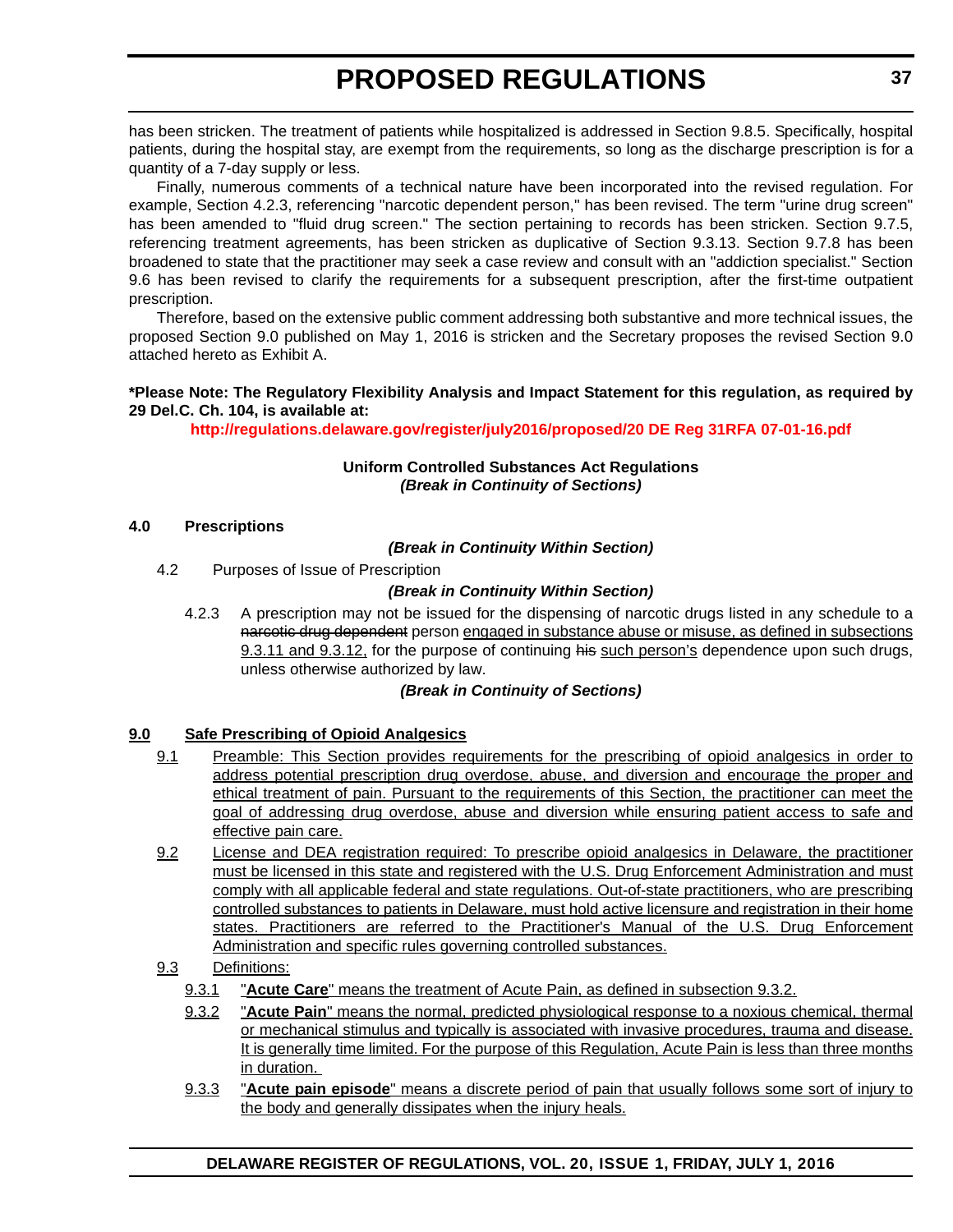has been stricken. The treatment of patients while hospitalized is addressed in Section 9.8.5. Specifically, hospital patients, during the hospital stay, are exempt from the requirements, so long as the discharge prescription is for a quantity of a 7-day supply or less.

Finally, numerous comments of a technical nature have been incorporated into the revised regulation. For example, Section 4.2.3, referencing "narcotic dependent person," has been revised. The term "urine drug screen" has been amended to "fluid drug screen." The section pertaining to records has been stricken. Section 9.7.5, referencing treatment agreements, has been stricken as duplicative of Section 9.3.13. Section 9.7.8 has been broadened to state that the practitioner may seek a case review and consult with an "addiction specialist." Section 9.6 has been revised to clarify the requirements for a subsequent prescription, after the first-time outpatient prescription.

Therefore, based on the extensive public comment addressing both substantive and more technical issues, the proposed Section 9.0 published on May 1, 2016 is stricken and the Secretary proposes the revised Section 9.0 attached hereto as Exhibit A.

**\*Please Note: The Regulatory Flexibility Analysis and Impact Statement for this regulation, as required by 29 Del.C. Ch. 104, is available at:**

**http://regulations.delaware.gov/register/july2016/proposed/20 DE Reg 31RFA 07-01-16.pdf**

**Uniform Controlled Substances Act Regulations**
***(Break in Continuity of Sections)***

**4.0 Prescriptions**

***(Break in Continuity Within Section)***

4.2 Purposes of Issue of Prescription

***(Break in Continuity Within Section)***

4.2.3 A prescription may not be issued for the dispensing of narcotic drugs listed in any schedule to a ~~narcotic drug dependent~~ person <u>engaged in substance abuse or misuse, as defined in subsections 9.3.11 and 9.3.12,</u> for the purpose of continuing ~~his~~ <u>such person's</u> dependence upon such drugs, unless otherwise authorized by law.

***(Break in Continuity of Sections)***

**<u>9.0 Safe Prescribing of Opioid Analgesics</u>**

<u>9.1 Preamble: This Section provides requirements for the prescribing of opioid analgesics in order to address potential prescription drug overdose, abuse, and diversion and encourage the proper and ethical treatment of pain. Pursuant to the requirements of this Section, the practitioner can meet the goal of addressing drug overdose, abuse and diversion while ensuring patient access to safe and effective pain care.</u>

<u>9.2 License and DEA registration required: To prescribe opioid analgesics in Delaware, the practitioner must be licensed in this state and registered with the U.S. Drug Enforcement Administration and must comply with all applicable federal and state regulations. Out-of-state practitioners, who are prescribing controlled substances to patients in Delaware, must hold active licensure and registration in their home states. Practitioners are referred to the Practitioner's Manual of the U.S. Drug Enforcement Administration and specific rules governing controlled substances.</u>

<u>9.3 Definitions:</u>

<u>9.3.1 "**Acute Care**" means the treatment of Acute Pain, as defined in subsection 9.3.2.</u>

<u>9.3.2 "**Acute Pain**" means the normal, predicted physiological response to a noxious chemical, thermal or mechanical stimulus and typically is associated with invasive procedures, trauma and disease. It is generally time limited. For the purpose of this Regulation, Acute Pain is less than three months in duration.</u>

<u>9.3.3 "**Acute pain episode**" means a discrete period of pain that usually follows some sort of injury to the body and generally dissipates when the injury heals.</u>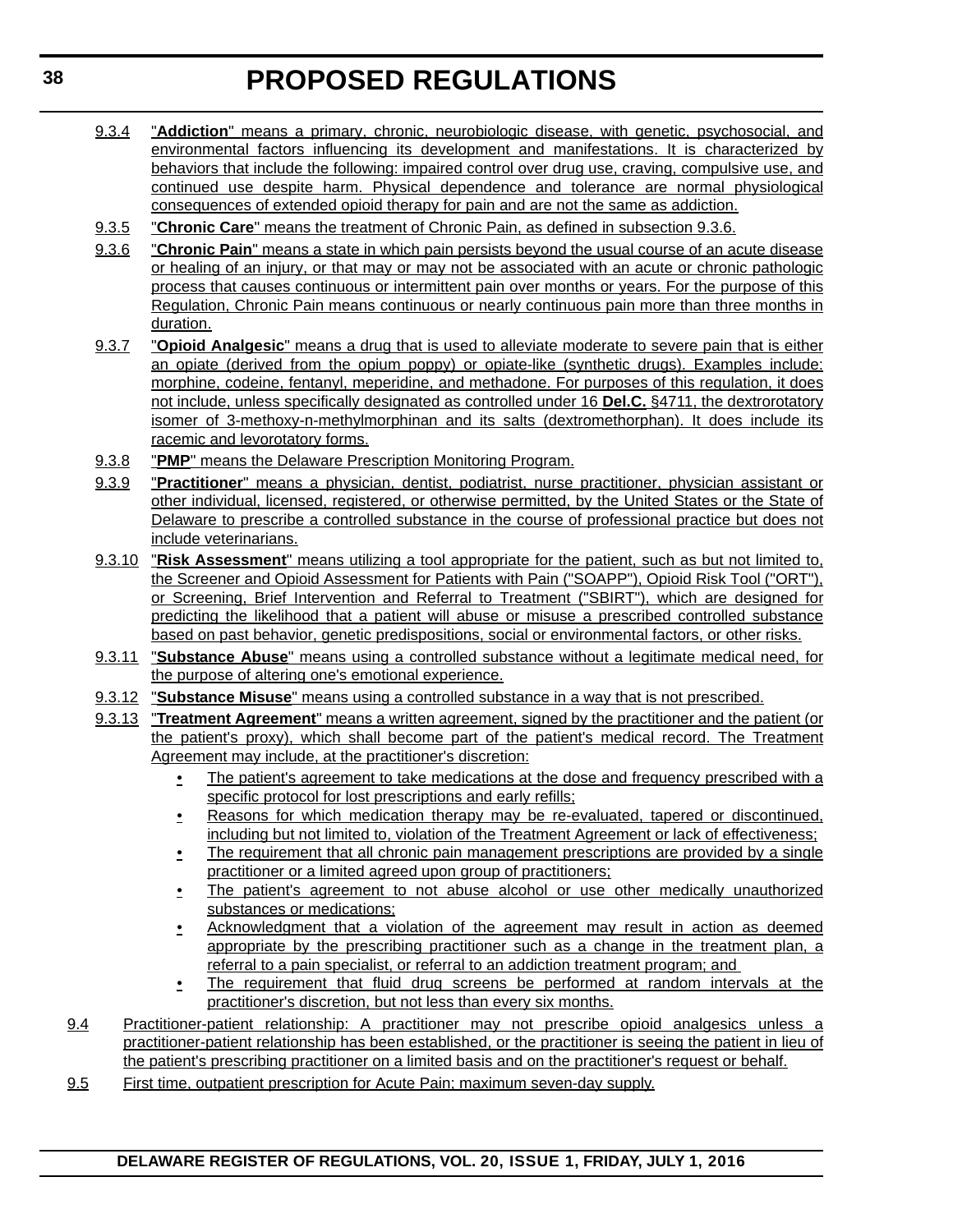9.3.4 "**Addiction**" means a primary, chronic, neurobiologic disease, with genetic, psychosocial, and environmental factors influencing its development and manifestations. It is characterized by behaviors that include the following: impaired control over drug use, craving, compulsive use, and continued use despite harm. Physical dependence and tolerance are normal physiological consequences of extended opioid therapy for pain and are not the same as addiction.

9.3.5 "**Chronic Care**" means the treatment of Chronic Pain, as defined in subsection 9.3.6.

9.3.6 "**Chronic Pain**" means a state in which pain persists beyond the usual course of an acute disease or healing of an injury, or that may or may not be associated with an acute or chronic pathologic process that causes continuous or intermittent pain over months or years. For the purpose of this Regulation, Chronic Pain means continuous or nearly continuous pain more than three months in duration.

9.3.7 "**Opioid Analgesic**" means a drug that is used to alleviate moderate to severe pain that is either an opiate (derived from the opium poppy) or opiate-like (synthetic drugs). Examples include: morphine, codeine, fentanyl, meperidine, and methadone. For purposes of this regulation, it does not include, unless specifically designated as controlled under 16 **Del.C.** §4711, the dextrorotatory isomer of 3-methoxy-n-methylmorphinan and its salts (dextromethorphan). It does include its racemic and levorotatory forms.

9.3.8 "**PMP**" means the Delaware Prescription Monitoring Program.

9.3.9 "**Practitioner**" means a physician, dentist, podiatrist, nurse practitioner, physician assistant or other individual, licensed, registered, or otherwise permitted, by the United States or the State of Delaware to prescribe a controlled substance in the course of professional practice but does not include veterinarians.

9.3.10 "**Risk Assessment**" means utilizing a tool appropriate for the patient, such as but not limited to, the Screener and Opioid Assessment for Patients with Pain ("SOAPP"), Opioid Risk Tool ("ORT"), or Screening, Brief Intervention and Referral to Treatment ("SBIRT"), which are designed for predicting the likelihood that a patient will abuse or misuse a prescribed controlled substance based on past behavior, genetic predispositions, social or environmental factors, or other risks.

9.3.11 "**Substance Abuse**" means using a controlled substance without a legitimate medical need, for the purpose of altering one's emotional experience.

9.3.12 "**Substance Misuse**" means using a controlled substance in a way that is not prescribed.

9.3.13 "**Treatment Agreement**" means a written agreement, signed by the practitioner and the patient (or the patient's proxy), which shall become part of the patient's medical record. The Treatment Agreement may include, at the practitioner's discretion:

- The patient's agreement to take medications at the dose and frequency prescribed with a specific protocol for lost prescriptions and early refills;
- Reasons for which medication therapy may be re-evaluated, tapered or discontinued, including but not limited to, violation of the Treatment Agreement or lack of effectiveness;
- The requirement that all chronic pain management prescriptions are provided by a single practitioner or a limited agreed upon group of practitioners;
- The patient's agreement to not abuse alcohol or use other medically unauthorized substances or medications;
- Acknowledgment that a violation of the agreement may result in action as deemed appropriate by the prescribing practitioner such as a change in the treatment plan, a referral to a pain specialist, or referral to an addiction treatment program; and
- The requirement that fluid drug screens be performed at random intervals at the practitioner's discretion, but not less than every six months.

9.4 Practitioner-patient relationship: A practitioner may not prescribe opioid analgesics unless a practitioner-patient relationship has been established, or the practitioner is seeing the patient in lieu of the patient's prescribing practitioner on a limited basis and on the practitioner's request or behalf.

9.5 First time, outpatient prescription for Acute Pain; maximum seven-day supply.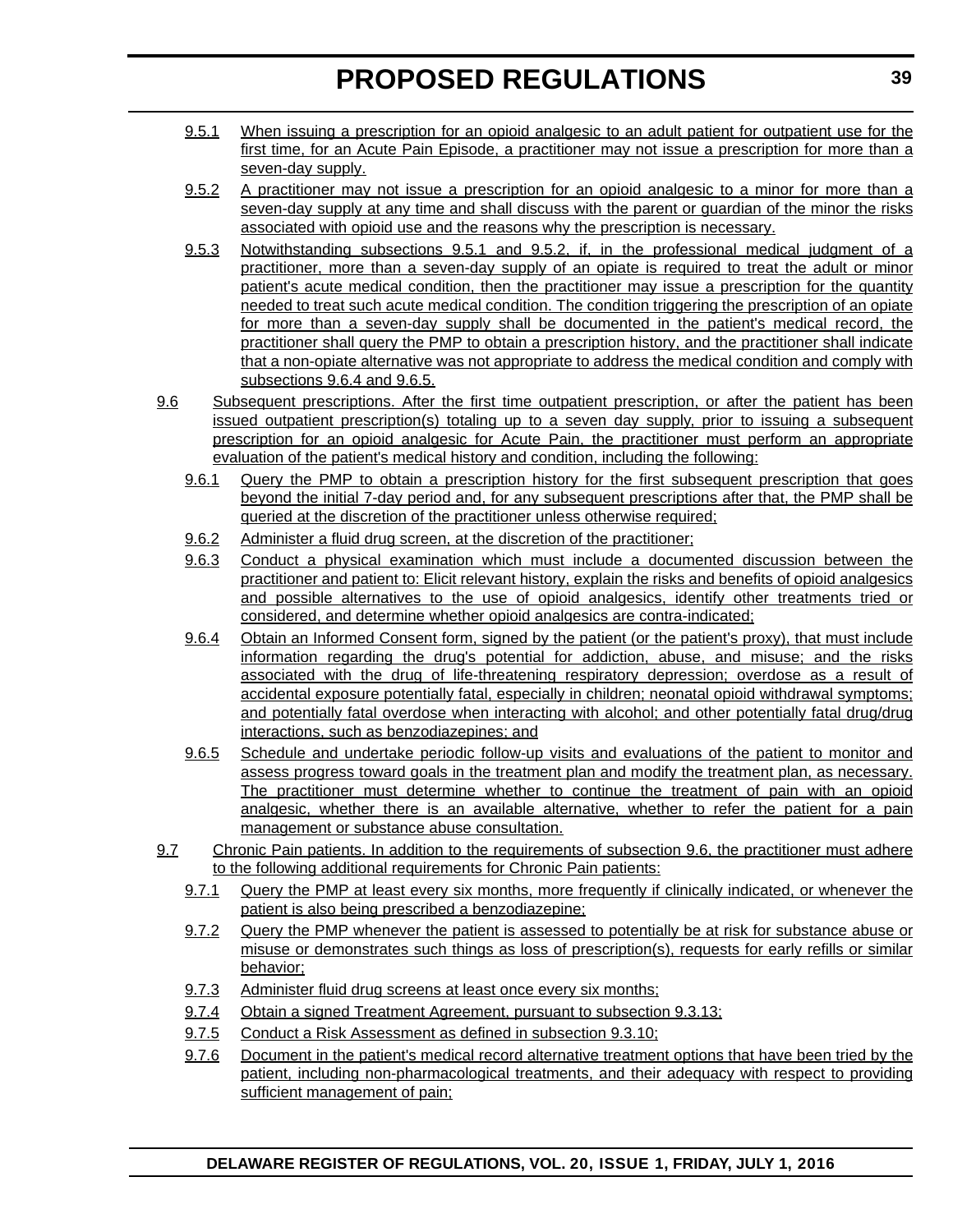9.5.1 When issuing a prescription for an opioid analgesic to an adult patient for outpatient use for the first time, for an Acute Pain Episode, a practitioner may not issue a prescription for more than a seven-day supply.

9.5.2 A practitioner may not issue a prescription for an opioid analgesic to a minor for more than a seven-day supply at any time and shall discuss with the parent or guardian of the minor the risks associated with opioid use and the reasons why the prescription is necessary.

9.5.3 Notwithstanding subsections 9.5.1 and 9.5.2, if, in the professional medical judgment of a practitioner, more than a seven-day supply of an opiate is required to treat the adult or minor patient's acute medical condition, then the practitioner may issue a prescription for the quantity needed to treat such acute medical condition. The condition triggering the prescription of an opiate for more than a seven-day supply shall be documented in the patient's medical record, the practitioner shall query the PMP to obtain a prescription history, and the practitioner shall indicate that a non-opiate alternative was not appropriate to address the medical condition and comply with subsections 9.6.4 and 9.6.5.

9.6 Subsequent prescriptions. After the first time outpatient prescription, or after the patient has been issued outpatient prescription(s) totaling up to a seven day supply, prior to issuing a subsequent prescription for an opioid analgesic for Acute Pain, the practitioner must perform an appropriate evaluation of the patient's medical history and condition, including the following:

9.6.1 Query the PMP to obtain a prescription history for the first subsequent prescription that goes beyond the initial 7-day period and, for any subsequent prescriptions after that, the PMP shall be queried at the discretion of the practitioner unless otherwise required;

9.6.2 Administer a fluid drug screen, at the discretion of the practitioner;

9.6.3 Conduct a physical examination which must include a documented discussion between the practitioner and patient to: Elicit relevant history, explain the risks and benefits of opioid analgesics and possible alternatives to the use of opioid analgesics, identify other treatments tried or considered, and determine whether opioid analgesics are contra-indicated;

9.6.4 Obtain an Informed Consent form, signed by the patient (or the patient's proxy), that must include information regarding the drug's potential for addiction, abuse, and misuse; and the risks associated with the drug of life-threatening respiratory depression; overdose as a result of accidental exposure potentially fatal, especially in children; neonatal opioid withdrawal symptoms; and potentially fatal overdose when interacting with alcohol; and other potentially fatal drug/drug interactions, such as benzodiazepines; and

9.6.5 Schedule and undertake periodic follow-up visits and evaluations of the patient to monitor and assess progress toward goals in the treatment plan and modify the treatment plan, as necessary. The practitioner must determine whether to continue the treatment of pain with an opioid analgesic, whether there is an available alternative, whether to refer the patient for a pain management or substance abuse consultation.

9.7 Chronic Pain patients. In addition to the requirements of subsection 9.6, the practitioner must adhere to the following additional requirements for Chronic Pain patients:

9.7.1 Query the PMP at least every six months, more frequently if clinically indicated, or whenever the patient is also being prescribed a benzodiazepine;

9.7.2 Query the PMP whenever the patient is assessed to potentially be at risk for substance abuse or misuse or demonstrates such things as loss of prescription(s), requests for early refills or similar behavior;

9.7.3 Administer fluid drug screens at least once every six months;

9.7.4 Obtain a signed Treatment Agreement, pursuant to subsection 9.3.13;

9.7.5 Conduct a Risk Assessment as defined in subsection 9.3.10;

9.7.6 Document in the patient's medical record alternative treatment options that have been tried by the patient, including non-pharmacological treatments, and their adequacy with respect to providing sufficient management of pain;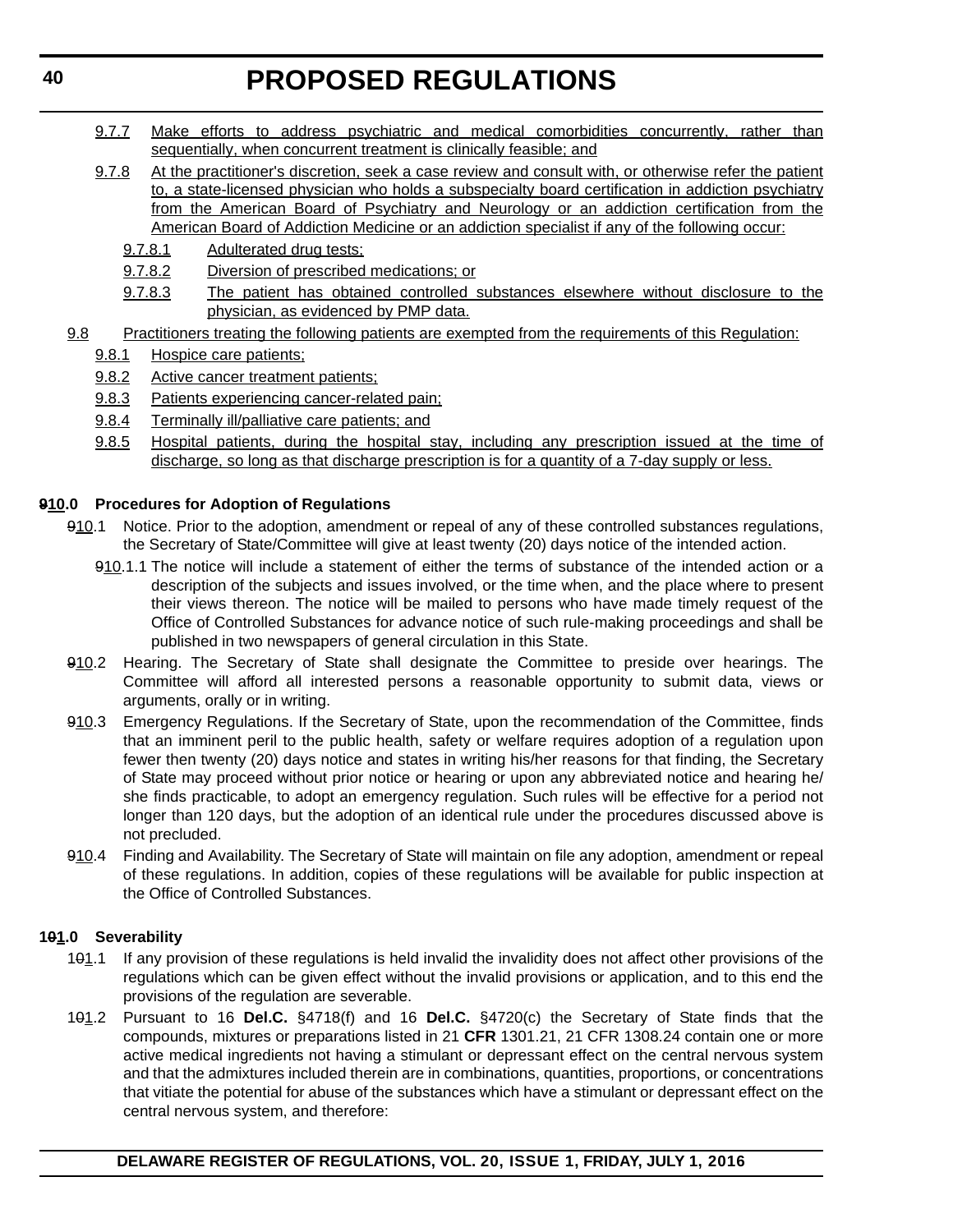9.7.7 Make efforts to address psychiatric and medical comorbidities concurrently, rather than sequentially, when concurrent treatment is clinically feasible; and

9.7.8 At the practitioner's discretion, seek a case review and consult with, or otherwise refer the patient to, a state-licensed physician who holds a subspecialty board certification in addiction psychiatry from the American Board of Psychiatry and Neurology or an addiction certification from the American Board of Addiction Medicine or an addiction specialist if any of the following occur:

9.7.8.1 Adulterated drug tests;

9.7.8.2 Diversion of prescribed medications; or

9.7.8.3 The patient has obtained controlled substances elsewhere without disclosure to the physician, as evidenced by PMP data.

9.8 Practitioners treating the following patients are exempted from the requirements of this Regulation:

9.8.1 Hospice care patients;

9.8.2 Active cancer treatment patients;

9.8.3 Patients experiencing cancer-related pain;

9.8.4 Terminally ill/palliative care patients; and

9.8.5 Hospital patients, during the hospital stay, including any prescription issued at the time of discharge, so long as that discharge prescription is for a quantity of a 7-day supply or less.

**~~9~~10.0 Procedures for Adoption of Regulations**

~~9~~10.1 Notice. Prior to the adoption, amendment or repeal of any of these controlled substances regulations, the Secretary of State/Committee will give at least twenty (20) days notice of the intended action.

~~9~~10.1.1 The notice will include a statement of either the terms of substance of the intended action or a description of the subjects and issues involved, or the time when, and the place where to present their views thereon. The notice will be mailed to persons who have made timely request of the Office of Controlled Substances for advance notice of such rule-making proceedings and shall be published in two newspapers of general circulation in this State.

~~9~~10.2 Hearing. The Secretary of State shall designate the Committee to preside over hearings. The Committee will afford all interested persons a reasonable opportunity to submit data, views or arguments, orally or in writing.

~~9~~10.3 Emergency Regulations. If the Secretary of State, upon the recommendation of the Committee, finds that an imminent peril to the public health, safety or welfare requires adoption of a regulation upon fewer then twenty (20) days notice and states in writing his/her reasons for that finding, the Secretary of State may proceed without prior notice or hearing or upon any abbreviated notice and hearing he/she finds practicable, to adopt an emergency regulation. Such rules will be effective for a period not longer than 120 days, but the adoption of an identical rule under the procedures discussed above is not precluded.

~~9~~10.4 Finding and Availability. The Secretary of State will maintain on file any adoption, amendment or repeal of these regulations. In addition, copies of these regulations will be available for public inspection at the Office of Controlled Substances.

**1~~0~~1.0 Severability**

1~~0~~1.1 If any provision of these regulations is held invalid the invalidity does not affect other provisions of the regulations which can be given effect without the invalid provisions or application, and to this end the provisions of the regulation are severable.

1~~0~~1.2 Pursuant to 16 **Del.C.** §4718(f) and 16 **Del.C.** §4720(c) the Secretary of State finds that the compounds, mixtures or preparations listed in 21 **CFR** 1301.21, 21 CFR 1308.24 contain one or more active medical ingredients not having a stimulant or depressant effect on the central nervous system and that the admixtures included therein are in combinations, quantities, proportions, or concentrations that vitiate the potential for abuse of the substances which have a stimulant or depressant effect on the central nervous system, and therefore: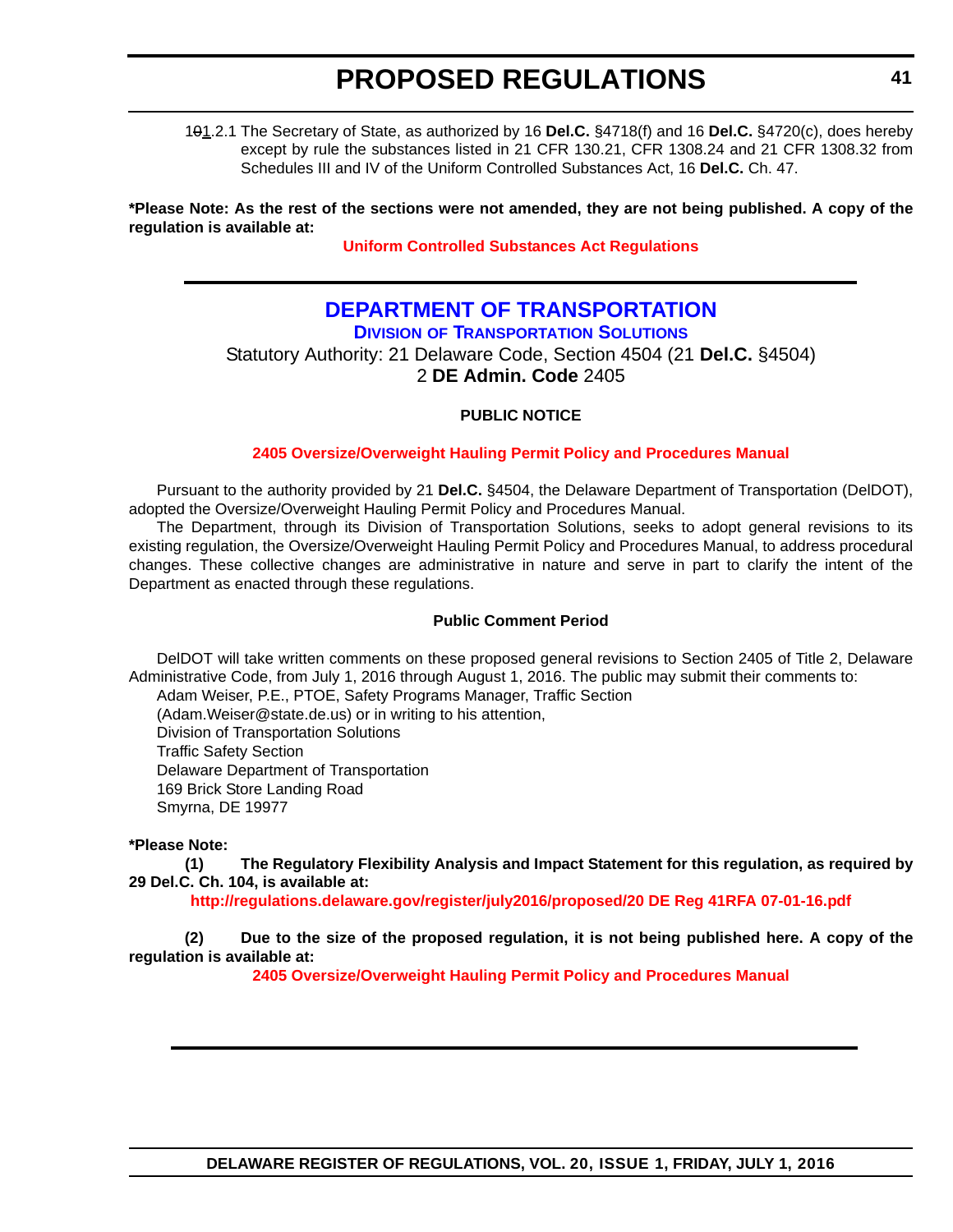~~10~~1.2.1 The Secretary of State, as authorized by 16 **Del.C.** §4718(f) and 16 **Del.C.** §4720(c), does hereby except by rule the substances listed in 21 CFR 130.21, CFR 1308.24 and 21 CFR 1308.32 from Schedules III and IV of the Uniform Controlled Substances Act, 16 **Del.C.** Ch. 47.

**\*Please Note: As the rest of the sections were not amended, they are not being published. A copy of the regulation is available at:**

**Uniform Controlled Substances Act Regulations**

---

# DEPARTMENT OF TRANSPORTATION

## DIVISION OF TRANSPORTATION SOLUTIONS

Statutory Authority: 21 Delaware Code, Section 4504 (21 **Del.C.** §4504)
2 **DE Admin. Code** 2405

**PUBLIC NOTICE**

**2405 Oversize/Overweight Hauling Permit Policy and Procedures Manual**

Pursuant to the authority provided by 21 **Del.C.** §4504, the Delaware Department of Transportation (DelDOT), adopted the Oversize/Overweight Hauling Permit Policy and Procedures Manual.

The Department, through its Division of Transportation Solutions, seeks to adopt general revisions to its existing regulation, the Oversize/Overweight Hauling Permit Policy and Procedures Manual, to address procedural changes. These collective changes are administrative in nature and serve in part to clarify the intent of the Department as enacted through these regulations.

**Public Comment Period**

DelDOT will take written comments on these proposed general revisions to Section 2405 of Title 2, Delaware Administrative Code, from July 1, 2016 through August 1, 2016. The public may submit their comments to:

Adam Weiser, P.E., PTOE, Safety Programs Manager, Traffic Section
(Adam.Weiser@state.de.us) or in writing to his attention,
Division of Transportation Solutions
Traffic Safety Section
Delaware Department of Transportation
169 Brick Store Landing Road
Smyrna, DE 19977

**\*Please Note:**

**(1) The Regulatory Flexibility Analysis and Impact Statement for this regulation, as required by 29 Del.C. Ch. 104, is available at:**

**http://regulations.delaware.gov/register/july2016/proposed/20 DE Reg 41RFA 07-01-16.pdf**

**(2) Due to the size of the proposed regulation, it is not being published here. A copy of the regulation is available at:**

**2405 Oversize/Overweight Hauling Permit Policy and Procedures Manual**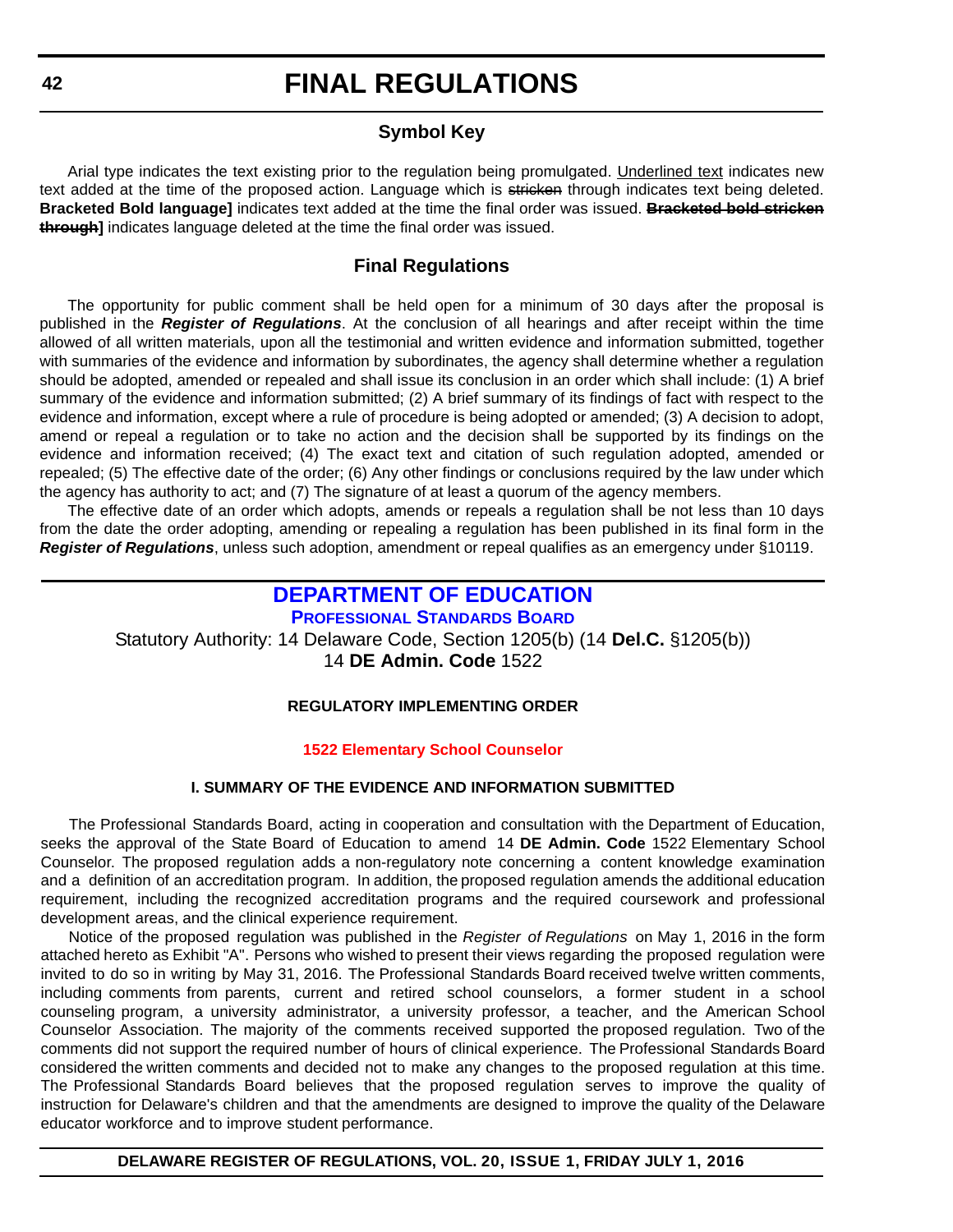# FINAL REGULATIONS

## Symbol Key

Arial type indicates the text existing prior to the regulation being promulgated. <u>Underlined text</u> indicates new text added at the time of the proposed action. Language which is ~~stricken~~ through indicates text being deleted. **Bracketed Bold language]** indicates text added at the time the final order was issued. **~~Bracketed bold stricken through~~]** indicates language deleted at the time the final order was issued.

## Final Regulations

The opportunity for public comment shall be held open for a minimum of 30 days after the proposal is published in the ***Register of Regulations***. At the conclusion of all hearings and after receipt within the time allowed of all written materials, upon all the testimonial and written evidence and information submitted, together with summaries of the evidence and information by subordinates, the agency shall determine whether a regulation should be adopted, amended or repealed and shall issue its conclusion in an order which shall include: (1) A brief summary of the evidence and information submitted; (2) A brief summary of its findings of fact with respect to the evidence and information, except where a rule of procedure is being adopted or amended; (3) A decision to adopt, amend or repeal a regulation or to take no action and the decision shall be supported by its findings on the evidence and information received; (4) The exact text and citation of such regulation adopted, amended or repealed; (5) The effective date of the order; (6) Any other findings or conclusions required by the law under which the agency has authority to act; and (7) The signature of at least a quorum of the agency members.

The effective date of an order which adopts, amends or repeals a regulation shall be not less than 10 days from the date the order adopting, amending or repealing a regulation has been published in its final form in the ***Register of Regulations***, unless such adoption, amendment or repeal qualifies as an emergency under §10119.

## DEPARTMENT OF EDUCATION

### PROFESSIONAL STANDARDS BOARD

Statutory Authority: 14 Delaware Code, Section 1205(b) (14 **Del.C.** §1205(b))
14 **DE Admin. Code** 1522

**REGULATORY IMPLEMENTING ORDER**

**1522 Elementary School Counselor**

**I. SUMMARY OF THE EVIDENCE AND INFORMATION SUBMITTED**

The Professional Standards Board, acting in cooperation and consultation with the Department of Education, seeks the approval of the State Board of Education to amend 14 **DE Admin. Code** 1522 Elementary School Counselor. The proposed regulation adds a non-regulatory note concerning a content knowledge examination and a definition of an accreditation program. In addition, the proposed regulation amends the additional education requirement, including the recognized accreditation programs and the required coursework and professional development areas, and the clinical experience requirement.

Notice of the proposed regulation was published in the *Register of Regulations* on May 1, 2016 in the form attached hereto as Exhibit "A". Persons who wished to present their views regarding the proposed regulation were invited to do so in writing by May 31, 2016. The Professional Standards Board received twelve written comments, including comments from parents, current and retired school counselors, a former student in a school counseling program, a university administrator, a university professor, a teacher, and the American School Counselor Association. The majority of the comments received supported the proposed regulation. Two of the comments did not support the required number of hours of clinical experience. The Professional Standards Board considered the written comments and decided not to make any changes to the proposed regulation at this time. The Professional Standards Board believes that the proposed regulation serves to improve the quality of instruction for Delaware's children and that the amendments are designed to improve the quality of the Delaware educator workforce and to improve student performance.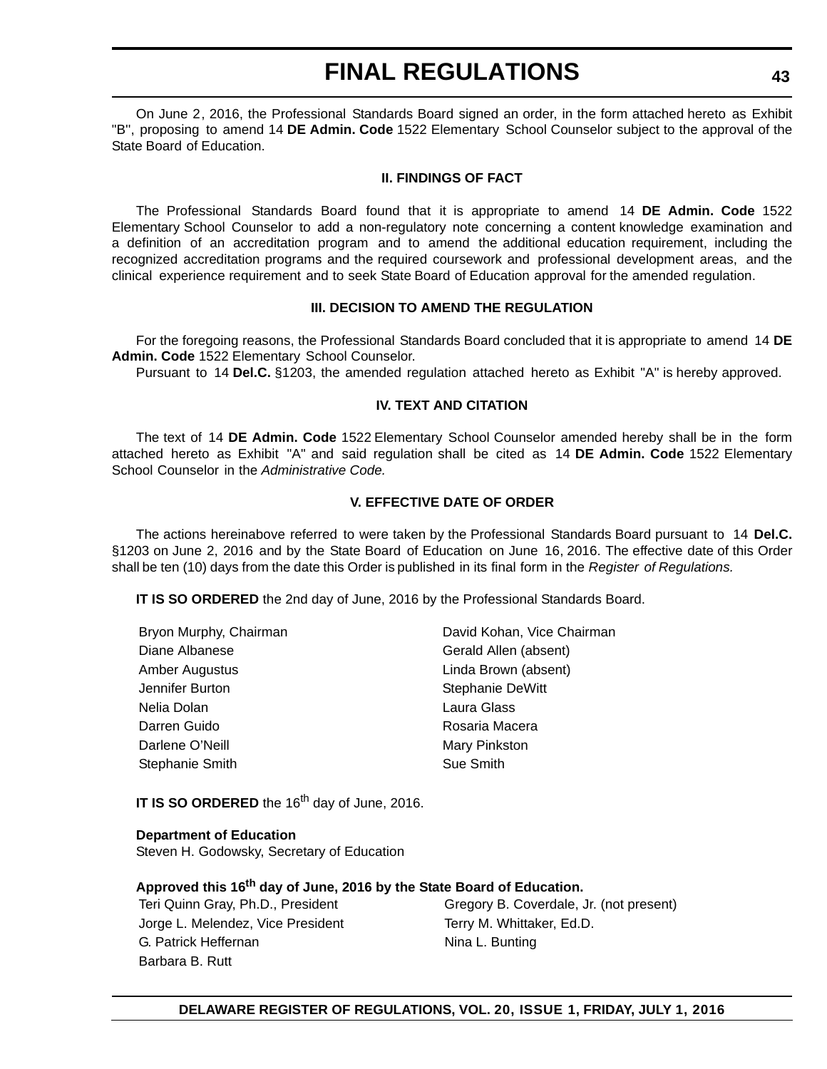On June 2, 2016, the Professional Standards Board signed an order, in the form attached hereto as Exhibit "B", proposing to amend 14 **DE Admin. Code** 1522 Elementary School Counselor subject to the approval of the State Board of Education.

### II. FINDINGS OF FACT

The Professional Standards Board found that it is appropriate to amend 14 **DE Admin. Code** 1522 Elementary School Counselor to add a non-regulatory note concerning a content knowledge examination and a definition of an accreditation program and to amend the additional education requirement, including the recognized accreditation programs and the required coursework and professional development areas, and the clinical experience requirement and to seek State Board of Education approval for the amended regulation.

### III. DECISION TO AMEND THE REGULATION

For the foregoing reasons, the Professional Standards Board concluded that it is appropriate to amend 14 **DE Admin. Code** 1522 Elementary School Counselor.

Pursuant to 14 **Del.C.** §1203, the amended regulation attached hereto as Exhibit "A" is hereby approved.

### IV. TEXT AND CITATION

The text of 14 **DE Admin. Code** 1522 Elementary School Counselor amended hereby shall be in the form attached hereto as Exhibit "A" and said regulation shall be cited as 14 **DE Admin. Code** 1522 Elementary School Counselor in the *Administrative Code.*

### V. EFFECTIVE DATE OF ORDER

The actions hereinabove referred to were taken by the Professional Standards Board pursuant to 14 **Del.C.** §1203 on June 2, 2016 and by the State Board of Education on June 16, 2016. The effective date of this Order shall be ten (10) days from the date this Order is published in its final form in the *Register of Regulations.*

**IT IS SO ORDERED** the 2nd day of June, 2016 by the Professional Standards Board.

Bryon Murphy, Chairman
David Kohan, Vice Chairman
Diane Albanese
Gerald Allen (absent)
Amber Augustus
Linda Brown (absent)
Jennifer Burton
Stephanie DeWitt
Nelia Dolan
Laura Glass
Darren Guido
Rosaria Macera
Darlene O'Neill
Mary Pinkston
Stephanie Smith
Sue Smith

**IT IS SO ORDERED** the 16th day of June, 2016.

**Department of Education**
Steven H. Godowsky, Secretary of Education

**Approved this 16th day of June, 2016 by the State Board of Education.**

Teri Quinn Gray, Ph.D., President
Gregory B. Coverdale, Jr. (not present)
Jorge L. Melendez, Vice President
Terry M. Whittaker, Ed.D.
G. Patrick Heffernan
Nina L. Bunting
Barbara B. Rutt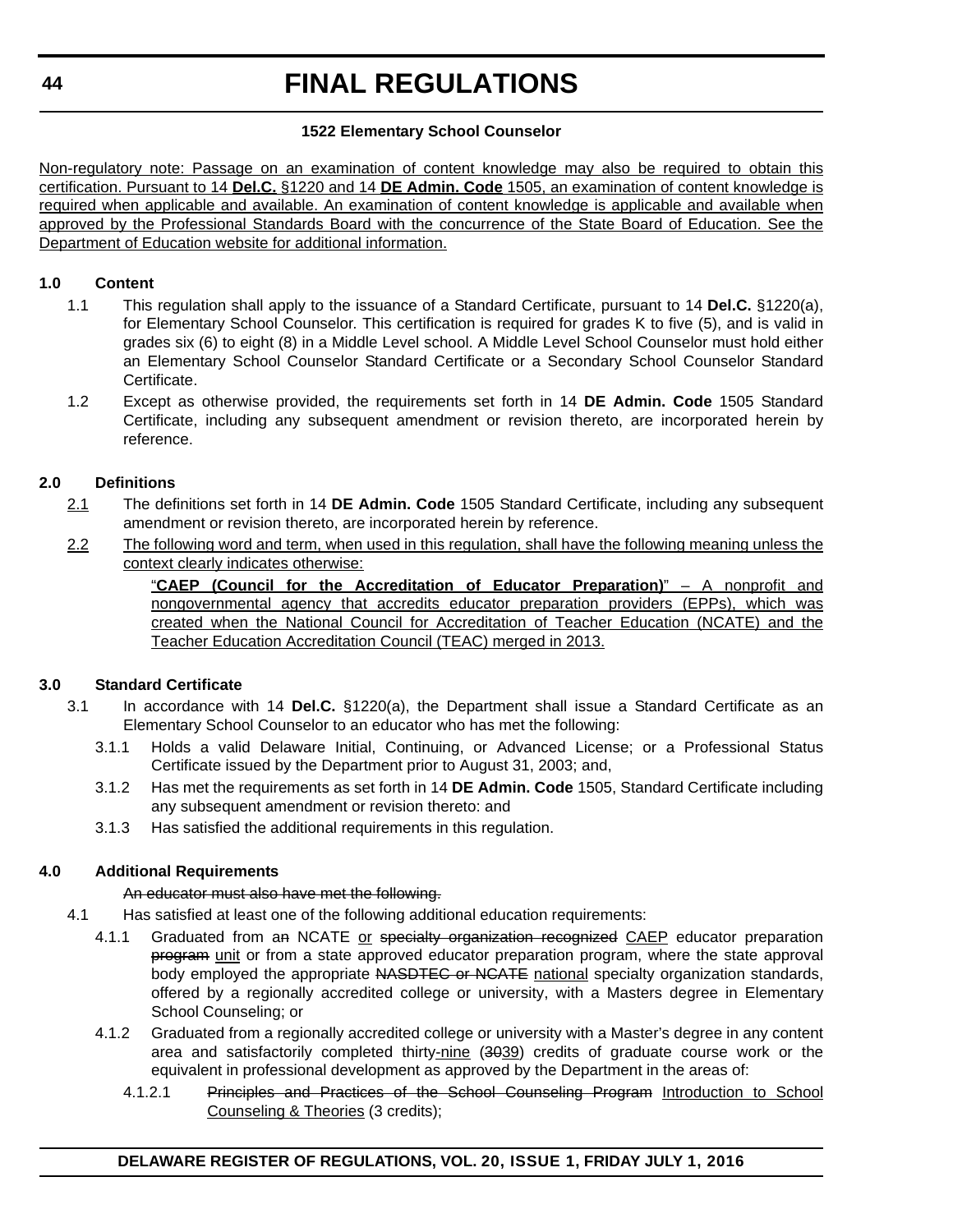### 1522 Elementary School Counselor

<u>Non-regulatory note: Passage on an examination of content knowledge may also be required to obtain this certification. Pursuant to 14 **Del.C.** §1220 and 14 **DE Admin. Code** 1505, an examination of content knowledge is required when applicable and available. An examination of content knowledge is applicable and available when approved by the Professional Standards Board with the concurrence of the State Board of Education. See the Department of Education website for additional information.</u>

**1.0 Content**

1.1 This regulation shall apply to the issuance of a Standard Certificate, pursuant to 14 **Del.C.** §1220(a), for Elementary School Counselor. This certification is required for grades K to five (5), and is valid in grades six (6) to eight (8) in a Middle Level school. A Middle Level School Counselor must hold either an Elementary School Counselor Standard Certificate or a Secondary School Counselor Standard Certificate.

1.2 Except as otherwise provided, the requirements set forth in 14 **DE Admin. Code** 1505 Standard Certificate, including any subsequent amendment or revision thereto, are incorporated herein by reference.

**2.0 Definitions**

<u>2.1</u> The definitions set forth in 14 **DE Admin. Code** 1505 Standard Certificate, including any subsequent amendment or revision thereto, are incorporated herein by reference.

<u>2.2</u> <u>The following word and term, when used in this regulation, shall have the following meaning unless the context clearly indicates otherwise:</u>

<u>"**CAEP (Council for the Accreditation of Educator Preparation)**" – A nonprofit and nongovernmental agency that accredits educator preparation providers (EPPs), which was created when the National Council for Accreditation of Teacher Education (NCATE) and the Teacher Education Accreditation Council (TEAC) merged in 2013.</u>

**3.0 Standard Certificate**

3.1 In accordance with 14 **Del.C.** §1220(a), the Department shall issue a Standard Certificate as an Elementary School Counselor to an educator who has met the following:

3.1.1 Holds a valid Delaware Initial, Continuing, or Advanced License; or a Professional Status Certificate issued by the Department prior to August 31, 2003; and,

3.1.2 Has met the requirements as set forth in 14 **DE Admin. Code** 1505, Standard Certificate including any subsequent amendment or revision thereto: and

3.1.3 Has satisfied the additional requirements in this regulation.

**4.0 Additional Requirements**

~~An educator must also have met the following.~~

4.1 Has satisfied at least one of the following additional education requirements:

4.1.1 Graduated from a~~n~~ NCATE <u>or</u> ~~specialty organization recognized~~ <u>CAEP</u> educator preparation ~~program~~ <u>unit</u> or from a state approved educator preparation program, where the state approval body employed the appropriate ~~NASDTEC or NCATE~~ <u>national</u> specialty organization standards, offered by a regionally accredited college or university, with a Masters degree in Elementary School Counseling; or

4.1.2 Graduated from a regionally accredited college or university with a Master's degree in any content area and satisfactorily completed thirty<u>-nine</u> (~~30~~<u>39</u>) credits of graduate course work or the equivalent in professional development as approved by the Department in the areas of:

4.1.2.1 ~~Principles and Practices of the School Counseling Program~~ <u>Introduction to School Counseling & Theories</u> (3 credits);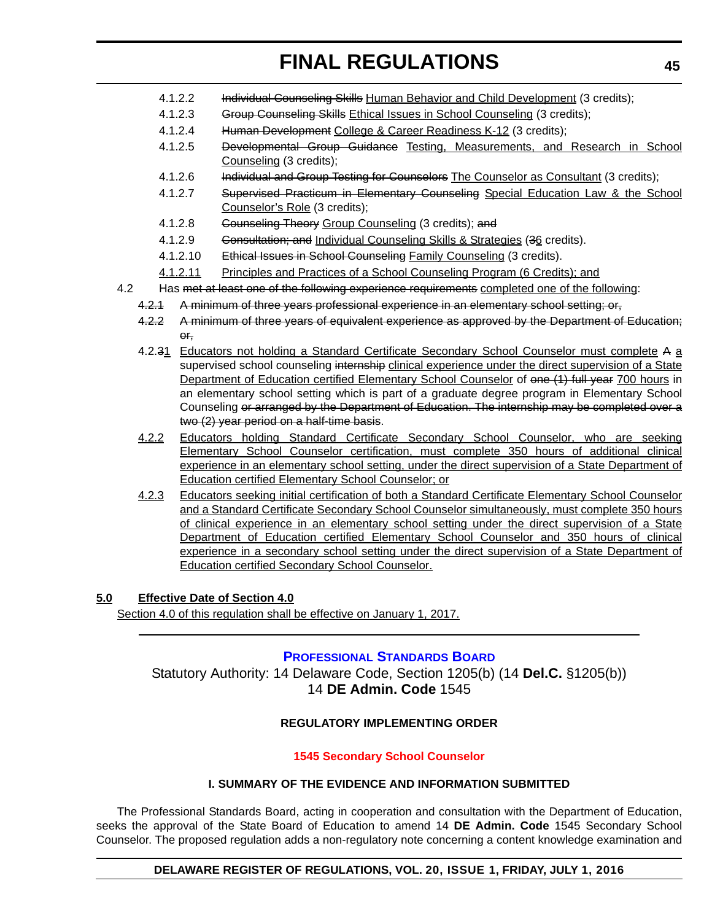4.1.2.2 ~~Individual Counseling Skills~~ Human Behavior and Child Development (3 credits);

4.1.2.3 ~~Group Counseling Skills~~ Ethical Issues in School Counseling (3 credits);

4.1.2.4 ~~Human Development~~ College & Career Readiness K-12 (3 credits);

4.1.2.5 ~~Developmental Group Guidance~~ Testing, Measurements, and Research in School Counseling (3 credits);

4.1.2.6 ~~Individual and Group Testing for Counselors~~ The Counselor as Consultant (3 credits);

4.1.2.7 ~~Supervised Practicum in Elementary Counseling~~ Special Education Law & the School Counselor's Role (3 credits);

4.1.2.8 ~~Counseling Theory~~ Group Counseling (3 credits); ~~and~~

4.1.2.9 ~~Consultation; and~~ Individual Counseling Skills & Strategies (~~3~~6 credits).

4.1.2.10 ~~Ethical Issues in School Counseling~~ Family Counseling (3 credits).

4.1.2.11 Principles and Practices of a School Counseling Program (6 Credits); and

4.2 Has ~~met at least one of the following experience requirements~~ completed one of the following:

~~4.2.1 A minimum of three years professional experience in an elementary school setting; or,~~

~~4.2.2 A minimum of three years of equivalent experience as approved by the Department of Education; or,~~

4.2.~~3~~1 Educators not holding a Standard Certificate Secondary School Counselor must complete ~~A~~ a supervised school counseling ~~internship~~ clinical experience under the direct supervision of a State Department of Education certified Elementary School Counselor of ~~one (1) full year~~ 700 hours in an elementary school setting which is part of a graduate degree program in Elementary School Counseling ~~or arranged by the Department of Education. The internship may be completed over a two (2) year period on a half-time basis~~.

4.2.2 Educators holding Standard Certificate Secondary School Counselor, who are seeking Elementary School Counselor certification, must complete 350 hours of additional clinical experience in an elementary school setting, under the direct supervision of a State Department of Education certified Elementary School Counselor; or

4.2.3 Educators seeking initial certification of both a Standard Certificate Elementary School Counselor and a Standard Certificate Secondary School Counselor simultaneously, must complete 350 hours of clinical experience in an elementary school setting under the direct supervision of a State Department of Education certified Elementary School Counselor and 350 hours of clinical experience in a secondary school setting under the direct supervision of a State Department of Education certified Secondary School Counselor.

**5.0 Effective Date of Section 4.0**

Section 4.0 of this regulation shall be effective on January 1, 2017.

---

## PROFESSIONAL STANDARDS BOARD

Statutory Authority: 14 Delaware Code, Section 1205(b) (14 **Del.C.** §1205(b))
14 **DE Admin. Code** 1545

**REGULATORY IMPLEMENTING ORDER**

**1545 Secondary School Counselor**

**I. SUMMARY OF THE EVIDENCE AND INFORMATION SUBMITTED**

The Professional Standards Board, acting in cooperation and consultation with the Department of Education, seeks the approval of the State Board of Education to amend 14 **DE Admin. Code** 1545 Secondary School Counselor. The proposed regulation adds a non-regulatory note concerning a content knowledge examination and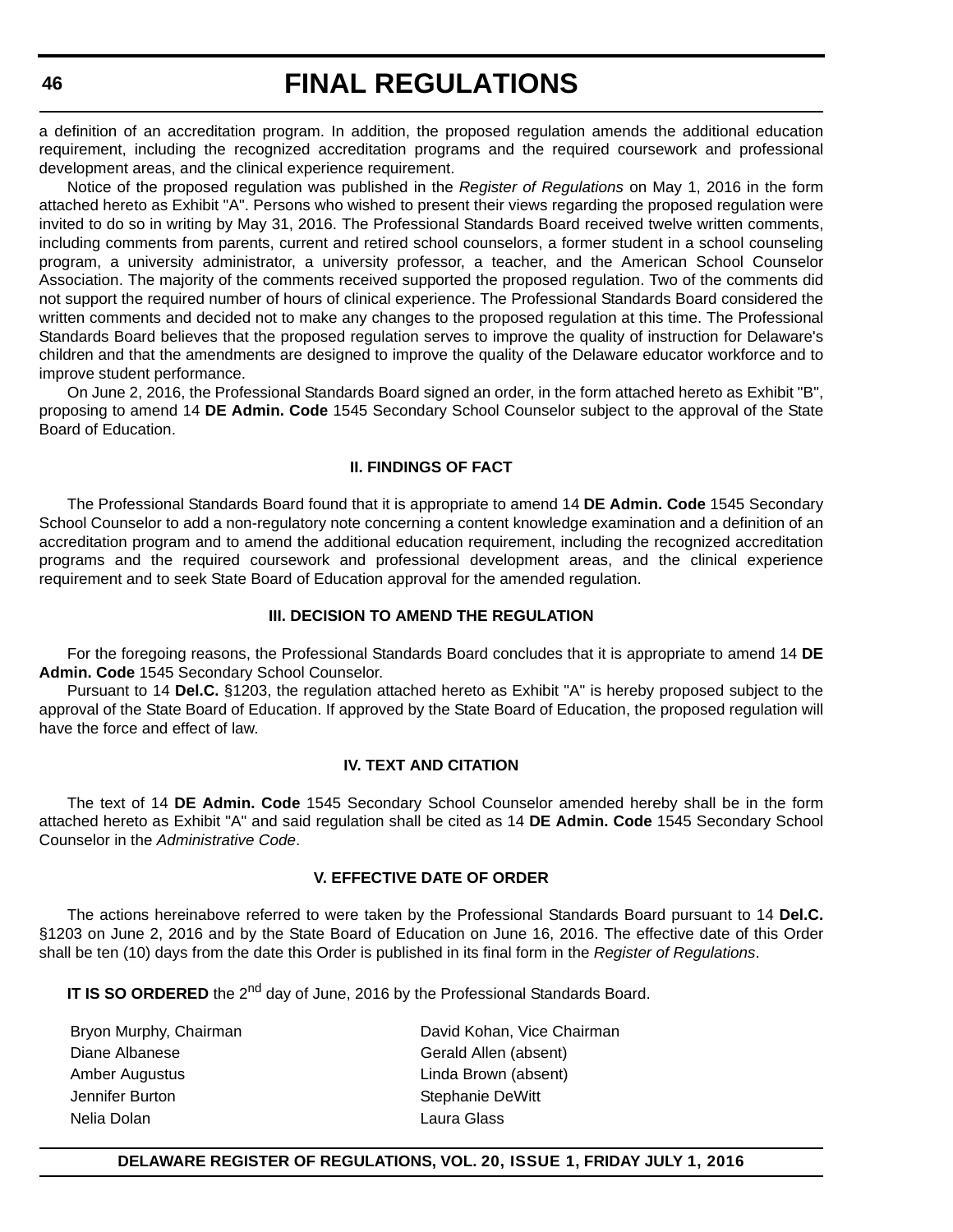a definition of an accreditation program. In addition, the proposed regulation amends the additional education requirement, including the recognized accreditation programs and the required coursework and professional development areas, and the clinical experience requirement.

Notice of the proposed regulation was published in the *Register of Regulations* on May 1, 2016 in the form attached hereto as Exhibit "A". Persons who wished to present their views regarding the proposed regulation were invited to do so in writing by May 31, 2016. The Professional Standards Board received twelve written comments, including comments from parents, current and retired school counselors, a former student in a school counseling program, a university administrator, a university professor, a teacher, and the American School Counselor Association. The majority of the comments received supported the proposed regulation. Two of the comments did not support the required number of hours of clinical experience. The Professional Standards Board considered the written comments and decided not to make any changes to the proposed regulation at this time. The Professional Standards Board believes that the proposed regulation serves to improve the quality of instruction for Delaware's children and that the amendments are designed to improve the quality of the Delaware educator workforce and to improve student performance.

On June 2, 2016, the Professional Standards Board signed an order, in the form attached hereto as Exhibit "B", proposing to amend 14 **DE Admin. Code** 1545 Secondary School Counselor subject to the approval of the State Board of Education.

### II. FINDINGS OF FACT

The Professional Standards Board found that it is appropriate to amend 14 **DE Admin. Code** 1545 Secondary School Counselor to add a non-regulatory note concerning a content knowledge examination and a definition of an accreditation program and to amend the additional education requirement, including the recognized accreditation programs and the required coursework and professional development areas, and the clinical experience requirement and to seek State Board of Education approval for the amended regulation.

### III. DECISION TO AMEND THE REGULATION

For the foregoing reasons, the Professional Standards Board concludes that it is appropriate to amend 14 **DE Admin. Code** 1545 Secondary School Counselor.

Pursuant to 14 **Del.C.** §1203, the regulation attached hereto as Exhibit "A" is hereby proposed subject to the approval of the State Board of Education. If approved by the State Board of Education, the proposed regulation will have the force and effect of law.

### IV. TEXT AND CITATION

The text of 14 **DE Admin. Code** 1545 Secondary School Counselor amended hereby shall be in the form attached hereto as Exhibit "A" and said regulation shall be cited as 14 **DE Admin. Code** 1545 Secondary School Counselor in the *Administrative Code*.

### V. EFFECTIVE DATE OF ORDER

The actions hereinabove referred to were taken by the Professional Standards Board pursuant to 14 **Del.C.** §1203 on June 2, 2016 and by the State Board of Education on June 16, 2016. The effective date of this Order shall be ten (10) days from the date this Order is published in its final form in the *Register of Regulations*.

**IT IS SO ORDERED** the 2nd day of June, 2016 by the Professional Standards Board.

Bryon Murphy, Chairman
David Kohan, Vice Chairman
Diane Albanese
Gerald Allen (absent)
Amber Augustus
Linda Brown (absent)
Jennifer Burton
Stephanie DeWitt
Nelia Dolan
Laura Glass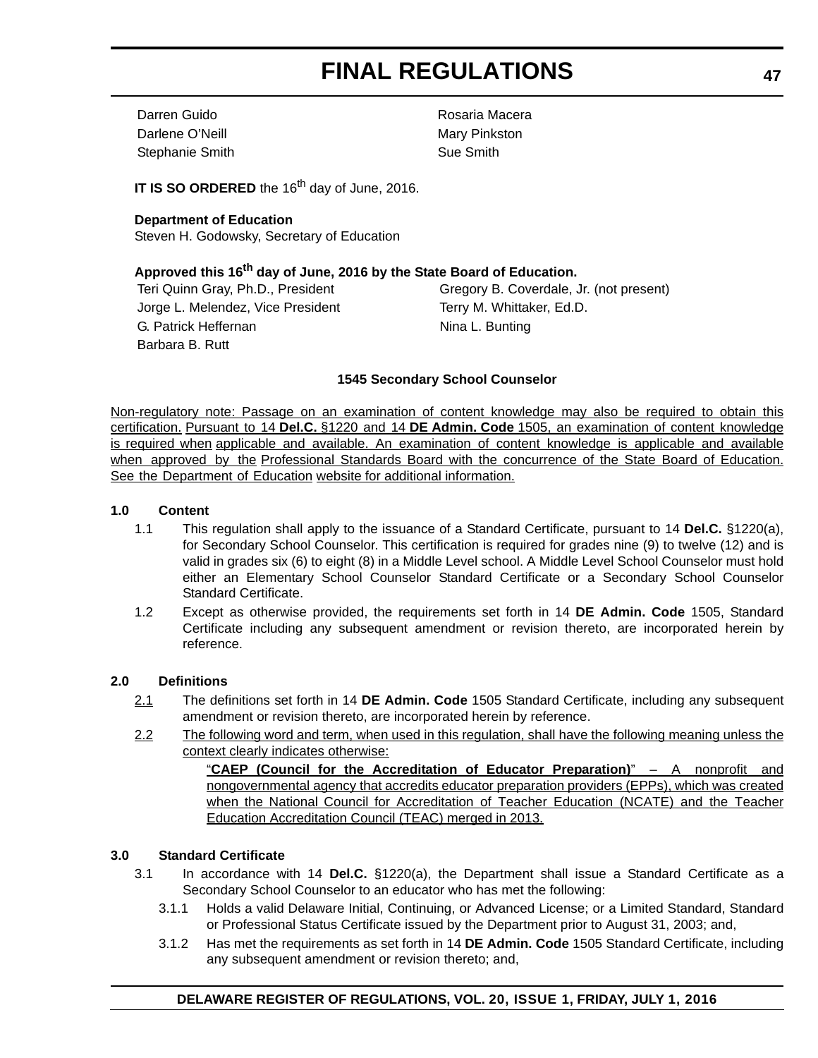Darren Guido
Darlene O'Neill
Stephanie Smith
Rosaria Macera
Mary Pinkston
Sue Smith

**IT IS SO ORDERED** the 16th day of June, 2016.

**Department of Education**
Steven H. Godowsky, Secretary of Education

**Approved this 16th day of June, 2016 by the State Board of Education.**

Teri Quinn Gray, Ph.D., President
Jorge L. Melendez, Vice President
G. Patrick Heffernan
Barbara B. Rutt
Gregory B. Coverdale, Jr. (not present)
Terry M. Whittaker, Ed.D.
Nina L. Bunting

## 1545 Secondary School Counselor

<u>Non-regulatory note: Passage on an examination of content knowledge may also be required to obtain this certification. Pursuant to 14 **Del.C.** §1220 and 14 **DE Admin. Code** 1505, an examination of content knowledge is required when applicable and available. An examination of content knowledge is applicable and available when approved by the Professional Standards Board with the concurrence of the State Board of Education. See the Department of Education website for additional information.</u>

**1.0 Content**

1.1 This regulation shall apply to the issuance of a Standard Certificate, pursuant to 14 **Del.C.** §1220(a), for Secondary School Counselor. This certification is required for grades nine (9) to twelve (12) and is valid in grades six (6) to eight (8) in a Middle Level school. A Middle Level School Counselor must hold either an Elementary School Counselor Standard Certificate or a Secondary School Counselor Standard Certificate.

1.2 Except as otherwise provided, the requirements set forth in 14 **DE Admin. Code** 1505, Standard Certificate including any subsequent amendment or revision thereto, are incorporated herein by reference.

**2.0 Definitions**

<u>2.1</u> The definitions set forth in 14 **DE Admin. Code** 1505 Standard Certificate, including any subsequent amendment or revision thereto, are incorporated herein by reference.

<u>2.2</u> <u>The following word and term, when used in this regulation, shall have the following meaning unless the context clearly indicates otherwise:</u>

<u>"**CAEP (Council for the Accreditation of Educator Preparation)**" – A nonprofit and nongovernmental agency that accredits educator preparation providers (EPPs), which was created when the National Council for Accreditation of Teacher Education (NCATE) and the Teacher Education Accreditation Council (TEAC) merged in 2013.</u>

**3.0 Standard Certificate**

3.1 In accordance with 14 **Del.C.** §1220(a), the Department shall issue a Standard Certificate as a Secondary School Counselor to an educator who has met the following:

3.1.1 Holds a valid Delaware Initial, Continuing, or Advanced License; or a Limited Standard, Standard or Professional Status Certificate issued by the Department prior to August 31, 2003; and,

3.1.2 Has met the requirements as set forth in 14 **DE Admin. Code** 1505 Standard Certificate, including any subsequent amendment or revision thereto; and,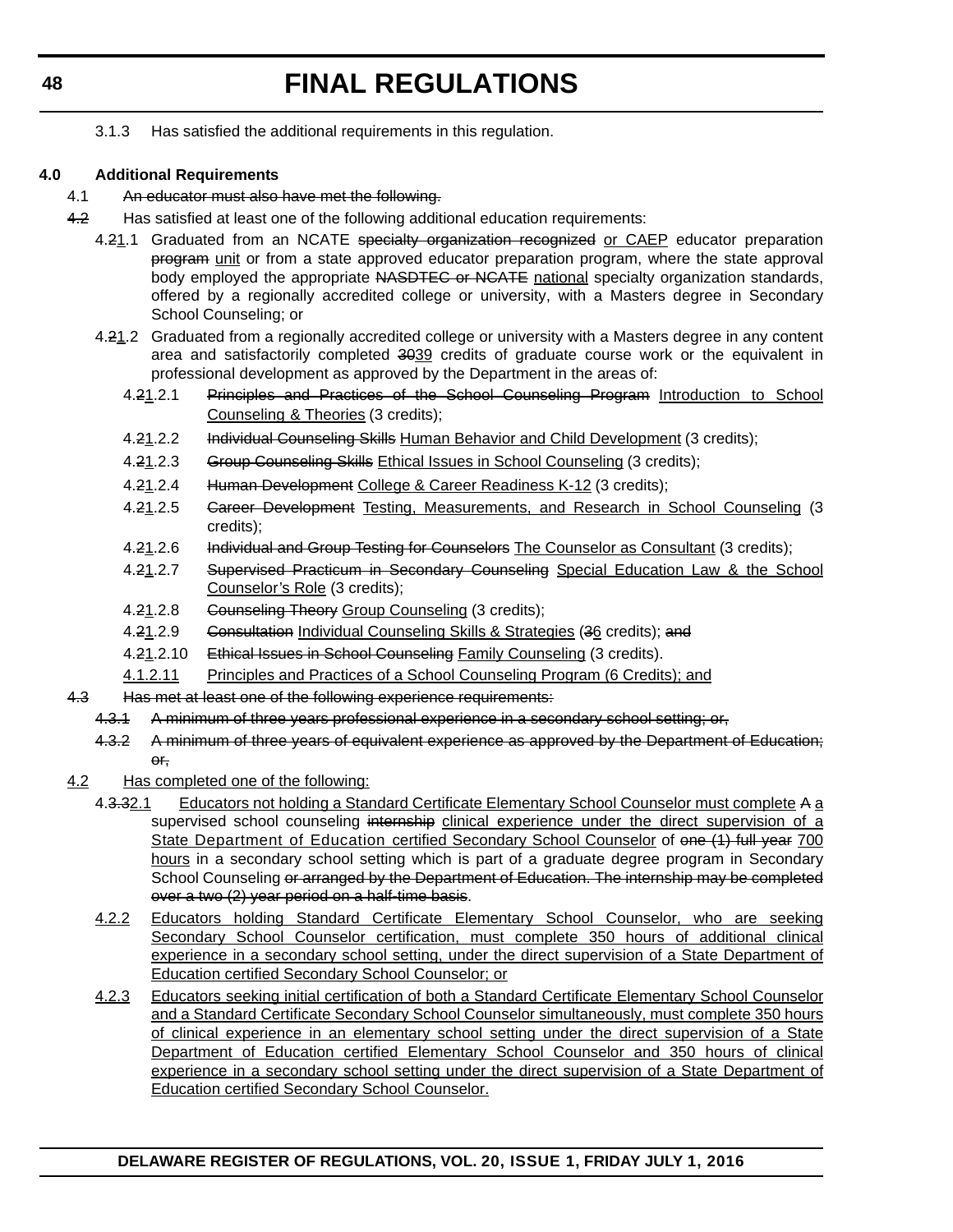3.1.3 Has satisfied the additional requirements in this regulation.

**4.0 Additional Requirements**

4.1 ~~An educator must also have met the following.~~

~~4.2~~ Has satisfied at least one of the following additional education requirements:

4.~~2~~1.1 Graduated from an NCATE ~~specialty organization recognized~~ or CAEP educator preparation ~~program~~ unit or from a state approved educator preparation program, where the state approval body employed the appropriate ~~NASDTEC or NCATE~~ national specialty organization standards, offered by a regionally accredited college or university, with a Masters degree in Secondary School Counseling; or

4.~~2~~1.2 Graduated from a regionally accredited college or university with a Masters degree in any content area and satisfactorily completed ~~30~~39 credits of graduate course work or the equivalent in professional development as approved by the Department in the areas of:

4.~~2~~1.2.1 ~~Principles and Practices of the School Counseling Program~~ Introduction to School Counseling & Theories (3 credits);

4.~~2~~1.2.2 ~~Individual Counseling Skills~~ Human Behavior and Child Development (3 credits);

4.~~2~~1.2.3 ~~Group Counseling Skills~~ Ethical Issues in School Counseling (3 credits);

4.~~2~~1.2.4 ~~Human Development~~ College & Career Readiness K-12 (3 credits);

4.~~2~~1.2.5 ~~Career Development~~ Testing, Measurements, and Research in School Counseling (3 credits);

4.~~2~~1.2.6 ~~Individual and Group Testing for Counselors~~ The Counselor as Consultant (3 credits);

4.~~2~~1.2.7 ~~Supervised Practicum in Secondary Counseling~~ Special Education Law & the School Counselor's Role (3 credits);

4.~~2~~1.2.8 ~~Counseling Theory~~ Group Counseling (3 credits);

4.~~2~~1.2.9 ~~Consultation~~ Individual Counseling Skills & Strategies (~~3~~6 credits); ~~and~~

4.~~2~~1.2.10 ~~Ethical Issues in School Counseling~~ Family Counseling (3 credits).

4.1.2.11 Principles and Practices of a School Counseling Program (6 Credits); and

~~4.3 Has met at least one of the following experience requirements:~~

~~4.3.1 A minimum of three years professional experience in a secondary school setting; or,~~

~~4.3.2 A minimum of three years of equivalent experience as approved by the Department of Education; or,~~

4.2 Has completed one of the following:

4.~~3.3~~2.1 Educators not holding a Standard Certificate Elementary School Counselor must complete ~~A~~ a supervised school counseling ~~internship~~ clinical experience under the direct supervision of a State Department of Education certified Secondary School Counselor of ~~one (1) full year~~ 700 hours in a secondary school setting which is part of a graduate degree program in Secondary School Counseling ~~or arranged by the Department of Education. The internship may be completed over a two (2) year period on a half-time basis~~.

4.2.2 Educators holding Standard Certificate Elementary School Counselor, who are seeking Secondary School Counselor certification, must complete 350 hours of additional clinical experience in a secondary school setting, under the direct supervision of a State Department of Education certified Secondary School Counselor; or

4.2.3 Educators seeking initial certification of both a Standard Certificate Elementary School Counselor and a Standard Certificate Secondary School Counselor simultaneously, must complete 350 hours of clinical experience in an elementary school setting under the direct supervision of a State Department of Education certified Elementary School Counselor and 350 hours of clinical experience in a secondary school setting under the direct supervision of a State Department of Education certified Secondary School Counselor.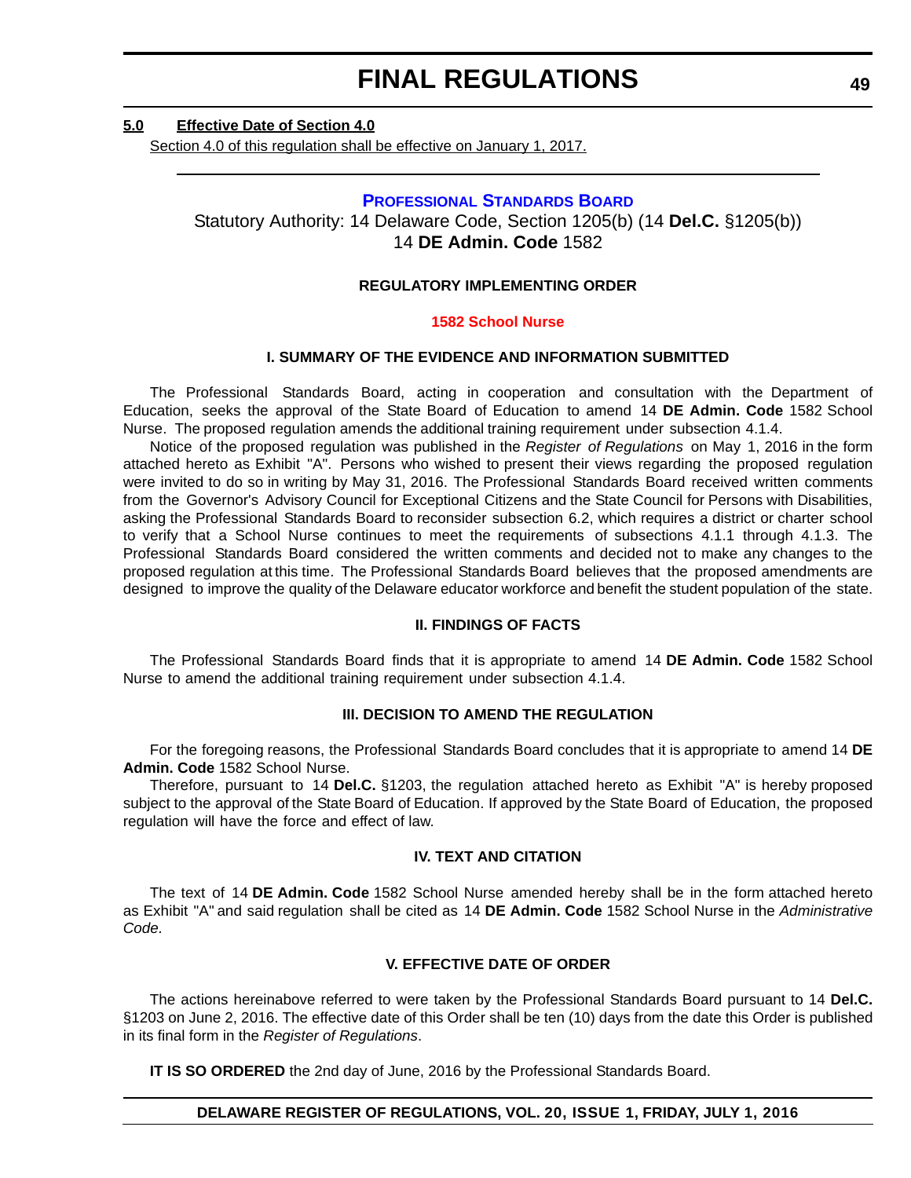**5.0 Effective Date of Section 4.0**

Section 4.0 of this regulation shall be effective on January 1, 2017.

---

## PROFESSIONAL STANDARDS BOARD

Statutory Authority: 14 Delaware Code, Section 1205(b) (14 **Del.C.** §1205(b))
14 **DE Admin. Code** 1582

### REGULATORY IMPLEMENTING ORDER

### 1582 School Nurse

#### I. SUMMARY OF THE EVIDENCE AND INFORMATION SUBMITTED

The Professional Standards Board, acting in cooperation and consultation with the Department of Education, seeks the approval of the State Board of Education to amend 14 **DE Admin. Code** 1582 School Nurse. The proposed regulation amends the additional training requirement under subsection 4.1.4.

Notice of the proposed regulation was published in the *Register of Regulations* on May 1, 2016 in the form attached hereto as Exhibit "A". Persons who wished to present their views regarding the proposed regulation were invited to do so in writing by May 31, 2016. The Professional Standards Board received written comments from the Governor's Advisory Council for Exceptional Citizens and the State Council for Persons with Disabilities, asking the Professional Standards Board to reconsider subsection 6.2, which requires a district or charter school to verify that a School Nurse continues to meet the requirements of subsections 4.1.1 through 4.1.3. The Professional Standards Board considered the written comments and decided not to make any changes to the proposed regulation at this time. The Professional Standards Board believes that the proposed amendments are designed to improve the quality of the Delaware educator workforce and benefit the student population of the state.

#### II. FINDINGS OF FACTS

The Professional Standards Board finds that it is appropriate to amend 14 **DE Admin. Code** 1582 School Nurse to amend the additional training requirement under subsection 4.1.4.

#### III. DECISION TO AMEND THE REGULATION

For the foregoing reasons, the Professional Standards Board concludes that it is appropriate to amend 14 **DE Admin. Code** 1582 School Nurse.

Therefore, pursuant to 14 **Del.C.** §1203, the regulation attached hereto as Exhibit "A" is hereby proposed subject to the approval of the State Board of Education. If approved by the State Board of Education, the proposed regulation will have the force and effect of law.

#### IV. TEXT AND CITATION

The text of 14 **DE Admin. Code** 1582 School Nurse amended hereby shall be in the form attached hereto as Exhibit "A" and said regulation shall be cited as 14 **DE Admin. Code** 1582 School Nurse in the *Administrative Code*.

#### V. EFFECTIVE DATE OF ORDER

The actions hereinabove referred to were taken by the Professional Standards Board pursuant to 14 **Del.C.** §1203 on June 2, 2016. The effective date of this Order shall be ten (10) days from the date this Order is published in its final form in the *Register of Regulations*.

**IT IS SO ORDERED** the 2nd day of June, 2016 by the Professional Standards Board.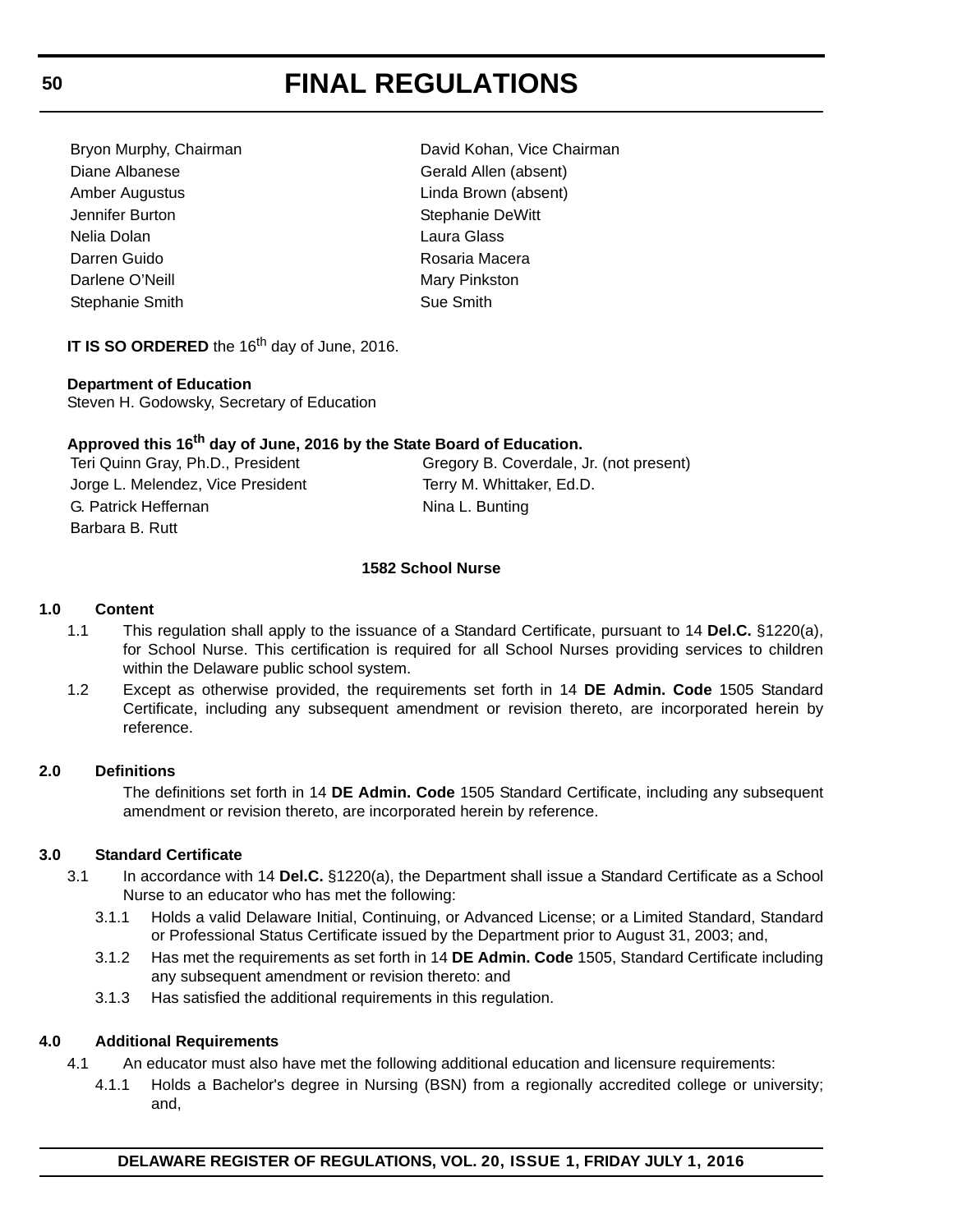Bryon Murphy, Chairman
David Kohan, Vice Chairman
Diane Albanese
Gerald Allen (absent)
Amber Augustus
Linda Brown (absent)
Jennifer Burton
Stephanie DeWitt
Nelia Dolan
Laura Glass
Darren Guido
Rosaria Macera
Darlene O'Neill
Mary Pinkston
Stephanie Smith
Sue Smith

**IT IS SO ORDERED** the 16th day of June, 2016.

**Department of Education**
Steven H. Godowsky, Secretary of Education

**Approved this 16th day of June, 2016 by the State Board of Education.**
Teri Quinn Gray, Ph.D., President
Gregory B. Coverdale, Jr. (not present)
Jorge L. Melendez, Vice President
Terry M. Whittaker, Ed.D.
G. Patrick Heffernan
Nina L. Bunting
Barbara B. Rutt

**1582 School Nurse**

**1.0 Content**

1.1 This regulation shall apply to the issuance of a Standard Certificate, pursuant to 14 **Del.C.** §1220(a), for School Nurse. This certification is required for all School Nurses providing services to children within the Delaware public school system.

1.2 Except as otherwise provided, the requirements set forth in 14 **DE Admin. Code** 1505 Standard Certificate, including any subsequent amendment or revision thereto, are incorporated herein by reference.

**2.0 Definitions**

The definitions set forth in 14 **DE Admin. Code** 1505 Standard Certificate, including any subsequent amendment or revision thereto, are incorporated herein by reference.

**3.0 Standard Certificate**

3.1 In accordance with 14 **Del.C.** §1220(a), the Department shall issue a Standard Certificate as a School Nurse to an educator who has met the following:

3.1.1 Holds a valid Delaware Initial, Continuing, or Advanced License; or a Limited Standard, Standard or Professional Status Certificate issued by the Department prior to August 31, 2003; and,

3.1.2 Has met the requirements as set forth in 14 **DE Admin. Code** 1505, Standard Certificate including any subsequent amendment or revision thereto: and

3.1.3 Has satisfied the additional requirements in this regulation.

**4.0 Additional Requirements**

4.1 An educator must also have met the following additional education and licensure requirements:

4.1.1 Holds a Bachelor's degree in Nursing (BSN) from a regionally accredited college or university; and,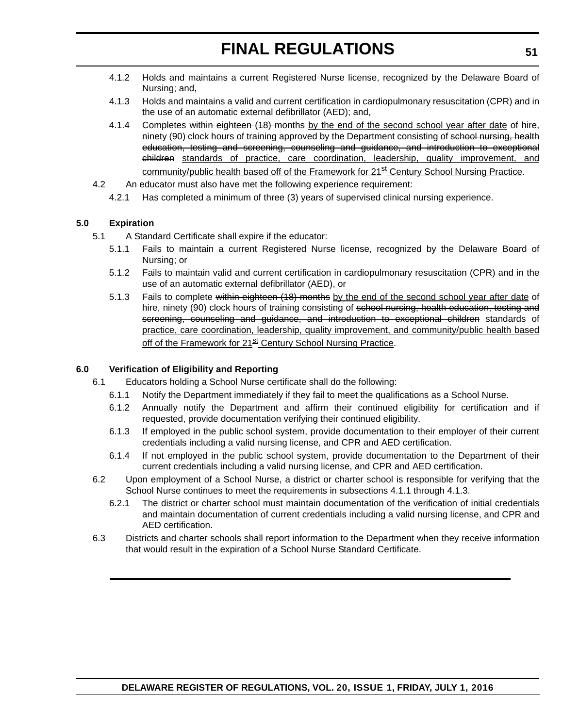4.1.2 Holds and maintains a current Registered Nurse license, recognized by the Delaware Board of Nursing; and,

4.1.3 Holds and maintains a valid and current certification in cardiopulmonary resuscitation (CPR) and in the use of an automatic external defibrillator (AED); and,

4.1.4 Completes ~~within eighteen (18) months~~ <u>by the end of the second school year after date</u> of hire, ninety (90) clock hours of training approved by the Department consisting of ~~school nursing, health education, testing and screening, counseling and guidance, and introduction to exceptional children~~ <u>standards of practice, care coordination, leadership, quality improvement, and community/public health based off of the Framework for 21st Century School Nursing Practice</u>.

4.2 An educator must also have met the following experience requirement:

4.2.1 Has completed a minimum of three (3) years of supervised clinical nursing experience.

**5.0 Expiration**

5.1 A Standard Certificate shall expire if the educator:

5.1.1 Fails to maintain a current Registered Nurse license, recognized by the Delaware Board of Nursing; or

5.1.2 Fails to maintain valid and current certification in cardiopulmonary resuscitation (CPR) and in the use of an automatic external defibrillator (AED), or

5.1.3 Fails to complete ~~within eighteen (18) months~~ <u>by the end of the second school year after date</u> of hire, ninety (90) clock hours of training consisting of ~~school nursing, health education, testing and screening, counseling and guidance, and introduction to exceptional children~~ <u>standards of practice, care coordination, leadership, quality improvement, and community/public health based off of the Framework for 21st Century School Nursing Practice</u>.

**6.0 Verification of Eligibility and Reporting**

6.1 Educators holding a School Nurse certificate shall do the following:

6.1.1 Notify the Department immediately if they fail to meet the qualifications as a School Nurse.

6.1.2 Annually notify the Department and affirm their continued eligibility for certification and if requested, provide documentation verifying their continued eligibility.

6.1.3 If employed in the public school system, provide documentation to their employer of their current credentials including a valid nursing license, and CPR and AED certification.

6.1.4 If not employed in the public school system, provide documentation to the Department of their current credentials including a valid nursing license, and CPR and AED certification.

6.2 Upon employment of a School Nurse, a district or charter school is responsible for verifying that the School Nurse continues to meet the requirements in subsections 4.1.1 through 4.1.3.

6.2.1 The district or charter school must maintain documentation of the verification of initial credentials and maintain documentation of current credentials including a valid nursing license, and CPR and AED certification.

6.3 Districts and charter schools shall report information to the Department when they receive information that would result in the expiration of a School Nurse Standard Certificate.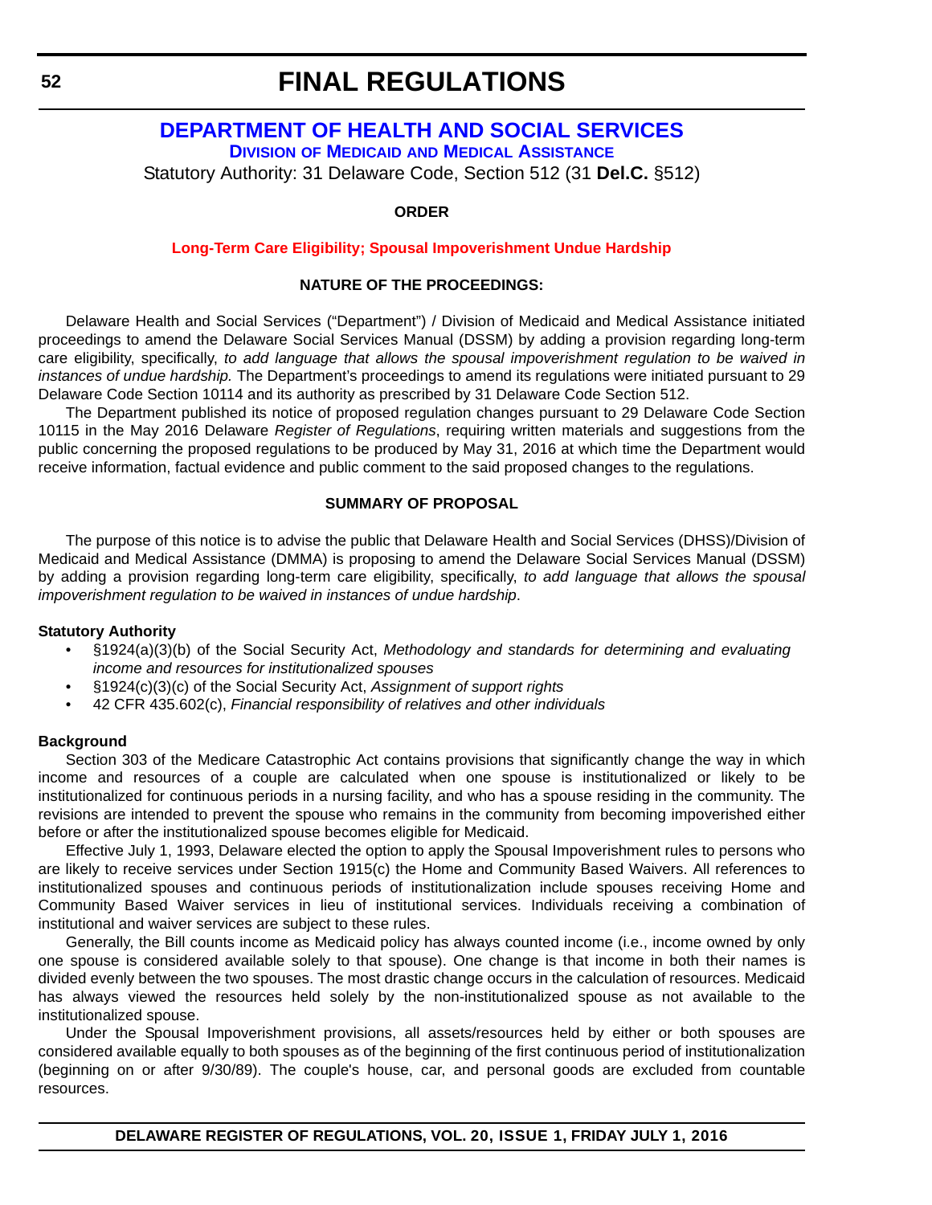# FINAL REGULATIONS

## DEPARTMENT OF HEALTH AND SOCIAL SERVICES

### Division of Medicaid and Medical Assistance

Statutory Authority: 31 Delaware Code, Section 512 (31 **Del.C.** §512)

**ORDER**

**Long-Term Care Eligibility; Spousal Impoverishment Undue Hardship**

**NATURE OF THE PROCEEDINGS:**

Delaware Health and Social Services ("Department") / Division of Medicaid and Medical Assistance initiated proceedings to amend the Delaware Social Services Manual (DSSM) by adding a provision regarding long-term care eligibility, specifically, *to add language that allows the spousal impoverishment regulation to be waived in instances of undue hardship.* The Department's proceedings to amend its regulations were initiated pursuant to 29 Delaware Code Section 10114 and its authority as prescribed by 31 Delaware Code Section 512.

The Department published its notice of proposed regulation changes pursuant to 29 Delaware Code Section 10115 in the May 2016 Delaware *Register of Regulations*, requiring written materials and suggestions from the public concerning the proposed regulations to be produced by May 31, 2016 at which time the Department would receive information, factual evidence and public comment to the said proposed changes to the regulations.

**SUMMARY OF PROPOSAL**

The purpose of this notice is to advise the public that Delaware Health and Social Services (DHSS)/Division of Medicaid and Medical Assistance (DMMA) is proposing to amend the Delaware Social Services Manual (DSSM) by adding a provision regarding long-term care eligibility, specifically, *to add language that allows the spousal impoverishment regulation to be waived in instances of undue hardship*.

**Statutory Authority**

- §1924(a)(3)(b) of the Social Security Act, *Methodology and standards for determining and evaluating income and resources for institutionalized spouses*
- §1924(c)(3)(c) of the Social Security Act, *Assignment of support rights*
- 42 CFR 435.602(c), *Financial responsibility of relatives and other individuals*

**Background**

Section 303 of the Medicare Catastrophic Act contains provisions that significantly change the way in which income and resources of a couple are calculated when one spouse is institutionalized or likely to be institutionalized for continuous periods in a nursing facility, and who has a spouse residing in the community. The revisions are intended to prevent the spouse who remains in the community from becoming impoverished either before or after the institutionalized spouse becomes eligible for Medicaid.

Effective July 1, 1993, Delaware elected the option to apply the Spousal Impoverishment rules to persons who are likely to receive services under Section 1915(c) the Home and Community Based Waivers. All references to institutionalized spouses and continuous periods of institutionalization include spouses receiving Home and Community Based Waiver services in lieu of institutional services. Individuals receiving a combination of institutional and waiver services are subject to these rules.

Generally, the Bill counts income as Medicaid policy has always counted income (i.e., income owned by only one spouse is considered available solely to that spouse). One change is that income in both their names is divided evenly between the two spouses. The most drastic change occurs in the calculation of resources. Medicaid has always viewed the resources held solely by the non-institutionalized spouse as not available to the institutionalized spouse.

Under the Spousal Impoverishment provisions, all assets/resources held by either or both spouses are considered available equally to both spouses as of the beginning of the first continuous period of institutionalization (beginning on or after 9/30/89). The couple's house, car, and personal goods are excluded from countable resources.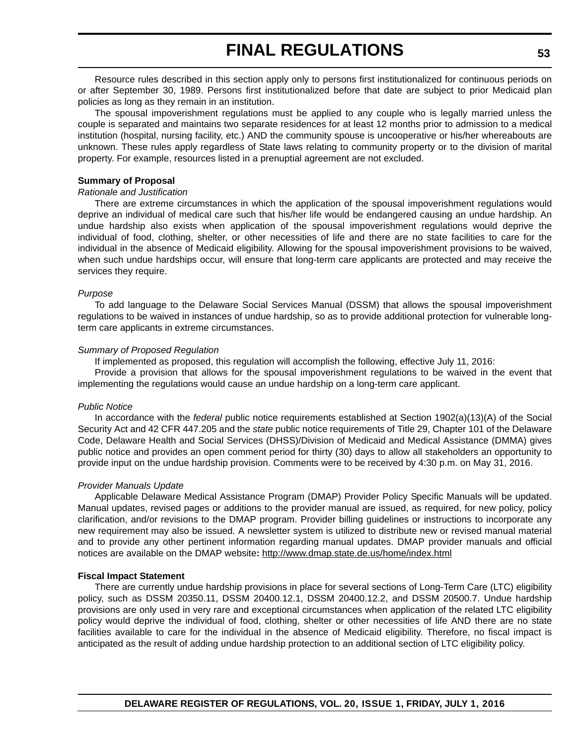Resource rules described in this section apply only to persons first institutionalized for continuous periods on or after September 30, 1989. Persons first institutionalized before that date are subject to prior Medicaid plan policies as long as they remain in an institution.

The spousal impoverishment regulations must be applied to any couple who is legally married unless the couple is separated and maintains two separate residences for at least 12 months prior to admission to a medical institution (hospital, nursing facility, etc.) AND the community spouse is uncooperative or his/her whereabouts are unknown. These rules apply regardless of State laws relating to community property or to the division of marital property. For example, resources listed in a prenuptial agreement are not excluded.

**Summary of Proposal**

*Rationale and Justification*

There are extreme circumstances in which the application of the spousal impoverishment regulations would deprive an individual of medical care such that his/her life would be endangered causing an undue hardship. An undue hardship also exists when application of the spousal impoverishment regulations would deprive the individual of food, clothing, shelter, or other necessities of life and there are no state facilities to care for the individual in the absence of Medicaid eligibility. Allowing for the spousal impoverishment provisions to be waived, when such undue hardships occur, will ensure that long-term care applicants are protected and may receive the services they require.

*Purpose*

To add language to the Delaware Social Services Manual (DSSM) that allows the spousal impoverishment regulations to be waived in instances of undue hardship, so as to provide additional protection for vulnerable long-term care applicants in extreme circumstances.

*Summary of Proposed Regulation*

If implemented as proposed, this regulation will accomplish the following, effective July 11, 2016:

Provide a provision that allows for the spousal impoverishment regulations to be waived in the event that implementing the regulations would cause an undue hardship on a long-term care applicant.

*Public Notice*

In accordance with the *federal* public notice requirements established at Section 1902(a)(13)(A) of the Social Security Act and 42 CFR 447.205 and the *state* public notice requirements of Title 29, Chapter 101 of the Delaware Code, Delaware Health and Social Services (DHSS)/Division of Medicaid and Medical Assistance (DMMA) gives public notice and provides an open comment period for thirty (30) days to allow all stakeholders an opportunity to provide input on the undue hardship provision. Comments were to be received by 4:30 p.m. on May 31, 2016.

*Provider Manuals Update*

Applicable Delaware Medical Assistance Program (DMAP) Provider Policy Specific Manuals will be updated. Manual updates, revised pages or additions to the provider manual are issued, as required, for new policy, policy clarification, and/or revisions to the DMAP program. Provider billing guidelines or instructions to incorporate any new requirement may also be issued. A newsletter system is utilized to distribute new or revised manual material and to provide any other pertinent information regarding manual updates. DMAP provider manuals and official notices are available on the DMAP website**:** http://www.dmap.state.de.us/home/index.html

**Fiscal Impact Statement**

There are currently undue hardship provisions in place for several sections of Long-Term Care (LTC) eligibility policy, such as DSSM 20350.11, DSSM 20400.12.1, DSSM 20400.12.2, and DSSM 20500.7. Undue hardship provisions are only used in very rare and exceptional circumstances when application of the related LTC eligibility policy would deprive the individual of food, clothing, shelter or other necessities of life AND there are no state facilities available to care for the individual in the absence of Medicaid eligibility. Therefore, no fiscal impact is anticipated as the result of adding undue hardship protection to an additional section of LTC eligibility policy.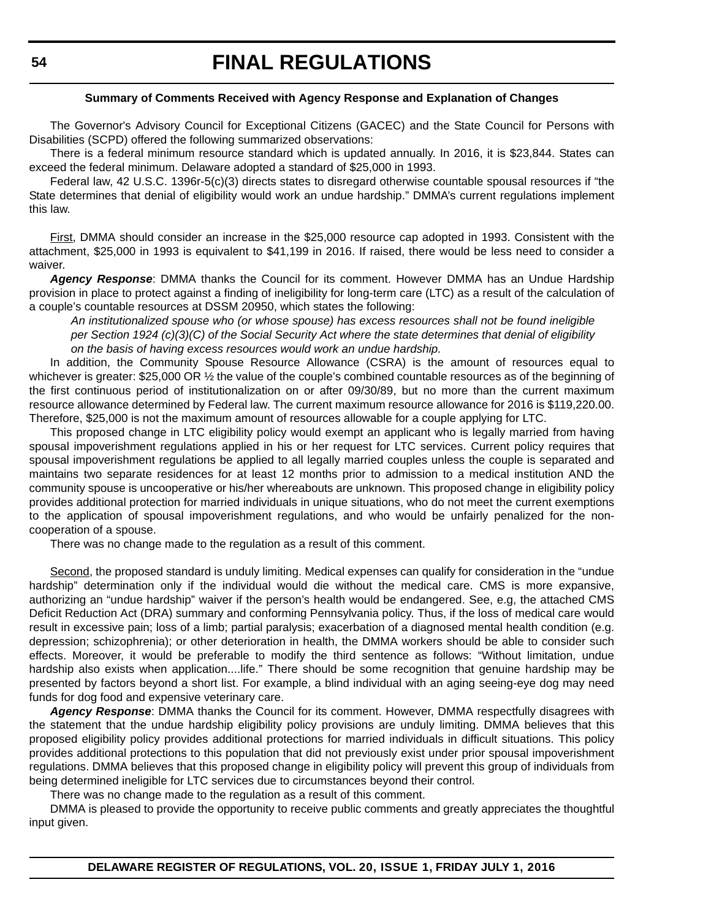**Summary of Comments Received with Agency Response and Explanation of Changes**

The Governor's Advisory Council for Exceptional Citizens (GACEC) and the State Council for Persons with Disabilities (SCPD) offered the following summarized observations:

There is a federal minimum resource standard which is updated annually. In 2016, it is $23,844. States can exceed the federal minimum. Delaware adopted a standard of $25,000 in 1993.

Federal law, 42 U.S.C. 1396r-5(c)(3) directs states to disregard otherwise countable spousal resources if "the State determines that denial of eligibility would work an undue hardship." DMMA's current regulations implement this law.

First, DMMA should consider an increase in the $25,000 resource cap adopted in 1993. Consistent with the attachment, $25,000 in 1993 is equivalent to $41,199 in 2016. If raised, there would be less need to consider a waiver.

***Agency Response***: DMMA thanks the Council for its comment. However DMMA has an Undue Hardship provision in place to protect against a finding of ineligibility for long-term care (LTC) as a result of the calculation of a couple's countable resources at DSSM 20950, which states the following:

> *An institutionalized spouse who (or whose spouse) has excess resources shall not be found ineligible per Section 1924 (c)(3)(C) of the Social Security Act where the state determines that denial of eligibility on the basis of having excess resources would work an undue hardship.*

In addition, the Community Spouse Resource Allowance (CSRA) is the amount of resources equal to whichever is greater: $25,000 OR ½ the value of the couple's combined countable resources as of the beginning of the first continuous period of institutionalization on or after 09/30/89, but no more than the current maximum resource allowance determined by Federal law. The current maximum resource allowance for 2016 is $119,220.00. Therefore, $25,000 is not the maximum amount of resources allowable for a couple applying for LTC.

This proposed change in LTC eligibility policy would exempt an applicant who is legally married from having spousal impoverishment regulations applied in his or her request for LTC services. Current policy requires that spousal impoverishment regulations be applied to all legally married couples unless the couple is separated and maintains two separate residences for at least 12 months prior to admission to a medical institution AND the community spouse is uncooperative or his/her whereabouts are unknown. This proposed change in eligibility policy provides additional protection for married individuals in unique situations, who do not meet the current exemptions to the application of spousal impoverishment regulations, and who would be unfairly penalized for the non-cooperation of a spouse.

There was no change made to the regulation as a result of this comment.

Second, the proposed standard is unduly limiting. Medical expenses can qualify for consideration in the "undue hardship" determination only if the individual would die without the medical care. CMS is more expansive, authorizing an "undue hardship" waiver if the person's health would be endangered. See, e.g, the attached CMS Deficit Reduction Act (DRA) summary and conforming Pennsylvania policy. Thus, if the loss of medical care would result in excessive pain; loss of a limb; partial paralysis; exacerbation of a diagnosed mental health condition (e.g. depression; schizophrenia); or other deterioration in health, the DMMA workers should be able to consider such effects. Moreover, it would be preferable to modify the third sentence as follows: "Without limitation, undue hardship also exists when application....life." There should be some recognition that genuine hardship may be presented by factors beyond a short list. For example, a blind individual with an aging seeing-eye dog may need funds for dog food and expensive veterinary care.

***Agency Response***: DMMA thanks the Council for its comment. However, DMMA respectfully disagrees with the statement that the undue hardship eligibility policy provisions are unduly limiting. DMMA believes that this proposed eligibility policy provides additional protections for married individuals in difficult situations. This policy provides additional protections to this population that did not previously exist under prior spousal impoverishment regulations. DMMA believes that this proposed change in eligibility policy will prevent this group of individuals from being determined ineligible for LTC services due to circumstances beyond their control.

There was no change made to the regulation as a result of this comment.

DMMA is pleased to provide the opportunity to receive public comments and greatly appreciates the thoughtful input given.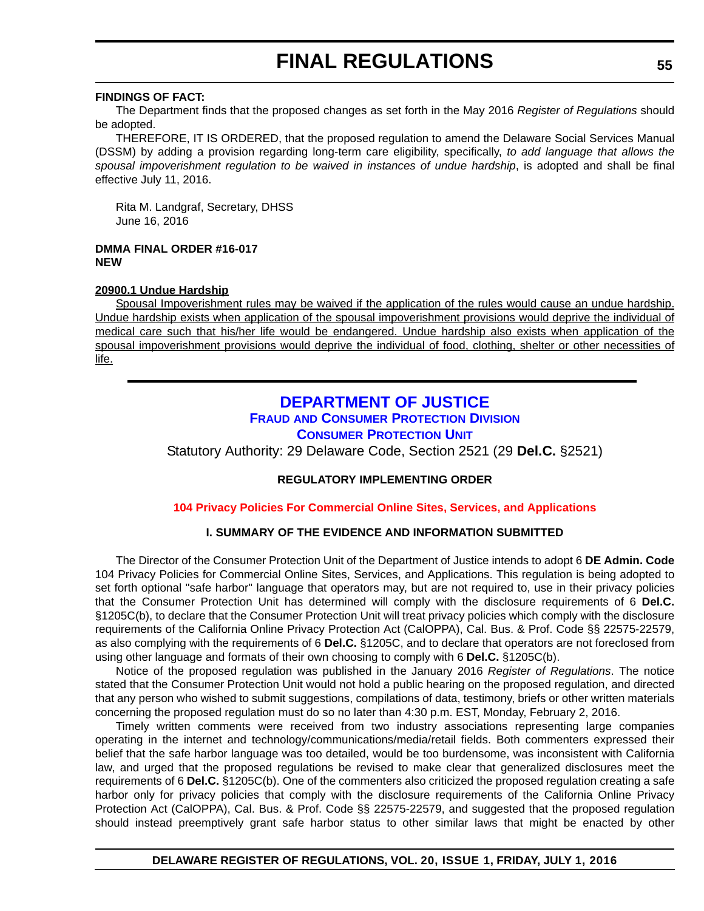**FINDINGS OF FACT:**

The Department finds that the proposed changes as set forth in the May 2016 *Register of Regulations* should be adopted.

THEREFORE, IT IS ORDERED, that the proposed regulation to amend the Delaware Social Services Manual (DSSM) by adding a provision regarding long-term care eligibility, specifically, *to add language that allows the spousal impoverishment regulation to be waived in instances of undue hardship*, is adopted and shall be final effective July 11, 2016.

Rita M. Landgraf, Secretary, DHSS
June 16, 2016

**DMMA FINAL ORDER #16-017**
**NEW**

**<u>20900.1 Undue Hardship</u>**

<u>Spousal Impoverishment rules may be waived if the application of the rules would cause an undue hardship. Undue hardship exists when application of the spousal impoverishment provisions would deprive the individual of medical care such that his/her life would be endangered. Undue hardship also exists when application of the spousal impoverishment provisions would deprive the individual of food, clothing, shelter or other necessities of life.</u>

---

# DEPARTMENT OF JUSTICE

## Fraud and Consumer Protection Division

## Consumer Protection Unit

Statutory Authority: 29 Delaware Code, Section 2521 (29 **Del.C.** §2521)

**REGULATORY IMPLEMENTING ORDER**

**104 Privacy Policies For Commercial Online Sites, Services, and Applications**

**I. SUMMARY OF THE EVIDENCE AND INFORMATION SUBMITTED**

The Director of the Consumer Protection Unit of the Department of Justice intends to adopt 6 **DE Admin. Code** 104 Privacy Policies for Commercial Online Sites, Services, and Applications. This regulation is being adopted to set forth optional "safe harbor" language that operators may, but are not required to, use in their privacy policies that the Consumer Protection Unit has determined will comply with the disclosure requirements of 6 **Del.C.** §1205C(b), to declare that the Consumer Protection Unit will treat privacy policies which comply with the disclosure requirements of the California Online Privacy Protection Act (CalOPPA), Cal. Bus. & Prof. Code §§ 22575-22579, as also complying with the requirements of 6 **Del.C.** §1205C, and to declare that operators are not foreclosed from using other language and formats of their own choosing to comply with 6 **Del.C.** §1205C(b).

Notice of the proposed regulation was published in the January 2016 *Register of Regulations*. The notice stated that the Consumer Protection Unit would not hold a public hearing on the proposed regulation, and directed that any person who wished to submit suggestions, compilations of data, testimony, briefs or other written materials concerning the proposed regulation must do so no later than 4:30 p.m. EST, Monday, February 2, 2016.

Timely written comments were received from two industry associations representing large companies operating in the internet and technology/communications/media/retail fields. Both commenters expressed their belief that the safe harbor language was too detailed, would be too burdensome, was inconsistent with California law, and urged that the proposed regulations be revised to make clear that generalized disclosures meet the requirements of 6 **Del.C.** §1205C(b). One of the commenters also criticized the proposed regulation creating a safe harbor only for privacy policies that comply with the disclosure requirements of the California Online Privacy Protection Act (CalOPPA), Cal. Bus. & Prof. Code §§ 22575-22579, and suggested that the proposed regulation should instead preemptively grant safe harbor status to other similar laws that might be enacted by other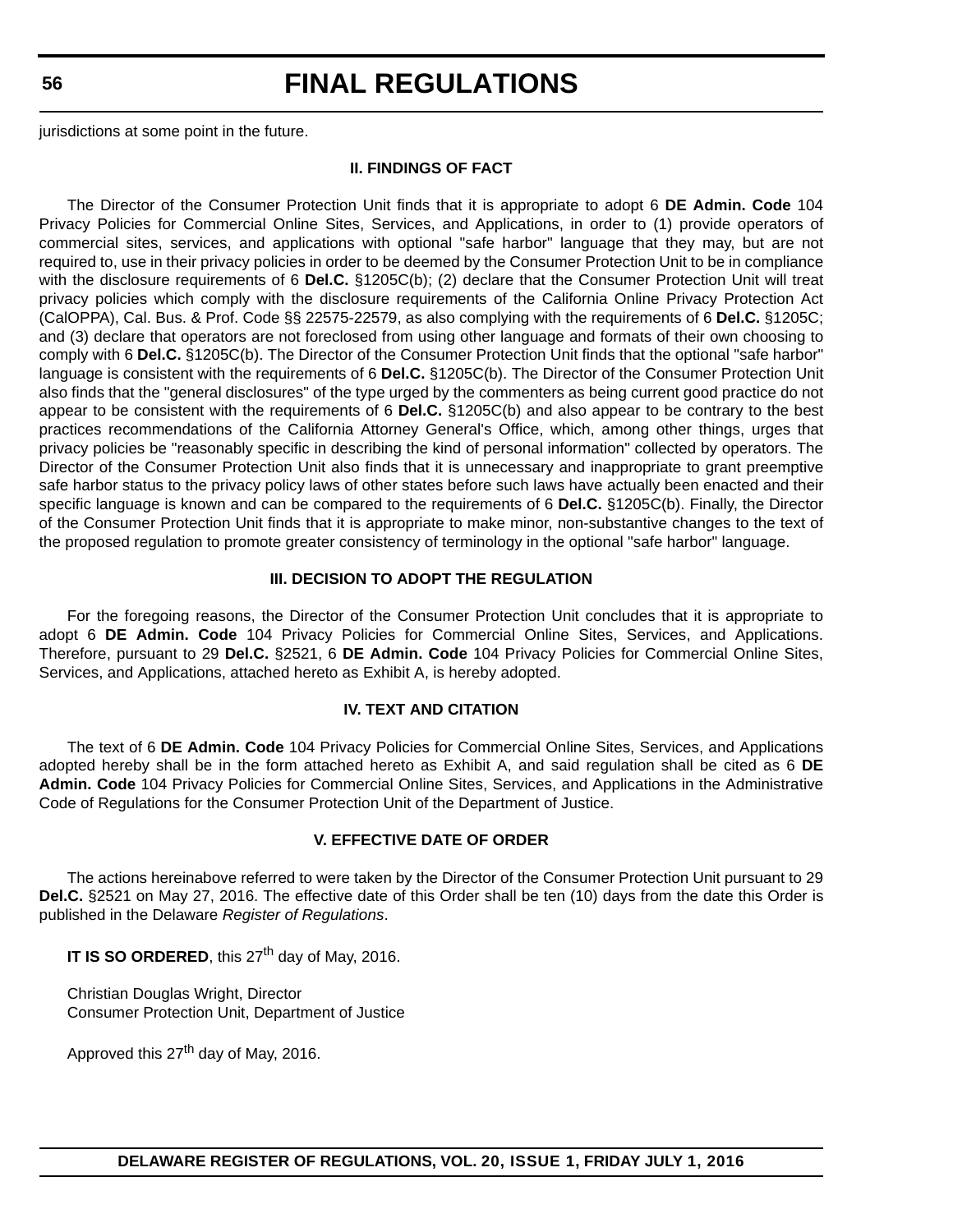jurisdictions at some point in the future.

### II. FINDINGS OF FACT

The Director of the Consumer Protection Unit finds that it is appropriate to adopt 6 **DE Admin. Code** 104 Privacy Policies for Commercial Online Sites, Services, and Applications, in order to (1) provide operators of commercial sites, services, and applications with optional "safe harbor" language that they may, but are not required to, use in their privacy policies in order to be deemed by the Consumer Protection Unit to be in compliance with the disclosure requirements of 6 **Del.C.** §1205C(b); (2) declare that the Consumer Protection Unit will treat privacy policies which comply with the disclosure requirements of the California Online Privacy Protection Act (CalOPPA), Cal. Bus. & Prof. Code §§ 22575-22579, as also complying with the requirements of 6 **Del.C.** §1205C; and (3) declare that operators are not foreclosed from using other language and formats of their own choosing to comply with 6 **Del.C.** §1205C(b). The Director of the Consumer Protection Unit finds that the optional "safe harbor" language is consistent with the requirements of 6 **Del.C.** §1205C(b). The Director of the Consumer Protection Unit also finds that the "general disclosures" of the type urged by the commenters as being current good practice do not appear to be consistent with the requirements of 6 **Del.C.** §1205C(b) and also appear to be contrary to the best practices recommendations of the California Attorney General's Office, which, among other things, urges that privacy policies be "reasonably specific in describing the kind of personal information" collected by operators. The Director of the Consumer Protection Unit also finds that it is unnecessary and inappropriate to grant preemptive safe harbor status to the privacy policy laws of other states before such laws have actually been enacted and their specific language is known and can be compared to the requirements of 6 **Del.C.** §1205C(b). Finally, the Director of the Consumer Protection Unit finds that it is appropriate to make minor, non-substantive changes to the text of the proposed regulation to promote greater consistency of terminology in the optional "safe harbor" language.

### III. DECISION TO ADOPT THE REGULATION

For the foregoing reasons, the Director of the Consumer Protection Unit concludes that it is appropriate to adopt 6 **DE Admin. Code** 104 Privacy Policies for Commercial Online Sites, Services, and Applications. Therefore, pursuant to 29 **Del.C.** §2521, 6 **DE Admin. Code** 104 Privacy Policies for Commercial Online Sites, Services, and Applications, attached hereto as Exhibit A, is hereby adopted.

### IV. TEXT AND CITATION

The text of 6 **DE Admin. Code** 104 Privacy Policies for Commercial Online Sites, Services, and Applications adopted hereby shall be in the form attached hereto as Exhibit A, and said regulation shall be cited as 6 **DE Admin. Code** 104 Privacy Policies for Commercial Online Sites, Services, and Applications in the Administrative Code of Regulations for the Consumer Protection Unit of the Department of Justice.

### V. EFFECTIVE DATE OF ORDER

The actions hereinabove referred to were taken by the Director of the Consumer Protection Unit pursuant to 29 **Del.C.** §2521 on May 27, 2016. The effective date of this Order shall be ten (10) days from the date this Order is published in the Delaware *Register of Regulations*.

**IT IS SO ORDERED**, this 27th day of May, 2016.

Christian Douglas Wright, Director
Consumer Protection Unit, Department of Justice

Approved this 27th day of May, 2016.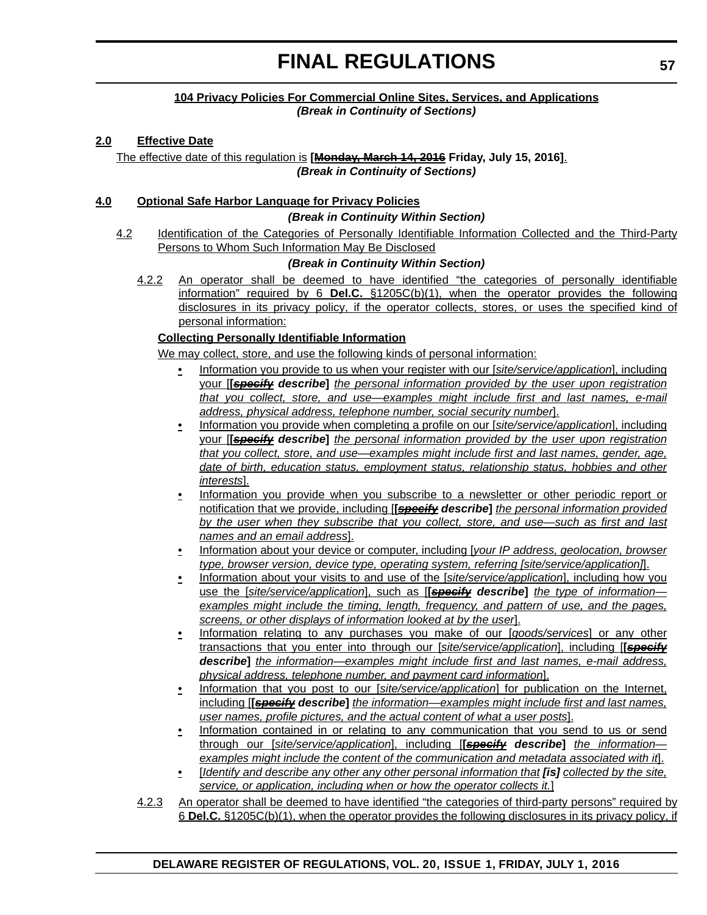**104 Privacy Policies For Commercial Online Sites, Services, and Applications**

***(Break in Continuity of Sections)***

**2.0 Effective Date**

The effective date of this regulation is **[~~Monday, March 14, 2016~~ Friday, July 15, 2016]**.

***(Break in Continuity of Sections)***

**4.0 Optional Safe Harbor Language for Privacy Policies**

***(Break in Continuity Within Section)***

4.2 Identification of the Categories of Personally Identifiable Information Collected and the Third-Party Persons to Whom Such Information May Be Disclosed

***(Break in Continuity Within Section)***

4.2.2 An operator shall be deemed to have identified "the categories of personally identifiable information" required by 6 **Del.C.** §1205C(b)(1), when the operator provides the following disclosures in its privacy policy, if the operator collects, stores, or uses the specified kind of personal information:

**Collecting Personally Identifiable Information**

We may collect, store, and use the following kinds of personal information:

- Information you provide to us when your register with our [*site/service/application*], including your [**[*~~specify~~* *describe*]** *the personal information provided by the user upon registration that you collect, store, and use—examples might include first and last names, e-mail address, physical address, telephone number, social security number*].
- Information you provide when completing a profile on our [*site/service/application*], including your [**[*~~specify~~* *describe*]** *the personal information provided by the user upon registration that you collect, store, and use—examples might include first and last names, gender, age, date of birth, education status, employment status, relationship status, hobbies and other interests*].
- Information you provide when you subscribe to a newsletter or other periodic report or notification that we provide, including [**[*~~specify~~* *describe*]** *the personal information provided by the user when they subscribe that you collect, store, and use—such as first and last names and an email address*].
- Information about your device or computer, including [*your IP address, geolocation, browser type, browser version, device type, operating system, referring [site/service/application]*].
- Information about your visits to and use of the [*site/service/application*], including how you use the [*site/service/application*], such as [**[*~~specify~~* *describe*]** *the type of information—examples might include the timing, length, frequency, and pattern of use, and the pages, screens, or other displays of information looked at by the user*].
- Information relating to any purchases you make of our [*goods/services*] or any other transactions that you enter into through our [*site/service/application*], including [**[*~~specify~~* *describe*]** *the information—examples might include first and last names, e-mail address, physical address, telephone number, and payment card information*].
- Information that you post to our [*site/service/application*] for publication on the Internet, including [**[*~~specify~~* *describe*]** *the information—examples might include first and last names, user names, profile pictures, and the actual content of what a user posts*].
- Information contained in or relating to any communication that you send to us or send through our [*site/service/application*], including [**[*~~specify~~* *describe*]** *the information—examples might include the content of the communication and metadata associated with it*].
- [*Identify and describe any other any other personal information that* ***[is]*** *collected by the site, service, or application, including when or how the operator collects it.*]

4.2.3 An operator shall be deemed to have identified "the categories of third-party persons" required by 6 **Del.C.** §1205C(b)(1), when the operator provides the following disclosures in its privacy policy, if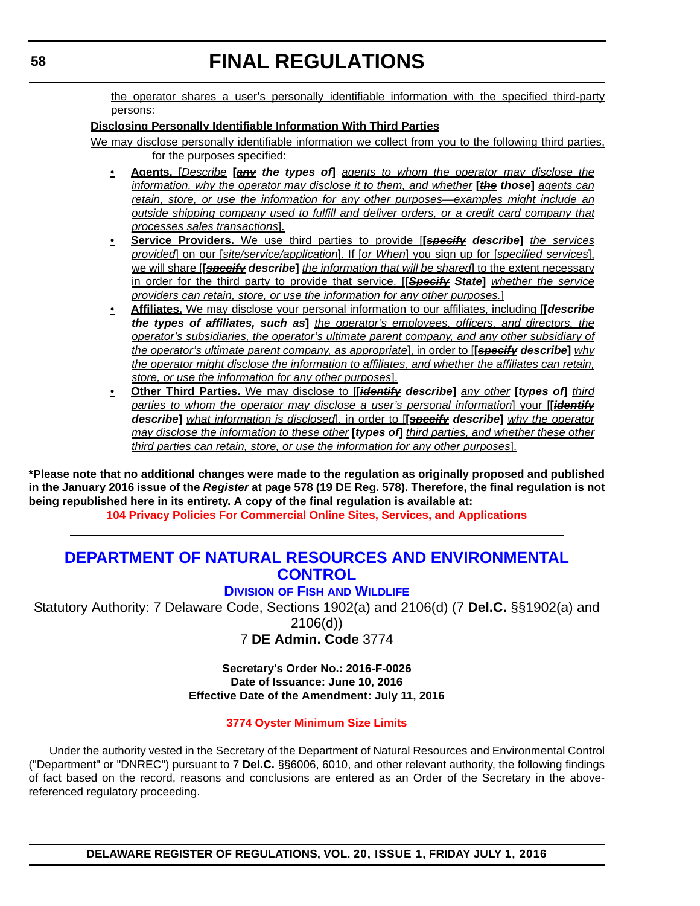the operator shares a user's personally identifiable information with the specified third-party persons:

**Disclosing Personally Identifiable Information With Third Parties**

We may disclose personally identifiable information we collect from you to the following third parties, for the purposes specified:

- **Agents.** [*Describe* **[~~*any*~~ *the types of*]** *agents to whom the operator may disclose the information, why the operator may disclose it to them, and whether* **[~~*the*~~ *those*]** *agents can retain, store, or use the information for any other purposes—examples might include an outside shipping company used to fulfill and deliver orders, or a credit card company that processes sales transactions*].
- **Service Providers.** We use third parties to provide [**[~~*specify*~~ *describe*]** *the services provided*] on our [*site/service/application*]. If [*or When*] you sign up for [*specified services*], we will share [**[~~*specify*~~ *describe*]** *the information that will be shared*] to the extent necessary in order for the third party to provide that service. [**[~~*Specify*~~ *State*]** *whether the service providers can retain, store, or use the information for any other purposes.*]
- **Affiliates.** We may disclose your personal information to our affiliates, including [**[*describe the types of affiliates, such as*]** *the operator's employees, officers, and directors, the operator's subsidiaries, the operator's ultimate parent company, and any other subsidiary of the operator's ultimate parent company, as appropriate*], in order to [**[~~*specify*~~ *describe*]** *why the operator might disclose the information to affiliates, and whether the affiliates can retain, store, or use the information for any other purposes*].
- **Other Third Parties.** We may disclose to [**[~~*identify*~~ *describe*]** *any other* **[*types of*]** *third parties to whom the operator may disclose a user's personal information*] your [**[~~*identify*~~ *describe*]** *what information is disclosed*], in order to [**[~~*specify*~~ *describe*]** *why the operator may disclose the information to these other* **[*types of*]** *third parties, and whether these other third parties can retain, store, or use the information for any other purposes*].

**\*Please note that no additional changes were made to the regulation as originally proposed and published in the January 2016 issue of the *Register* at page 578 (19 DE Reg. 578). Therefore, the final regulation is not being republished here in its entirety. A copy of the final regulation is available at:**

**104 Privacy Policies For Commercial Online Sites, Services, and Applications**

---

# DEPARTMENT OF NATURAL RESOURCES AND ENVIRONMENTAL CONTROL

## DIVISION OF FISH AND WILDLIFE

Statutory Authority: 7 Delaware Code, Sections 1902(a) and 2106(d) (7 **Del.C.** §§1902(a) and 2106(d))

7 **DE Admin. Code** 3774

**Secretary's Order No.: 2016-F-0026**
**Date of Issuance: June 10, 2016**
**Effective Date of the Amendment: July 11, 2016**

### 3774 Oyster Minimum Size Limits

Under the authority vested in the Secretary of the Department of Natural Resources and Environmental Control ("Department" or "DNREC") pursuant to 7 **Del.C.** §§6006, 6010, and other relevant authority, the following findings of fact based on the record, reasons and conclusions are entered as an Order of the Secretary in the above-referenced regulatory proceeding.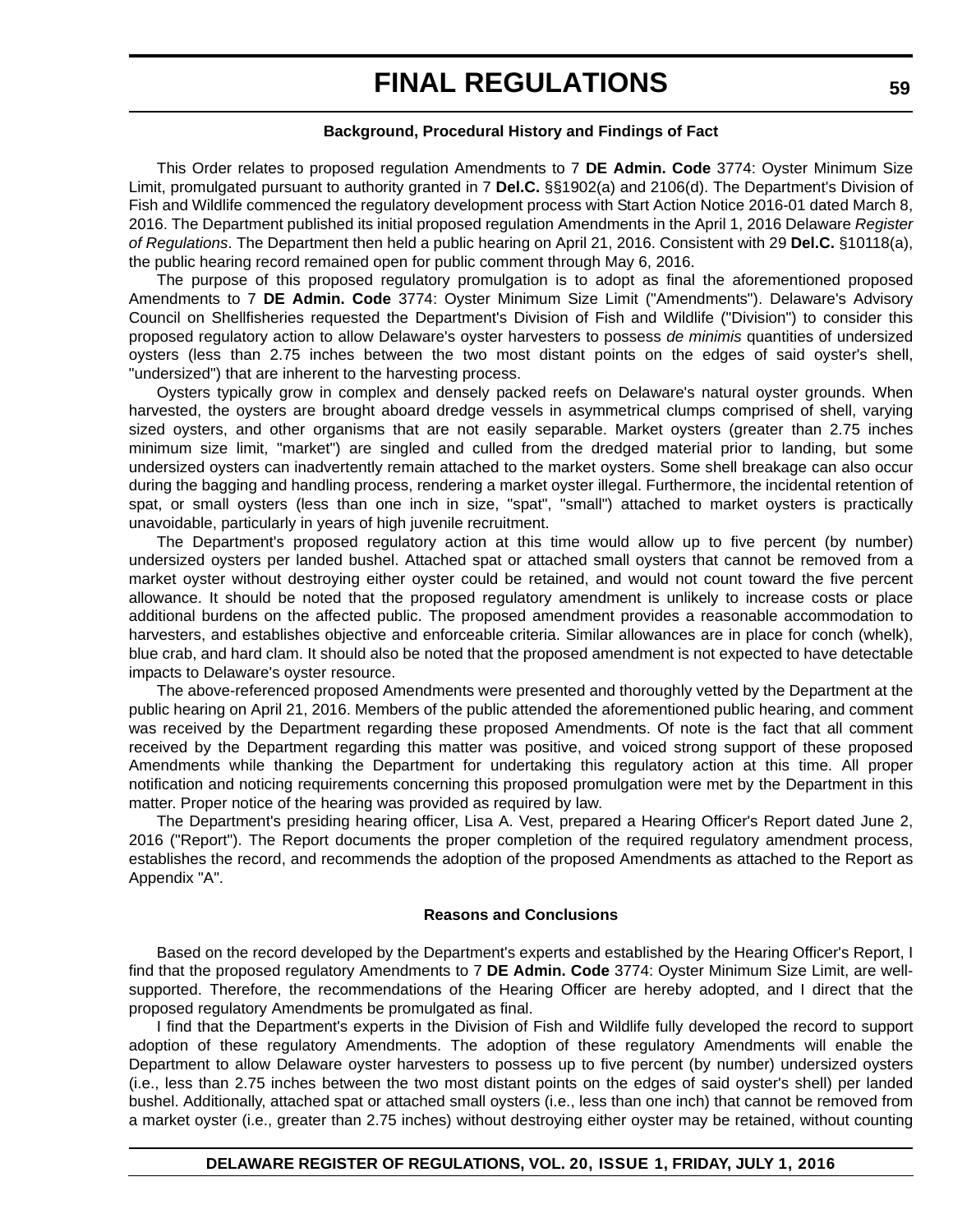### Background, Procedural History and Findings of Fact

This Order relates to proposed regulation Amendments to 7 **DE Admin. Code** 3774: Oyster Minimum Size Limit, promulgated pursuant to authority granted in 7 **Del.C.** §§1902(a) and 2106(d). The Department's Division of Fish and Wildlife commenced the regulatory development process with Start Action Notice 2016-01 dated March 8, 2016. The Department published its initial proposed regulation Amendments in the April 1, 2016 Delaware *Register of Regulations*. The Department then held a public hearing on April 21, 2016. Consistent with 29 **Del.C.** §10118(a), the public hearing record remained open for public comment through May 6, 2016.

The purpose of this proposed regulatory promulgation is to adopt as final the aforementioned proposed Amendments to 7 **DE Admin. Code** 3774: Oyster Minimum Size Limit ("Amendments"). Delaware's Advisory Council on Shellfisheries requested the Department's Division of Fish and Wildlife ("Division") to consider this proposed regulatory action to allow Delaware's oyster harvesters to possess *de minimis* quantities of undersized oysters (less than 2.75 inches between the two most distant points on the edges of said oyster's shell, "undersized") that are inherent to the harvesting process.

Oysters typically grow in complex and densely packed reefs on Delaware's natural oyster grounds. When harvested, the oysters are brought aboard dredge vessels in asymmetrical clumps comprised of shell, varying sized oysters, and other organisms that are not easily separable. Market oysters (greater than 2.75 inches minimum size limit, "market") are singled and culled from the dredged material prior to landing, but some undersized oysters can inadvertently remain attached to the market oysters. Some shell breakage can also occur during the bagging and handling process, rendering a market oyster illegal. Furthermore, the incidental retention of spat, or small oysters (less than one inch in size, "spat", "small") attached to market oysters is practically unavoidable, particularly in years of high juvenile recruitment.

The Department's proposed regulatory action at this time would allow up to five percent (by number) undersized oysters per landed bushel. Attached spat or attached small oysters that cannot be removed from a market oyster without destroying either oyster could be retained, and would not count toward the five percent allowance. It should be noted that the proposed regulatory amendment is unlikely to increase costs or place additional burdens on the affected public. The proposed amendment provides a reasonable accommodation to harvesters, and establishes objective and enforceable criteria. Similar allowances are in place for conch (whelk), blue crab, and hard clam. It should also be noted that the proposed amendment is not expected to have detectable impacts to Delaware's oyster resource.

The above-referenced proposed Amendments were presented and thoroughly vetted by the Department at the public hearing on April 21, 2016. Members of the public attended the aforementioned public hearing, and comment was received by the Department regarding these proposed Amendments. Of note is the fact that all comment received by the Department regarding this matter was positive, and voiced strong support of these proposed Amendments while thanking the Department for undertaking this regulatory action at this time. All proper notification and noticing requirements concerning this proposed promulgation were met by the Department in this matter. Proper notice of the hearing was provided as required by law.

The Department's presiding hearing officer, Lisa A. Vest, prepared a Hearing Officer's Report dated June 2, 2016 ("Report"). The Report documents the proper completion of the required regulatory amendment process, establishes the record, and recommends the adoption of the proposed Amendments as attached to the Report as Appendix "A".

### Reasons and Conclusions

Based on the record developed by the Department's experts and established by the Hearing Officer's Report, I find that the proposed regulatory Amendments to 7 **DE Admin. Code** 3774: Oyster Minimum Size Limit, are well-supported. Therefore, the recommendations of the Hearing Officer are hereby adopted, and I direct that the proposed regulatory Amendments be promulgated as final.

I find that the Department's experts in the Division of Fish and Wildlife fully developed the record to support adoption of these regulatory Amendments. The adoption of these regulatory Amendments will enable the Department to allow Delaware oyster harvesters to possess up to five percent (by number) undersized oysters (i.e., less than 2.75 inches between the two most distant points on the edges of said oyster's shell) per landed bushel. Additionally, attached spat or attached small oysters (i.e., less than one inch) that cannot be removed from a market oyster (i.e., greater than 2.75 inches) without destroying either oyster may be retained, without counting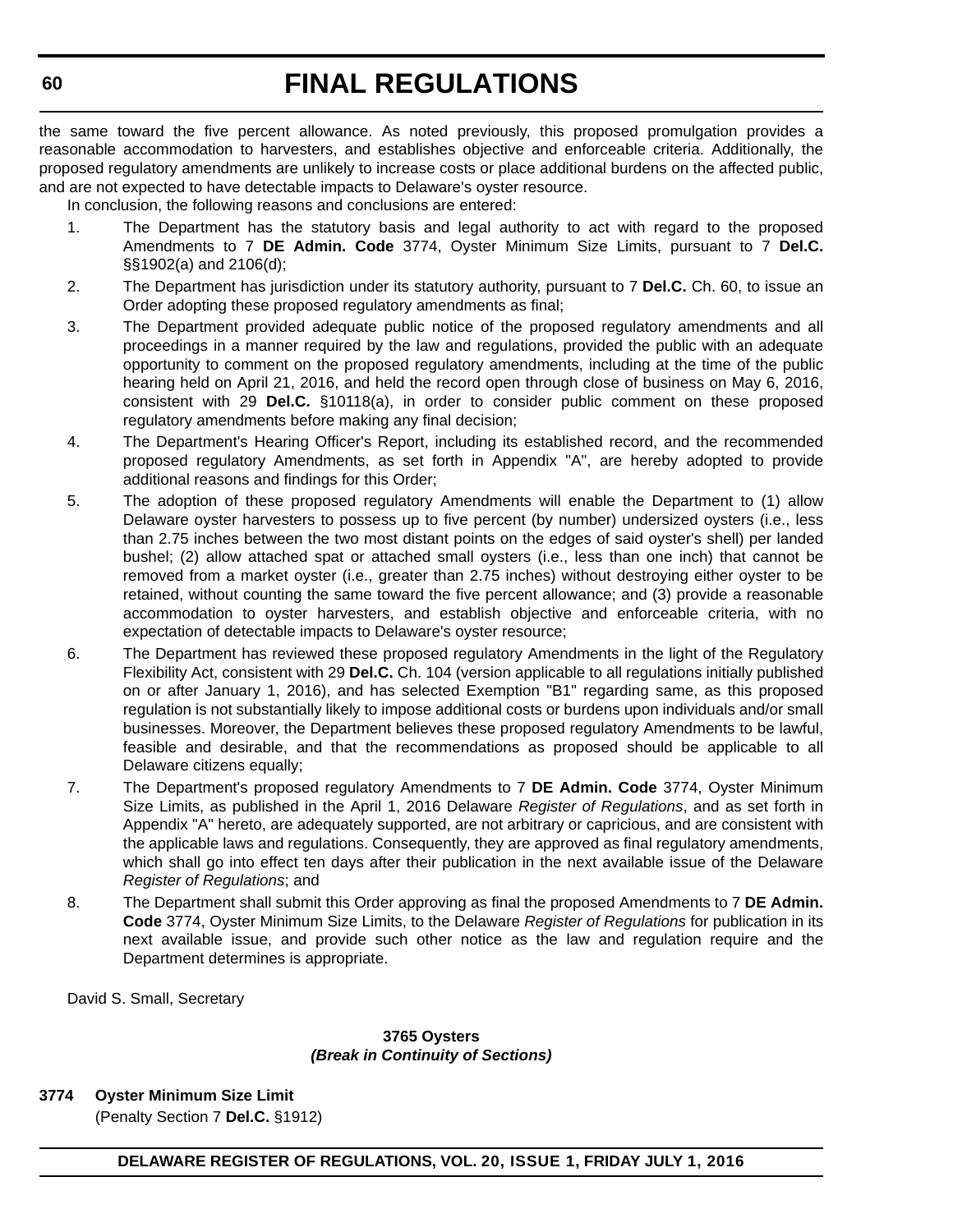the same toward the five percent allowance. As noted previously, this proposed promulgation provides a reasonable accommodation to harvesters, and establishes objective and enforceable criteria. Additionally, the proposed regulatory amendments are unlikely to increase costs or place additional burdens on the affected public, and are not expected to have detectable impacts to Delaware's oyster resource.

In conclusion, the following reasons and conclusions are entered:

1. The Department has the statutory basis and legal authority to act with regard to the proposed Amendments to 7 **DE Admin. Code** 3774, Oyster Minimum Size Limits, pursuant to 7 **Del.C.** §§1902(a) and 2106(d);
2. The Department has jurisdiction under its statutory authority, pursuant to 7 **Del.C.** Ch. 60, to issue an Order adopting these proposed regulatory amendments as final;
3. The Department provided adequate public notice of the proposed regulatory amendments and all proceedings in a manner required by the law and regulations, provided the public with an adequate opportunity to comment on the proposed regulatory amendments, including at the time of the public hearing held on April 21, 2016, and held the record open through close of business on May 6, 2016, consistent with 29 **Del.C.** §10118(a), in order to consider public comment on these proposed regulatory amendments before making any final decision;
4. The Department's Hearing Officer's Report, including its established record, and the recommended proposed regulatory Amendments, as set forth in Appendix "A", are hereby adopted to provide additional reasons and findings for this Order;
5. The adoption of these proposed regulatory Amendments will enable the Department to (1) allow Delaware oyster harvesters to possess up to five percent (by number) undersized oysters (i.e., less than 2.75 inches between the two most distant points on the edges of said oyster's shell) per landed bushel; (2) allow attached spat or attached small oysters (i.e., less than one inch) that cannot be removed from a market oyster (i.e., greater than 2.75 inches) without destroying either oyster to be retained, without counting the same toward the five percent allowance; and (3) provide a reasonable accommodation to oyster harvesters, and establish objective and enforceable criteria, with no expectation of detectable impacts to Delaware's oyster resource;
6. The Department has reviewed these proposed regulatory Amendments in the light of the Regulatory Flexibility Act, consistent with 29 **Del.C.** Ch. 104 (version applicable to all regulations initially published on or after January 1, 2016), and has selected Exemption "B1" regarding same, as this proposed regulation is not substantially likely to impose additional costs or burdens upon individuals and/or small businesses. Moreover, the Department believes these proposed regulatory Amendments to be lawful, feasible and desirable, and that the recommendations as proposed should be applicable to all Delaware citizens equally;
7. The Department's proposed regulatory Amendments to 7 **DE Admin. Code** 3774, Oyster Minimum Size Limits, as published in the April 1, 2016 Delaware *Register of Regulations*, and as set forth in Appendix "A" hereto, are adequately supported, are not arbitrary or capricious, and are consistent with the applicable laws and regulations. Consequently, they are approved as final regulatory amendments, which shall go into effect ten days after their publication in the next available issue of the Delaware *Register of Regulations*; and
8. The Department shall submit this Order approving as final the proposed Amendments to 7 **DE Admin. Code** 3774, Oyster Minimum Size Limits, to the Delaware *Register of Regulations* for publication in its next available issue, and provide such other notice as the law and regulation require and the Department determines is appropriate.

David S. Small, Secretary

**3765 Oysters**
***(Break in Continuity of Sections)***

**3774 Oyster Minimum Size Limit**

(Penalty Section 7 **Del.C.** §1912)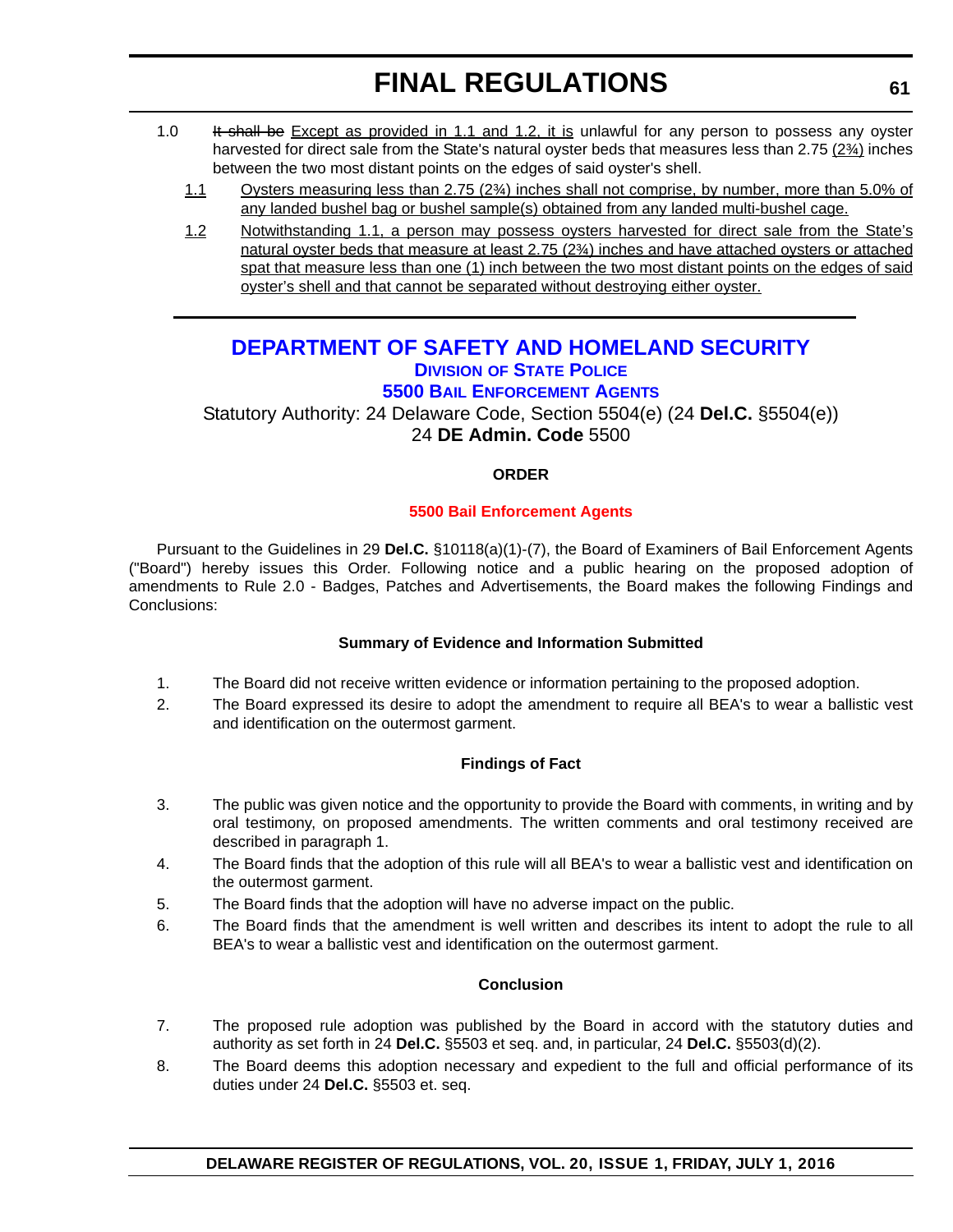1.0 ~~It shall be~~ Except as provided in 1.1 and 1.2, it is unlawful for any person to possess any oyster harvested for direct sale from the State's natural oyster beds that measures less than 2.75 (2¾) inches between the two most distant points on the edges of said oyster's shell.

1.1 Oysters measuring less than 2.75 (2¾) inches shall not comprise, by number, more than 5.0% of any landed bushel bag or bushel sample(s) obtained from any landed multi-bushel cage.

1.2 Notwithstanding 1.1, a person may possess oysters harvested for direct sale from the State's natural oyster beds that measure at least 2.75 (2¾) inches and have attached oysters or attached spat that measure less than one (1) inch between the two most distant points on the edges of said oyster's shell and that cannot be separated without destroying either oyster.

---

# DEPARTMENT OF SAFETY AND HOMELAND SECURITY

## DIVISION OF STATE POLICE

## 5500 BAIL ENFORCEMENT AGENTS

Statutory Authority: 24 Delaware Code, Section 5504(e) (24 **Del.C.** §5504(e))
24 **DE Admin. Code** 5500

### ORDER

### 5500 Bail Enforcement Agents

Pursuant to the Guidelines in 29 **Del.C.** §10118(a)(1)-(7), the Board of Examiners of Bail Enforcement Agents ("Board") hereby issues this Order. Following notice and a public hearing on the proposed adoption of amendments to Rule 2.0 - Badges, Patches and Advertisements, the Board makes the following Findings and Conclusions:

### Summary of Evidence and Information Submitted

1. The Board did not receive written evidence or information pertaining to the proposed adoption.
2. The Board expressed its desire to adopt the amendment to require all BEA's to wear a ballistic vest and identification on the outermost garment.

### Findings of Fact

3. The public was given notice and the opportunity to provide the Board with comments, in writing and by oral testimony, on proposed amendments. The written comments and oral testimony received are described in paragraph 1.
4. The Board finds that the adoption of this rule will all BEA's to wear a ballistic vest and identification on the outermost garment.
5. The Board finds that the adoption will have no adverse impact on the public.
6. The Board finds that the amendment is well written and describes its intent to adopt the rule to all BEA's to wear a ballistic vest and identification on the outermost garment.

### Conclusion

7. The proposed rule adoption was published by the Board in accord with the statutory duties and authority as set forth in 24 **Del.C.** §5503 et seq. and, in particular, 24 **Del.C.** §5503(d)(2).
8. The Board deems this adoption necessary and expedient to the full and official performance of its duties under 24 **Del.C.** §5503 et. seq.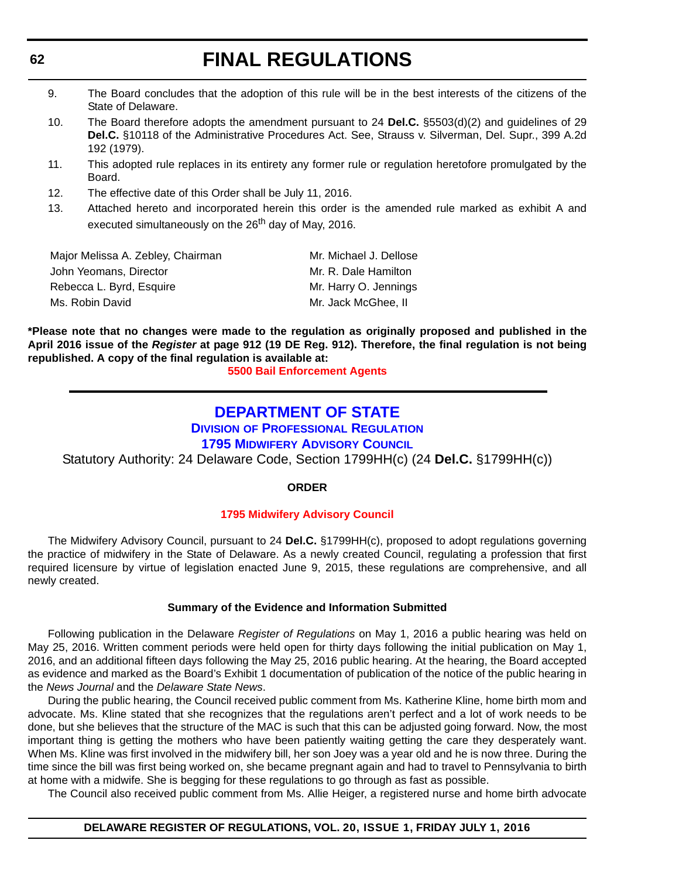9. The Board concludes that the adoption of this rule will be in the best interests of the citizens of the State of Delaware.
10. The Board therefore adopts the amendment pursuant to 24 **Del.C.** §5503(d)(2) and guidelines of 29 **Del.C.** §10118 of the Administrative Procedures Act. See, Strauss v. Silverman, Del. Supr., 399 A.2d 192 (1979).
11. This adopted rule replaces in its entirety any former rule or regulation heretofore promulgated by the Board.
12. The effective date of this Order shall be July 11, 2016.
13. Attached hereto and incorporated herein this order is the amended rule marked as exhibit A and executed simultaneously on the 26th day of May, 2016.

Major Melissa A. Zebley, Chairman
John Yeomans, Director
Rebecca L. Byrd, Esquire
Ms. Robin David
Mr. Michael J. Dellose
Mr. R. Dale Hamilton
Mr. Harry O. Jennings
Mr. Jack McGhee, II

**\*Please note that no changes were made to the regulation as originally proposed and published in the April 2016 issue of the *Register* at page 912 (19 DE Reg. 912). Therefore, the final regulation is not being republished. A copy of the final regulation is available at:**

**5500 Bail Enforcement Agents**

---

# DEPARTMENT OF STATE

## Division of Professional Regulation

## 1795 Midwifery Advisory Council

Statutory Authority: 24 Delaware Code, Section 1799HH(c) (24 **Del.C.** §1799HH(c))

**ORDER**

**1795 Midwifery Advisory Council**

The Midwifery Advisory Council, pursuant to 24 **Del.C.** §1799HH(c), proposed to adopt regulations governing the practice of midwifery in the State of Delaware. As a newly created Council, regulating a profession that first required licensure by virtue of legislation enacted June 9, 2015, these regulations are comprehensive, and all newly created.

**Summary of the Evidence and Information Submitted**

Following publication in the Delaware *Register of Regulations* on May 1, 2016 a public hearing was held on May 25, 2016. Written comment periods were held open for thirty days following the initial publication on May 1, 2016, and an additional fifteen days following the May 25, 2016 public hearing. At the hearing, the Board accepted as evidence and marked as the Board's Exhibit 1 documentation of publication of the notice of the public hearing in the *News Journal* and the *Delaware State News*.

During the public hearing, the Council received public comment from Ms. Katherine Kline, home birth mom and advocate. Ms. Kline stated that she recognizes that the regulations aren't perfect and a lot of work needs to be done, but she believes that the structure of the MAC is such that this can be adjusted going forward. Now, the most important thing is getting the mothers who have been patiently waiting getting the care they desperately want. When Ms. Kline was first involved in the midwifery bill, her son Joey was a year old and he is now three. During the time since the bill was first being worked on, she became pregnant again and had to travel to Pennsylvania to birth at home with a midwife. She is begging for these regulations to go through as fast as possible.

The Council also received public comment from Ms. Allie Heiger, a registered nurse and home birth advocate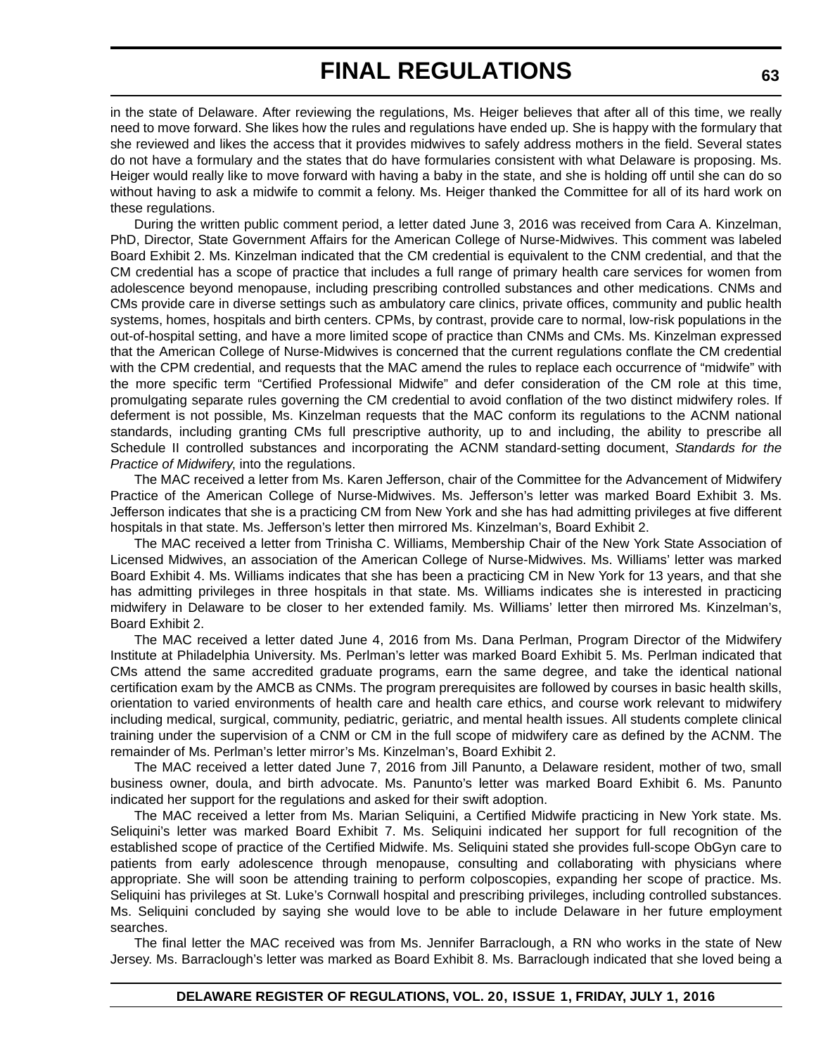in the state of Delaware. After reviewing the regulations, Ms. Heiger believes that after all of this time, we really need to move forward. She likes how the rules and regulations have ended up. She is happy with the formulary that she reviewed and likes the access that it provides midwives to safely address mothers in the field. Several states do not have a formulary and the states that do have formularies consistent with what Delaware is proposing. Ms. Heiger would really like to move forward with having a baby in the state, and she is holding off until she can do so without having to ask a midwife to commit a felony. Ms. Heiger thanked the Committee for all of its hard work on these regulations.

During the written public comment period, a letter dated June 3, 2016 was received from Cara A. Kinzelman, PhD, Director, State Government Affairs for the American College of Nurse-Midwives. This comment was labeled Board Exhibit 2. Ms. Kinzelman indicated that the CM credential is equivalent to the CNM credential, and that the CM credential has a scope of practice that includes a full range of primary health care services for women from adolescence beyond menopause, including prescribing controlled substances and other medications. CNMs and CMs provide care in diverse settings such as ambulatory care clinics, private offices, community and public health systems, homes, hospitals and birth centers. CPMs, by contrast, provide care to normal, low-risk populations in the out-of-hospital setting, and have a more limited scope of practice than CNMs and CMs. Ms. Kinzelman expressed that the American College of Nurse-Midwives is concerned that the current regulations conflate the CM credential with the CPM credential, and requests that the MAC amend the rules to replace each occurrence of "midwife" with the more specific term "Certified Professional Midwife" and defer consideration of the CM role at this time, promulgating separate rules governing the CM credential to avoid conflation of the two distinct midwifery roles. If deferment is not possible, Ms. Kinzelman requests that the MAC conform its regulations to the ACNM national standards, including granting CMs full prescriptive authority, up to and including, the ability to prescribe all Schedule II controlled substances and incorporating the ACNM standard-setting document, *Standards for the Practice of Midwifery*, into the regulations.

The MAC received a letter from Ms. Karen Jefferson, chair of the Committee for the Advancement of Midwifery Practice of the American College of Nurse-Midwives. Ms. Jefferson's letter was marked Board Exhibit 3. Ms. Jefferson indicates that she is a practicing CM from New York and she has had admitting privileges at five different hospitals in that state. Ms. Jefferson's letter then mirrored Ms. Kinzelman's, Board Exhibit 2.

The MAC received a letter from Trinisha C. Williams, Membership Chair of the New York State Association of Licensed Midwives, an association of the American College of Nurse-Midwives. Ms. Williams' letter was marked Board Exhibit 4. Ms. Williams indicates that she has been a practicing CM in New York for 13 years, and that she has admitting privileges in three hospitals in that state. Ms. Williams indicates she is interested in practicing midwifery in Delaware to be closer to her extended family. Ms. Williams' letter then mirrored Ms. Kinzelman's, Board Exhibit 2.

The MAC received a letter dated June 4, 2016 from Ms. Dana Perlman, Program Director of the Midwifery Institute at Philadelphia University. Ms. Perlman's letter was marked Board Exhibit 5. Ms. Perlman indicated that CMs attend the same accredited graduate programs, earn the same degree, and take the identical national certification exam by the AMCB as CNMs. The program prerequisites are followed by courses in basic health skills, orientation to varied environments of health care and health care ethics, and course work relevant to midwifery including medical, surgical, community, pediatric, geriatric, and mental health issues. All students complete clinical training under the supervision of a CNM or CM in the full scope of midwifery care as defined by the ACNM. The remainder of Ms. Perlman's letter mirror's Ms. Kinzelman's, Board Exhibit 2.

The MAC received a letter dated June 7, 2016 from Jill Panunto, a Delaware resident, mother of two, small business owner, doula, and birth advocate. Ms. Panunto's letter was marked Board Exhibit 6. Ms. Panunto indicated her support for the regulations and asked for their swift adoption.

The MAC received a letter from Ms. Marian Seliquini, a Certified Midwife practicing in New York state. Ms. Seliquini's letter was marked Board Exhibit 7. Ms. Seliquini indicated her support for full recognition of the established scope of practice of the Certified Midwife. Ms. Seliquini stated she provides full-scope ObGyn care to patients from early adolescence through menopause, consulting and collaborating with physicians where appropriate. She will soon be attending training to perform colposcopies, expanding her scope of practice. Ms. Seliquini has privileges at St. Luke's Cornwall hospital and prescribing privileges, including controlled substances. Ms. Seliquini concluded by saying she would love to be able to include Delaware in her future employment searches.

The final letter the MAC received was from Ms. Jennifer Barraclough, a RN who works in the state of New Jersey. Ms. Barraclough's letter was marked as Board Exhibit 8. Ms. Barraclough indicated that she loved being a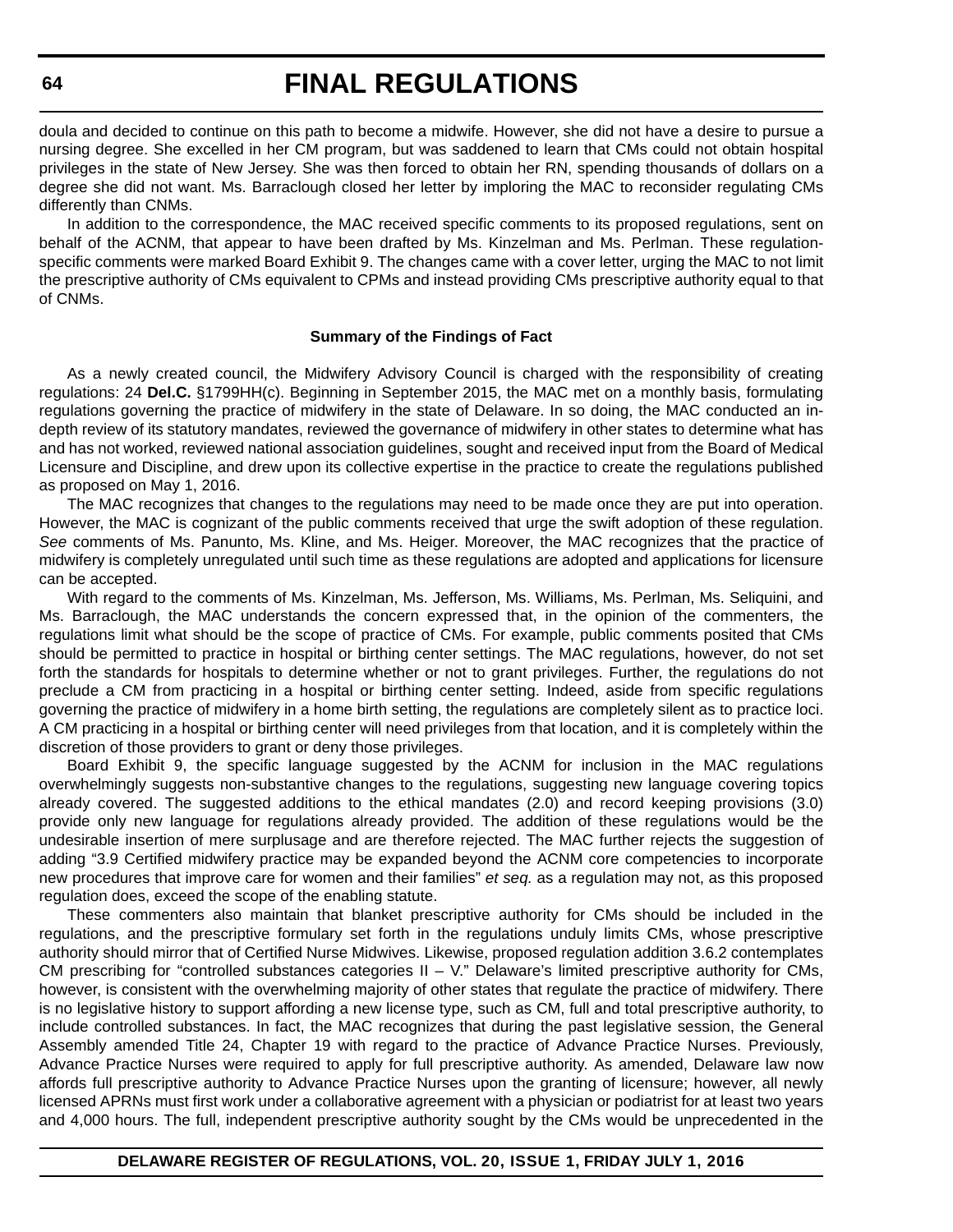doula and decided to continue on this path to become a midwife. However, she did not have a desire to pursue a nursing degree. She excelled in her CM program, but was saddened to learn that CMs could not obtain hospital privileges in the state of New Jersey. She was then forced to obtain her RN, spending thousands of dollars on a degree she did not want. Ms. Barraclough closed her letter by imploring the MAC to reconsider regulating CMs differently than CNMs.

In addition to the correspondence, the MAC received specific comments to its proposed regulations, sent on behalf of the ACNM, that appear to have been drafted by Ms. Kinzelman and Ms. Perlman. These regulation-specific comments were marked Board Exhibit 9. The changes came with a cover letter, urging the MAC to not limit the prescriptive authority of CMs equivalent to CPMs and instead providing CMs prescriptive authority equal to that of CNMs.

**Summary of the Findings of Fact**

As a newly created council, the Midwifery Advisory Council is charged with the responsibility of creating regulations: 24 **Del.C.** §1799HH(c). Beginning in September 2015, the MAC met on a monthly basis, formulating regulations governing the practice of midwifery in the state of Delaware. In so doing, the MAC conducted an in-depth review of its statutory mandates, reviewed the governance of midwifery in other states to determine what has and has not worked, reviewed national association guidelines, sought and received input from the Board of Medical Licensure and Discipline, and drew upon its collective expertise in the practice to create the regulations published as proposed on May 1, 2016.

The MAC recognizes that changes to the regulations may need to be made once they are put into operation. However, the MAC is cognizant of the public comments received that urge the swift adoption of these regulation. *See* comments of Ms. Panunto, Ms. Kline, and Ms. Heiger. Moreover, the MAC recognizes that the practice of midwifery is completely unregulated until such time as these regulations are adopted and applications for licensure can be accepted.

With regard to the comments of Ms. Kinzelman, Ms. Jefferson, Ms. Williams, Ms. Perlman, Ms. Seliquini, and Ms. Barraclough, the MAC understands the concern expressed that, in the opinion of the commenters, the regulations limit what should be the scope of practice of CMs. For example, public comments posited that CMs should be permitted to practice in hospital or birthing center settings. The MAC regulations, however, do not set forth the standards for hospitals to determine whether or not to grant privileges. Further, the regulations do not preclude a CM from practicing in a hospital or birthing center setting. Indeed, aside from specific regulations governing the practice of midwifery in a home birth setting, the regulations are completely silent as to practice loci. A CM practicing in a hospital or birthing center will need privileges from that location, and it is completely within the discretion of those providers to grant or deny those privileges.

Board Exhibit 9, the specific language suggested by the ACNM for inclusion in the MAC regulations overwhelmingly suggests non-substantive changes to the regulations, suggesting new language covering topics already covered. The suggested additions to the ethical mandates (2.0) and record keeping provisions (3.0) provide only new language for regulations already provided. The addition of these regulations would be the undesirable insertion of mere surplusage and are therefore rejected. The MAC further rejects the suggestion of adding "3.9 Certified midwifery practice may be expanded beyond the ACNM core competencies to incorporate new procedures that improve care for women and their families" *et seq.* as a regulation may not, as this proposed regulation does, exceed the scope of the enabling statute.

These commenters also maintain that blanket prescriptive authority for CMs should be included in the regulations, and the prescriptive formulary set forth in the regulations unduly limits CMs, whose prescriptive authority should mirror that of Certified Nurse Midwives. Likewise, proposed regulation addition 3.6.2 contemplates CM prescribing for "controlled substances categories II – V." Delaware's limited prescriptive authority for CMs, however, is consistent with the overwhelming majority of other states that regulate the practice of midwifery. There is no legislative history to support affording a new license type, such as CM, full and total prescriptive authority, to include controlled substances. In fact, the MAC recognizes that during the past legislative session, the General Assembly amended Title 24, Chapter 19 with regard to the practice of Advance Practice Nurses. Previously, Advance Practice Nurses were required to apply for full prescriptive authority. As amended, Delaware law now affords full prescriptive authority to Advance Practice Nurses upon the granting of licensure; however, all newly licensed APRNs must first work under a collaborative agreement with a physician or podiatrist for at least two years and 4,000 hours. The full, independent prescriptive authority sought by the CMs would be unprecedented in the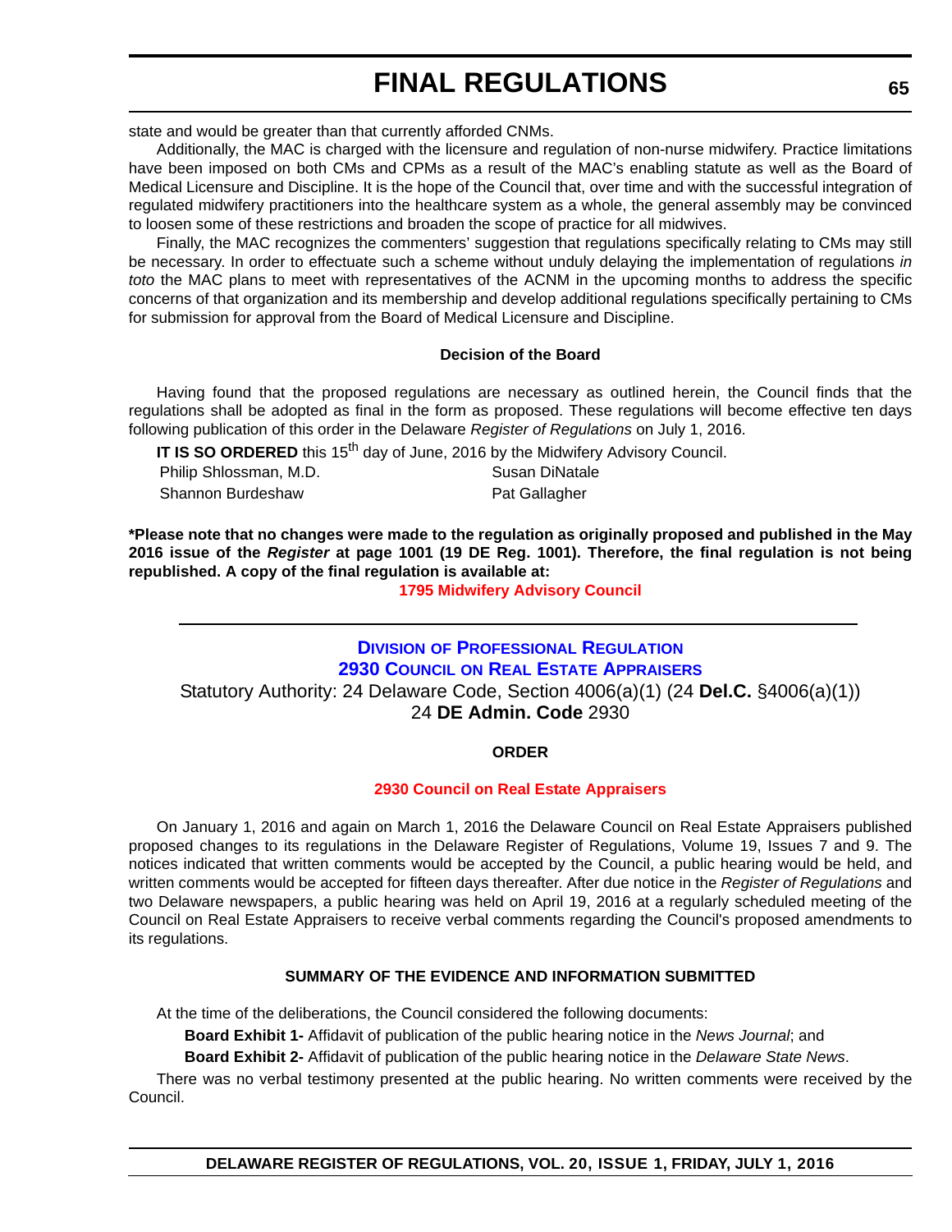state and would be greater than that currently afforded CNMs.

Additionally, the MAC is charged with the licensure and regulation of non-nurse midwifery. Practice limitations have been imposed on both CMs and CPMs as a result of the MAC's enabling statute as well as the Board of Medical Licensure and Discipline. It is the hope of the Council that, over time and with the successful integration of regulated midwifery practitioners into the healthcare system as a whole, the general assembly may be convinced to loosen some of these restrictions and broaden the scope of practice for all midwives.

Finally, the MAC recognizes the commenters' suggestion that regulations specifically relating to CMs may still be necessary. In order to effectuate such a scheme without unduly delaying the implementation of regulations *in toto* the MAC plans to meet with representatives of the ACNM in the upcoming months to address the specific concerns of that organization and its membership and develop additional regulations specifically pertaining to CMs for submission for approval from the Board of Medical Licensure and Discipline.

**Decision of the Board**

Having found that the proposed regulations are necessary as outlined herein, the Council finds that the regulations shall be adopted as final in the form as proposed. These regulations will become effective ten days following publication of this order in the Delaware *Register of Regulations* on July 1, 2016.

**IT IS SO ORDERED** this 15th day of June, 2016 by the Midwifery Advisory Council.

| | |
|---|---|
| Philip Shlossman, M.D. | Susan DiNatale |
| Shannon Burdeshaw | Pat Gallagher |

**\*Please note that no changes were made to the regulation as originally proposed and published in the May 2016 issue of the *Register* at page 1001 (19 DE Reg. 1001). Therefore, the final regulation is not being republished. A copy of the final regulation is available at:**

**1795 Midwifery Advisory Council**

---

## Division of Professional Regulation
## 2930 Council on Real Estate Appraisers

Statutory Authority: 24 Delaware Code, Section 4006(a)(1) (24 **Del.C.** §4006(a)(1))
24 **DE Admin. Code** 2930

**ORDER**

**2930 Council on Real Estate Appraisers**

On January 1, 2016 and again on March 1, 2016 the Delaware Council on Real Estate Appraisers published proposed changes to its regulations in the Delaware Register of Regulations, Volume 19, Issues 7 and 9. The notices indicated that written comments would be accepted by the Council, a public hearing would be held, and written comments would be accepted for fifteen days thereafter. After due notice in the *Register of Regulations* and two Delaware newspapers, a public hearing was held on April 19, 2016 at a regularly scheduled meeting of the Council on Real Estate Appraisers to receive verbal comments regarding the Council's proposed amendments to its regulations.

**SUMMARY OF THE EVIDENCE AND INFORMATION SUBMITTED**

At the time of the deliberations, the Council considered the following documents:

**Board Exhibit 1-** Affidavit of publication of the public hearing notice in the *News Journal*; and

**Board Exhibit 2-** Affidavit of publication of the public hearing notice in the *Delaware State News*.

There was no verbal testimony presented at the public hearing. No written comments were received by the Council.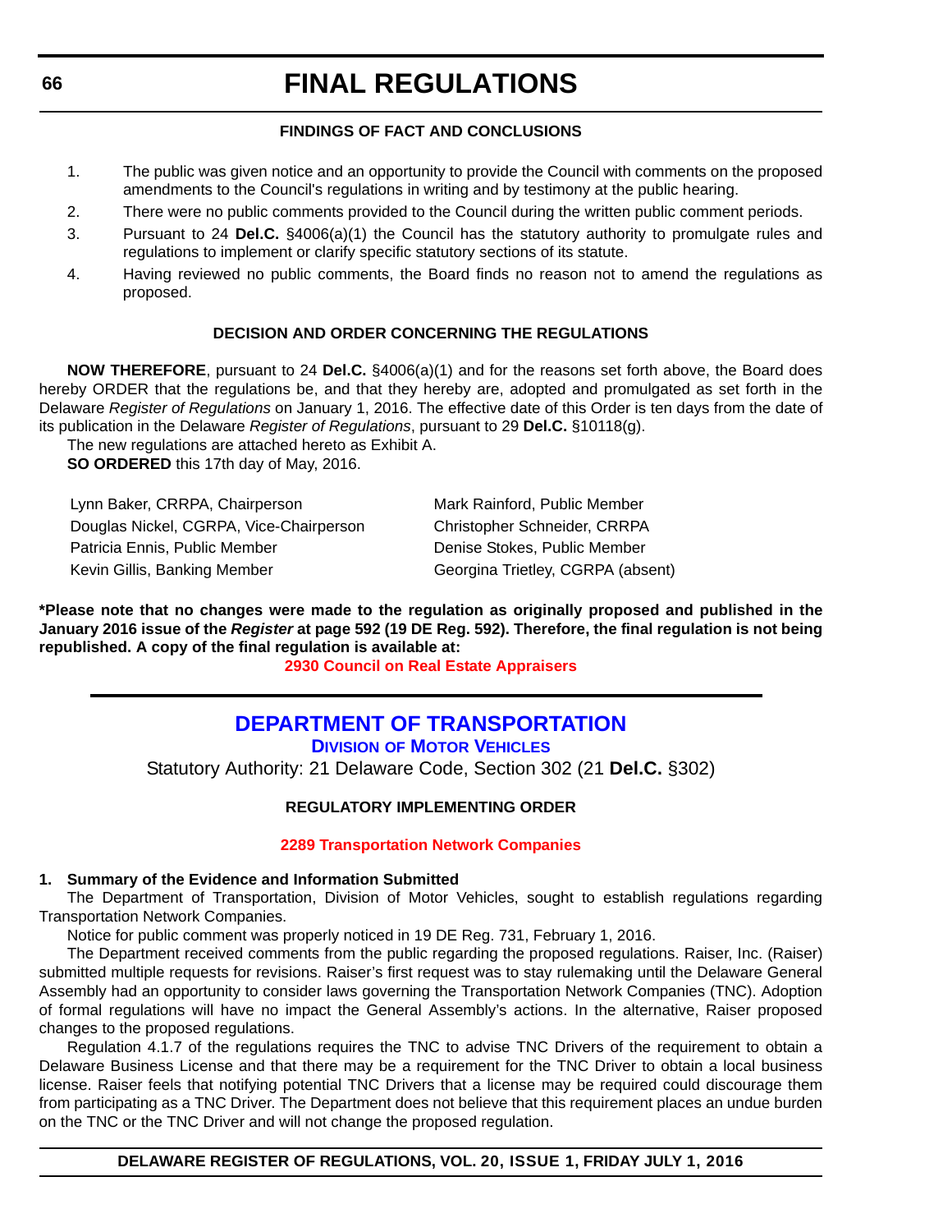#### FINDINGS OF FACT AND CONCLUSIONS

1. The public was given notice and an opportunity to provide the Council with comments on the proposed amendments to the Council's regulations in writing and by testimony at the public hearing.
2. There were no public comments provided to the Council during the written public comment periods.
3. Pursuant to 24 **Del.C.** §4006(a)(1) the Council has the statutory authority to promulgate rules and regulations to implement or clarify specific statutory sections of its statute.
4. Having reviewed no public comments, the Board finds no reason not to amend the regulations as proposed.

#### DECISION AND ORDER CONCERNING THE REGULATIONS

**NOW THEREFORE**, pursuant to 24 **Del.C.** §4006(a)(1) and for the reasons set forth above, the Board does hereby ORDER that the regulations be, and that they hereby are, adopted and promulgated as set forth in the Delaware *Register of Regulations* on January 1, 2016. The effective date of this Order is ten days from the date of its publication in the Delaware *Register of Regulations*, pursuant to 29 **Del.C.** §10118(g).

The new regulations are attached hereto as Exhibit A.

**SO ORDERED** this 17th day of May, 2016.

Lynn Baker, CRRPA, Chairperson
Douglas Nickel, CGRPA, Vice-Chairperson
Patricia Ennis, Public Member
Kevin Gillis, Banking Member
Mark Rainford, Public Member
Christopher Schneider, CRRPA
Denise Stokes, Public Member
Georgina Trietley, CGRPA (absent)

**\*Please note that no changes were made to the regulation as originally proposed and published in the January 2016 issue of the *Register* at page 592 (19 DE Reg. 592). Therefore, the final regulation is not being republished. A copy of the final regulation is available at:**

**2930 Council on Real Estate Appraisers**

## DEPARTMENT OF TRANSPORTATION

### DIVISION OF MOTOR VEHICLES

Statutory Authority: 21 Delaware Code, Section 302 (21 **Del.C.** §302)

#### REGULATORY IMPLEMENTING ORDER

#### 2289 Transportation Network Companies

**1. Summary of the Evidence and Information Submitted**

The Department of Transportation, Division of Motor Vehicles, sought to establish regulations regarding Transportation Network Companies.

Notice for public comment was properly noticed in 19 DE Reg. 731, February 1, 2016.

The Department received comments from the public regarding the proposed regulations. Raiser, Inc. (Raiser) submitted multiple requests for revisions. Raiser's first request was to stay rulemaking until the Delaware General Assembly had an opportunity to consider laws governing the Transportation Network Companies (TNC). Adoption of formal regulations will have no impact the General Assembly's actions. In the alternative, Raiser proposed changes to the proposed regulations.

Regulation 4.1.7 of the regulations requires the TNC to advise TNC Drivers of the requirement to obtain a Delaware Business License and that there may be a requirement for the TNC Driver to obtain a local business license. Raiser feels that notifying potential TNC Drivers that a license may be required could discourage them from participating as a TNC Driver. The Department does not believe that this requirement places an undue burden on the TNC or the TNC Driver and will not change the proposed regulation.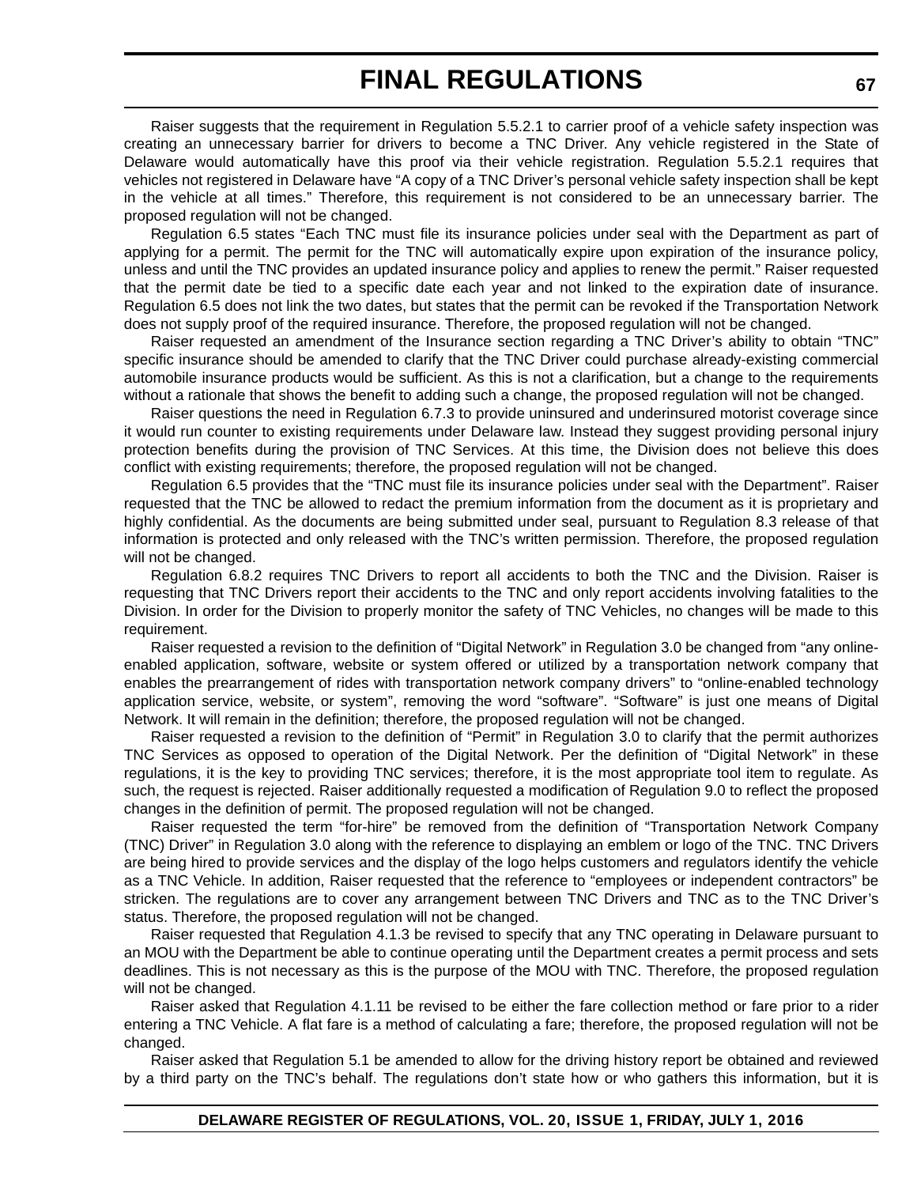Raiser suggests that the requirement in Regulation 5.5.2.1 to carrier proof of a vehicle safety inspection was creating an unnecessary barrier for drivers to become a TNC Driver. Any vehicle registered in the State of Delaware would automatically have this proof via their vehicle registration. Regulation 5.5.2.1 requires that vehicles not registered in Delaware have "A copy of a TNC Driver's personal vehicle safety inspection shall be kept in the vehicle at all times." Therefore, this requirement is not considered to be an unnecessary barrier. The proposed regulation will not be changed.

Regulation 6.5 states "Each TNC must file its insurance policies under seal with the Department as part of applying for a permit. The permit for the TNC will automatically expire upon expiration of the insurance policy, unless and until the TNC provides an updated insurance policy and applies to renew the permit." Raiser requested that the permit date be tied to a specific date each year and not linked to the expiration date of insurance. Regulation 6.5 does not link the two dates, but states that the permit can be revoked if the Transportation Network does not supply proof of the required insurance. Therefore, the proposed regulation will not be changed.

Raiser requested an amendment of the Insurance section regarding a TNC Driver's ability to obtain "TNC" specific insurance should be amended to clarify that the TNC Driver could purchase already-existing commercial automobile insurance products would be sufficient. As this is not a clarification, but a change to the requirements without a rationale that shows the benefit to adding such a change, the proposed regulation will not be changed.

Raiser questions the need in Regulation 6.7.3 to provide uninsured and underinsured motorist coverage since it would run counter to existing requirements under Delaware law. Instead they suggest providing personal injury protection benefits during the provision of TNC Services. At this time, the Division does not believe this does conflict with existing requirements; therefore, the proposed regulation will not be changed.

Regulation 6.5 provides that the "TNC must file its insurance policies under seal with the Department". Raiser requested that the TNC be allowed to redact the premium information from the document as it is proprietary and highly confidential. As the documents are being submitted under seal, pursuant to Regulation 8.3 release of that information is protected and only released with the TNC's written permission. Therefore, the proposed regulation will not be changed.

Regulation 6.8.2 requires TNC Drivers to report all accidents to both the TNC and the Division. Raiser is requesting that TNC Drivers report their accidents to the TNC and only report accidents involving fatalities to the Division. In order for the Division to properly monitor the safety of TNC Vehicles, no changes will be made to this requirement.

Raiser requested a revision to the definition of "Digital Network" in Regulation 3.0 be changed from "any online-enabled application, software, website or system offered or utilized by a transportation network company that enables the prearrangement of rides with transportation network company drivers" to "online-enabled technology application service, website, or system", removing the word "software". "Software" is just one means of Digital Network. It will remain in the definition; therefore, the proposed regulation will not be changed.

Raiser requested a revision to the definition of "Permit" in Regulation 3.0 to clarify that the permit authorizes TNC Services as opposed to operation of the Digital Network. Per the definition of "Digital Network" in these regulations, it is the key to providing TNC services; therefore, it is the most appropriate tool item to regulate. As such, the request is rejected. Raiser additionally requested a modification of Regulation 9.0 to reflect the proposed changes in the definition of permit. The proposed regulation will not be changed.

Raiser requested the term "for-hire" be removed from the definition of "Transportation Network Company (TNC) Driver" in Regulation 3.0 along with the reference to displaying an emblem or logo of the TNC. TNC Drivers are being hired to provide services and the display of the logo helps customers and regulators identify the vehicle as a TNC Vehicle. In addition, Raiser requested that the reference to "employees or independent contractors" be stricken. The regulations are to cover any arrangement between TNC Drivers and TNC as to the TNC Driver's status. Therefore, the proposed regulation will not be changed.

Raiser requested that Regulation 4.1.3 be revised to specify that any TNC operating in Delaware pursuant to an MOU with the Department be able to continue operating until the Department creates a permit process and sets deadlines. This is not necessary as this is the purpose of the MOU with TNC. Therefore, the proposed regulation will not be changed.

Raiser asked that Regulation 4.1.11 be revised to be either the fare collection method or fare prior to a rider entering a TNC Vehicle. A flat fare is a method of calculating a fare; therefore, the proposed regulation will not be changed.

Raiser asked that Regulation 5.1 be amended to allow for the driving history report be obtained and reviewed by a third party on the TNC's behalf. The regulations don't state how or who gathers this information, but it is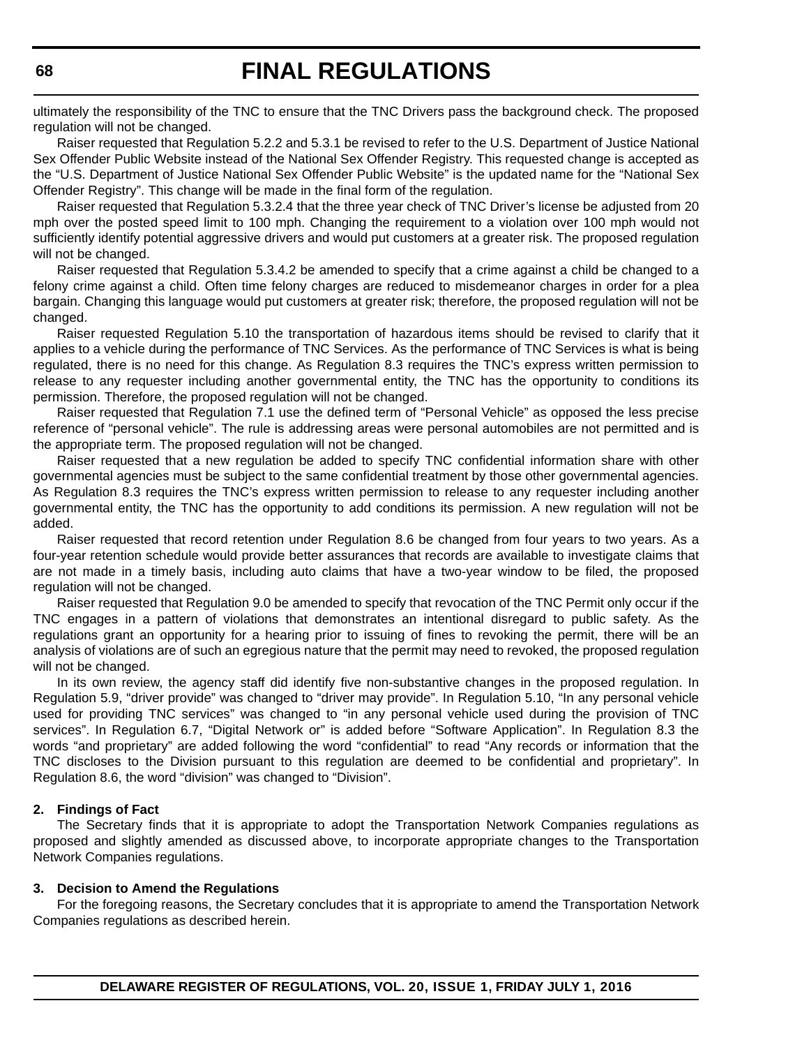ultimately the responsibility of the TNC to ensure that the TNC Drivers pass the background check. The proposed regulation will not be changed.

Raiser requested that Regulation 5.2.2 and 5.3.1 be revised to refer to the U.S. Department of Justice National Sex Offender Public Website instead of the National Sex Offender Registry. This requested change is accepted as the "U.S. Department of Justice National Sex Offender Public Website" is the updated name for the "National Sex Offender Registry". This change will be made in the final form of the regulation.

Raiser requested that Regulation 5.3.2.4 that the three year check of TNC Driver's license be adjusted from 20 mph over the posted speed limit to 100 mph. Changing the requirement to a violation over 100 mph would not sufficiently identify potential aggressive drivers and would put customers at a greater risk. The proposed regulation will not be changed.

Raiser requested that Regulation 5.3.4.2 be amended to specify that a crime against a child be changed to a felony crime against a child. Often time felony charges are reduced to misdemeanor charges in order for a plea bargain. Changing this language would put customers at greater risk; therefore, the proposed regulation will not be changed.

Raiser requested Regulation 5.10 the transportation of hazardous items should be revised to clarify that it applies to a vehicle during the performance of TNC Services. As the performance of TNC Services is what is being regulated, there is no need for this change. As Regulation 8.3 requires the TNC's express written permission to release to any requester including another governmental entity, the TNC has the opportunity to conditions its permission. Therefore, the proposed regulation will not be changed.

Raiser requested that Regulation 7.1 use the defined term of "Personal Vehicle" as opposed the less precise reference of "personal vehicle". The rule is addressing areas were personal automobiles are not permitted and is the appropriate term. The proposed regulation will not be changed.

Raiser requested that a new regulation be added to specify TNC confidential information share with other governmental agencies must be subject to the same confidential treatment by those other governmental agencies. As Regulation 8.3 requires the TNC's express written permission to release to any requester including another governmental entity, the TNC has the opportunity to add conditions its permission. A new regulation will not be added.

Raiser requested that record retention under Regulation 8.6 be changed from four years to two years. As a four-year retention schedule would provide better assurances that records are available to investigate claims that are not made in a timely basis, including auto claims that have a two-year window to be filed, the proposed regulation will not be changed.

Raiser requested that Regulation 9.0 be amended to specify that revocation of the TNC Permit only occur if the TNC engages in a pattern of violations that demonstrates an intentional disregard to public safety. As the regulations grant an opportunity for a hearing prior to issuing of fines to revoking the permit, there will be an analysis of violations are of such an egregious nature that the permit may need to revoked, the proposed regulation will not be changed.

In its own review, the agency staff did identify five non-substantive changes in the proposed regulation. In Regulation 5.9, "driver provide" was changed to "driver may provide". In Regulation 5.10, "In any personal vehicle used for providing TNC services" was changed to "in any personal vehicle used during the provision of TNC services". In Regulation 6.7, "Digital Network or" is added before "Software Application". In Regulation 8.3 the words "and proprietary" are added following the word "confidential" to read "Any records or information that the TNC discloses to the Division pursuant to this regulation are deemed to be confidential and proprietary". In Regulation 8.6, the word "division" was changed to "Division".

**2. Findings of Fact**

The Secretary finds that it is appropriate to adopt the Transportation Network Companies regulations as proposed and slightly amended as discussed above, to incorporate appropriate changes to the Transportation Network Companies regulations.

**3. Decision to Amend the Regulations**

For the foregoing reasons, the Secretary concludes that it is appropriate to amend the Transportation Network Companies regulations as described herein.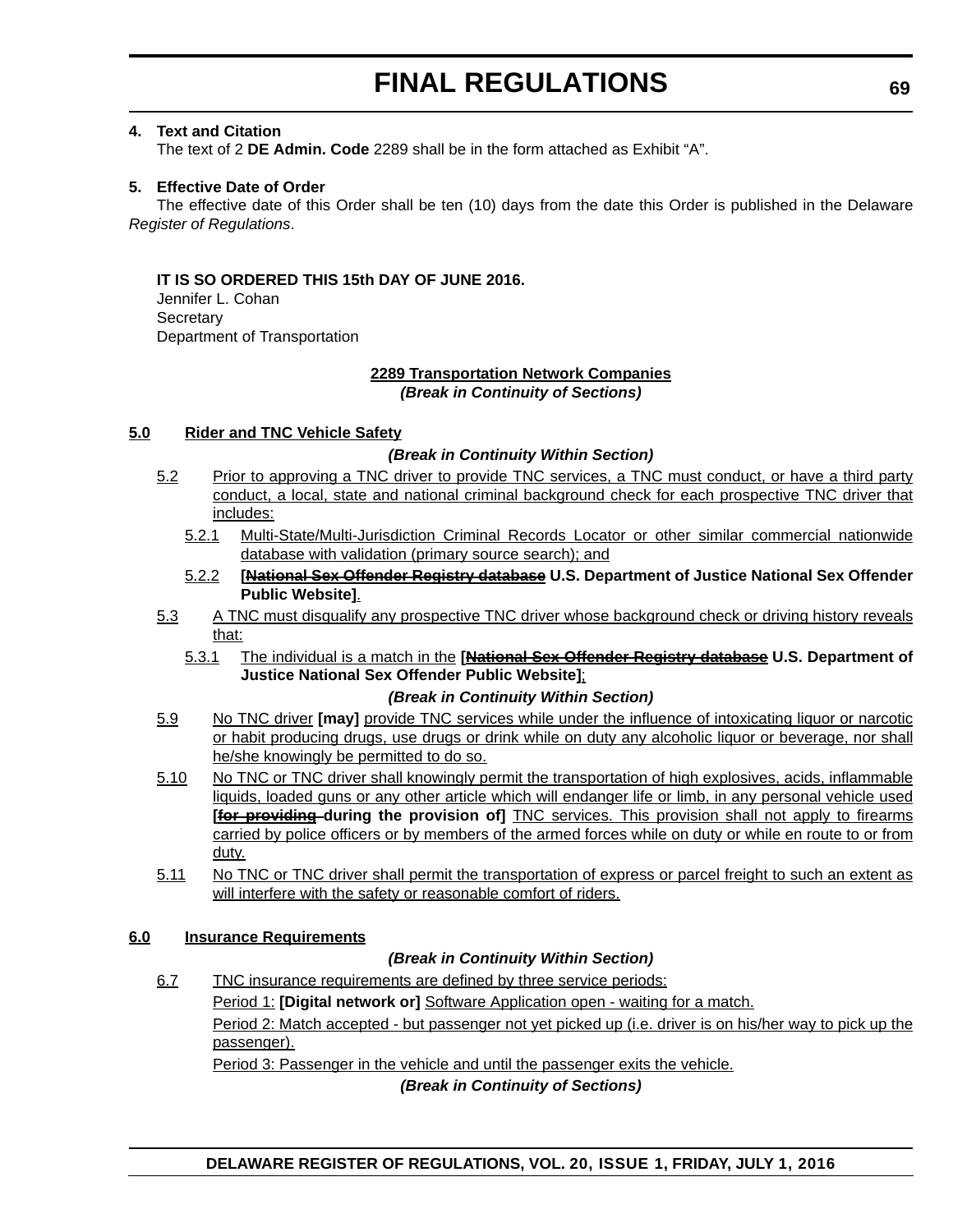**4. Text and Citation**

The text of 2 **DE Admin. Code** 2289 shall be in the form attached as Exhibit "A".

**5. Effective Date of Order**

The effective date of this Order shall be ten (10) days from the date this Order is published in the Delaware *Register of Regulations*.

**IT IS SO ORDERED THIS 15th DAY OF JUNE 2016.**
Jennifer L. Cohan
Secretary
Department of Transportation

<u>**2289 Transportation Network Companies**</u>
***(Break in Continuity of Sections)***

**5.0 Rider and TNC Vehicle Safety**

***(Break in Continuity Within Section)***

5.2 Prior to approving a TNC driver to provide TNC services, a TNC must conduct, or have a third party conduct, a local, state and national criminal background check for each prospective TNC driver that includes:

5.2.1 Multi-State/Multi-Jurisdiction Criminal Records Locator or other similar commercial nationwide database with validation (primary source search); and

5.2.2 **[~~National Sex Offender Registry database~~ U.S. Department of Justice National Sex Offender Public Website]**.

5.3 A TNC must disqualify any prospective TNC driver whose background check or driving history reveals that:

5.3.1 The individual is a match in the **[~~National Sex Offender Registry database~~ U.S. Department of Justice National Sex Offender Public Website]**;

***(Break in Continuity Within Section)***

5.9 No TNC driver **[may]** provide TNC services while under the influence of intoxicating liquor or narcotic or habit producing drugs, use drugs or drink while on duty any alcoholic liquor or beverage, nor shall he/she knowingly be permitted to do so.

5.10 No TNC or TNC driver shall knowingly permit the transportation of high explosives, acids, inflammable liquids, loaded guns or any other article which will endanger life or limb, in any personal vehicle used **[~~for providing~~ during the provision of]** TNC services. This provision shall not apply to firearms carried by police officers or by members of the armed forces while on duty or while en route to or from duty.

5.11 No TNC or TNC driver shall permit the transportation of express or parcel freight to such an extent as will interfere with the safety or reasonable comfort of riders.

**6.0 Insurance Requirements**

***(Break in Continuity Within Section)***

6.7 TNC insurance requirements are defined by three service periods:

Period 1: **[Digital network or]** Software Application open - waiting for a match.

Period 2: Match accepted - but passenger not yet picked up (i.e. driver is on his/her way to pick up the passenger).

Period 3: Passenger in the vehicle and until the passenger exits the vehicle.

***(Break in Continuity of Sections)***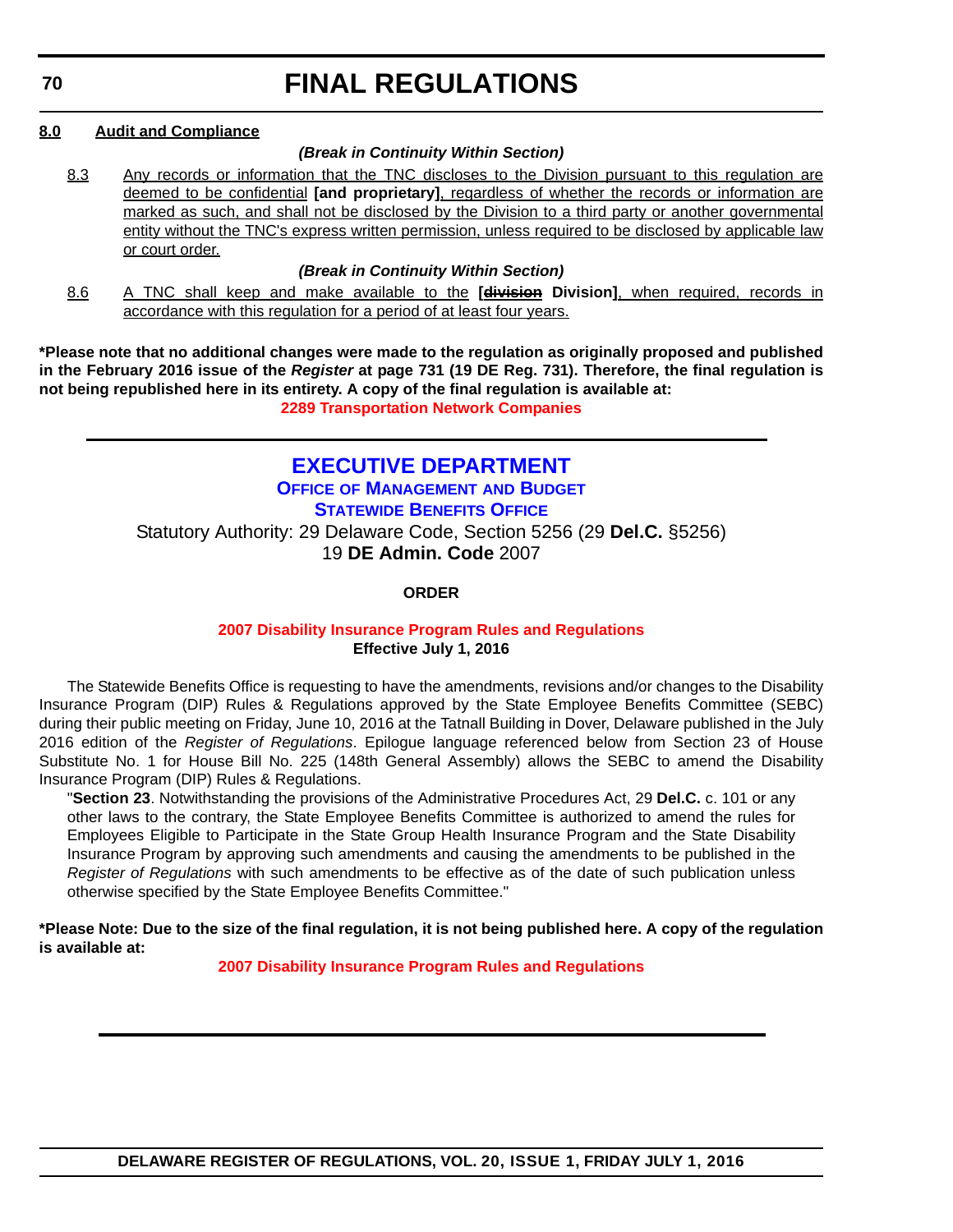**8.0 Audit and Compliance**

***(Break in Continuity Within Section)***

8.3 Any records or information that the TNC discloses to the Division pursuant to this regulation are deemed to be confidential **[and proprietary]**, regardless of whether the records or information are marked as such, and shall not be disclosed by the Division to a third party or another governmental entity without the TNC's express written permission, unless required to be disclosed by applicable law or court order.

***(Break in Continuity Within Section)***

8.6 A TNC shall keep and make available to the **[~~division~~ Division]**, when required, records in accordance with this regulation for a period of at least four years.

**\*Please note that no additional changes were made to the regulation as originally proposed and published in the February 2016 issue of the *Register* at page 731 (19 DE Reg. 731). Therefore, the final regulation is not being republished here in its entirety. A copy of the final regulation is available at:**

**2289 Transportation Network Companies**

---

# EXECUTIVE DEPARTMENT

## Office of Management and Budget

## Statewide Benefits Office

Statutory Authority: 29 Delaware Code, Section 5256 (29 **Del.C.** §5256)
19 **DE Admin. Code** 2007

**ORDER**

**2007 Disability Insurance Program Rules and Regulations**
**Effective July 1, 2016**

The Statewide Benefits Office is requesting to have the amendments, revisions and/or changes to the Disability Insurance Program (DIP) Rules & Regulations approved by the State Employee Benefits Committee (SEBC) during their public meeting on Friday, June 10, 2016 at the Tatnall Building in Dover, Delaware published in the July 2016 edition of the *Register of Regulations*. Epilogue language referenced below from Section 23 of House Substitute No. 1 for House Bill No. 225 (148th General Assembly) allows the SEBC to amend the Disability Insurance Program (DIP) Rules & Regulations.

> "**Section 23**. Notwithstanding the provisions of the Administrative Procedures Act, 29 **Del.C.** c. 101 or any other laws to the contrary, the State Employee Benefits Committee is authorized to amend the rules for Employees Eligible to Participate in the State Group Health Insurance Program and the State Disability Insurance Program by approving such amendments and causing the amendments to be published in the *Register of Regulations* with such amendments to be effective as of the date of such publication unless otherwise specified by the State Employee Benefits Committee."

**\*Please Note: Due to the size of the final regulation, it is not being published here. A copy of the regulation is available at:**

**2007 Disability Insurance Program Rules and Regulations**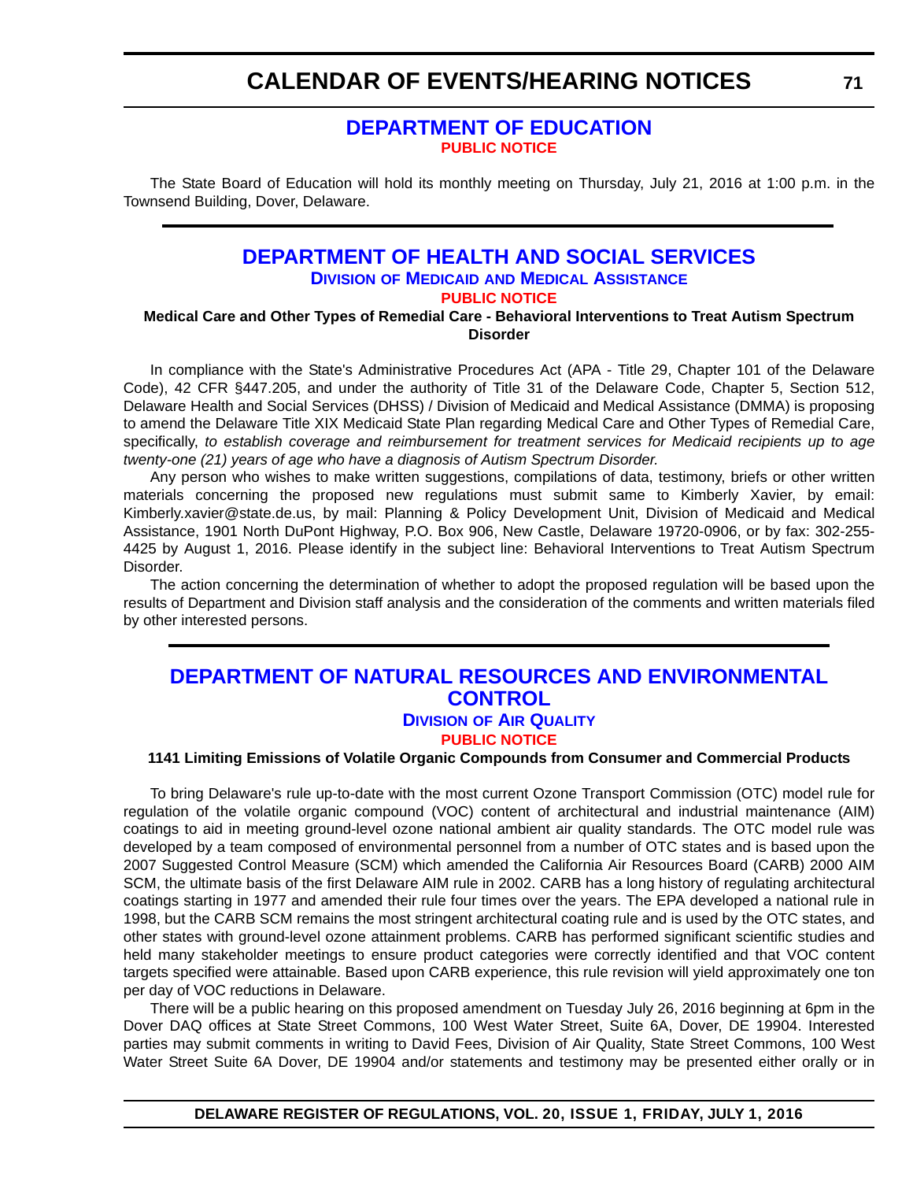# CALENDAR OF EVENTS/HEARING NOTICES

## DEPARTMENT OF EDUCATION

**PUBLIC NOTICE**

The State Board of Education will hold its monthly meeting on Thursday, July 21, 2016 at 1:00 p.m. in the Townsend Building, Dover, Delaware.

---

## DEPARTMENT OF HEALTH AND SOCIAL SERVICES

### Division of Medicaid and Medical Assistance

**PUBLIC NOTICE**

**Medical Care and Other Types of Remedial Care - Behavioral Interventions to Treat Autism Spectrum Disorder**

In compliance with the State's Administrative Procedures Act (APA - Title 29, Chapter 101 of the Delaware Code), 42 CFR §447.205, and under the authority of Title 31 of the Delaware Code, Chapter 5, Section 512, Delaware Health and Social Services (DHSS) / Division of Medicaid and Medical Assistance (DMMA) is proposing to amend the Delaware Title XIX Medicaid State Plan regarding Medical Care and Other Types of Remedial Care, specifically, *to establish coverage and reimbursement for treatment services for Medicaid recipients up to age twenty-one (21) years of age who have a diagnosis of Autism Spectrum Disorder.*

Any person who wishes to make written suggestions, compilations of data, testimony, briefs or other written materials concerning the proposed new regulations must submit same to Kimberly Xavier, by email: Kimberly.xavier@state.de.us, by mail: Planning & Policy Development Unit, Division of Medicaid and Medical Assistance, 1901 North DuPont Highway, P.O. Box 906, New Castle, Delaware 19720-0906, or by fax: 302-255-4425 by August 1, 2016. Please identify in the subject line: Behavioral Interventions to Treat Autism Spectrum Disorder.

The action concerning the determination of whether to adopt the proposed regulation will be based upon the results of Department and Division staff analysis and the consideration of the comments and written materials filed by other interested persons.

---

## DEPARTMENT OF NATURAL RESOURCES AND ENVIRONMENTAL CONTROL

### Division of Air Quality

**PUBLIC NOTICE**

**1141 Limiting Emissions of Volatile Organic Compounds from Consumer and Commercial Products**

To bring Delaware's rule up-to-date with the most current Ozone Transport Commission (OTC) model rule for regulation of the volatile organic compound (VOC) content of architectural and industrial maintenance (AIM) coatings to aid in meeting ground-level ozone national ambient air quality standards. The OTC model rule was developed by a team composed of environmental personnel from a number of OTC states and is based upon the 2007 Suggested Control Measure (SCM) which amended the California Air Resources Board (CARB) 2000 AIM SCM, the ultimate basis of the first Delaware AIM rule in 2002. CARB has a long history of regulating architectural coatings starting in 1977 and amended their rule four times over the years. The EPA developed a national rule in 1998, but the CARB SCM remains the most stringent architectural coating rule and is used by the OTC states, and other states with ground-level ozone attainment problems. CARB has performed significant scientific studies and held many stakeholder meetings to ensure product categories were correctly identified and that VOC content targets specified were attainable. Based upon CARB experience, this rule revision will yield approximately one ton per day of VOC reductions in Delaware.

There will be a public hearing on this proposed amendment on Tuesday July 26, 2016 beginning at 6pm in the Dover DAQ offices at State Street Commons, 100 West Water Street, Suite 6A, Dover, DE 19904. Interested parties may submit comments in writing to David Fees, Division of Air Quality, State Street Commons, 100 West Water Street Suite 6A Dover, DE 19904 and/or statements and testimony may be presented either orally or in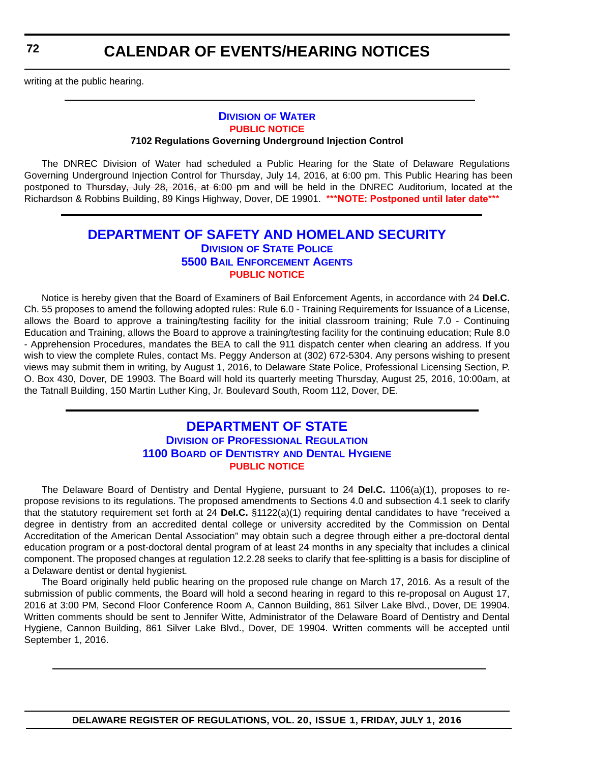writing at the public hearing.

---

### DIVISION OF WATER

**PUBLIC NOTICE**

**7102 Regulations Governing Underground Injection Control**

The DNREC Division of Water had scheduled a Public Hearing for the State of Delaware Regulations Governing Underground Injection Control for Thursday, July 14, 2016, at 6:00 pm. This Public Hearing has been postponed to ~~Thursday, July 28, 2016, at 6:00 pm~~ and will be held in the DNREC Auditorium, located at the Richardson & Robbins Building, 89 Kings Highway, Dover, DE 19901. **\*\*\*NOTE: Postponed until later date\*\*\***

---

## DEPARTMENT OF SAFETY AND HOMELAND SECURITY

### DIVISION OF STATE POLICE

### 5500 BAIL ENFORCEMENT AGENTS

**PUBLIC NOTICE**

Notice is hereby given that the Board of Examiners of Bail Enforcement Agents, in accordance with 24 **Del.C.** Ch. 55 proposes to amend the following adopted rules: Rule 6.0 - Training Requirements for Issuance of a License, allows the Board to approve a training/testing facility for the initial classroom training; Rule 7.0 - Continuing Education and Training, allows the Board to approve a training/testing facility for the continuing education; Rule 8.0 - Apprehension Procedures, mandates the BEA to call the 911 dispatch center when clearing an address. If you wish to view the complete Rules, contact Ms. Peggy Anderson at (302) 672-5304. Any persons wishing to present views may submit them in writing, by August 1, 2016, to Delaware State Police, Professional Licensing Section, P. O. Box 430, Dover, DE 19903. The Board will hold its quarterly meeting Thursday, August 25, 2016, 10:00am, at the Tatnall Building, 150 Martin Luther King, Jr. Boulevard South, Room 112, Dover, DE.

---

## DEPARTMENT OF STATE

### DIVISION OF PROFESSIONAL REGULATION

### 1100 BOARD OF DENTISTRY AND DENTAL HYGIENE

**PUBLIC NOTICE**

The Delaware Board of Dentistry and Dental Hygiene, pursuant to 24 **Del.C.** 1106(a)(1), proposes to re-propose revisions to its regulations. The proposed amendments to Sections 4.0 and subsection 4.1 seek to clarify that the statutory requirement set forth at 24 **Del.C.** §1122(a)(1) requiring dental candidates to have "received a degree in dentistry from an accredited dental college or university accredited by the Commission on Dental Accreditation of the American Dental Association" may obtain such a degree through either a pre-doctoral dental education program or a post-doctoral dental program of at least 24 months in any specialty that includes a clinical component. The proposed changes at regulation 12.2.28 seeks to clarify that fee-splitting is a basis for discipline of a Delaware dentist or dental hygienist.

The Board originally held public hearing on the proposed rule change on March 17, 2016. As a result of the submission of public comments, the Board will hold a second hearing in regard to this re-proposal on August 17, 2016 at 3:00 PM, Second Floor Conference Room A, Cannon Building, 861 Silver Lake Blvd., Dover, DE 19904. Written comments should be sent to Jennifer Witte, Administrator of the Delaware Board of Dentistry and Dental Hygiene, Cannon Building, 861 Silver Lake Blvd., Dover, DE 19904. Written comments will be accepted until September 1, 2016.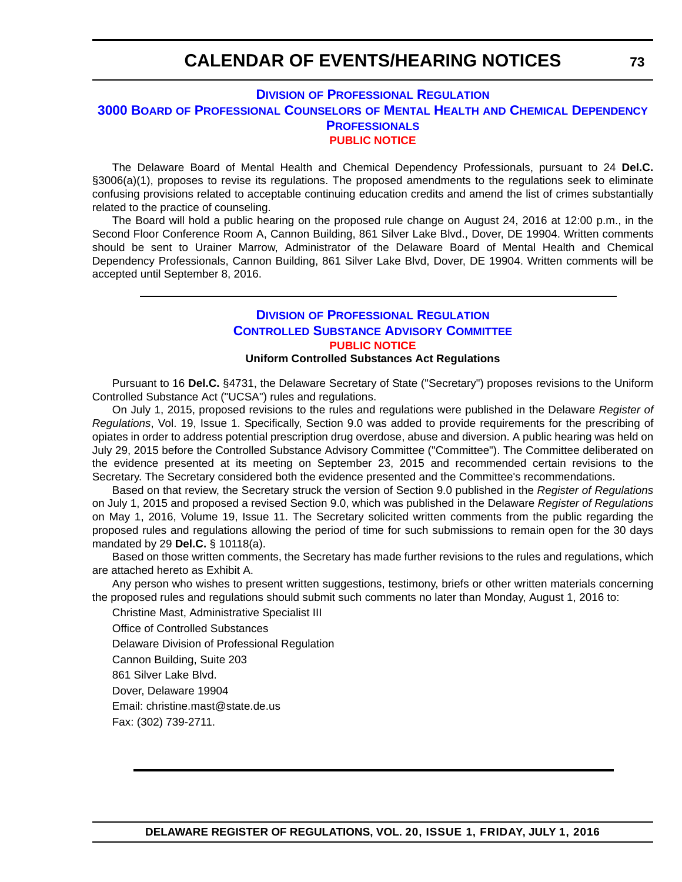## Division of Professional Regulation

## 3000 Board of Professional Counselors of Mental Health and Chemical Dependency Professionals

### PUBLIC NOTICE

The Delaware Board of Mental Health and Chemical Dependency Professionals, pursuant to 24 **Del.C.** §3006(a)(1), proposes to revise its regulations. The proposed amendments to the regulations seek to eliminate confusing provisions related to acceptable continuing education credits and amend the list of crimes substantially related to the practice of counseling.

The Board will hold a public hearing on the proposed rule change on August 24, 2016 at 12:00 p.m., in the Second Floor Conference Room A, Cannon Building, 861 Silver Lake Blvd., Dover, DE 19904. Written comments should be sent to Urainer Marrow, Administrator of the Delaware Board of Mental Health and Chemical Dependency Professionals, Cannon Building, 861 Silver Lake Blvd, Dover, DE 19904. Written comments will be accepted until September 8, 2016.

---

## Division of Professional Regulation

## Controlled Substance Advisory Committee

### PUBLIC NOTICE

**Uniform Controlled Substances Act Regulations**

Pursuant to 16 **Del.C.** §4731, the Delaware Secretary of State ("Secretary") proposes revisions to the Uniform Controlled Substance Act ("UCSA") rules and regulations.

On July 1, 2015, proposed revisions to the rules and regulations were published in the Delaware *Register of Regulations*, Vol. 19, Issue 1. Specifically, Section 9.0 was added to provide requirements for the prescribing of opiates in order to address potential prescription drug overdose, abuse and diversion. A public hearing was held on July 29, 2015 before the Controlled Substance Advisory Committee ("Committee"). The Committee deliberated on the evidence presented at its meeting on September 23, 2015 and recommended certain revisions to the Secretary. The Secretary considered both the evidence presented and the Committee's recommendations.

Based on that review, the Secretary struck the version of Section 9.0 published in the *Register of Regulations* on July 1, 2015 and proposed a revised Section 9.0, which was published in the Delaware *Register of Regulations* on May 1, 2016, Volume 19, Issue 11. The Secretary solicited written comments from the public regarding the proposed rules and regulations allowing the period of time for such submissions to remain open for the 30 days mandated by 29 **Del.C.** § 10118(a).

Based on those written comments, the Secretary has made further revisions to the rules and regulations, which are attached hereto as Exhibit A.

Any person who wishes to present written suggestions, testimony, briefs or other written materials concerning the proposed rules and regulations should submit such comments no later than Monday, August 1, 2016 to:

Christine Mast, Administrative Specialist III

Office of Controlled Substances

Delaware Division of Professional Regulation

Cannon Building, Suite 203

861 Silver Lake Blvd.

Dover, Delaware 19904

Email: christine.mast@state.de.us

Fax: (302) 739-2711.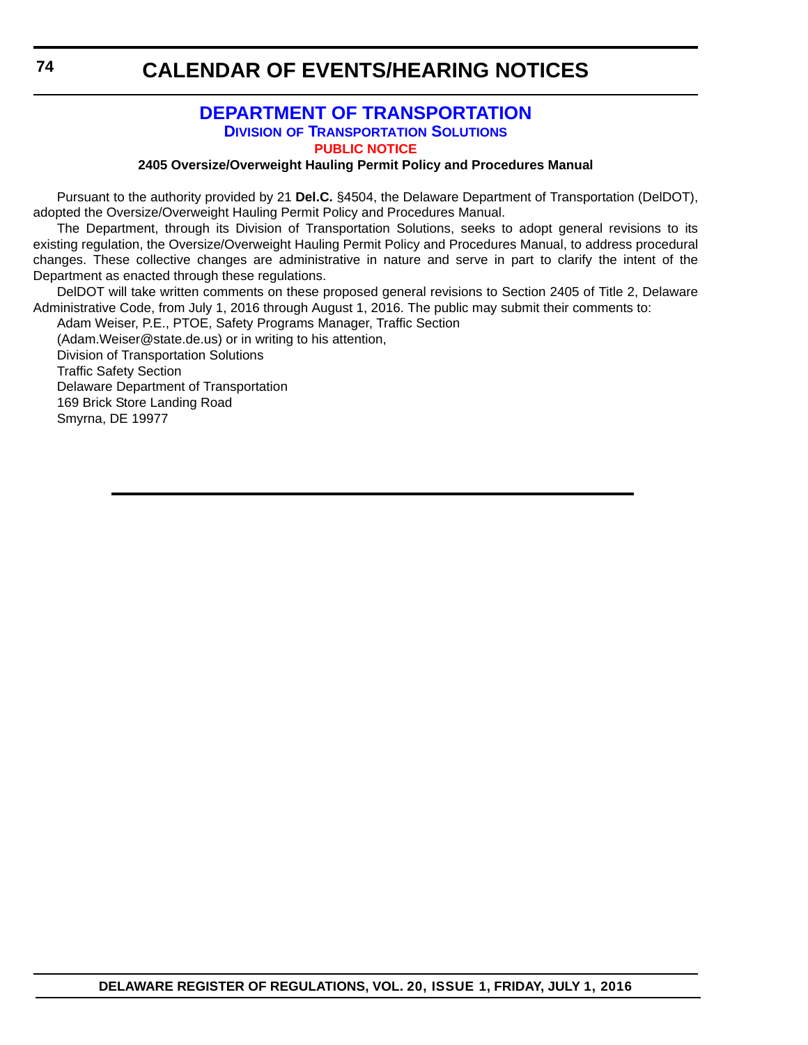# DEPARTMENT OF TRANSPORTATION

## DIVISION OF TRANSPORTATION SOLUTIONS

### PUBLIC NOTICE

**2405 Oversize/Overweight Hauling Permit Policy and Procedures Manual**

Pursuant to the authority provided by 21 **Del.C.** §4504, the Delaware Department of Transportation (DelDOT), adopted the Oversize/Overweight Hauling Permit Policy and Procedures Manual.

The Department, through its Division of Transportation Solutions, seeks to adopt general revisions to its existing regulation, the Oversize/Overweight Hauling Permit Policy and Procedures Manual, to address procedural changes. These collective changes are administrative in nature and serve in part to clarify the intent of the Department as enacted through these regulations.

DelDOT will take written comments on these proposed general revisions to Section 2405 of Title 2, Delaware Administrative Code, from July 1, 2016 through August 1, 2016. The public may submit their comments to:

Adam Weiser, P.E., PTOE, Safety Programs Manager, Traffic Section
(Adam.Weiser@state.de.us) or in writing to his attention,
Division of Transportation Solutions
Traffic Safety Section
Delaware Department of Transportation
169 Brick Store Landing Road
Smyrna, DE 19977